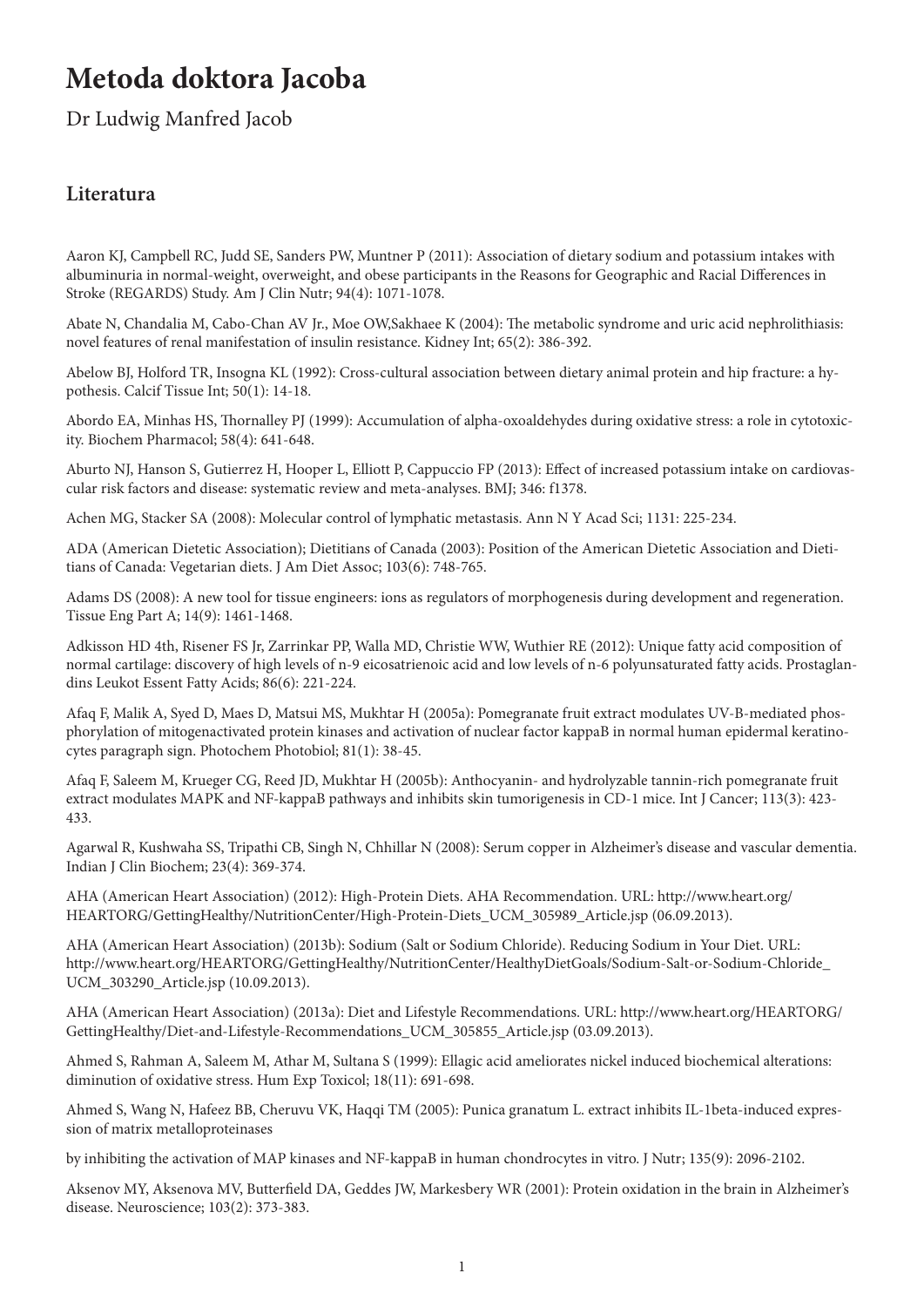# Metoda doktora Jacoba

Dr Ludwig Manfred Jacob

## Literatura

Aaron KJ, Campbell RC, Judd SE, Sanders PW, Muntner P (2011): Association of dietary sodium and potassium intakes with albuminuria in normal-weight, overweight, and obese participants in the Reasons for Geographic and Racial Differences in Stroke (REGARDS) Study. Am J Clin Nutr; 94(4): 1071-1078.

Abate N, Chandalia M, Cabo-Chan AV Jr., Moe OW,Sakhaee K (2004): The metabolic syndrome and uric acid nephrolithiasis: novel features of renal manifestation of insulin resistance. Kidney Int; 65(2): 386-392.

Abelow BJ, Holford TR, Insogna KL (1992): Cross-cultural association between dietary animal protein and hip fracture: a hypothesis. Calcif Tissue Int; 50(1): 14-18.

Abordo EA, Minhas HS, Thornalley PJ (1999): Accumulation of alpha-oxoaldehydes during oxidative stress: a role in cytotoxicity. Biochem Pharmacol; 58(4): 641-648.

Aburto NJ, Hanson S, Gutierrez H, Hooper L, Elliott P, Cappuccio FP (2013): Effect of increased potassium intake on cardiovascular risk factors and disease: systematic review and meta-analyses. BMJ; 346: f1378.

Achen MG, Stacker SA (2008): Molecular control of lymphatic metastasis. Ann N Y Acad Sci; 1131: 225-234.

ADA (American Dietetic Association); Dietitians of Canada (2003): Position of the American Dietetic Association and Dietitians of Canada: Vegetarian diets. J Am Diet Assoc; 103(6): 748-765.

Adams DS (2008): A new tool for tissue engineers: ions as regulators of morphogenesis during development and regeneration. Tissue Eng Part A; 14(9): 1461-1468.

Adkisson HD 4th, Risener FS Jr, Zarrinkar PP, Walla MD, Christie WW, Wuthier RE (2012): Unique fatty acid composition of normal cartilage: discovery of high levels of n-9 eicosatrienoic acid and low levels of n-6 polyunsaturated fatty acids. Prostaglandins Leukot Essent Fatty Acids; 86(6): 221-224.

Afaq F, Malik A, Syed D, Maes D, Matsui MS, Mukhtar H (2005a): Pomegranate fruit extract modulates UV-B-mediated phosphorylation of mitogenactivated protein kinases and activation of nuclear factor kappaB in normal human epidermal keratinocytes paragraph sign. Photochem Photobiol; 81(1): 38-45.

Afaq F, Saleem M, Krueger CG, Reed JD, Mukhtar H (2005b): Anthocyanin- and hydrolyzable tannin-rich pomegranate fruit extract modulates MAPK and NF-kappaB pathways and inhibits skin tumorigenesis in CD-1 mice. Int J Cancer; 113(3): 423-433.

Agarwal R, Kushwaha SS, Tripathi CB, Singh N, Chhillar N (2008): Serum copper in Alzheimer's disease and vascular dementia. Indian J Clin Biochem; 23(4): 369-374.

AHA (American Heart Association) (2012): High-Protein Diets. AHA Recommendation. URL: http://www.heart.org/HEARTORG/GettingHealthy/NutritionCenter/High-Protein-Diets_UCM_305989_Article.jsp (06.09.2013).

AHA (American Heart Association) (2013b): Sodium (Salt or Sodium Chloride). Reducing Sodium in Your Diet. URL: http://www.heart.org/HEARTORG/GettingHealthy/NutritionCenter/HealthyDietGoals/Sodium-Salt-or-Sodium-Chloride_UCM_303290_Article.jsp (10.09.2013).

AHA (American Heart Association) (2013a): Diet and Lifestyle Recommendations. URL: http://www.heart.org/HEARTORG/GettingHealthy/Diet-and-Lifestyle-Recommendations_UCM_305855_Article.jsp (03.09.2013).

Ahmed S, Rahman A, Saleem M, Athar M, Sultana S (1999): Ellagic acid ameliorates nickel induced biochemical alterations: diminution of oxidative stress. Hum Exp Toxicol; 18(11): 691-698.

Ahmed S, Wang N, Hafeez BB, Cheruvu VK, Haqqi TM (2005): Punica granatum L. extract inhibits IL-1beta-induced expression of matrix metalloproteinases

by inhibiting the activation of MAP kinases and NF-kappaB in human chondrocytes in vitro. J Nutr; 135(9): 2096-2102.

Aksenov MY, Aksenova MV, Butterfield DA, Geddes JW, Markesbery WR (2001): Protein oxidation in the brain in Alzheimer's disease. Neuroscience; 103(2): 373-383.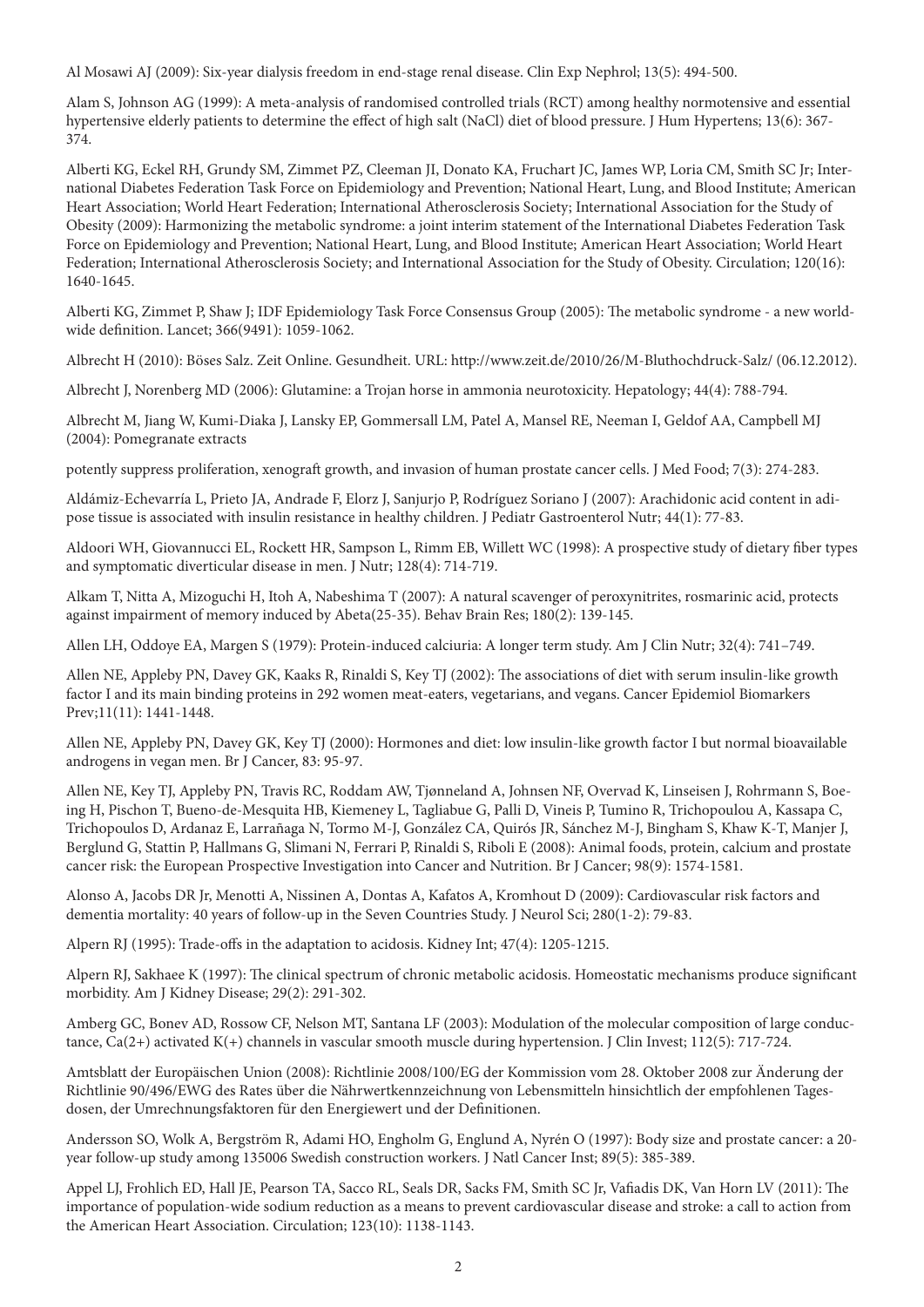Al Mosawi AJ (2009): Six-year dialysis freedom in end-stage renal disease. Clin Exp Nephrol; 13(5): 494-500.

Alam S, Johnson AG (1999): A meta-analysis of randomised controlled trials (RCT) among healthy normotensive and essential hypertensive elderly patients to determine the effect of high salt (NaCl) diet of blood pressure. J Hum Hypertens; 13(6): 367-374.

Alberti KG, Eckel RH, Grundy SM, Zimmet PZ, Cleeman JI, Donato KA, Fruchart JC, James WP, Loria CM, Smith SC Jr; International Diabetes Federation Task Force on Epidemiology and Prevention; National Heart, Lung, and Blood Institute; American Heart Association; World Heart Federation; International Atherosclerosis Society; International Association for the Study of Obesity (2009): Harmonizing the metabolic syndrome: a joint interim statement of the International Diabetes Federation Task Force on Epidemiology and Prevention; National Heart, Lung, and Blood Institute; American Heart Association; World Heart Federation; International Atherosclerosis Society; and International Association for the Study of Obesity. Circulation; 120(16): 1640-1645.

Alberti KG, Zimmet P, Shaw J; IDF Epidemiology Task Force Consensus Group (2005): The metabolic syndrome - a new worldwide definition. Lancet; 366(9491): 1059-1062.

Albrecht H (2010): Böses Salz. Zeit Online. Gesundheit. URL: http://www.zeit.de/2010/26/M-Bluthochdruck-Salz/ (06.12.2012).

Albrecht J, Norenberg MD (2006): Glutamine: a Trojan horse in ammonia neurotoxicity. Hepatology; 44(4): 788-794.

Albrecht M, Jiang W, Kumi-Diaka J, Lansky EP, Gommersall LM, Patel A, Mansel RE, Neeman I, Geldof AA, Campbell MJ (2004): Pomegranate extracts

potently suppress proliferation, xenograft growth, and invasion of human prostate cancer cells. J Med Food; 7(3): 274-283.

Aldámiz-Echevarría L, Prieto JA, Andrade F, Elorz J, Sanjurjo P, Rodríguez Soriano J (2007): Arachidonic acid content in adipose tissue is associated with insulin resistance in healthy children. J Pediatr Gastroenterol Nutr; 44(1): 77-83.

Aldoori WH, Giovannucci EL, Rockett HR, Sampson L, Rimm EB, Willett WC (1998): A prospective study of dietary fiber types and symptomatic diverticular disease in men. J Nutr; 128(4): 714-719.

Alkam T, Nitta A, Mizoguchi H, Itoh A, Nabeshima T (2007): A natural scavenger of peroxynitrites, rosmarinic acid, protects against impairment of memory induced by Abeta(25-35). Behav Brain Res; 180(2): 139-145.

Allen LH, Oddoye EA, Margen S (1979): Protein-induced calciuria: A longer term study. Am J Clin Nutr; 32(4): 741–749.

Allen NE, Appleby PN, Davey GK, Kaaks R, Rinaldi S, Key TJ (2002): The associations of diet with serum insulin-like growth factor I and its main binding proteins in 292 women meat-eaters, vegetarians, and vegans. Cancer Epidemiol Biomarkers Prev;11(11): 1441-1448.

Allen NE, Appleby PN, Davey GK, Key TJ (2000): Hormones and diet: low insulin-like growth factor I but normal bioavailable androgens in vegan men. Br J Cancer, 83: 95-97.

Allen NE, Key TJ, Appleby PN, Travis RC, Roddam AW, Tjønneland A, Johnsen NF, Overvad K, Linseisen J, Rohrmann S, Boeing H, Pischon T, Bueno-de-Mesquita HB, Kiemeney L, Tagliabue G, Palli D, Vineis P, Tumino R, Trichopoulou A, Kassapa C, Trichopoulos D, Ardanaz E, Larrañaga N, Tormo M-J, González CA, Quirós JR, Sánchez M-J, Bingham S, Khaw K-T, Manjer J, Berglund G, Stattin P, Hallmans G, Slimani N, Ferrari P, Rinaldi S, Riboli E (2008): Animal foods, protein, calcium and prostate cancer risk: the European Prospective Investigation into Cancer and Nutrition. Br J Cancer; 98(9): 1574-1581.

Alonso A, Jacobs DR Jr, Menotti A, Nissinen A, Dontas A, Kafatos A, Kromhout D (2009): Cardiovascular risk factors and dementia mortality: 40 years of follow-up in the Seven Countries Study. J Neurol Sci; 280(1-2): 79-83.

Alpern RJ (1995): Trade-offs in the adaptation to acidosis. Kidney Int; 47(4): 1205-1215.

Alpern RJ, Sakhaee K (1997): The clinical spectrum of chronic metabolic acidosis. Homeostatic mechanisms produce significant morbidity. Am J Kidney Disease; 29(2): 291-302.

Amberg GC, Bonev AD, Rossow CF, Nelson MT, Santana LF (2003): Modulation of the molecular composition of large conductance, Ca(2+) activated K(+) channels in vascular smooth muscle during hypertension. J Clin Invest; 112(5): 717-724.

Amtsblatt der Europäischen Union (2008): Richtlinie 2008/100/EG der Kommission vom 28. Oktober 2008 zur Änderung der Richtlinie 90/496/EWG des Rates über die Nährwertkennzeichnung von Lebensmitteln hinsichtlich der empfohlenen Tagesdosen, der Umrechnungsfaktoren für den Energiewert und der Definitionen.

Andersson SO, Wolk A, Bergström R, Adami HO, Engholm G, Englund A, Nyrén O (1997): Body size and prostate cancer: a 20-year follow-up study among 135006 Swedish construction workers. J Natl Cancer Inst; 89(5): 385-389.

Appel LJ, Frohlich ED, Hall JE, Pearson TA, Sacco RL, Seals DR, Sacks FM, Smith SC Jr, Vafiadis DK, Van Horn LV (2011): The importance of population-wide sodium reduction as a means to prevent cardiovascular disease and stroke: a call to action from the American Heart Association. Circulation; 123(10): 1138-1143.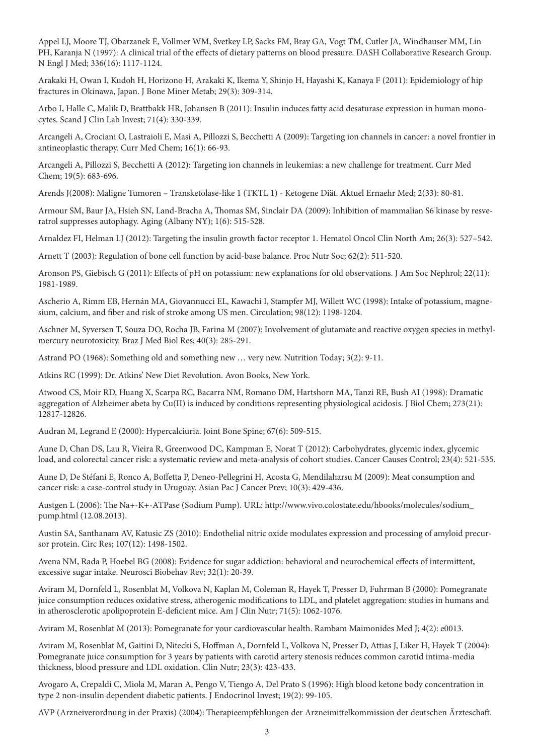Appel LJ, Moore TJ, Obarzanek E, Vollmer WM, Svetkey LP, Sacks FM, Bray GA, Vogt TM, Cutler JA, Windhauser MM, Lin PH, Karanja N (1997): A clinical trial of the effects of dietary patterns on blood pressure. DASH Collaborative Research Group. N Engl J Med; 336(16): 1117-1124.

Arakaki H, Owan I, Kudoh H, Horizono H, Arakaki K, Ikema Y, Shinjo H, Hayashi K, Kanaya F (2011): Epidemiology of hip fractures in Okinawa, Japan. J Bone Miner Metab; 29(3): 309-314.

Arbo I, Halle C, Malik D, Brattbakk HR, Johansen B (2011): Insulin induces fatty acid desaturase expression in human monocytes. Scand J Clin Lab Invest; 71(4): 330-339.

Arcangeli A, Crociani O, Lastraioli E, Masi A, Pillozzi S, Becchetti A (2009): Targeting ion channels in cancer: a novel frontier in antineoplastic therapy. Curr Med Chem; 16(1): 66-93.

Arcangeli A, Pillozzi S, Becchetti A (2012): Targeting ion channels in leukemias: a new challenge for treatment. Curr Med Chem; 19(5): 683-696.

Arends J(2008): Maligne Tumoren – Transketolase-like 1 (TKTL 1) - Ketogene Diät. Aktuel Ernaehr Med; 2(33): 80-81.

Armour SM, Baur JA, Hsieh SN, Land-Bracha A, Thomas SM, Sinclair DA (2009): Inhibition of mammalian S6 kinase by resveratrol suppresses autophagy. Aging (Albany NY); 1(6): 515-528.

Arnaldez FI, Helman LJ (2012): Targeting the insulin growth factor receptor 1. Hematol Oncol Clin North Am; 26(3): 527–542.

Arnett T (2003): Regulation of bone cell function by acid-base balance. Proc Nutr Soc; 62(2): 511-520.

Aronson PS, Giebisch G (2011): Effects of pH on potassium: new explanations for old observations. J Am Soc Nephrol; 22(11): 1981-1989.

Ascherio A, Rimm EB, Hernán MA, Giovannucci EL, Kawachi I, Stampfer MJ, Willett WC (1998): Intake of potassium, magnesium, calcium, and fiber and risk of stroke among US men. Circulation; 98(12): 1198-1204.

Aschner M, Syversen T, Souza DO, Rocha JB, Farina M (2007): Involvement of glutamate and reactive oxygen species in methylmercury neurotoxicity. Braz J Med Biol Res; 40(3): 285-291.

Astrand PO (1968): Something old and something new … very new. Nutrition Today; 3(2): 9-11.

Atkins RC (1999): Dr. Atkins' New Diet Revolution. Avon Books, New York.

Atwood CS, Moir RD, Huang X, Scarpa RC, Bacarra NM, Romano DM, Hartshorn MA, Tanzi RE, Bush AI (1998): Dramatic aggregation of Alzheimer abeta by Cu(II) is induced by conditions representing physiological acidosis. J Biol Chem; 273(21): 12817-12826.

Audran M, Legrand E (2000): Hypercalciuria. Joint Bone Spine; 67(6): 509-515.

Aune D, Chan DS, Lau R, Vieira R, Greenwood DC, Kampman E, Norat T (2012): Carbohydrates, glycemic index, glycemic load, and colorectal cancer risk: a systematic review and meta-analysis of cohort studies. Cancer Causes Control; 23(4): 521-535.

Aune D, De Stéfani E, Ronco A, Boffetta P, Deneo-Pellegrini H, Acosta G, Mendilaharsu M (2009): Meat consumption and cancer risk: a case-control study in Uruguay. Asian Pac J Cancer Prev; 10(3): 429-436.

Austgen L (2006): The Na+-K+-ATPase (Sodium Pump). URL: http://www.vivo.colostate.edu/hbooks/molecules/sodium_pump.html (12.08.2013).

Austin SA, Santhanam AV, Katusic ZS (2010): Endothelial nitric oxide modulates expression and processing of amyloid precursor protein. Circ Res; 107(12): 1498-1502.

Avena NM, Rada P, Hoebel BG (2008): Evidence for sugar addiction: behavioral and neurochemical effects of intermittent, excessive sugar intake. Neurosci Biobehav Rev; 32(1): 20-39.

Aviram M, Dornfeld L, Rosenblat M, Volkova N, Kaplan M, Coleman R, Hayek T, Presser D, Fuhrman B (2000): Pomegranate juice consumption reduces oxidative stress, atherogenic modifications to LDL, and platelet aggregation: studies in humans and in atherosclerotic apolipoprotein E-deficient mice. Am J Clin Nutr; 71(5): 1062-1076.

Aviram M, Rosenblat M (2013): Pomegranate for your cardiovascular health. Rambam Maimonides Med J; 4(2): e0013.

Aviram M, Rosenblat M, Gaitini D, Nitecki S, Hoffman A, Dornfeld L, Volkova N, Presser D, Attias J, Liker H, Hayek T (2004): Pomegranate juice consumption for 3 years by patients with carotid artery stenosis reduces common carotid intima-media thickness, blood pressure and LDL oxidation. Clin Nutr; 23(3): 423-433.

Avogaro A, Crepaldi C, Miola M, Maran A, Pengo V, Tiengo A, Del Prato S (1996): High blood ketone body concentration in type 2 non-insulin dependent diabetic patients. J Endocrinol Invest; 19(2): 99-105.

AVP (Arzneiverordnung in der Praxis) (2004): Therapieempfehlungen der Arzneimittelkommission der deutschen Ärzteschaft.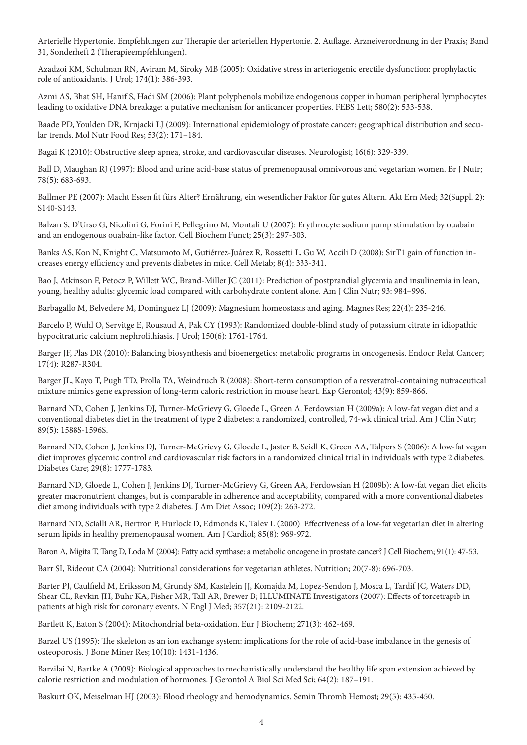Arterielle Hypertonie. Empfehlungen zur Therapie der arteriellen Hypertonie. 2. Auflage. Arzneiverordnung in der Praxis; Band 31, Sonderheft 2 (Therapieempfehlungen).

Azadzoi KM, Schulman RN, Aviram M, Siroky MB (2005): Oxidative stress in arteriogenic erectile dysfunction: prophylactic role of antioxidants. J Urol; 174(1): 386-393.

Azmi AS, Bhat SH, Hanif S, Hadi SM (2006): Plant polyphenols mobilize endogenous copper in human peripheral lymphocytes leading to oxidative DNA breakage: a putative mechanism for anticancer properties. FEBS Lett; 580(2): 533-538.

Baade PD, Youlden DR, Krnjacki LJ (2009): International epidemiology of prostate cancer: geographical distribution and secular trends. Mol Nutr Food Res; 53(2): 171–184.

Bagai K (2010): Obstructive sleep apnea, stroke, and cardiovascular diseases. Neurologist; 16(6): 329-339.

Ball D, Maughan RJ (1997): Blood and urine acid-base status of premenopausal omnivorous and vegetarian women. Br J Nutr; 78(5): 683-693.

Ballmer PE (2007): Macht Essen fit fürs Alter? Ernährung, ein wesentlicher Faktor für gutes Altern. Akt Ern Med; 32(Suppl. 2): S140-S143.

Balzan S, D'Urso G, Nicolini G, Forini F, Pellegrino M, Montali U (2007): Erythrocyte sodium pump stimulation by ouabain and an endogenous ouabain-like factor. Cell Biochem Funct; 25(3): 297-303.

Banks AS, Kon N, Knight C, Matsumoto M, Gutiérrez-Juárez R, Rossetti L, Gu W, Accili D (2008): SirT1 gain of function increases energy efficiency and prevents diabetes in mice. Cell Metab; 8(4): 333-341.

Bao J, Atkinson F, Petocz P, Willett WC, Brand-Miller JC (2011): Prediction of postprandial glycemia and insulinemia in lean, young, healthy adults: glycemic load compared with carbohydrate content alone. Am J Clin Nutr; 93: 984–996.

Barbagallo M, Belvedere M, Dominguez LJ (2009): Magnesium homeostasis and aging. Magnes Res; 22(4): 235-246.

Barcelo P, Wuhl O, Servitge E, Rousaud A, Pak CY (1993): Randomized double-blind study of potassium citrate in idiopathic hypocitraturic calcium nephrolithiasis. J Urol; 150(6): 1761-1764.

Barger JF, Plas DR (2010): Balancing biosynthesis and bioenergetics: metabolic programs in oncogenesis. Endocr Relat Cancer; 17(4): R287-R304.

Barger JL, Kayo T, Pugh TD, Prolla TA, Weindruch R (2008): Short-term consumption of a resveratrol-containing nutraceutical mixture mimics gene expression of long-term caloric restriction in mouse heart. Exp Gerontol; 43(9): 859-866.

Barnard ND, Cohen J, Jenkins DJ, Turner-McGrievy G, Gloede L, Green A, Ferdowsian H (2009a): A low-fat vegan diet and a conventional diabetes diet in the treatment of type 2 diabetes: a randomized, controlled, 74-wk clinical trial. Am J Clin Nutr; 89(5): 1588S-1596S.

Barnard ND, Cohen J, Jenkins DJ, Turner-McGrievy G, Gloede L, Jaster B, Seidl K, Green AA, Talpers S (2006): A low-fat vegan diet improves glycemic control and cardiovascular risk factors in a randomized clinical trial in individuals with type 2 diabetes. Diabetes Care; 29(8): 1777-1783.

Barnard ND, Gloede L, Cohen J, Jenkins DJ, Turner-McGrievy G, Green AA, Ferdowsian H (2009b): A low-fat vegan diet elicits greater macronutrient changes, but is comparable in adherence and acceptability, compared with a more conventional diabetes diet among individuals with type 2 diabetes. J Am Diet Assoc; 109(2): 263-272.

Barnard ND, Scialli AR, Bertron P, Hurlock D, Edmonds K, Talev L (2000): Effectiveness of a low-fat vegetarian diet in altering serum lipids in healthy premenopausal women. Am J Cardiol; 85(8): 969-972.

Baron A, Migita T, Tang D, Loda M (2004): Fatty acid synthase: a metabolic oncogene in prostate cancer? J Cell Biochem; 91(1): 47-53.

Barr SI, Rideout CA (2004): Nutritional considerations for vegetarian athletes. Nutrition; 20(7-8): 696-703.

Barter PJ, Caulfield M, Eriksson M, Grundy SM, Kastelein JJ, Komajda M, Lopez-Sendon J, Mosca L, Tardif JC, Waters DD, Shear CL, Revkin JH, Buhr KA, Fisher MR, Tall AR, Brewer B; ILLUMINATE Investigators (2007): Effects of torcetrapib in patients at high risk for coronary events. N Engl J Med; 357(21): 2109-2122.

Bartlett K, Eaton S (2004): Mitochondrial beta-oxidation. Eur J Biochem; 271(3): 462-469.

Barzel US (1995): The skeleton as an ion exchange system: implications for the role of acid-base imbalance in the genesis of osteoporosis. J Bone Miner Res; 10(10): 1431-1436.

Barzilai N, Bartke A (2009): Biological approaches to mechanistically understand the healthy life span extension achieved by calorie restriction and modulation of hormones. J Gerontol A Biol Sci Med Sci; 64(2): 187–191.

Baskurt OK, Meiselman HJ (2003): Blood rheology and hemodynamics. Semin Thromb Hemost; 29(5): 435-450.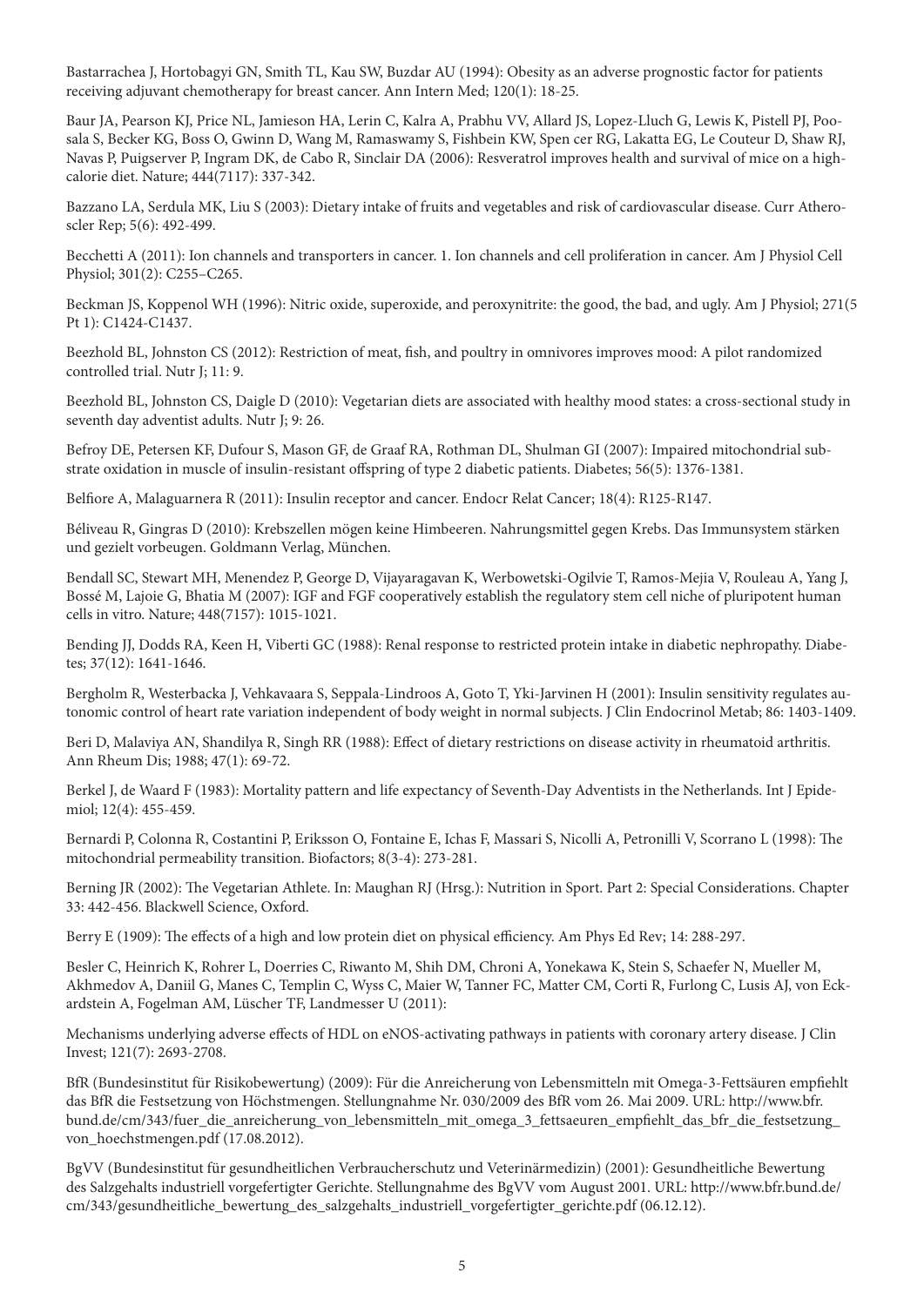Bastarrachea J, Hortobagyi GN, Smith TL, Kau SW, Buzdar AU (1994): Obesity as an adverse prognostic factor for patients receiving adjuvant chemotherapy for breast cancer. Ann Intern Med; 120(1): 18-25.

Baur JA, Pearson KJ, Price NL, Jamieson HA, Lerin C, Kalra A, Prabhu VV, Allard JS, Lopez-Lluch G, Lewis K, Pistell PJ, Poosala S, Becker KG, Boss O, Gwinn D, Wang M, Ramaswamy S, Fishbein KW, Spen cer RG, Lakatta EG, Le Couteur D, Shaw RJ, Navas P, Puigserver P, Ingram DK, de Cabo R, Sinclair DA (2006): Resveratrol improves health and survival of mice on a high-calorie diet. Nature; 444(7117): 337-342.

Bazzano LA, Serdula MK, Liu S (2003): Dietary intake of fruits and vegetables and risk of cardiovascular disease. Curr Atheroscler Rep; 5(6): 492-499.

Becchetti A (2011): Ion channels and transporters in cancer. 1. Ion channels and cell proliferation in cancer. Am J Physiol Cell Physiol; 301(2): C255–C265.

Beckman JS, Koppenol WH (1996): Nitric oxide, superoxide, and peroxynitrite: the good, the bad, and ugly. Am J Physiol; 271(5 Pt 1): C1424-C1437.

Beezhold BL, Johnston CS (2012): Restriction of meat, fish, and poultry in omnivores improves mood: A pilot randomized controlled trial. Nutr J; 11: 9.

Beezhold BL, Johnston CS, Daigle D (2010): Vegetarian diets are associated with healthy mood states: a cross-sectional study in seventh day adventist adults. Nutr J; 9: 26.

Befroy DE, Petersen KF, Dufour S, Mason GF, de Graaf RA, Rothman DL, Shulman GI (2007): Impaired mitochondrial substrate oxidation in muscle of insulin-resistant offspring of type 2 diabetic patients. Diabetes; 56(5): 1376-1381.

Belfiore A, Malaguarnera R (2011): Insulin receptor and cancer. Endocr Relat Cancer; 18(4): R125-R147.

Béliveau R, Gingras D (2010): Krebszellen mögen keine Himbeeren. Nahrungsmittel gegen Krebs. Das Immunsystem stärken und gezielt vorbeugen. Goldmann Verlag, München.

Bendall SC, Stewart MH, Menendez P, George D, Vijayaragavan K, Werbowetski-Ogilvie T, Ramos-Mejia V, Rouleau A, Yang J, Bossé M, Lajoie G, Bhatia M (2007): IGF and FGF cooperatively establish the regulatory stem cell niche of pluripotent human cells in vitro. Nature; 448(7157): 1015-1021.

Bending JJ, Dodds RA, Keen H, Viberti GC (1988): Renal response to restricted protein intake in diabetic nephropathy. Diabetes; 37(12): 1641-1646.

Bergholm R, Westerbacka J, Vehkavaara S, Seppala-Lindroos A, Goto T, Yki-Jarvinen H (2001): Insulin sensitivity regulates autonomic control of heart rate variation independent of body weight in normal subjects. J Clin Endocrinol Metab; 86: 1403-1409.

Beri D, Malaviya AN, Shandilya R, Singh RR (1988): Effect of dietary restrictions on disease activity in rheumatoid arthritis. Ann Rheum Dis; 1988; 47(1): 69-72.

Berkel J, de Waard F (1983): Mortality pattern and life expectancy of Seventh-Day Adventists in the Netherlands. Int J Epidemiol; 12(4): 455-459.

Bernardi P, Colonna R, Costantini P, Eriksson O, Fontaine E, Ichas F, Massari S, Nicolli A, Petronilli V, Scorrano L (1998): The mitochondrial permeability transition. Biofactors; 8(3-4): 273-281.

Berning JR (2002): The Vegetarian Athlete. In: Maughan RJ (Hrsg.): Nutrition in Sport. Part 2: Special Considerations. Chapter 33: 442-456. Blackwell Science, Oxford.

Berry E (1909): The effects of a high and low protein diet on physical efficiency. Am Phys Ed Rev; 14: 288-297.

Besler C, Heinrich K, Rohrer L, Doerries C, Riwanto M, Shih DM, Chroni A, Yonekawa K, Stein S, Schaefer N, Mueller M, Akhmedov A, Daniil G, Manes C, Templin C, Wyss C, Maier W, Tanner FC, Matter CM, Corti R, Furlong C, Lusis AJ, von Eckardstein A, Fogelman AM, Lüscher TF, Landmesser U (2011):

Mechanisms underlying adverse effects of HDL on eNOS-activating pathways in patients with coronary artery disease. J Clin Invest; 121(7): 2693-2708.

BfR (Bundesinstitut für Risikobewertung) (2009): Für die Anreicherung von Lebensmitteln mit Omega-3-Fettsäuren empfiehlt das BfR die Festsetzung von Höchstmengen. Stellungnahme Nr. 030/2009 des BfR vom 26. Mai 2009. URL: http://www.bfr.bund.de/cm/343/fuer_die_anreicherung_von_lebensmitteln_mit_omega_3_fettsaeuren_empfiehlt_das_bfr_die_festsetzung_von_hoechstmengen.pdf (17.08.2012).

BgVV (Bundesinstitut für gesundheitlichen Verbraucherschutz und Veterinärmedizin) (2001): Gesundheitliche Bewertung des Salzgehalts industriell vorgefertigter Gerichte. Stellungnahme des BgVV vom August 2001. URL: http://www.bfr.bund.de/cm/343/gesundheitliche_bewertung_des_salzgehalts_industriell_vorgefertigter_gerichte.pdf (06.12.12).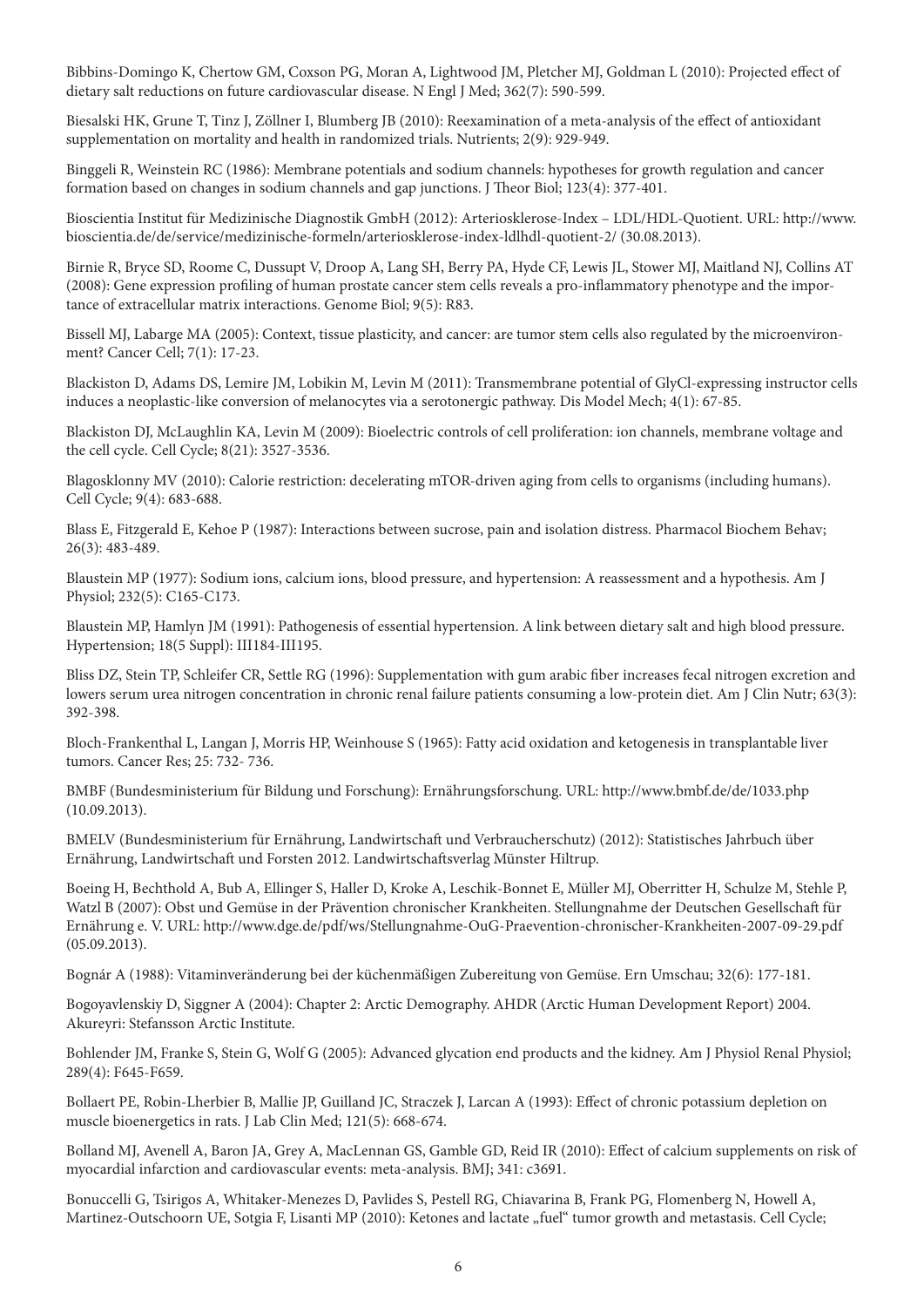Bibbins-Domingo K, Chertow GM, Coxson PG, Moran A, Lightwood JM, Pletcher MJ, Goldman L (2010): Projected effect of dietary salt reductions on future cardiovascular disease. N Engl J Med; 362(7): 590-599.

Biesalski HK, Grune T, Tinz J, Zöllner I, Blumberg JB (2010): Reexamination of a meta-analysis of the effect of antioxidant supplementation on mortality and health in randomized trials. Nutrients; 2(9): 929-949.

Binggeli R, Weinstein RC (1986): Membrane potentials and sodium channels: hypotheses for growth regulation and cancer formation based on changes in sodium channels and gap junctions. J Theor Biol; 123(4): 377-401.

Bioscientia Institut für Medizinische Diagnostik GmbH (2012): Arteriosklerose-Index – LDL/HDL-Quotient. URL: http://www.bioscientia.de/de/service/medizinische-formeln/arteriosklerose-index-ldlhdl-quotient-2/ (30.08.2013).

Birnie R, Bryce SD, Roome C, Dussupt V, Droop A, Lang SH, Berry PA, Hyde CF, Lewis JL, Stower MJ, Maitland NJ, Collins AT (2008): Gene expression profiling of human prostate cancer stem cells reveals a pro-inflammatory phenotype and the importance of extracellular matrix interactions. Genome Biol; 9(5): R83.

Bissell MJ, Labarge MA (2005): Context, tissue plasticity, and cancer: are tumor stem cells also regulated by the microenvironment? Cancer Cell; 7(1): 17-23.

Blackiston D, Adams DS, Lemire JM, Lobikin M, Levin M (2011): Transmembrane potential of GlyCl-expressing instructor cells induces a neoplastic-like conversion of melanocytes via a serotonergic pathway. Dis Model Mech; 4(1): 67-85.

Blackiston DJ, McLaughlin KA, Levin M (2009): Bioelectric controls of cell proliferation: ion channels, membrane voltage and the cell cycle. Cell Cycle; 8(21): 3527-3536.

Blagosklonny MV (2010): Calorie restriction: decelerating mTOR-driven aging from cells to organisms (including humans). Cell Cycle; 9(4): 683-688.

Blass E, Fitzgerald E, Kehoe P (1987): Interactions between sucrose, pain and isolation distress. Pharmacol Biochem Behav; 26(3): 483-489.

Blaustein MP (1977): Sodium ions, calcium ions, blood pressure, and hypertension: A reassessment and a hypothesis. Am J Physiol; 232(5): C165-C173.

Blaustein MP, Hamlyn JM (1991): Pathogenesis of essential hypertension. A link between dietary salt and high blood pressure. Hypertension; 18(5 Suppl): III184-III195.

Bliss DZ, Stein TP, Schleifer CR, Settle RG (1996): Supplementation with gum arabic fiber increases fecal nitrogen excretion and lowers serum urea nitrogen concentration in chronic renal failure patients consuming a low-protein diet. Am J Clin Nutr; 63(3): 392-398.

Bloch-Frankenthal L, Langan J, Morris HP, Weinhouse S (1965): Fatty acid oxidation and ketogenesis in transplantable liver tumors. Cancer Res; 25: 732- 736.

BMBF (Bundesministerium für Bildung und Forschung): Ernährungsforschung. URL: http://www.bmbf.de/de/1033.php (10.09.2013).

BMELV (Bundesministerium für Ernährung, Landwirtschaft und Verbraucherschutz) (2012): Statistisches Jahrbuch über Ernährung, Landwirtschaft und Forsten 2012. Landwirtschaftsverlag Münster Hiltrup.

Boeing H, Bechthold A, Bub A, Ellinger S, Haller D, Kroke A, Leschik-Bonnet E, Müller MJ, Oberritter H, Schulze M, Stehle P, Watzl B (2007): Obst und Gemüse in der Prävention chronischer Krankheiten. Stellungnahme der Deutschen Gesellschaft für Ernährung e. V. URL: http://www.dge.de/pdf/ws/Stellungnahme-OuG-Praevention-chronischer-Krankheiten-2007-09-29.pdf (05.09.2013).

Bognár A (1988): Vitaminveränderung bei der küchenmäßigen Zubereitung von Gemüse. Ern Umschau; 32(6): 177-181.

Bogoyavlenskiy D, Siggner A (2004): Chapter 2: Arctic Demography. AHDR (Arctic Human Development Report) 2004. Akureyri: Stefansson Arctic Institute.

Bohlender JM, Franke S, Stein G, Wolf G (2005): Advanced glycation end products and the kidney. Am J Physiol Renal Physiol; 289(4): F645-F659.

Bollaert PE, Robin-Lherbier B, Mallie JP, Guilland JC, Straczek J, Larcan A (1993): Effect of chronic potassium depletion on muscle bioenergetics in rats. J Lab Clin Med; 121(5): 668-674.

Bolland MJ, Avenell A, Baron JA, Grey A, MacLennan GS, Gamble GD, Reid IR (2010): Effect of calcium supplements on risk of myocardial infarction and cardiovascular events: meta-analysis. BMJ; 341: c3691.

Bonuccelli G, Tsirigos A, Whitaker-Menezes D, Pavlides S, Pestell RG, Chiavarina B, Frank PG, Flomenberg N, Howell A, Martinez-Outschoorn UE, Sotgia F, Lisanti MP (2010): Ketones and lactate „fuel" tumor growth and metastasis. Cell Cycle;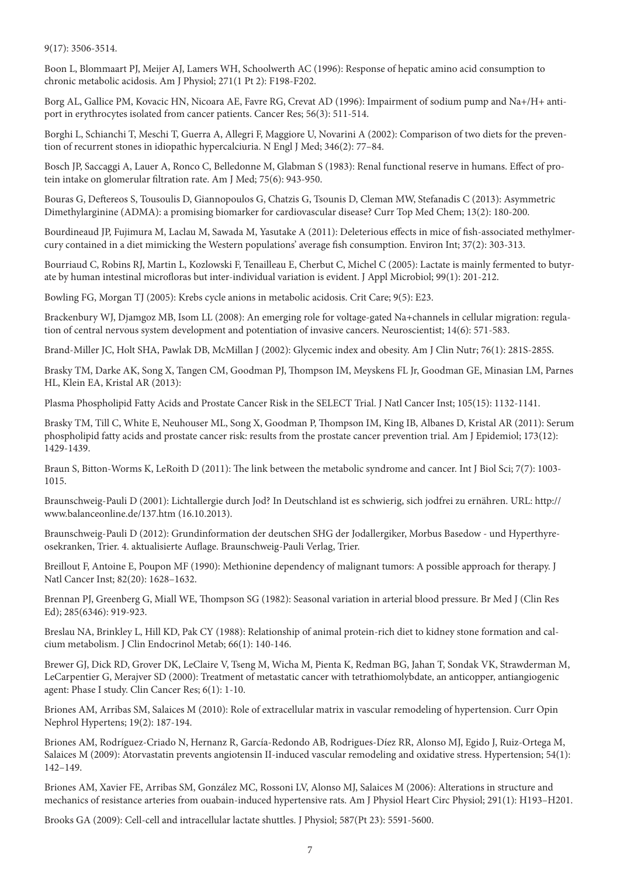9(17): 3506-3514.

Boon L, Blommaart PJ, Meijer AJ, Lamers WH, Schoolwerth AC (1996): Response of hepatic amino acid consumption to chronic metabolic acidosis. Am J Physiol; 271(1 Pt 2): F198-F202.

Borg AL, Gallice PM, Kovacic HN, Nicoara AE, Favre RG, Crevat AD (1996): Impairment of sodium pump and Na+/H+ antiport in erythrocytes isolated from cancer patients. Cancer Res; 56(3): 511-514.

Borghi L, Schianchi T, Meschi T, Guerra A, Allegri F, Maggiore U, Novarini A (2002): Comparison of two diets for the prevention of recurrent stones in idiopathic hypercalciuria. N Engl J Med; 346(2): 77–84.

Bosch JP, Saccaggi A, Lauer A, Ronco C, Belledonne M, Glabman S (1983): Renal functional reserve in humans. Effect of protein intake on glomerular filtration rate. Am J Med; 75(6): 943-950.

Bouras G, Deftereos S, Tousoulis D, Giannopoulos G, Chatzis G, Tsounis D, Cleman MW, Stefanadis C (2013): Asymmetric Dimethylarginine (ADMA): a promising biomarker for cardiovascular disease? Curr Top Med Chem; 13(2): 180-200.

Bourdineaud JP, Fujimura M, Laclau M, Sawada M, Yasutake A (2011): Deleterious effects in mice of fish-associated methylmercury contained in a diet mimicking the Western populations' average fish consumption. Environ Int; 37(2): 303-313.

Bourriaud C, Robins RJ, Martin L, Kozlowski F, Tenailleau E, Cherbut C, Michel C (2005): Lactate is mainly fermented to butyrate by human intestinal microfloras but inter-individual variation is evident. J Appl Microbiol; 99(1): 201-212.

Bowling FG, Morgan TJ (2005): Krebs cycle anions in metabolic acidosis. Crit Care; 9(5): E23.

Brackenbury WJ, Djamgoz MB, Isom LL (2008): An emerging role for voltage-gated Na+channels in cellular migration: regulation of central nervous system development and potentiation of invasive cancers. Neuroscientist; 14(6): 571-583.

Brand-Miller JC, Holt SHA, Pawlak DB, McMillan J (2002): Glycemic index and obesity. Am J Clin Nutr; 76(1): 281S-285S.

Brasky TM, Darke AK, Song X, Tangen CM, Goodman PJ, Thompson IM, Meyskens FL Jr, Goodman GE, Minasian LM, Parnes HL, Klein EA, Kristal AR (2013):

Plasma Phospholipid Fatty Acids and Prostate Cancer Risk in the SELECT Trial. J Natl Cancer Inst; 105(15): 1132-1141.

Brasky TM, Till C, White E, Neuhouser ML, Song X, Goodman P, Thompson IM, King IB, Albanes D, Kristal AR (2011): Serum phospholipid fatty acids and prostate cancer risk: results from the prostate cancer prevention trial. Am J Epidemiol; 173(12): 1429-1439.

Braun S, Bitton-Worms K, LeRoith D (2011): The link between the metabolic syndrome and cancer. Int J Biol Sci; 7(7): 1003-1015.

Braunschweig-Pauli D (2001): Lichtallergie durch Jod? In Deutschland ist es schwierig, sich jodfrei zu ernähren. URL: http://www.balanceonline.de/137.htm (16.10.2013).

Braunschweig-Pauli D (2012): Grundinformation der deutschen SHG der Jodallergiker, Morbus Basedow - und Hyperthyreosekranken, Trier. 4. aktualisierte Auflage. Braunschweig-Pauli Verlag, Trier.

Breillout F, Antoine E, Poupon MF (1990): Methionine dependency of malignant tumors: A possible approach for therapy. J Natl Cancer Inst; 82(20): 1628–1632.

Brennan PJ, Greenberg G, Miall WE, Thompson SG (1982): Seasonal variation in arterial blood pressure. Br Med J (Clin Res Ed); 285(6346): 919-923.

Breslau NA, Brinkley L, Hill KD, Pak CY (1988): Relationship of animal protein-rich diet to kidney stone formation and calcium metabolism. J Clin Endocrinol Metab; 66(1): 140-146.

Brewer GJ, Dick RD, Grover DK, LeClaire V, Tseng M, Wicha M, Pienta K, Redman BG, Jahan T, Sondak VK, Strawderman M, LeCarpentier G, Merajver SD (2000): Treatment of metastatic cancer with tetrathiomolybdate, an anticopper, antiangiogenic agent: Phase I study. Clin Cancer Res; 6(1): 1-10.

Briones AM, Arribas SM, Salaices M (2010): Role of extracellular matrix in vascular remodeling of hypertension. Curr Opin Nephrol Hypertens; 19(2): 187-194.

Briones AM, Rodríguez-Criado N, Hernanz R, García-Redondo AB, Rodrigues-Díez RR, Alonso MJ, Egido J, Ruiz-Ortega M, Salaices M (2009): Atorvastatin prevents angiotensin II-induced vascular remodeling and oxidative stress. Hypertension; 54(1): 142–149.

Briones AM, Xavier FE, Arribas SM, González MC, Rossoni LV, Alonso MJ, Salaices M (2006): Alterations in structure and mechanics of resistance arteries from ouabain-induced hypertensive rats. Am J Physiol Heart Circ Physiol; 291(1): H193–H201.

Brooks GA (2009): Cell-cell and intracellular lactate shuttles. J Physiol; 587(Pt 23): 5591-5600.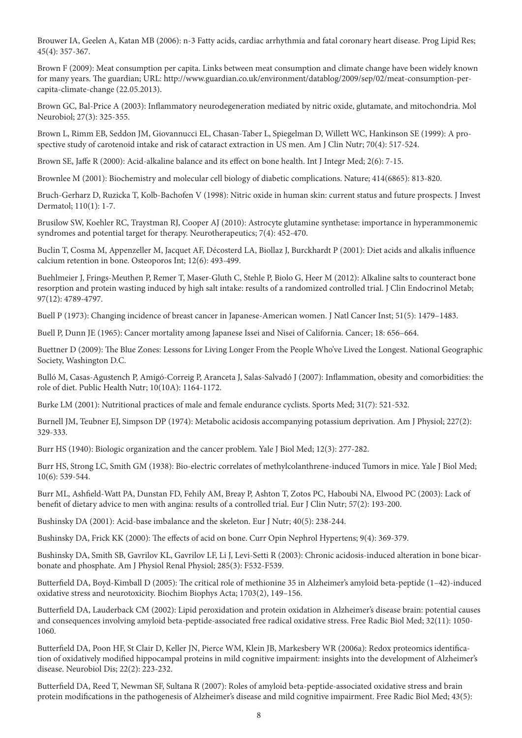Brouwer IA, Geelen A, Katan MB (2006): n-3 Fatty acids, cardiac arrhythmia and fatal coronary heart disease. Prog Lipid Res; 45(4): 357-367.

Brown F (2009): Meat consumption per capita. Links between meat consumption and climate change have been widely known for many years. The guardian; URL: http://www.guardian.co.uk/environment/datablog/2009/sep/02/meat-consumption-per-capita-climate-change (22.05.2013).

Brown GC, Bal-Price A (2003): Inflammatory neurodegeneration mediated by nitric oxide, glutamate, and mitochondria. Mol Neurobiol; 27(3): 325-355.

Brown L, Rimm EB, Seddon JM, Giovannucci EL, Chasan-Taber L, Spiegelman D, Willett WC, Hankinson SE (1999): A prospective study of carotenoid intake and risk of cataract extraction in US men. Am J Clin Nutr; 70(4): 517-524.

Brown SE, Jaffe R (2000): Acid-alkaline balance and its effect on bone health. Int J Integr Med; 2(6): 7-15.

Brownlee M (2001): Biochemistry and molecular cell biology of diabetic complications. Nature; 414(6865): 813-820.

Bruch-Gerharz D, Ruzicka T, Kolb-Bachofen V (1998): Nitric oxide in human skin: current status and future prospects. J Invest Dermatol; 110(1): 1-7.

Brusilow SW, Koehler RC, Traystman RJ, Cooper AJ (2010): Astrocyte glutamine synthetase: importance in hyperammonemic syndromes and potential target for therapy. Neurotherapeutics; 7(4): 452-470.

Buclin T, Cosma M, Appenzeller M, Jacquet AF, Décosterd LA, Biollaz J, Burckhardt P (2001): Diet acids and alkalis influence calcium retention in bone. Osteoporos Int; 12(6): 493-499.

Buehlmeier J, Frings-Meuthen P, Remer T, Maser-Gluth C, Stehle P, Biolo G, Heer M (2012): Alkaline salts to counteract bone resorption and protein wasting induced by high salt intake: results of a randomized controlled trial. J Clin Endocrinol Metab; 97(12): 4789-4797.

Buell P (1973): Changing incidence of breast cancer in Japanese-American women. J Natl Cancer Inst; 51(5): 1479–1483.

Buell P, Dunn JE (1965): Cancer mortality among Japanese Issei and Nisei of California. Cancer; 18: 656–664.

Buettner D (2009): The Blue Zones: Lessons for Living Longer From the People Who've Lived the Longest. National Geographic Society, Washington D.C.

Bulló M, Casas-Agustench P, Amigó-Correig P, Aranceta J, Salas-Salvadó J (2007): Inflammation, obesity and comorbidities: the role of diet. Public Health Nutr; 10(10A): 1164-1172.

Burke LM (2001): Nutritional practices of male and female endurance cyclists. Sports Med; 31(7): 521-532.

Burnell JM, Teubner EJ, Simpson DP (1974): Metabolic acidosis accompanying potassium deprivation. Am J Physiol; 227(2): 329-333.

Burr HS (1940): Biologic organization and the cancer problem. Yale J Biol Med; 12(3): 277-282.

Burr HS, Strong LC, Smith GM (1938): Bio-electric correlates of methylcolanthrene-induced Tumors in mice. Yale J Biol Med; 10(6): 539-544.

Burr ML, Ashfield-Watt PA, Dunstan FD, Fehily AM, Breay P, Ashton T, Zotos PC, Haboubi NA, Elwood PC (2003): Lack of benefit of dietary advice to men with angina: results of a controlled trial. Eur J Clin Nutr; 57(2): 193-200.

Bushinsky DA (2001): Acid-base imbalance and the skeleton. Eur J Nutr; 40(5): 238-244.

Bushinsky DA, Frick KK (2000): The effects of acid on bone. Curr Opin Nephrol Hypertens; 9(4): 369-379.

Bushinsky DA, Smith SB, Gavrilov KL, Gavrilov LF, Li J, Levi-Setti R (2003): Chronic acidosis-induced alteration in bone bicarbonate and phosphate. Am J Physiol Renal Physiol; 285(3): F532-F539.

Butterfield DA, Boyd-Kimball D (2005): The critical role of methionine 35 in Alzheimer's amyloid beta-peptide (1–42)-induced oxidative stress and neurotoxicity. Biochim Biophys Acta; 1703(2), 149–156.

Butterfield DA, Lauderback CM (2002): Lipid peroxidation and protein oxidation in Alzheimer's disease brain: potential causes and consequences involving amyloid beta-peptide-associated free radical oxidative stress. Free Radic Biol Med; 32(11): 1050-1060.

Butterfield DA, Poon HF, St Clair D, Keller JN, Pierce WM, Klein JB, Markesbery WR (2006a): Redox proteomics identification of oxidatively modified hippocampal proteins in mild cognitive impairment: insights into the development of Alzheimer's disease. Neurobiol Dis; 22(2): 223-232.

Butterfield DA, Reed T, Newman SF, Sultana R (2007): Roles of amyloid beta-peptide-associated oxidative stress and brain protein modifications in the pathogenesis of Alzheimer's disease and mild cognitive impairment. Free Radic Biol Med; 43(5):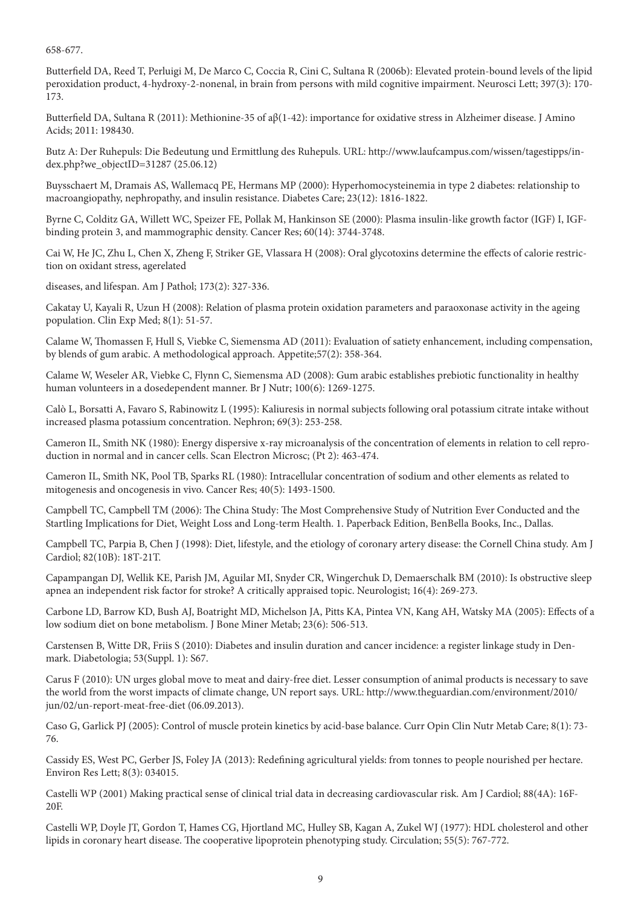658-677.

Butterfield DA, Reed T, Perluigi M, De Marco C, Coccia R, Cini C, Sultana R (2006b): Elevated protein-bound levels of the lipid peroxidation product, 4-hydroxy-2-nonenal, in brain from persons with mild cognitive impairment. Neurosci Lett; 397(3): 170-173.

Butterfield DA, Sultana R (2011): Methionine-35 of aβ(1-42): importance for oxidative stress in Alzheimer disease. J Amino Acids; 2011: 198430.

Butz A: Der Ruhepuls: Die Bedeutung und Ermittlung des Ruhepuls. URL: http://www.laufcampus.com/wissen/tagestipps/index.php?we_objectID=31287 (25.06.12)

Buysschaert M, Dramais AS, Wallemacq PE, Hermans MP (2000): Hyperhomocysteinemia in type 2 diabetes: relationship to macroangiopathy, nephropathy, and insulin resistance. Diabetes Care; 23(12): 1816-1822.

Byrne C, Colditz GA, Willett WC, Speizer FE, Pollak M, Hankinson SE (2000): Plasma insulin-like growth factor (IGF) I, IGF-binding protein 3, and mammographic density. Cancer Res; 60(14): 3744-3748.

Cai W, He JC, Zhu L, Chen X, Zheng F, Striker GE, Vlassara H (2008): Oral glycotoxins determine the effects of calorie restriction on oxidant stress, agerelated

diseases, and lifespan. Am J Pathol; 173(2): 327-336.

Cakatay U, Kayali R, Uzun H (2008): Relation of plasma protein oxidation parameters and paraoxonase activity in the ageing population. Clin Exp Med; 8(1): 51-57.

Calame W, Thomassen F, Hull S, Viebke C, Siemensma AD (2011): Evaluation of satiety enhancement, including compensation, by blends of gum arabic. A methodological approach. Appetite;57(2): 358-364.

Calame W, Weseler AR, Viebke C, Flynn C, Siemensma AD (2008): Gum arabic establishes prebiotic functionality in healthy human volunteers in a dosedependent manner. Br J Nutr; 100(6): 1269-1275.

Calò L, Borsatti A, Favaro S, Rabinowitz L (1995): Kaliuresis in normal subjects following oral potassium citrate intake without increased plasma potassium concentration. Nephron; 69(3): 253-258.

Cameron IL, Smith NK (1980): Energy dispersive x-ray microanalysis of the concentration of elements in relation to cell reproduction in normal and in cancer cells. Scan Electron Microsc; (Pt 2): 463-474.

Cameron IL, Smith NK, Pool TB, Sparks RL (1980): Intracellular concentration of sodium and other elements as related to mitogenesis and oncogenesis in vivo. Cancer Res; 40(5): 1493-1500.

Campbell TC, Campbell TM (2006): The China Study: The Most Comprehensive Study of Nutrition Ever Conducted and the Startling Implications for Diet, Weight Loss and Long-term Health. 1. Paperback Edition, BenBella Books, Inc., Dallas.

Campbell TC, Parpia B, Chen J (1998): Diet, lifestyle, and the etiology of coronary artery disease: the Cornell China study. Am J Cardiol; 82(10B): 18T-21T.

Capampangan DJ, Wellik KE, Parish JM, Aguilar MI, Snyder CR, Wingerchuk D, Demaerschalk BM (2010): Is obstructive sleep apnea an independent risk factor for stroke? A critically appraised topic. Neurologist; 16(4): 269-273.

Carbone LD, Barrow KD, Bush AJ, Boatright MD, Michelson JA, Pitts KA, Pintea VN, Kang AH, Watsky MA (2005): Effects of a low sodium diet on bone metabolism. J Bone Miner Metab; 23(6): 506-513.

Carstensen B, Witte DR, Friis S (2010): Diabetes and insulin duration and cancer incidence: a register linkage study in Denmark. Diabetologia; 53(Suppl. 1): S67.

Carus F (2010): UN urges global move to meat and dairy-free diet. Lesser consumption of animal products is necessary to save the world from the worst impacts of climate change, UN report says. URL: http://www.theguardian.com/environment/2010/jun/02/un-report-meat-free-diet (06.09.2013).

Caso G, Garlick PJ (2005): Control of muscle protein kinetics by acid-base balance. Curr Opin Clin Nutr Metab Care; 8(1): 73-76.

Cassidy ES, West PC, Gerber JS, Foley JA (2013): Redefining agricultural yields: from tonnes to people nourished per hectare. Environ Res Lett; 8(3): 034015.

Castelli WP (2001) Making practical sense of clinical trial data in decreasing cardiovascular risk. Am J Cardiol; 88(4A): 16F-20F.

Castelli WP, Doyle JT, Gordon T, Hames CG, Hjortland MC, Hulley SB, Kagan A, Zukel WJ (1977): HDL cholesterol and other lipids in coronary heart disease. The cooperative lipoprotein phenotyping study. Circulation; 55(5): 767-772.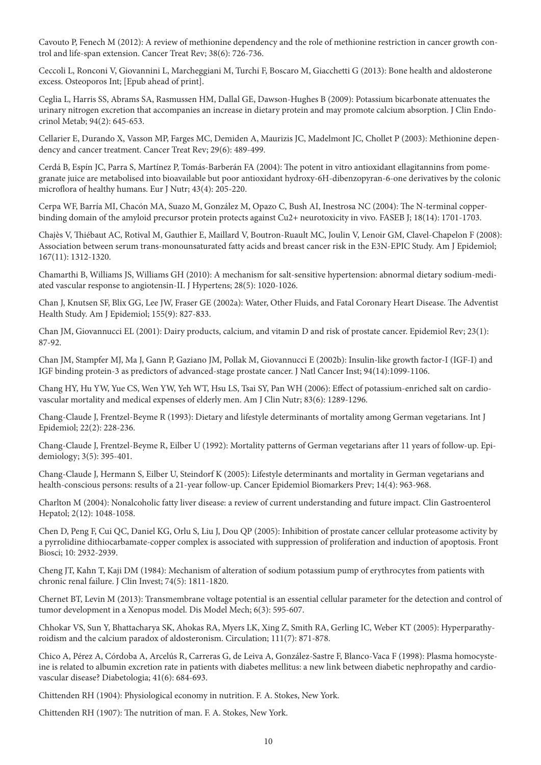Cavouto P, Fenech M (2012): A review of methionine dependency and the role of methionine restriction in cancer growth control and life-span extension. Cancer Treat Rev; 38(6): 726-736.

Ceccoli L, Ronconi V, Giovannini L, Marcheggiani M, Turchi F, Boscaro M, Giacchetti G (2013): Bone health and aldosterone excess. Osteoporos Int; [Epub ahead of print].

Ceglia L, Harris SS, Abrams SA, Rasmussen HM, Dallal GE, Dawson-Hughes B (2009): Potassium bicarbonate attenuates the urinary nitrogen excretion that accompanies an increase in dietary protein and may promote calcium absorption. J Clin Endocrinol Metab; 94(2): 645-653.

Cellarier E, Durando X, Vasson MP, Farges MC, Demiden A, Maurizis JC, Madelmont JC, Chollet P (2003): Methionine dependency and cancer treatment. Cancer Treat Rev; 29(6): 489-499.

Cerdá B, Espín JC, Parra S, Martínez P, Tomás-Barberán FA (2004): The potent in vitro antioxidant ellagitannins from pomegranate juice are metabolised into bioavailable but poor antioxidant hydroxy-6H-dibenzopyran-6-one derivatives by the colonic microflora of healthy humans. Eur J Nutr; 43(4): 205-220.

Cerpa WF, Barría MI, Chacón MA, Suazo M, González M, Opazo C, Bush AI, Inestrosa NC (2004): The N-terminal copper-binding domain of the amyloid precursor protein protects against Cu2+ neurotoxicity in vivo. FASEB J; 18(14): 1701-1703.

Chajès V, Thiébaut AC, Rotival M, Gauthier E, Maillard V, Boutron-Ruault MC, Joulin V, Lenoir GM, Clavel-Chapelon F (2008): Association between serum trans-monounsaturated fatty acids and breast cancer risk in the E3N-EPIC Study. Am J Epidemiol; 167(11): 1312-1320.

Chamarthi B, Williams JS, Williams GH (2010): A mechanism for salt-sensitive hypertension: abnormal dietary sodium-mediated vascular response to angiotensin-II. J Hypertens; 28(5): 1020-1026.

Chan J, Knutsen SF, Blix GG, Lee JW, Fraser GE (2002a): Water, Other Fluids, and Fatal Coronary Heart Disease. The Adventist Health Study. Am J Epidemiol; 155(9): 827-833.

Chan JM, Giovannucci EL (2001): Dairy products, calcium, and vitamin D and risk of prostate cancer. Epidemiol Rev; 23(1): 87-92.

Chan JM, Stampfer MJ, Ma J, Gann P, Gaziano JM, Pollak M, Giovannucci E (2002b): Insulin-like growth factor-I (IGF-I) and IGF binding protein-3 as predictors of advanced-stage prostate cancer. J Natl Cancer Inst; 94(14):1099-1106.

Chang HY, Hu YW, Yue CS, Wen YW, Yeh WT, Hsu LS, Tsai SY, Pan WH (2006): Effect of potassium-enriched salt on cardiovascular mortality and medical expenses of elderly men. Am J Clin Nutr; 83(6): 1289-1296.

Chang-Claude J, Frentzel-Beyme R (1993): Dietary and lifestyle determinants of mortality among German vegetarians. Int J Epidemiol; 22(2): 228-236.

Chang-Claude J, Frentzel-Beyme R, Eilber U (1992): Mortality patterns of German vegetarians after 11 years of follow-up. Epidemiology; 3(5): 395-401.

Chang-Claude J, Hermann S, Eilber U, Steindorf K (2005): Lifestyle determinants and mortality in German vegetarians and health-conscious persons: results of a 21-year follow-up. Cancer Epidemiol Biomarkers Prev; 14(4): 963-968.

Charlton M (2004): Nonalcoholic fatty liver disease: a review of current understanding and future impact. Clin Gastroenterol Hepatol; 2(12): 1048-1058.

Chen D, Peng F, Cui QC, Daniel KG, Orlu S, Liu J, Dou QP (2005): Inhibition of prostate cancer cellular proteasome activity by a pyrrolidine dithiocarbamate-copper complex is associated with suppression of proliferation and induction of apoptosis. Front Biosci; 10: 2932-2939.

Cheng JT, Kahn T, Kaji DM (1984): Mechanism of alteration of sodium potassium pump of erythrocytes from patients with chronic renal failure. J Clin Invest; 74(5): 1811-1820.

Chernet BT, Levin M (2013): Transmembrane voltage potential is an essential cellular parameter for the detection and control of tumor development in a Xenopus model. Dis Model Mech; 6(3): 595-607.

Chhokar VS, Sun Y, Bhattacharya SK, Ahokas RA, Myers LK, Xing Z, Smith RA, Gerling IC, Weber KT (2005): Hyperparathyroidism and the calcium paradox of aldosteronism. Circulation; 111(7): 871-878.

Chico A, Pérez A, Córdoba A, Arcelús R, Carreras G, de Leiva A, González-Sastre F, Blanco-Vaca F (1998): Plasma homocysteine is related to albumin excretion rate in patients with diabetes mellitus: a new link between diabetic nephropathy and cardiovascular disease? Diabetologia; 41(6): 684-693.

Chittenden RH (1904): Physiological economy in nutrition. F. A. Stokes, New York.

Chittenden RH (1907): The nutrition of man. F. A. Stokes, New York.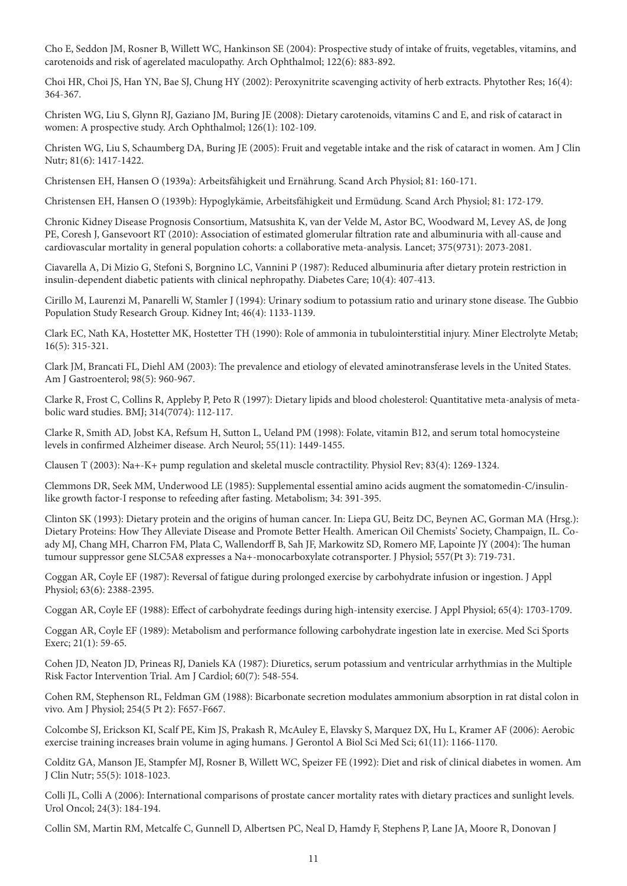Cho E, Seddon JM, Rosner B, Willett WC, Hankinson SE (2004): Prospective study of intake of fruits, vegetables, vitamins, and carotenoids and risk of agerelated maculopathy. Arch Ophthalmol; 122(6): 883-892.

Choi HR, Choi JS, Han YN, Bae SJ, Chung HY (2002): Peroxynitrite scavenging activity of herb extracts. Phytother Res; 16(4): 364-367.

Christen WG, Liu S, Glynn RJ, Gaziano JM, Buring JE (2008): Dietary carotenoids, vitamins C and E, and risk of cataract in women: A prospective study. Arch Ophthalmol; 126(1): 102-109.

Christen WG, Liu S, Schaumberg DA, Buring JE (2005): Fruit and vegetable intake and the risk of cataract in women. Am J Clin Nutr; 81(6): 1417-1422.

Christensen EH, Hansen O (1939a): Arbeitsfähigkeit und Ernährung. Scand Arch Physiol; 81: 160-171.

Christensen EH, Hansen O (1939b): Hypoglykämie, Arbeitsfähigkeit und Ermüdung. Scand Arch Physiol; 81: 172-179.

Chronic Kidney Disease Prognosis Consortium, Matsushita K, van der Velde M, Astor BC, Woodward M, Levey AS, de Jong PE, Coresh J, Gansevoort RT (2010): Association of estimated glomerular filtration rate and albuminuria with all-cause and cardiovascular mortality in general population cohorts: a collaborative meta-analysis. Lancet; 375(9731): 2073-2081.

Ciavarella A, Di Mizio G, Stefoni S, Borgnino LC, Vannini P (1987): Reduced albuminuria after dietary protein restriction in insulin-dependent diabetic patients with clinical nephropathy. Diabetes Care; 10(4): 407-413.

Cirillo M, Laurenzi M, Panarelli W, Stamler J (1994): Urinary sodium to potassium ratio and urinary stone disease. The Gubbio Population Study Research Group. Kidney Int; 46(4): 1133-1139.

Clark EC, Nath KA, Hostetter MK, Hostetter TH (1990): Role of ammonia in tubulointerstitial injury. Miner Electrolyte Metab; 16(5): 315-321.

Clark JM, Brancati FL, Diehl AM (2003): The prevalence and etiology of elevated aminotransferase levels in the United States. Am J Gastroenterol; 98(5): 960-967.

Clarke R, Frost C, Collins R, Appleby P, Peto R (1997): Dietary lipids and blood cholesterol: Quantitative meta-analysis of metabolic ward studies. BMJ; 314(7074): 112-117.

Clarke R, Smith AD, Jobst KA, Refsum H, Sutton L, Ueland PM (1998): Folate, vitamin B12, and serum total homocysteine levels in confirmed Alzheimer disease. Arch Neurol; 55(11): 1449-1455.

Clausen T (2003): Na+-K+ pump regulation and skeletal muscle contractility. Physiol Rev; 83(4): 1269-1324.

Clemmons DR, Seek MM, Underwood LE (1985): Supplemental essential amino acids augment the somatomedin-C/insulin-like growth factor-I response to refeeding after fasting. Metabolism; 34: 391-395.

Clinton SK (1993): Dietary protein and the origins of human cancer. In: Liepa GU, Beitz DC, Beynen AC, Gorman MA (Hrsg.): Dietary Proteins: How They Alleviate Disease and Promote Better Health. American Oil Chemists' Society, Champaign, IL. Coady MJ, Chang MH, Charron FM, Plata C, Wallendorff B, Sah JF, Markowitz SD, Romero MF, Lapointe JY (2004): The human tumour suppressor gene SLC5A8 expresses a Na+-monocarboxylate cotransporter. J Physiol; 557(Pt 3): 719-731.

Coggan AR, Coyle EF (1987): Reversal of fatigue during prolonged exercise by carbohydrate infusion or ingestion. J Appl Physiol; 63(6): 2388-2395.

Coggan AR, Coyle EF (1988): Effect of carbohydrate feedings during high-intensity exercise. J Appl Physiol; 65(4): 1703-1709.

Coggan AR, Coyle EF (1989): Metabolism and performance following carbohydrate ingestion late in exercise. Med Sci Sports Exerc; 21(1): 59-65.

Cohen JD, Neaton JD, Prineas RJ, Daniels KA (1987): Diuretics, serum potassium and ventricular arrhythmias in the Multiple Risk Factor Intervention Trial. Am J Cardiol; 60(7): 548-554.

Cohen RM, Stephenson RL, Feldman GM (1988): Bicarbonate secretion modulates ammonium absorption in rat distal colon in vivo. Am J Physiol; 254(5 Pt 2): F657-F667.

Colcombe SJ, Erickson KI, Scalf PE, Kim JS, Prakash R, McAuley E, Elavsky S, Marquez DX, Hu L, Kramer AF (2006): Aerobic exercise training increases brain volume in aging humans. J Gerontol A Biol Sci Med Sci; 61(11): 1166-1170.

Colditz GA, Manson JE, Stampfer MJ, Rosner B, Willett WC, Speizer FE (1992): Diet and risk of clinical diabetes in women. Am J Clin Nutr; 55(5): 1018-1023.

Colli JL, Colli A (2006): International comparisons of prostate cancer mortality rates with dietary practices and sunlight levels. Urol Oncol; 24(3): 184-194.

Collin SM, Martin RM, Metcalfe C, Gunnell D, Albertsen PC, Neal D, Hamdy F, Stephens P, Lane JA, Moore R, Donovan J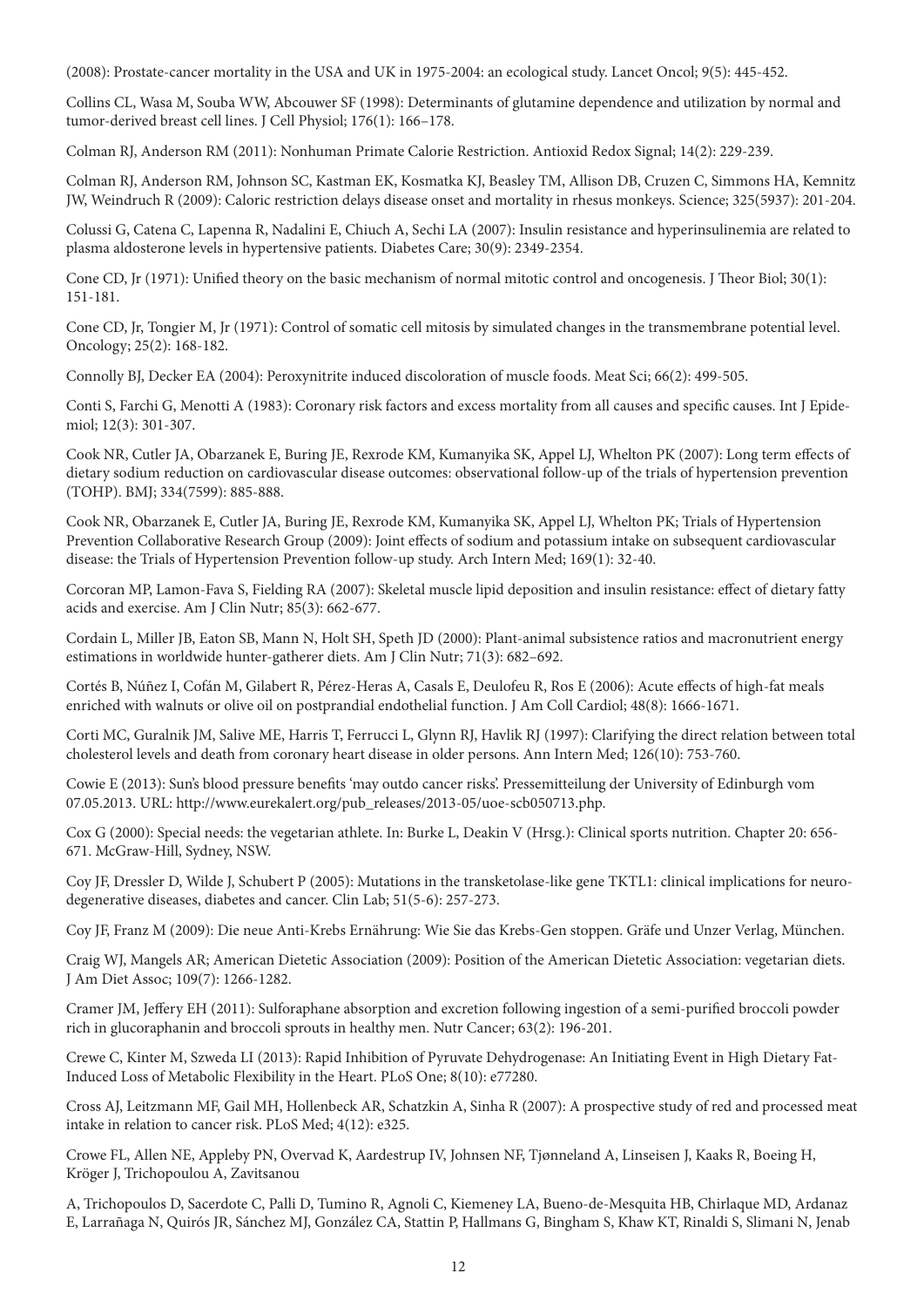(2008): Prostate-cancer mortality in the USA and UK in 1975-2004: an ecological study. Lancet Oncol; 9(5): 445-452.

Collins CL, Wasa M, Souba WW, Abcouwer SF (1998): Determinants of glutamine dependence and utilization by normal and tumor-derived breast cell lines. J Cell Physiol; 176(1): 166–178.

Colman RJ, Anderson RM (2011): Nonhuman Primate Calorie Restriction. Antioxid Redox Signal; 14(2): 229-239.

Colman RJ, Anderson RM, Johnson SC, Kastman EK, Kosmatka KJ, Beasley TM, Allison DB, Cruzen C, Simmons HA, Kemnitz JW, Weindruch R (2009): Caloric restriction delays disease onset and mortality in rhesus monkeys. Science; 325(5937): 201-204.

Colussi G, Catena C, Lapenna R, Nadalini E, Chiuch A, Sechi LA (2007): Insulin resistance and hyperinsulinemia are related to plasma aldosterone levels in hypertensive patients. Diabetes Care; 30(9): 2349-2354.

Cone CD, Jr (1971): Unified theory on the basic mechanism of normal mitotic control and oncogenesis. J Theor Biol; 30(1): 151-181.

Cone CD, Jr, Tongier M, Jr (1971): Control of somatic cell mitosis by simulated changes in the transmembrane potential level. Oncology; 25(2): 168-182.

Connolly BJ, Decker EA (2004): Peroxynitrite induced discoloration of muscle foods. Meat Sci; 66(2): 499-505.

Conti S, Farchi G, Menotti A (1983): Coronary risk factors and excess mortality from all causes and specific causes. Int J Epidemiol; 12(3): 301-307.

Cook NR, Cutler JA, Obarzanek E, Buring JE, Rexrode KM, Kumanyika SK, Appel LJ, Whelton PK (2007): Long term effects of dietary sodium reduction on cardiovascular disease outcomes: observational follow-up of the trials of hypertension prevention (TOHP). BMJ; 334(7599): 885-888.

Cook NR, Obarzanek E, Cutler JA, Buring JE, Rexrode KM, Kumanyika SK, Appel LJ, Whelton PK; Trials of Hypertension Prevention Collaborative Research Group (2009): Joint effects of sodium and potassium intake on subsequent cardiovascular disease: the Trials of Hypertension Prevention follow-up study. Arch Intern Med; 169(1): 32-40.

Corcoran MP, Lamon-Fava S, Fielding RA (2007): Skeletal muscle lipid deposition and insulin resistance: effect of dietary fatty acids and exercise. Am J Clin Nutr; 85(3): 662-677.

Cordain L, Miller JB, Eaton SB, Mann N, Holt SH, Speth JD (2000): Plant-animal subsistence ratios and macronutrient energy estimations in worldwide hunter-gatherer diets. Am J Clin Nutr; 71(3): 682–692.

Cortés B, Núñez I, Cofán M, Gilabert R, Pérez-Heras A, Casals E, Deulofeu R, Ros E (2006): Acute effects of high-fat meals enriched with walnuts or olive oil on postprandial endothelial function. J Am Coll Cardiol; 48(8): 1666-1671.

Corti MC, Guralnik JM, Salive ME, Harris T, Ferrucci L, Glynn RJ, Havlik RJ (1997): Clarifying the direct relation between total cholesterol levels and death from coronary heart disease in older persons. Ann Intern Med; 126(10): 753-760.

Cowie E (2013): Sun's blood pressure benefits 'may outdo cancer risks'. Pressemitteilung der University of Edinburgh vom 07.05.2013. URL: http://www.eurekalert.org/pub_releases/2013-05/uoe-scb050713.php.

Cox G (2000): Special needs: the vegetarian athlete. In: Burke L, Deakin V (Hrsg.): Clinical sports nutrition. Chapter 20: 656-671. McGraw-Hill, Sydney, NSW.

Coy JF, Dressler D, Wilde J, Schubert P (2005): Mutations in the transketolase-like gene TKTL1: clinical implications for neurodegenerative diseases, diabetes and cancer. Clin Lab; 51(5-6): 257-273.

Coy JF, Franz M (2009): Die neue Anti-Krebs Ernährung: Wie Sie das Krebs-Gen stoppen. Gräfe und Unzer Verlag, München.

Craig WJ, Mangels AR; American Dietetic Association (2009): Position of the American Dietetic Association: vegetarian diets. J Am Diet Assoc; 109(7): 1266-1282.

Cramer JM, Jeffery EH (2011): Sulforaphane absorption and excretion following ingestion of a semi-purified broccoli powder rich in glucoraphanin and broccoli sprouts in healthy men. Nutr Cancer; 63(2): 196-201.

Crewe C, Kinter M, Szweda LI (2013): Rapid Inhibition of Pyruvate Dehydrogenase: An Initiating Event in High Dietary Fat-Induced Loss of Metabolic Flexibility in the Heart. PLoS One; 8(10): e77280.

Cross AJ, Leitzmann MF, Gail MH, Hollenbeck AR, Schatzkin A, Sinha R (2007): A prospective study of red and processed meat intake in relation to cancer risk. PLoS Med; 4(12): e325.

Crowe FL, Allen NE, Appleby PN, Overvad K, Aardestrup IV, Johnsen NF, Tjønneland A, Linseisen J, Kaaks R, Boeing H, Kröger J, Trichopoulou A, Zavitsanou

A, Trichopoulos D, Sacerdote C, Palli D, Tumino R, Agnoli C, Kiemeney LA, Bueno-de-Mesquita HB, Chirlaque MD, Ardanaz E, Larrañaga N, Quirós JR, Sánchez MJ, González CA, Stattin P, Hallmans G, Bingham S, Khaw KT, Rinaldi S, Slimani N, Jenab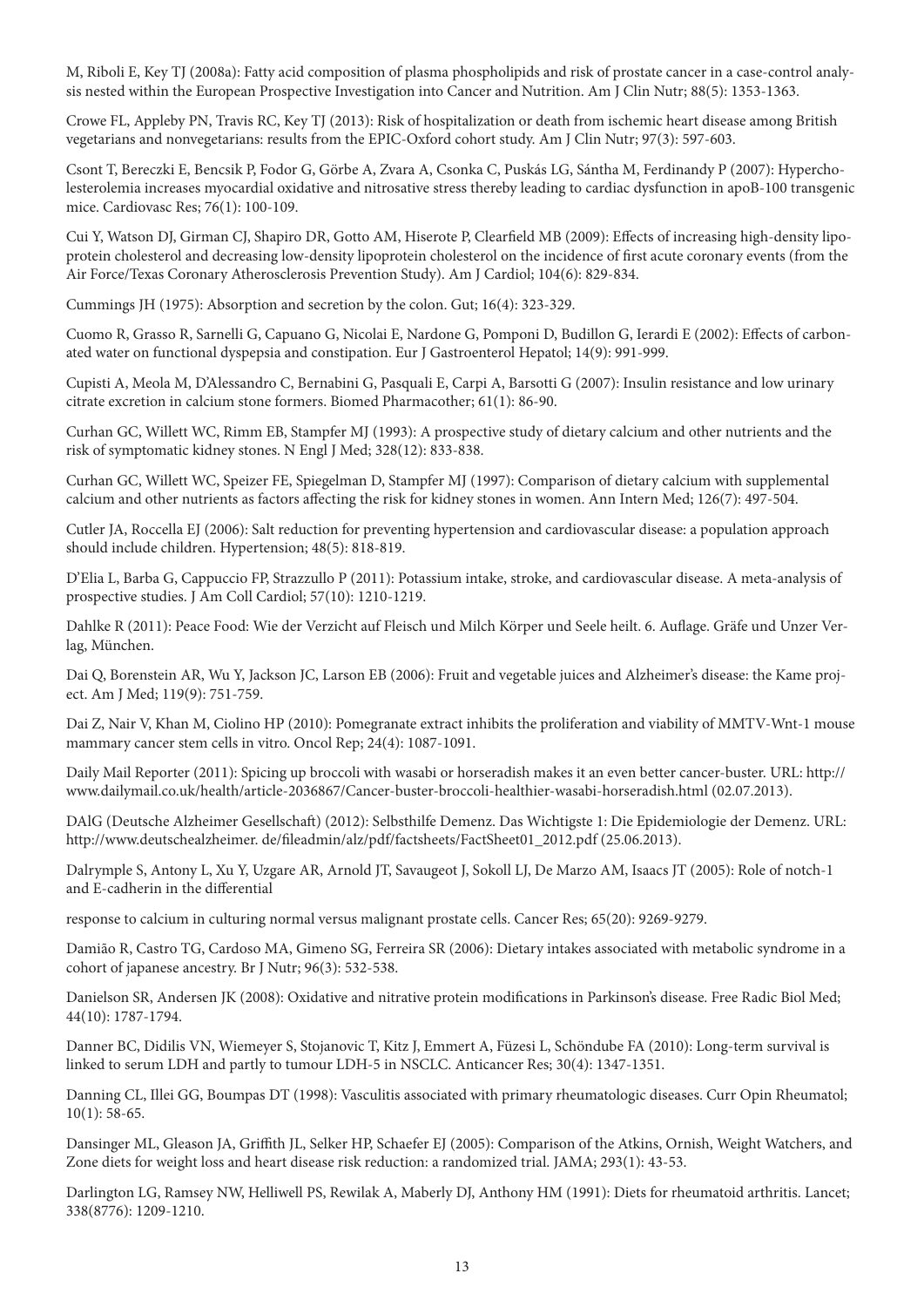M, Riboli E, Key TJ (2008a): Fatty acid composition of plasma phospholipids and risk of prostate cancer in a case-control analysis nested within the European Prospective Investigation into Cancer and Nutrition. Am J Clin Nutr; 88(5): 1353-1363.

Crowe FL, Appleby PN, Travis RC, Key TJ (2013): Risk of hospitalization or death from ischemic heart disease among British vegetarians and nonvegetarians: results from the EPIC-Oxford cohort study. Am J Clin Nutr; 97(3): 597-603.

Csont T, Bereczki E, Bencsik P, Fodor G, Görbe A, Zvara A, Csonka C, Puskás LG, Sántha M, Ferdinandy P (2007): Hypercholesterolemia increases myocardial oxidative and nitrosative stress thereby leading to cardiac dysfunction in apoB-100 transgenic mice. Cardiovasc Res; 76(1): 100-109.

Cui Y, Watson DJ, Girman CJ, Shapiro DR, Gotto AM, Hiserote P, Clearfield MB (2009): Effects of increasing high-density lipoprotein cholesterol and decreasing low-density lipoprotein cholesterol on the incidence of first acute coronary events (from the Air Force/Texas Coronary Atherosclerosis Prevention Study). Am J Cardiol; 104(6): 829-834.

Cummings JH (1975): Absorption and secretion by the colon. Gut; 16(4): 323-329.

Cuomo R, Grasso R, Sarnelli G, Capuano G, Nicolai E, Nardone G, Pomponi D, Budillon G, Ierardi E (2002): Effects of carbonated water on functional dyspepsia and constipation. Eur J Gastroenterol Hepatol; 14(9): 991-999.

Cupisti A, Meola M, D'Alessandro C, Bernabini G, Pasquali E, Carpi A, Barsotti G (2007): Insulin resistance and low urinary citrate excretion in calcium stone formers. Biomed Pharmacother; 61(1): 86-90.

Curhan GC, Willett WC, Rimm EB, Stampfer MJ (1993): A prospective study of dietary calcium and other nutrients and the risk of symptomatic kidney stones. N Engl J Med; 328(12): 833-838.

Curhan GC, Willett WC, Speizer FE, Spiegelman D, Stampfer MJ (1997): Comparison of dietary calcium with supplemental calcium and other nutrients as factors affecting the risk for kidney stones in women. Ann Intern Med; 126(7): 497-504.

Cutler JA, Roccella EJ (2006): Salt reduction for preventing hypertension and cardiovascular disease: a population approach should include children. Hypertension; 48(5): 818-819.

D'Elia L, Barba G, Cappuccio FP, Strazzullo P (2011): Potassium intake, stroke, and cardiovascular disease. A meta-analysis of prospective studies. J Am Coll Cardiol; 57(10): 1210-1219.

Dahlke R (2011): Peace Food: Wie der Verzicht auf Fleisch und Milch Körper und Seele heilt. 6. Auflage. Gräfe und Unzer Verlag, München.

Dai Q, Borenstein AR, Wu Y, Jackson JC, Larson EB (2006): Fruit and vegetable juices and Alzheimer's disease: the Kame project. Am J Med; 119(9): 751-759.

Dai Z, Nair V, Khan M, Ciolino HP (2010): Pomegranate extract inhibits the proliferation and viability of MMTV-Wnt-1 mouse mammary cancer stem cells in vitro. Oncol Rep; 24(4): 1087-1091.

Daily Mail Reporter (2011): Spicing up broccoli with wasabi or horseradish makes it an even better cancer-buster. URL: http://www.dailymail.co.uk/health/article-2036867/Cancer-buster-broccoli-healthier-wasabi-horseradish.html (02.07.2013).

DAlG (Deutsche Alzheimer Gesellschaft) (2012): Selbsthilfe Demenz. Das Wichtigste 1: Die Epidemiologie der Demenz. URL: http://www.deutschealzheimer. de/fileadmin/alz/pdf/factsheets/FactSheet01_2012.pdf (25.06.2013).

Dalrymple S, Antony L, Xu Y, Uzgare AR, Arnold JT, Savaugeot J, Sokoll LJ, De Marzo AM, Isaacs JT (2005): Role of notch-1 and E-cadherin in the differential

response to calcium in culturing normal versus malignant prostate cells. Cancer Res; 65(20): 9269-9279.

Damião R, Castro TG, Cardoso MA, Gimeno SG, Ferreira SR (2006): Dietary intakes associated with metabolic syndrome in a cohort of japanese ancestry. Br J Nutr; 96(3): 532-538.

Danielson SR, Andersen JK (2008): Oxidative and nitrative protein modifications in Parkinson's disease. Free Radic Biol Med; 44(10): 1787-1794.

Danner BC, Didilis VN, Wiemeyer S, Stojanovic T, Kitz J, Emmert A, Füzesi L, Schöndube FA (2010): Long-term survival is linked to serum LDH and partly to tumour LDH-5 in NSCLC. Anticancer Res; 30(4): 1347-1351.

Danning CL, Illei GG, Boumpas DT (1998): Vasculitis associated with primary rheumatologic diseases. Curr Opin Rheumatol; 10(1): 58-65.

Dansinger ML, Gleason JA, Griffith JL, Selker HP, Schaefer EJ (2005): Comparison of the Atkins, Ornish, Weight Watchers, and Zone diets for weight loss and heart disease risk reduction: a randomized trial. JAMA; 293(1): 43-53.

Darlington LG, Ramsey NW, Helliwell PS, Rewilak A, Maberly DJ, Anthony HM (1991): Diets for rheumatoid arthritis. Lancet; 338(8776): 1209-1210.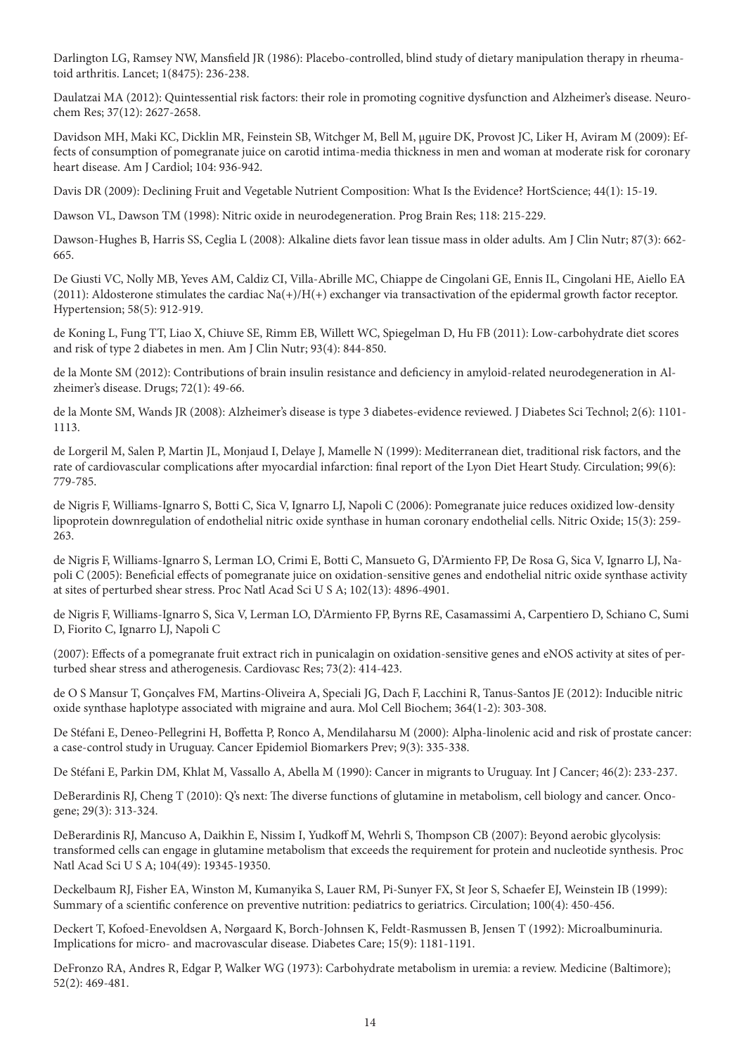Darlington LG, Ramsey NW, Mansfield JR (1986): Placebo-controlled, blind study of dietary manipulation therapy in rheumatoid arthritis. Lancet; 1(8475): 236-238.

Daulatzai MA (2012): Quintessential risk factors: their role in promoting cognitive dysfunction and Alzheimer's disease. Neurochem Res; 37(12): 2627-2658.

Davidson MH, Maki KC, Dicklin MR, Feinstein SB, Witchger M, Bell M, µguire DK, Provost JC, Liker H, Aviram M (2009): Effects of consumption of pomegranate juice on carotid intima-media thickness in men and woman at moderate risk for coronary heart disease. Am J Cardiol; 104: 936-942.

Davis DR (2009): Declining Fruit and Vegetable Nutrient Composition: What Is the Evidence? HortScience; 44(1): 15-19.

Dawson VL, Dawson TM (1998): Nitric oxide in neurodegeneration. Prog Brain Res; 118: 215-229.

Dawson-Hughes B, Harris SS, Ceglia L (2008): Alkaline diets favor lean tissue mass in older adults. Am J Clin Nutr; 87(3): 662-665.

De Giusti VC, Nolly MB, Yeves AM, Caldiz CI, Villa-Abrille MC, Chiappe de Cingolani GE, Ennis IL, Cingolani HE, Aiello EA (2011): Aldosterone stimulates the cardiac Na(+)/H(+) exchanger via transactivation of the epidermal growth factor receptor. Hypertension; 58(5): 912-919.

de Koning L, Fung TT, Liao X, Chiuve SE, Rimm EB, Willett WC, Spiegelman D, Hu FB (2011): Low-carbohydrate diet scores and risk of type 2 diabetes in men. Am J Clin Nutr; 93(4): 844-850.

de la Monte SM (2012): Contributions of brain insulin resistance and deficiency in amyloid-related neurodegeneration in Alzheimer's disease. Drugs; 72(1): 49-66.

de la Monte SM, Wands JR (2008): Alzheimer's disease is type 3 diabetes-evidence reviewed. J Diabetes Sci Technol; 2(6): 1101-1113.

de Lorgeril M, Salen P, Martin JL, Monjaud I, Delaye J, Mamelle N (1999): Mediterranean diet, traditional risk factors, and the rate of cardiovascular complications after myocardial infarction: final report of the Lyon Diet Heart Study. Circulation; 99(6): 779-785.

de Nigris F, Williams-Ignarro S, Botti C, Sica V, Ignarro LJ, Napoli C (2006): Pomegranate juice reduces oxidized low-density lipoprotein downregulation of endothelial nitric oxide synthase in human coronary endothelial cells. Nitric Oxide; 15(3): 259-263.

de Nigris F, Williams-Ignarro S, Lerman LO, Crimi E, Botti C, Mansueto G, D'Armiento FP, De Rosa G, Sica V, Ignarro LJ, Napoli C (2005): Beneficial effects of pomegranate juice on oxidation-sensitive genes and endothelial nitric oxide synthase activity at sites of perturbed shear stress. Proc Natl Acad Sci U S A; 102(13): 4896-4901.

de Nigris F, Williams-Ignarro S, Sica V, Lerman LO, D'Armiento FP, Byrns RE, Casamassimi A, Carpentiero D, Schiano C, Sumi D, Fiorito C, Ignarro LJ, Napoli C

(2007): Effects of a pomegranate fruit extract rich in punicalagin on oxidation-sensitive genes and eNOS activity at sites of perturbed shear stress and atherogenesis. Cardiovasc Res; 73(2): 414-423.

de O S Mansur T, Gonçalves FM, Martins-Oliveira A, Speciali JG, Dach F, Lacchini R, Tanus-Santos JE (2012): Inducible nitric oxide synthase haplotype associated with migraine and aura. Mol Cell Biochem; 364(1-2): 303-308.

De Stéfani E, Deneo-Pellegrini H, Boffetta P, Ronco A, Mendilaharsu M (2000): Alpha-linolenic acid and risk of prostate cancer: a case-control study in Uruguay. Cancer Epidemiol Biomarkers Prev; 9(3): 335-338.

De Stéfani E, Parkin DM, Khlat M, Vassallo A, Abella M (1990): Cancer in migrants to Uruguay. Int J Cancer; 46(2): 233-237.

DeBerardinis RJ, Cheng T (2010): Q's next: The diverse functions of glutamine in metabolism, cell biology and cancer. Oncogene; 29(3): 313-324.

DeBerardinis RJ, Mancuso A, Daikhin E, Nissim I, Yudkoff M, Wehrli S, Thompson CB (2007): Beyond aerobic glycolysis: transformed cells can engage in glutamine metabolism that exceeds the requirement for protein and nucleotide synthesis. Proc Natl Acad Sci U S A; 104(49): 19345-19350.

Deckelbaum RJ, Fisher EA, Winston M, Kumanyika S, Lauer RM, Pi-Sunyer FX, St Jeor S, Schaefer EJ, Weinstein IB (1999): Summary of a scientific conference on preventive nutrition: pediatrics to geriatrics. Circulation; 100(4): 450-456.

Deckert T, Kofoed-Enevoldsen A, Nørgaard K, Borch-Johnsen K, Feldt-Rasmussen B, Jensen T (1992): Microalbuminuria. Implications for micro- and macrovascular disease. Diabetes Care; 15(9): 1181-1191.

DeFronzo RA, Andres R, Edgar P, Walker WG (1973): Carbohydrate metabolism in uremia: a review. Medicine (Baltimore); 52(2): 469-481.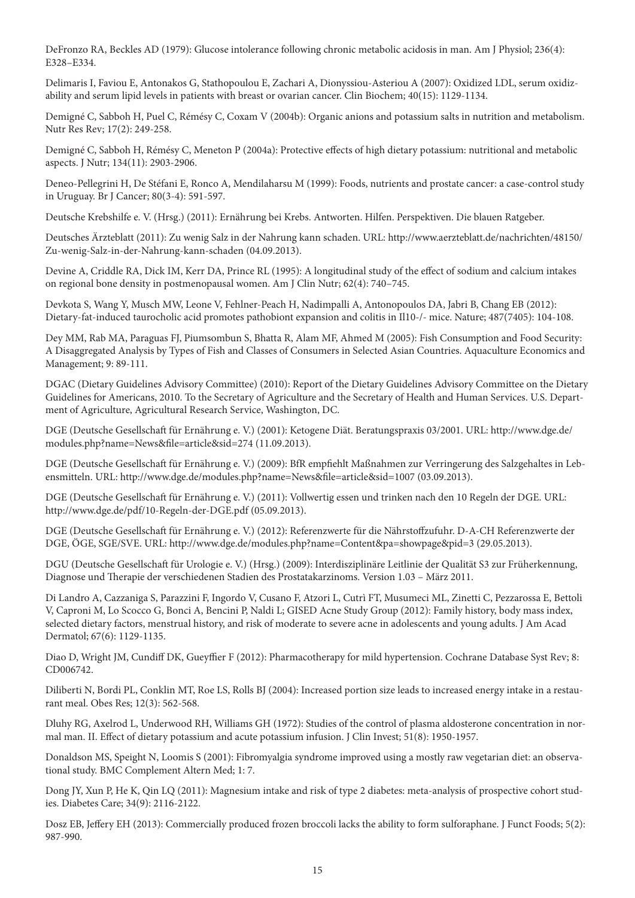DeFronzo RA, Beckles AD (1979): Glucose intolerance following chronic metabolic acidosis in man. Am J Physiol; 236(4): E328–E334.

Delimaris I, Faviou E, Antonakos G, Stathopoulou E, Zachari A, Dionyssiou-Asteriou A (2007): Oxidized LDL, serum oxidizability and serum lipid levels in patients with breast or ovarian cancer. Clin Biochem; 40(15): 1129-1134.

Demigné C, Sabboh H, Puel C, Rémésy C, Coxam V (2004b): Organic anions and potassium salts in nutrition and metabolism. Nutr Res Rev; 17(2): 249-258.

Demigné C, Sabboh H, Rémésy C, Meneton P (2004a): Protective effects of high dietary potassium: nutritional and metabolic aspects. J Nutr; 134(11): 2903-2906.

Deneo-Pellegrini H, De Stéfani E, Ronco A, Mendilaharsu M (1999): Foods, nutrients and prostate cancer: a case-control study in Uruguay. Br J Cancer; 80(3-4): 591-597.

Deutsche Krebshilfe e. V. (Hrsg.) (2011): Ernährung bei Krebs. Antworten. Hilfen. Perspektiven. Die blauen Ratgeber.

Deutsches Ärzteblatt (2011): Zu wenig Salz in der Nahrung kann schaden. URL: http://www.aerzteblatt.de/nachrichten/48150/Zu-wenig-Salz-in-der-Nahrung-kann-schaden (04.09.2013).

Devine A, Criddle RA, Dick IM, Kerr DA, Prince RL (1995): A longitudinal study of the effect of sodium and calcium intakes on regional bone density in postmenopausal women. Am J Clin Nutr; 62(4): 740–745.

Devkota S, Wang Y, Musch MW, Leone V, Fehlner-Peach H, Nadimpalli A, Antonopoulos DA, Jabri B, Chang EB (2012): Dietary-fat-induced taurocholic acid promotes pathobiont expansion and colitis in Il10-/- mice. Nature; 487(7405): 104-108.

Dey MM, Rab MA, Paraguas FJ, Piumsombun S, Bhatta R, Alam MF, Ahmed M (2005): Fish Consumption and Food Security: A Disaggregated Analysis by Types of Fish and Classes of Consumers in Selected Asian Countries. Aquaculture Economics and Management; 9: 89-111.

DGAC (Dietary Guidelines Advisory Committee) (2010): Report of the Dietary Guidelines Advisory Committee on the Dietary Guidelines for Americans, 2010. To the Secretary of Agriculture and the Secretary of Health and Human Services. U.S. Department of Agriculture, Agricultural Research Service, Washington, DC.

DGE (Deutsche Gesellschaft für Ernährung e. V.) (2001): Ketogene Diät. Beratungspraxis 03/2001. URL: http://www.dge.de/modules.php?name=News&file=article&sid=274 (11.09.2013).

DGE (Deutsche Gesellschaft für Ernährung e. V.) (2009): BfR empfiehlt Maßnahmen zur Verringerung des Salzgehaltes in Lebensmitteln. URL: http://www.dge.de/modules.php?name=News&file=article&sid=1007 (03.09.2013).

DGE (Deutsche Gesellschaft für Ernährung e. V.) (2011): Vollwertig essen und trinken nach den 10 Regeln der DGE. URL: http://www.dge.de/pdf/10-Regeln-der-DGE.pdf (05.09.2013).

DGE (Deutsche Gesellschaft für Ernährung e. V.) (2012): Referenzwerte für die Nährstoffzufuhr. D-A-CH Referenzwerte der DGE, ÖGE, SGE/SVE. URL: http://www.dge.de/modules.php?name=Content&pa=showpage&pid=3 (29.05.2013).

DGU (Deutsche Gesellschaft für Urologie e. V.) (Hrsg.) (2009): Interdisziplinäre Leitlinie der Qualität S3 zur Früherkennung, Diagnose und Therapie der verschiedenen Stadien des Prostatakarzinoms. Version 1.03 – März 2011.

Di Landro A, Cazzaniga S, Parazzini F, Ingordo V, Cusano F, Atzori L, Cutrì FT, Musumeci ML, Zinetti C, Pezzarossa E, Bettoli V, Caproni M, Lo Scocco G, Bonci A, Bencini P, Naldi L; GISED Acne Study Group (2012): Family history, body mass index, selected dietary factors, menstrual history, and risk of moderate to severe acne in adolescents and young adults. J Am Acad Dermatol; 67(6): 1129-1135.

Diao D, Wright JM, Cundiff DK, Gueyffier F (2012): Pharmacotherapy for mild hypertension. Cochrane Database Syst Rev; 8: CD006742.

Diliberti N, Bordi PL, Conklin MT, Roe LS, Rolls BJ (2004): Increased portion size leads to increased energy intake in a restaurant meal. Obes Res; 12(3): 562-568.

Dluhy RG, Axelrod L, Underwood RH, Williams GH (1972): Studies of the control of plasma aldosterone concentration in normal man. II. Effect of dietary potassium and acute potassium infusion. J Clin Invest; 51(8): 1950-1957.

Donaldson MS, Speight N, Loomis S (2001): Fibromyalgia syndrome improved using a mostly raw vegetarian diet: an observational study. BMC Complement Altern Med; 1: 7.

Dong JY, Xun P, He K, Qin LQ (2011): Magnesium intake and risk of type 2 diabetes: meta-analysis of prospective cohort studies. Diabetes Care; 34(9): 2116-2122.

Dosz EB, Jeffery EH (2013): Commercially produced frozen broccoli lacks the ability to form sulforaphane. J Funct Foods; 5(2): 987-990.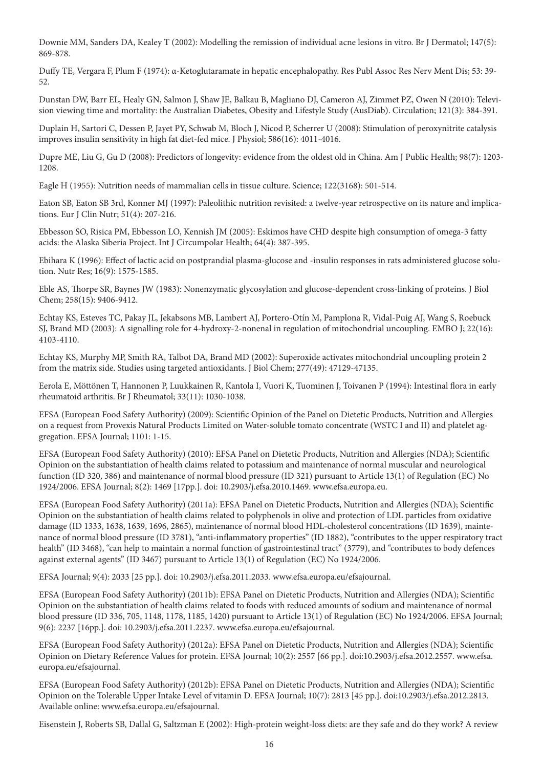Downie MM, Sanders DA, Kealey T (2002): Modelling the remission of individual acne lesions in vitro. Br J Dermatol; 147(5): 869-878.

Duffy TE, Vergara F, Plum F (1974): α-Ketoglutaramate in hepatic encephalopathy. Res Publ Assoc Res Nerv Ment Dis; 53: 39-52.

Dunstan DW, Barr EL, Healy GN, Salmon J, Shaw JE, Balkau B, Magliano DJ, Cameron AJ, Zimmet PZ, Owen N (2010): Television viewing time and mortality: the Australian Diabetes, Obesity and Lifestyle Study (AusDiab). Circulation; 121(3): 384-391.

Duplain H, Sartori C, Dessen P, Jayet PY, Schwab M, Bloch J, Nicod P, Scherrer U (2008): Stimulation of peroxynitrite catalysis improves insulin sensitivity in high fat diet-fed mice. J Physiol; 586(16): 4011-4016.

Dupre ME, Liu G, Gu D (2008): Predictors of longevity: evidence from the oldest old in China. Am J Public Health; 98(7): 1203-1208.

Eagle H (1955): Nutrition needs of mammalian cells in tissue culture. Science; 122(3168): 501-514.

Eaton SB, Eaton SB 3rd, Konner MJ (1997): Paleolithic nutrition revisited: a twelve-year retrospective on its nature and implications. Eur J Clin Nutr; 51(4): 207-216.

Ebbesson SO, Risica PM, Ebbesson LO, Kennish JM (2005): Eskimos have CHD despite high consumption of omega-3 fatty acids: the Alaska Siberia Project. Int J Circumpolar Health; 64(4): 387-395.

Ebihara K (1996): Effect of lactic acid on postprandial plasma-glucose and -insulin responses in rats administered glucose solution. Nutr Res; 16(9): 1575-1585.

Eble AS, Thorpe SR, Baynes JW (1983): Nonenzymatic glycosylation and glucose-dependent cross-linking of proteins. J Biol Chem; 258(15): 9406-9412.

Echtay KS, Esteves TC, Pakay JL, Jekabsons MB, Lambert AJ, Portero-Otín M, Pamplona R, Vidal-Puig AJ, Wang S, Roebuck SJ, Brand MD (2003): A signalling role for 4-hydroxy-2-nonenal in regulation of mitochondrial uncoupling. EMBO J; 22(16): 4103-4110.

Echtay KS, Murphy MP, Smith RA, Talbot DA, Brand MD (2002): Superoxide activates mitochondrial uncoupling protein 2 from the matrix side. Studies using targeted antioxidants. J Biol Chem; 277(49): 47129-47135.

Eerola E, Möttönen T, Hannonen P, Luukkainen R, Kantola I, Vuori K, Tuominen J, Toivanen P (1994): Intestinal flora in early rheumatoid arthritis. Br J Rheumatol; 33(11): 1030-1038.

EFSA (European Food Safety Authority) (2009): Scientific Opinion of the Panel on Dietetic Products, Nutrition and Allergies on a request from Provexis Natural Products Limited on Water-soluble tomato concentrate (WSTC I and II) and platelet aggregation. EFSA Journal; 1101: 1-15.

EFSA (European Food Safety Authority) (2010): EFSA Panel on Dietetic Products, Nutrition and Allergies (NDA); Scientific Opinion on the substantiation of health claims related to potassium and maintenance of normal muscular and neurological function (ID 320, 386) and maintenance of normal blood pressure (ID 321) pursuant to Article 13(1) of Regulation (EC) No 1924/2006. EFSA Journal; 8(2): 1469 [17pp.]. doi: 10.2903/j.efsa.2010.1469. www.efsa.europa.eu.

EFSA (European Food Safety Authority) (2011a): EFSA Panel on Dietetic Products, Nutrition and Allergies (NDA); Scientific Opinion on the substantiation of health claims related to polyphenols in olive and protection of LDL particles from oxidative damage (ID 1333, 1638, 1639, 1696, 2865), maintenance of normal blood HDL-cholesterol concentrations (ID 1639), maintenance of normal blood pressure (ID 3781), "anti-inflammatory properties" (ID 1882), "contributes to the upper respiratory tract health" (ID 3468), "can help to maintain a normal function of gastrointestinal tract" (3779), and "contributes to body defences against external agents" (ID 3467) pursuant to Article 13(1) of Regulation (EC) No 1924/2006.

EFSA Journal; 9(4): 2033 [25 pp.]. doi: 10.2903/j.efsa.2011.2033. www.efsa.europa.eu/efsajournal.

EFSA (European Food Safety Authority) (2011b): EFSA Panel on Dietetic Products, Nutrition and Allergies (NDA); Scientific Opinion on the substantiation of health claims related to foods with reduced amounts of sodium and maintenance of normal blood pressure (ID 336, 705, 1148, 1178, 1185, 1420) pursuant to Article 13(1) of Regulation (EC) No 1924/2006. EFSA Journal; 9(6): 2237 [16pp.]. doi: 10.2903/j.efsa.2011.2237. www.efsa.europa.eu/efsajournal.

EFSA (European Food Safety Authority) (2012a): EFSA Panel on Dietetic Products, Nutrition and Allergies (NDA); Scientific Opinion on Dietary Reference Values for protein. EFSA Journal; 10(2): 2557 [66 pp.]. doi:10.2903/j.efsa.2012.2557. www.efsa.europa.eu/efsajournal.

EFSA (European Food Safety Authority) (2012b): EFSA Panel on Dietetic Products, Nutrition and Allergies (NDA); Scientific Opinion on the Tolerable Upper Intake Level of vitamin D. EFSA Journal; 10(7): 2813 [45 pp.]. doi:10.2903/j.efsa.2012.2813. Available online: www.efsa.europa.eu/efsajournal.

Eisenstein J, Roberts SB, Dallal G, Saltzman E (2002): High-protein weight-loss diets: are they safe and do they work? A review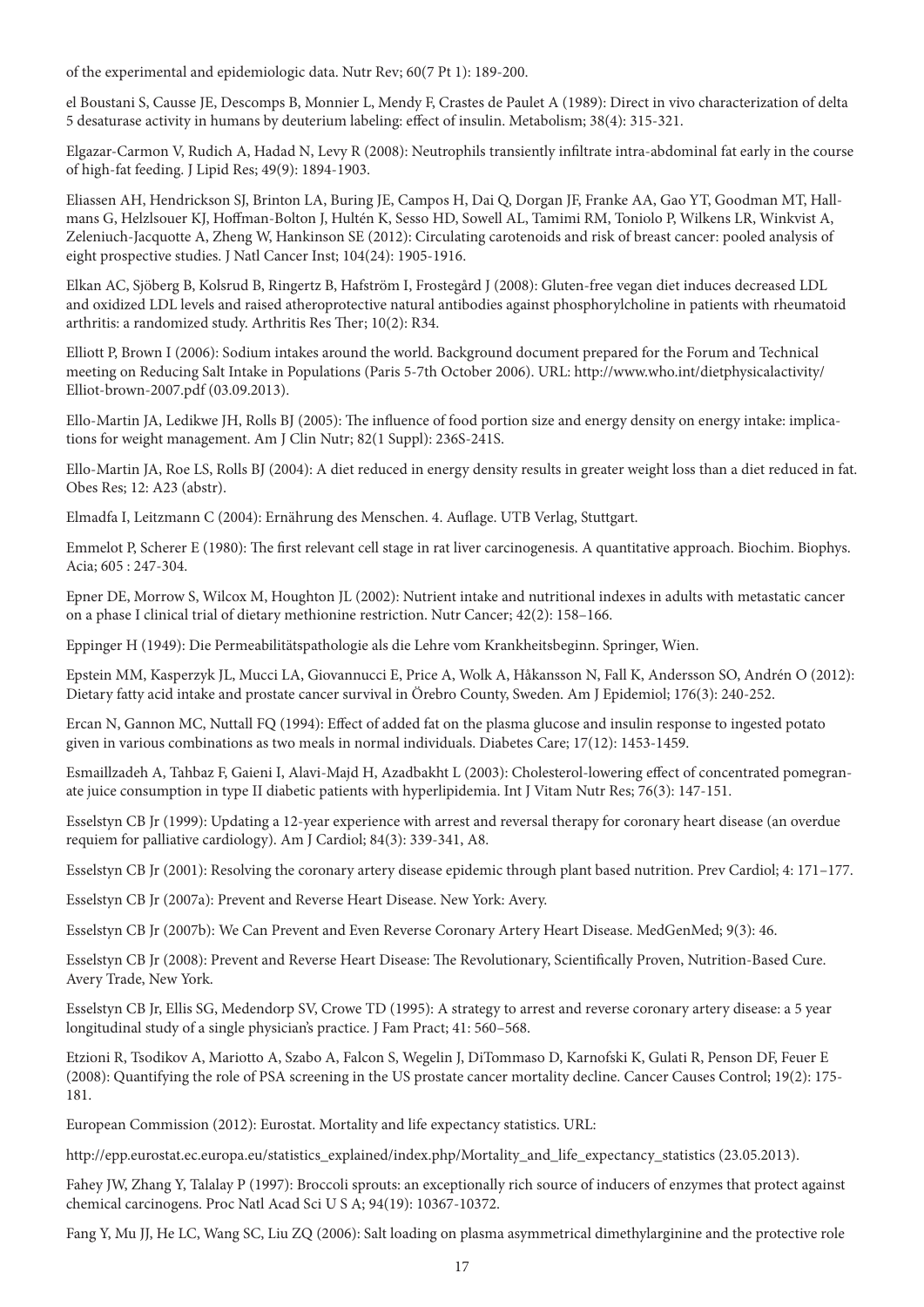of the experimental and epidemiologic data. Nutr Rev; 60(7 Pt 1): 189-200.

el Boustani S, Causse JE, Descomps B, Monnier L, Mendy F, Crastes de Paulet A (1989): Direct in vivo characterization of delta 5 desaturase activity in humans by deuterium labeling: effect of insulin. Metabolism; 38(4): 315-321.

Elgazar-Carmon V, Rudich A, Hadad N, Levy R (2008): Neutrophils transiently infiltrate intra-abdominal fat early in the course of high-fat feeding. J Lipid Res; 49(9): 1894-1903.

Eliassen AH, Hendrickson SJ, Brinton LA, Buring JE, Campos H, Dai Q, Dorgan JF, Franke AA, Gao YT, Goodman MT, Hallmans G, Helzlsouer KJ, Hoffman-Bolton J, Hultén K, Sesso HD, Sowell AL, Tamimi RM, Toniolo P, Wilkens LR, Winkvist A, Zeleniuch-Jacquotte A, Zheng W, Hankinson SE (2012): Circulating carotenoids and risk of breast cancer: pooled analysis of eight prospective studies. J Natl Cancer Inst; 104(24): 1905-1916.

Elkan AC, Sjöberg B, Kolsrud B, Ringertz B, Hafström I, Frostegård J (2008): Gluten-free vegan diet induces decreased LDL and oxidized LDL levels and raised atheroprotective natural antibodies against phosphorylcholine in patients with rheumatoid arthritis: a randomized study. Arthritis Res Ther; 10(2): R34.

Elliott P, Brown I (2006): Sodium intakes around the world. Background document prepared for the Forum and Technical meeting on Reducing Salt Intake in Populations (Paris 5-7th October 2006). URL: http://www.who.int/dietphysicalactivity/Elliot-brown-2007.pdf (03.09.2013).

Ello-Martin JA, Ledikwe JH, Rolls BJ (2005): The influence of food portion size and energy density on energy intake: implications for weight management. Am J Clin Nutr; 82(1 Suppl): 236S-241S.

Ello-Martin JA, Roe LS, Rolls BJ (2004): A diet reduced in energy density results in greater weight loss than a diet reduced in fat. Obes Res; 12: A23 (abstr).

Elmadfa I, Leitzmann C (2004): Ernährung des Menschen. 4. Auflage. UTB Verlag, Stuttgart.

Emmelot P, Scherer E (1980): The first relevant cell stage in rat liver carcinogenesis. A quantitative approach. Biochim. Biophys. Acia; 605 : 247-304.

Epner DE, Morrow S, Wilcox M, Houghton JL (2002): Nutrient intake and nutritional indexes in adults with metastatic cancer on a phase I clinical trial of dietary methionine restriction. Nutr Cancer; 42(2): 158–166.

Eppinger H (1949): Die Permeabilitätspathologie als die Lehre vom Krankheitsbeginn. Springer, Wien.

Epstein MM, Kasperzyk JL, Mucci LA, Giovannucci E, Price A, Wolk A, Håkansson N, Fall K, Andersson SO, Andrén O (2012): Dietary fatty acid intake and prostate cancer survival in Örebro County, Sweden. Am J Epidemiol; 176(3): 240-252.

Ercan N, Gannon MC, Nuttall FQ (1994): Effect of added fat on the plasma glucose and insulin response to ingested potato given in various combinations as two meals in normal individuals. Diabetes Care; 17(12): 1453-1459.

Esmaillzadeh A, Tahbaz F, Gaieni I, Alavi-Majd H, Azadbakht L (2003): Cholesterol-lowering effect of concentrated pomegranate juice consumption in type II diabetic patients with hyperlipidemia. Int J Vitam Nutr Res; 76(3): 147-151.

Esselstyn CB Jr (1999): Updating a 12-year experience with arrest and reversal therapy for coronary heart disease (an overdue requiem for palliative cardiology). Am J Cardiol; 84(3): 339-341, A8.

Esselstyn CB Jr (2001): Resolving the coronary artery disease epidemic through plant based nutrition. Prev Cardiol; 4: 171–177.

Esselstyn CB Jr (2007a): Prevent and Reverse Heart Disease. New York: Avery.

Esselstyn CB Jr (2007b): We Can Prevent and Even Reverse Coronary Artery Heart Disease. MedGenMed; 9(3): 46.

Esselstyn CB Jr (2008): Prevent and Reverse Heart Disease: The Revolutionary, Scientifically Proven, Nutrition-Based Cure. Avery Trade, New York.

Esselstyn CB Jr, Ellis SG, Medendorp SV, Crowe TD (1995): A strategy to arrest and reverse coronary artery disease: a 5 year longitudinal study of a single physician's practice. J Fam Pract; 41: 560–568.

Etzioni R, Tsodikov A, Mariotto A, Szabo A, Falcon S, Wegelin J, DiTommaso D, Karnofski K, Gulati R, Penson DF, Feuer E (2008): Quantifying the role of PSA screening in the US prostate cancer mortality decline. Cancer Causes Control; 19(2): 175-181.

European Commission (2012): Eurostat. Mortality and life expectancy statistics. URL:

http://epp.eurostat.ec.europa.eu/statistics_explained/index.php/Mortality_and_life_expectancy_statistics (23.05.2013).

Fahey JW, Zhang Y, Talalay P (1997): Broccoli sprouts: an exceptionally rich source of inducers of enzymes that protect against chemical carcinogens. Proc Natl Acad Sci U S A; 94(19): 10367-10372.

Fang Y, Mu JJ, He LC, Wang SC, Liu ZQ (2006): Salt loading on plasma asymmetrical dimethylarginine and the protective role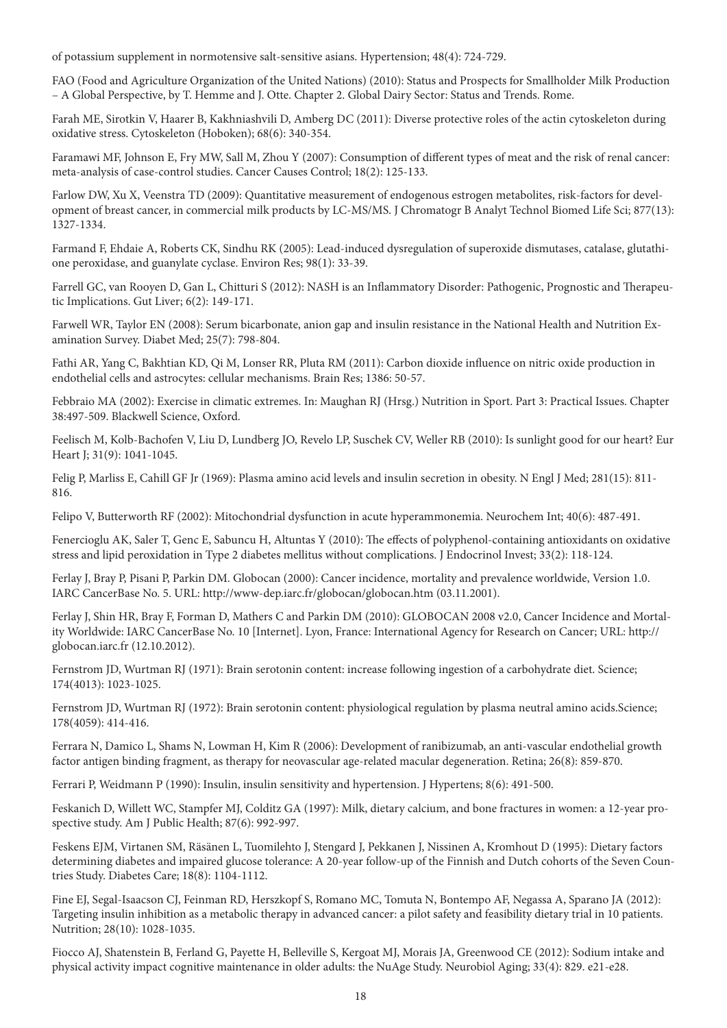of potassium supplement in normotensive salt-sensitive asians. Hypertension; 48(4): 724-729.

FAO (Food and Agriculture Organization of the United Nations) (2010): Status and Prospects for Smallholder Milk Production – A Global Perspective, by T. Hemme and J. Otte. Chapter 2. Global Dairy Sector: Status and Trends. Rome.

Farah ME, Sirotkin V, Haarer B, Kakhniashvili D, Amberg DC (2011): Diverse protective roles of the actin cytoskeleton during oxidative stress. Cytoskeleton (Hoboken); 68(6): 340-354.

Faramawi MF, Johnson E, Fry MW, Sall M, Zhou Y (2007): Consumption of different types of meat and the risk of renal cancer: meta-analysis of case-control studies. Cancer Causes Control; 18(2): 125-133.

Farlow DW, Xu X, Veenstra TD (2009): Quantitative measurement of endogenous estrogen metabolites, risk-factors for development of breast cancer, in commercial milk products by LC-MS/MS. J Chromatogr B Analyt Technol Biomed Life Sci; 877(13): 1327-1334.

Farmand F, Ehdaie A, Roberts CK, Sindhu RK (2005): Lead-induced dysregulation of superoxide dismutases, catalase, glutathione peroxidase, and guanylate cyclase. Environ Res; 98(1): 33-39.

Farrell GC, van Rooyen D, Gan L, Chitturi S (2012): NASH is an Inflammatory Disorder: Pathogenic, Prognostic and Therapeutic Implications. Gut Liver; 6(2): 149-171.

Farwell WR, Taylor EN (2008): Serum bicarbonate, anion gap and insulin resistance in the National Health and Nutrition Examination Survey. Diabet Med; 25(7): 798-804.

Fathi AR, Yang C, Bakhtian KD, Qi M, Lonser RR, Pluta RM (2011): Carbon dioxide influence on nitric oxide production in endothelial cells and astrocytes: cellular mechanisms. Brain Res; 1386: 50-57.

Febbraio MA (2002): Exercise in climatic extremes. In: Maughan RJ (Hrsg.) Nutrition in Sport. Part 3: Practical Issues. Chapter 38:497-509. Blackwell Science, Oxford.

Feelisch M, Kolb-Bachofen V, Liu D, Lundberg JO, Revelo LP, Suschek CV, Weller RB (2010): Is sunlight good for our heart? Eur Heart J; 31(9): 1041-1045.

Felig P, Marliss E, Cahill GF Jr (1969): Plasma amino acid levels and insulin secretion in obesity. N Engl J Med; 281(15): 811-816.

Felipo V, Butterworth RF (2002): Mitochondrial dysfunction in acute hyperammonemia. Neurochem Int; 40(6): 487-491.

Fenercioglu AK, Saler T, Genc E, Sabuncu H, Altuntas Y (2010): The effects of polyphenol-containing antioxidants on oxidative stress and lipid peroxidation in Type 2 diabetes mellitus without complications. J Endocrinol Invest; 33(2): 118-124.

Ferlay J, Bray P, Pisani P, Parkin DM. Globocan (2000): Cancer incidence, mortality and prevalence worldwide, Version 1.0. IARC CancerBase No. 5. URL: http://www-dep.iarc.fr/globocan/globocan.htm (03.11.2001).

Ferlay J, Shin HR, Bray F, Forman D, Mathers C and Parkin DM (2010): GLOBOCAN 2008 v2.0, Cancer Incidence and Mortality Worldwide: IARC CancerBase No. 10 [Internet]. Lyon, France: International Agency for Research on Cancer; URL: http://globocan.iarc.fr (12.10.2012).

Fernstrom JD, Wurtman RJ (1971): Brain serotonin content: increase following ingestion of a carbohydrate diet. Science; 174(4013): 1023-1025.

Fernstrom JD, Wurtman RJ (1972): Brain serotonin content: physiological regulation by plasma neutral amino acids.Science; 178(4059): 414-416.

Ferrara N, Damico L, Shams N, Lowman H, Kim R (2006): Development of ranibizumab, an anti-vascular endothelial growth factor antigen binding fragment, as therapy for neovascular age-related macular degeneration. Retina; 26(8): 859-870.

Ferrari P, Weidmann P (1990): Insulin, insulin sensitivity and hypertension. J Hypertens; 8(6): 491-500.

Feskanich D, Willett WC, Stampfer MJ, Colditz GA (1997): Milk, dietary calcium, and bone fractures in women: a 12-year prospective study. Am J Public Health; 87(6): 992-997.

Feskens EJM, Virtanen SM, Räsänen L, Tuomilehto J, Stengard J, Pekkanen J, Nissinen A, Kromhout D (1995): Dietary factors determining diabetes and impaired glucose tolerance: A 20-year follow-up of the Finnish and Dutch cohorts of the Seven Countries Study. Diabetes Care; 18(8): 1104-1112.

Fine EJ, Segal-Isaacson CJ, Feinman RD, Herszkopf S, Romano MC, Tomuta N, Bontempo AF, Negassa A, Sparano JA (2012): Targeting insulin inhibition as a metabolic therapy in advanced cancer: a pilot safety and feasibility dietary trial in 10 patients. Nutrition; 28(10): 1028-1035.

Fiocco AJ, Shatenstein B, Ferland G, Payette H, Belleville S, Kergoat MJ, Morais JA, Greenwood CE (2012): Sodium intake and physical activity impact cognitive maintenance in older adults: the NuAge Study. Neurobiol Aging; 33(4): 829. e21-e28.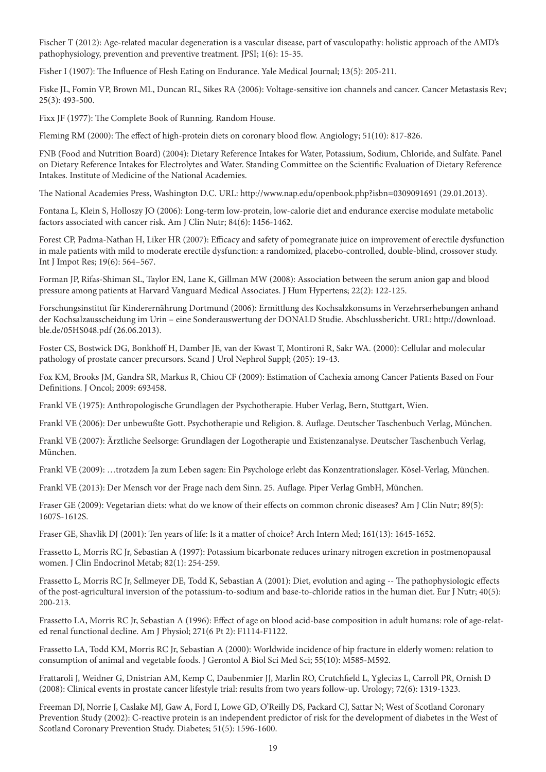Fischer T (2012): Age-related macular degeneration is a vascular disease, part of vasculopathy: holistic approach of the AMD's pathophysiology, prevention and preventive treatment. JPSI; 1(6): 15-35.

Fisher I (1907): The Influence of Flesh Eating on Endurance. Yale Medical Journal; 13(5): 205-211.

Fiske JL, Fomin VP, Brown ML, Duncan RL, Sikes RA (2006): Voltage-sensitive ion channels and cancer. Cancer Metastasis Rev; 25(3): 493-500.

Fixx JF (1977): The Complete Book of Running. Random House.

Fleming RM (2000): The effect of high-protein diets on coronary blood flow. Angiology; 51(10): 817-826.

FNB (Food and Nutrition Board) (2004): Dietary Reference Intakes for Water, Potassium, Sodium, Chloride, and Sulfate. Panel on Dietary Reference Intakes for Electrolytes and Water. Standing Committee on the Scientific Evaluation of Dietary Reference Intakes. Institute of Medicine of the National Academies.

The National Academies Press, Washington D.C. URL: http://www.nap.edu/openbook.php?isbn=0309091691 (29.01.2013).

Fontana L, Klein S, Holloszy JO (2006): Long-term low-protein, low-calorie diet and endurance exercise modulate metabolic factors associated with cancer risk. Am J Clin Nutr; 84(6): 1456-1462.

Forest CP, Padma-Nathan H, Liker HR (2007): Efficacy and safety of pomegranate juice on improvement of erectile dysfunction in male patients with mild to moderate erectile dysfunction: a randomized, placebo-controlled, double-blind, crossover study. Int J Impot Res; 19(6): 564–567.

Forman JP, Rifas-Shiman SL, Taylor EN, Lane K, Gillman MW (2008): Association between the serum anion gap and blood pressure among patients at Harvard Vanguard Medical Associates. J Hum Hypertens; 22(2): 122-125.

Forschungsinstitut für Kinderernährung Dortmund (2006): Ermittlung des Kochsalzkonsums in Verzehrserhebungen anhand der Kochsalzausscheidung im Urin – eine Sonderauswertung der DONALD Studie. Abschlussbericht. URL: http://download.ble.de/05HS048.pdf (26.06.2013).

Foster CS, Bostwick DG, Bonkhoff H, Damber JE, van der Kwast T, Montironi R, Sakr WA. (2000): Cellular and molecular pathology of prostate cancer precursors. Scand J Urol Nephrol Suppl; (205): 19-43.

Fox KM, Brooks JM, Gandra SR, Markus R, Chiou CF (2009): Estimation of Cachexia among Cancer Patients Based on Four Definitions. J Oncol; 2009: 693458.

Frankl VE (1975): Anthropologische Grundlagen der Psychotherapie. Huber Verlag, Bern, Stuttgart, Wien.

Frankl VE (2006): Der unbewußte Gott. Psychotherapie und Religion. 8. Auflage. Deutscher Taschenbuch Verlag, München.

Frankl VE (2007): Ärztliche Seelsorge: Grundlagen der Logotherapie und Existenzanalyse. Deutscher Taschenbuch Verlag, München.

Frankl VE (2009): …trotzdem Ja zum Leben sagen: Ein Psychologe erlebt das Konzentrationslager. Kösel-Verlag, München.

Frankl VE (2013): Der Mensch vor der Frage nach dem Sinn. 25. Auflage. Piper Verlag GmbH, München.

Fraser GE (2009): Vegetarian diets: what do we know of their effects on common chronic diseases? Am J Clin Nutr; 89(5): 1607S-1612S.

Fraser GE, Shavlik DJ (2001): Ten years of life: Is it a matter of choice? Arch Intern Med; 161(13): 1645-1652.

Frassetto L, Morris RC Jr, Sebastian A (1997): Potassium bicarbonate reduces urinary nitrogen excretion in postmenopausal women. J Clin Endocrinol Metab; 82(1): 254-259.

Frassetto L, Morris RC Jr, Sellmeyer DE, Todd K, Sebastian A (2001): Diet, evolution and aging -- The pathophysiologic effects of the post-agricultural inversion of the potassium-to-sodium and base-to-chloride ratios in the human diet. Eur J Nutr; 40(5): 200-213.

Frassetto LA, Morris RC Jr, Sebastian A (1996): Effect of age on blood acid-base composition in adult humans: role of age-related renal functional decline. Am J Physiol; 271(6 Pt 2): F1114-F1122.

Frassetto LA, Todd KM, Morris RC Jr, Sebastian A (2000): Worldwide incidence of hip fracture in elderly women: relation to consumption of animal and vegetable foods. J Gerontol A Biol Sci Med Sci; 55(10): M585-M592.

Frattaroli J, Weidner G, Dnistrian AM, Kemp C, Daubenmier JJ, Marlin RO, Crutchfield L, Yglecias L, Carroll PR, Ornish D (2008): Clinical events in prostate cancer lifestyle trial: results from two years follow-up. Urology; 72(6): 1319-1323.

Freeman DJ, Norrie J, Caslake MJ, Gaw A, Ford I, Lowe GD, O'Reilly DS, Packard CJ, Sattar N; West of Scotland Coronary Prevention Study (2002): C-reactive protein is an independent predictor of risk for the development of diabetes in the West of Scotland Coronary Prevention Study. Diabetes; 51(5): 1596-1600.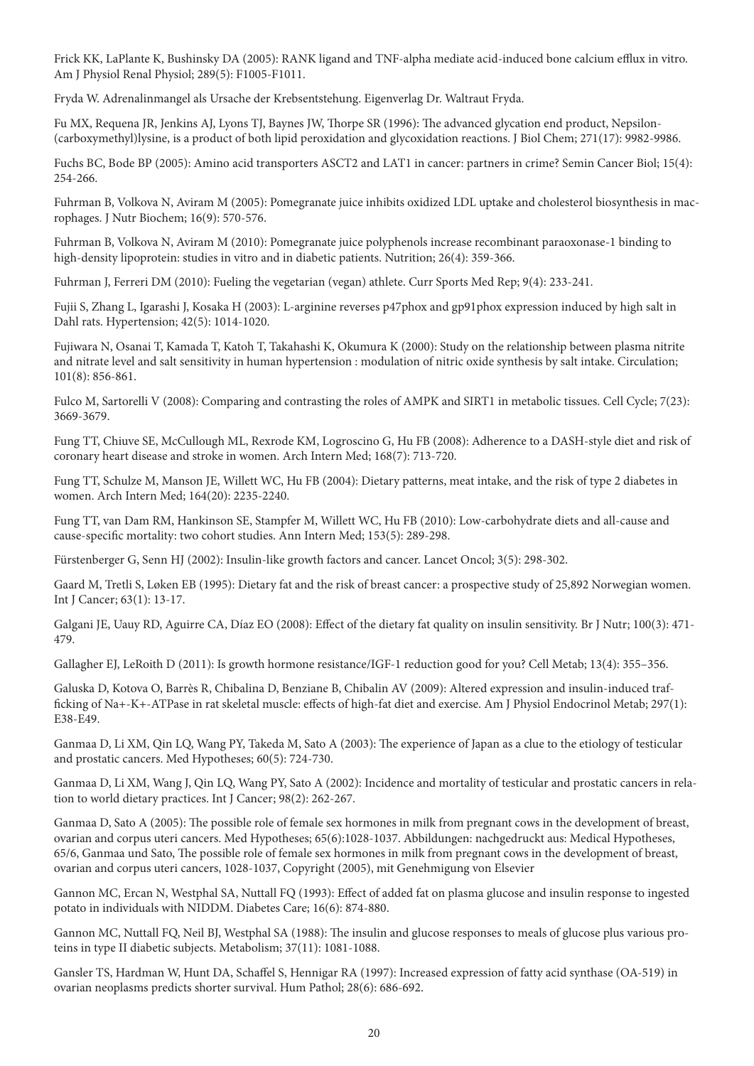Frick KK, LaPlante K, Bushinsky DA (2005): RANK ligand and TNF-alpha mediate acid-induced bone calcium efflux in vitro. Am J Physiol Renal Physiol; 289(5): F1005-F1011.

Fryda W. Adrenalinmangel als Ursache der Krebsentstehung. Eigenverlag Dr. Waltraut Fryda.

Fu MX, Requena JR, Jenkins AJ, Lyons TJ, Baynes JW, Thorpe SR (1996): The advanced glycation end product, Nepsilon-(carboxymethyl)lysine, is a product of both lipid peroxidation and glycoxidation reactions. J Biol Chem; 271(17): 9982-9986.

Fuchs BC, Bode BP (2005): Amino acid transporters ASCT2 and LAT1 in cancer: partners in crime? Semin Cancer Biol; 15(4): 254-266.

Fuhrman B, Volkova N, Aviram M (2005): Pomegranate juice inhibits oxidized LDL uptake and cholesterol biosynthesis in macrophages. J Nutr Biochem; 16(9): 570-576.

Fuhrman B, Volkova N, Aviram M (2010): Pomegranate juice polyphenols increase recombinant paraoxonase-1 binding to high-density lipoprotein: studies in vitro and in diabetic patients. Nutrition; 26(4): 359-366.

Fuhrman J, Ferreri DM (2010): Fueling the vegetarian (vegan) athlete. Curr Sports Med Rep; 9(4): 233-241.

Fujii S, Zhang L, Igarashi J, Kosaka H (2003): L-arginine reverses p47phox and gp91phox expression induced by high salt in Dahl rats. Hypertension; 42(5): 1014-1020.

Fujiwara N, Osanai T, Kamada T, Katoh T, Takahashi K, Okumura K (2000): Study on the relationship between plasma nitrite and nitrate level and salt sensitivity in human hypertension : modulation of nitric oxide synthesis by salt intake. Circulation; 101(8): 856-861.

Fulco M, Sartorelli V (2008): Comparing and contrasting the roles of AMPK and SIRT1 in metabolic tissues. Cell Cycle; 7(23): 3669-3679.

Fung TT, Chiuve SE, McCullough ML, Rexrode KM, Logroscino G, Hu FB (2008): Adherence to a DASH-style diet and risk of coronary heart disease and stroke in women. Arch Intern Med; 168(7): 713-720.

Fung TT, Schulze M, Manson JE, Willett WC, Hu FB (2004): Dietary patterns, meat intake, and the risk of type 2 diabetes in women. Arch Intern Med; 164(20): 2235-2240.

Fung TT, van Dam RM, Hankinson SE, Stampfer M, Willett WC, Hu FB (2010): Low-carbohydrate diets and all-cause and cause-specific mortality: two cohort studies. Ann Intern Med; 153(5): 289-298.

Fürstenberger G, Senn HJ (2002): Insulin-like growth factors and cancer. Lancet Oncol; 3(5): 298-302.

Gaard M, Tretli S, Løken EB (1995): Dietary fat and the risk of breast cancer: a prospective study of 25,892 Norwegian women. Int J Cancer; 63(1): 13-17.

Galgani JE, Uauy RD, Aguirre CA, Díaz EO (2008): Effect of the dietary fat quality on insulin sensitivity. Br J Nutr; 100(3): 471-479.

Gallagher EJ, LeRoith D (2011): Is growth hormone resistance/IGF-1 reduction good for you? Cell Metab; 13(4): 355–356.

Galuska D, Kotova O, Barrès R, Chibalina D, Benziane B, Chibalin AV (2009): Altered expression and insulin-induced trafficking of Na+-K+-ATPase in rat skeletal muscle: effects of high-fat diet and exercise. Am J Physiol Endocrinol Metab; 297(1): E38-E49.

Ganmaa D, Li XM, Qin LQ, Wang PY, Takeda M, Sato A (2003): The experience of Japan as a clue to the etiology of testicular and prostatic cancers. Med Hypotheses; 60(5): 724-730.

Ganmaa D, Li XM, Wang J, Qin LQ, Wang PY, Sato A (2002): Incidence and mortality of testicular and prostatic cancers in relation to world dietary practices. Int J Cancer; 98(2): 262-267.

Ganmaa D, Sato A (2005): The possible role of female sex hormones in milk from pregnant cows in the development of breast, ovarian and corpus uteri cancers. Med Hypotheses; 65(6):1028-1037. Abbildungen: nachgedruckt aus: Medical Hypotheses, 65/6, Ganmaa und Sato, The possible role of female sex hormones in milk from pregnant cows in the development of breast, ovarian and corpus uteri cancers, 1028-1037, Copyright (2005), mit Genehmigung von Elsevier

Gannon MC, Ercan N, Westphal SA, Nuttall FQ (1993): Effect of added fat on plasma glucose and insulin response to ingested potato in individuals with NIDDM. Diabetes Care; 16(6): 874-880.

Gannon MC, Nuttall FQ, Neil BJ, Westphal SA (1988): The insulin and glucose responses to meals of glucose plus various proteins in type II diabetic subjects. Metabolism; 37(11): 1081-1088.

Gansler TS, Hardman W, Hunt DA, Schaffel S, Hennigar RA (1997): Increased expression of fatty acid synthase (OA-519) in ovarian neoplasms predicts shorter survival. Hum Pathol; 28(6): 686-692.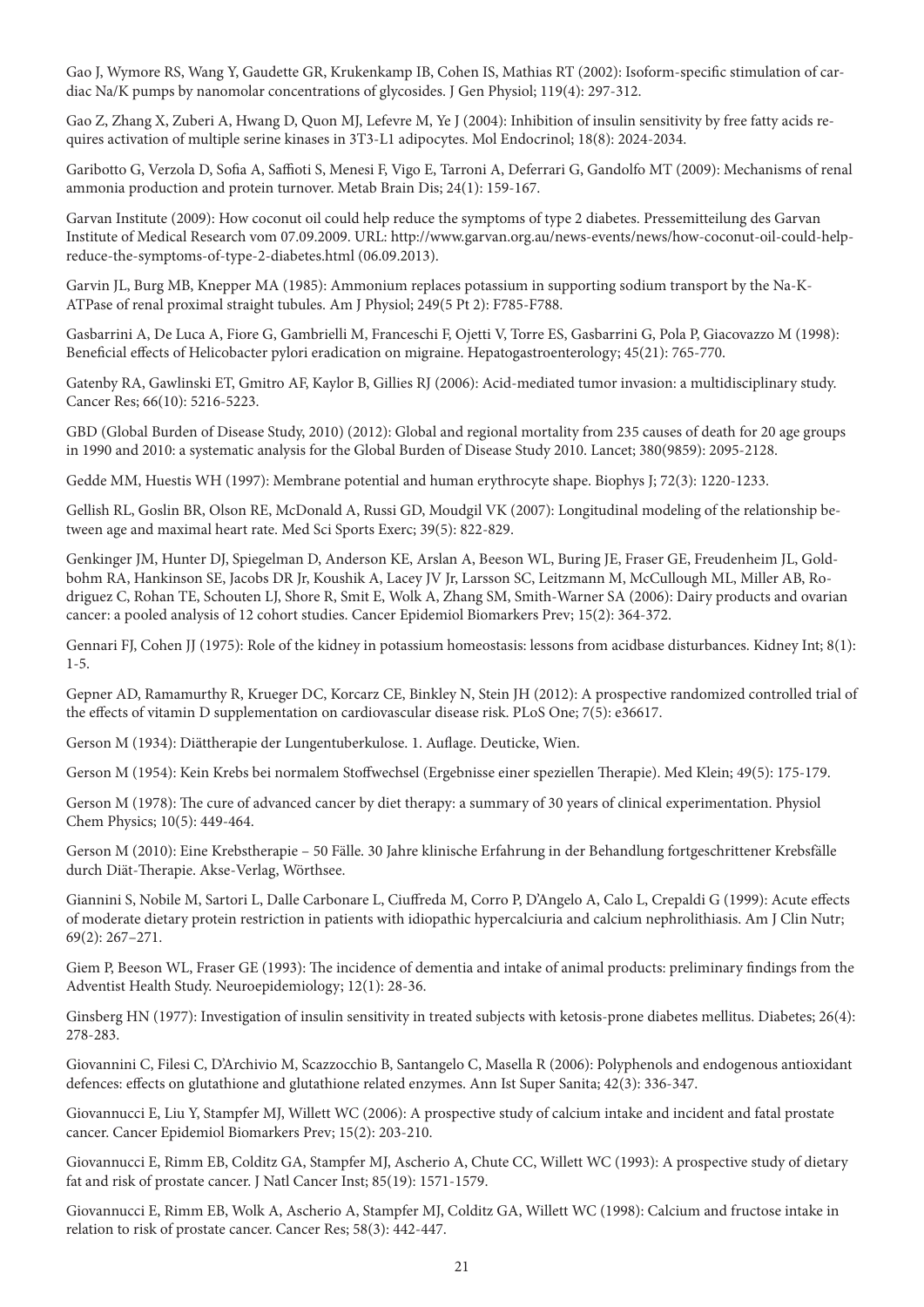Gao J, Wymore RS, Wang Y, Gaudette GR, Krukenkamp IB, Cohen IS, Mathias RT (2002): Isoform-specific stimulation of cardiac Na/K pumps by nanomolar concentrations of glycosides. J Gen Physiol; 119(4): 297-312.

Gao Z, Zhang X, Zuberi A, Hwang D, Quon MJ, Lefevre M, Ye J (2004): Inhibition of insulin sensitivity by free fatty acids requires activation of multiple serine kinases in 3T3-L1 adipocytes. Mol Endocrinol; 18(8): 2024-2034.

Garibotto G, Verzola D, Sofia A, Saffioti S, Menesi F, Vigo E, Tarroni A, Deferrari G, Gandolfo MT (2009): Mechanisms of renal ammonia production and protein turnover. Metab Brain Dis; 24(1): 159-167.

Garvan Institute (2009): How coconut oil could help reduce the symptoms of type 2 diabetes. Pressemitteilung des Garvan Institute of Medical Research vom 07.09.2009. URL: http://www.garvan.org.au/news-events/news/how-coconut-oil-could-help-reduce-the-symptoms-of-type-2-diabetes.html (06.09.2013).

Garvin JL, Burg MB, Knepper MA (1985): Ammonium replaces potassium in supporting sodium transport by the Na-K-ATPase of renal proximal straight tubules. Am J Physiol; 249(5 Pt 2): F785-F788.

Gasbarrini A, De Luca A, Fiore G, Gambrielli M, Franceschi F, Ojetti V, Torre ES, Gasbarrini G, Pola P, Giacovazzo M (1998): Beneficial effects of Helicobacter pylori eradication on migraine. Hepatogastroenterology; 45(21): 765-770.

Gatenby RA, Gawlinski ET, Gmitro AF, Kaylor B, Gillies RJ (2006): Acid-mediated tumor invasion: a multidisciplinary study. Cancer Res; 66(10): 5216-5223.

GBD (Global Burden of Disease Study, 2010) (2012): Global and regional mortality from 235 causes of death for 20 age groups in 1990 and 2010: a systematic analysis for the Global Burden of Disease Study 2010. Lancet; 380(9859): 2095-2128.

Gedde MM, Huestis WH (1997): Membrane potential and human erythrocyte shape. Biophys J; 72(3): 1220-1233.

Gellish RL, Goslin BR, Olson RE, McDonald A, Russi GD, Moudgil VK (2007): Longitudinal modeling of the relationship between age and maximal heart rate. Med Sci Sports Exerc; 39(5): 822-829.

Genkinger JM, Hunter DJ, Spiegelman D, Anderson KE, Arslan A, Beeson WL, Buring JE, Fraser GE, Freudenheim JL, Goldbohm RA, Hankinson SE, Jacobs DR Jr, Koushik A, Lacey JV Jr, Larsson SC, Leitzmann M, McCullough ML, Miller AB, Rodriguez C, Rohan TE, Schouten LJ, Shore R, Smit E, Wolk A, Zhang SM, Smith-Warner SA (2006): Dairy products and ovarian cancer: a pooled analysis of 12 cohort studies. Cancer Epidemiol Biomarkers Prev; 15(2): 364-372.

Gennari FJ, Cohen JJ (1975): Role of the kidney in potassium homeostasis: lessons from acidbase disturbances. Kidney Int; 8(1): 1-5.

Gepner AD, Ramamurthy R, Krueger DC, Korcarz CE, Binkley N, Stein JH (2012): A prospective randomized controlled trial of the effects of vitamin D supplementation on cardiovascular disease risk. PLoS One; 7(5): e36617.

Gerson M (1934): Diättherapie der Lungentuberkulose. 1. Auflage. Deuticke, Wien.

Gerson M (1954): Kein Krebs bei normalem Stoffwechsel (Ergebnisse einer speziellen Therapie). Med Klein; 49(5): 175-179.

Gerson M (1978): The cure of advanced cancer by diet therapy: a summary of 30 years of clinical experimentation. Physiol Chem Physics; 10(5): 449-464.

Gerson M (2010): Eine Krebstherapie – 50 Fälle. 30 Jahre klinische Erfahrung in der Behandlung fortgeschrittener Krebsfälle durch Diät-Therapie. Akse-Verlag, Wörthsee.

Giannini S, Nobile M, Sartori L, Dalle Carbonare L, Ciuffreda M, Corro P, D'Angelo A, Calo L, Crepaldi G (1999): Acute effects of moderate dietary protein restriction in patients with idiopathic hypercalciuria and calcium nephrolithiasis. Am J Clin Nutr; 69(2): 267–271.

Giem P, Beeson WL, Fraser GE (1993): The incidence of dementia and intake of animal products: preliminary findings from the Adventist Health Study. Neuroepidemiology; 12(1): 28-36.

Ginsberg HN (1977): Investigation of insulin sensitivity in treated subjects with ketosis-prone diabetes mellitus. Diabetes; 26(4): 278-283.

Giovannini C, Filesi C, D'Archivio M, Scazzocchio B, Santangelo C, Masella R (2006): Polyphenols and endogenous antioxidant defences: effects on glutathione and glutathione related enzymes. Ann Ist Super Sanita; 42(3): 336-347.

Giovannucci E, Liu Y, Stampfer MJ, Willett WC (2006): A prospective study of calcium intake and incident and fatal prostate cancer. Cancer Epidemiol Biomarkers Prev; 15(2): 203-210.

Giovannucci E, Rimm EB, Colditz GA, Stampfer MJ, Ascherio A, Chute CC, Willett WC (1993): A prospective study of dietary fat and risk of prostate cancer. J Natl Cancer Inst; 85(19): 1571-1579.

Giovannucci E, Rimm EB, Wolk A, Ascherio A, Stampfer MJ, Colditz GA, Willett WC (1998): Calcium and fructose intake in relation to risk of prostate cancer. Cancer Res; 58(3): 442-447.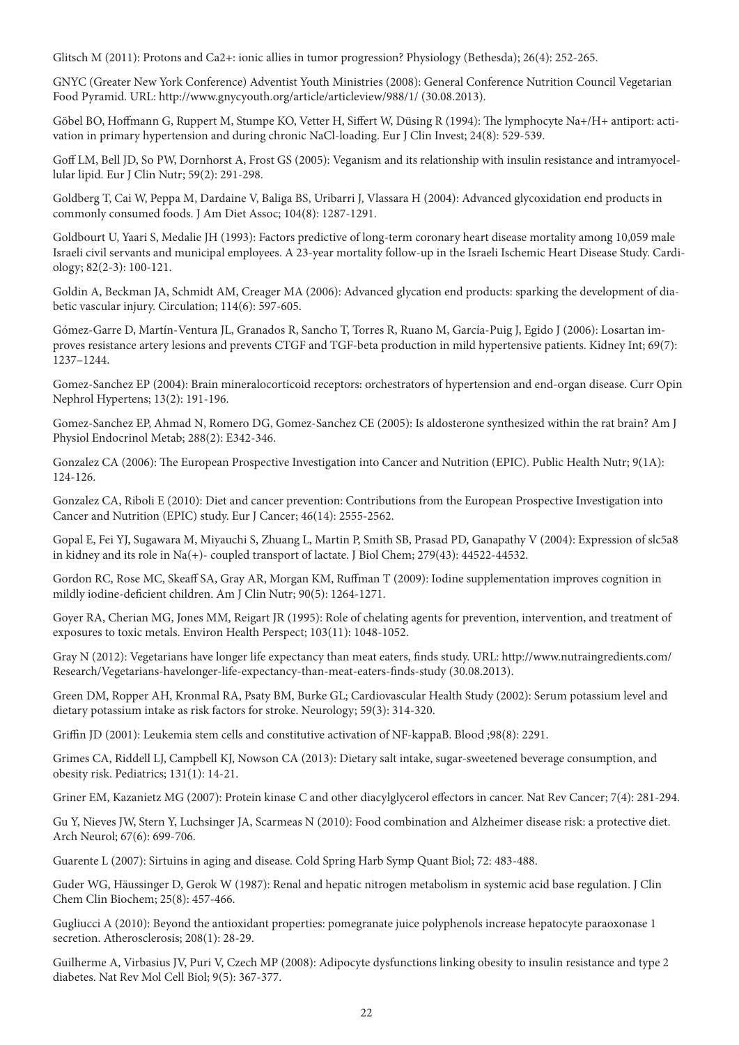Glitsch M (2011): Protons and Ca2+: ionic allies in tumor progression? Physiology (Bethesda); 26(4): 252-265.

GNYC (Greater New York Conference) Adventist Youth Ministries (2008): General Conference Nutrition Council Vegetarian Food Pyramid. URL: http://www.gnycyouth.org/article/articleview/988/1/ (30.08.2013).

Göbel BO, Hoffmann G, Ruppert M, Stumpe KO, Vetter H, Siffert W, Düsing R (1994): The lymphocyte Na+/H+ antiport: activation in primary hypertension and during chronic NaCl-loading. Eur J Clin Invest; 24(8): 529-539.

Goff LM, Bell JD, So PW, Dornhorst A, Frost GS (2005): Veganism and its relationship with insulin resistance and intramyocellular lipid. Eur J Clin Nutr; 59(2): 291-298.

Goldberg T, Cai W, Peppa M, Dardaine V, Baliga BS, Uribarri J, Vlassara H (2004): Advanced glycoxidation end products in commonly consumed foods. J Am Diet Assoc; 104(8): 1287-1291.

Goldbourt U, Yaari S, Medalie JH (1993): Factors predictive of long-term coronary heart disease mortality among 10,059 male Israeli civil servants and municipal employees. A 23-year mortality follow-up in the Israeli Ischemic Heart Disease Study. Cardiology; 82(2-3): 100-121.

Goldin A, Beckman JA, Schmidt AM, Creager MA (2006): Advanced glycation end products: sparking the development of diabetic vascular injury. Circulation; 114(6): 597-605.

Gómez-Garre D, Martín-Ventura JL, Granados R, Sancho T, Torres R, Ruano M, García-Puig J, Egido J (2006): Losartan improves resistance artery lesions and prevents CTGF and TGF-beta production in mild hypertensive patients. Kidney Int; 69(7): 1237–1244.

Gomez-Sanchez EP (2004): Brain mineralocorticoid receptors: orchestrators of hypertension and end-organ disease. Curr Opin Nephrol Hypertens; 13(2): 191-196.

Gomez-Sanchez EP, Ahmad N, Romero DG, Gomez-Sanchez CE (2005): Is aldosterone synthesized within the rat brain? Am J Physiol Endocrinol Metab; 288(2): E342-346.

Gonzalez CA (2006): The European Prospective Investigation into Cancer and Nutrition (EPIC). Public Health Nutr; 9(1A): 124-126.

Gonzalez CA, Riboli E (2010): Diet and cancer prevention: Contributions from the European Prospective Investigation into Cancer and Nutrition (EPIC) study. Eur J Cancer; 46(14): 2555-2562.

Gopal E, Fei YJ, Sugawara M, Miyauchi S, Zhuang L, Martin P, Smith SB, Prasad PD, Ganapathy V (2004): Expression of slc5a8 in kidney and its role in Na(+)- coupled transport of lactate. J Biol Chem; 279(43): 44522-44532.

Gordon RC, Rose MC, Skeaff SA, Gray AR, Morgan KM, Ruffman T (2009): Iodine supplementation improves cognition in mildly iodine-deficient children. Am J Clin Nutr; 90(5): 1264-1271.

Goyer RA, Cherian MG, Jones MM, Reigart JR (1995): Role of chelating agents for prevention, intervention, and treatment of exposures to toxic metals. Environ Health Perspect; 103(11): 1048-1052.

Gray N (2012): Vegetarians have longer life expectancy than meat eaters, finds study. URL: http://www.nutraingredients.com/Research/Vegetarians-havelonger-life-expectancy-than-meat-eaters-finds-study (30.08.2013).

Green DM, Ropper AH, Kronmal RA, Psaty BM, Burke GL; Cardiovascular Health Study (2002): Serum potassium level and dietary potassium intake as risk factors for stroke. Neurology; 59(3): 314-320.

Griffin JD (2001): Leukemia stem cells and constitutive activation of NF-kappaB. Blood ;98(8): 2291.

Grimes CA, Riddell LJ, Campbell KJ, Nowson CA (2013): Dietary salt intake, sugar-sweetened beverage consumption, and obesity risk. Pediatrics; 131(1): 14-21.

Griner EM, Kazanietz MG (2007): Protein kinase C and other diacylglycerol effectors in cancer. Nat Rev Cancer; 7(4): 281-294.

Gu Y, Nieves JW, Stern Y, Luchsinger JA, Scarmeas N (2010): Food combination and Alzheimer disease risk: a protective diet. Arch Neurol; 67(6): 699-706.

Guarente L (2007): Sirtuins in aging and disease. Cold Spring Harb Symp Quant Biol; 72: 483-488.

Guder WG, Häussinger D, Gerok W (1987): Renal and hepatic nitrogen metabolism in systemic acid base regulation. J Clin Chem Clin Biochem; 25(8): 457-466.

Gugliucci A (2010): Beyond the antioxidant properties: pomegranate juice polyphenols increase hepatocyte paraoxonase 1 secretion. Atherosclerosis; 208(1): 28-29.

Guilherme A, Virbasius JV, Puri V, Czech MP (2008): Adipocyte dysfunctions linking obesity to insulin resistance and type 2 diabetes. Nat Rev Mol Cell Biol; 9(5): 367-377.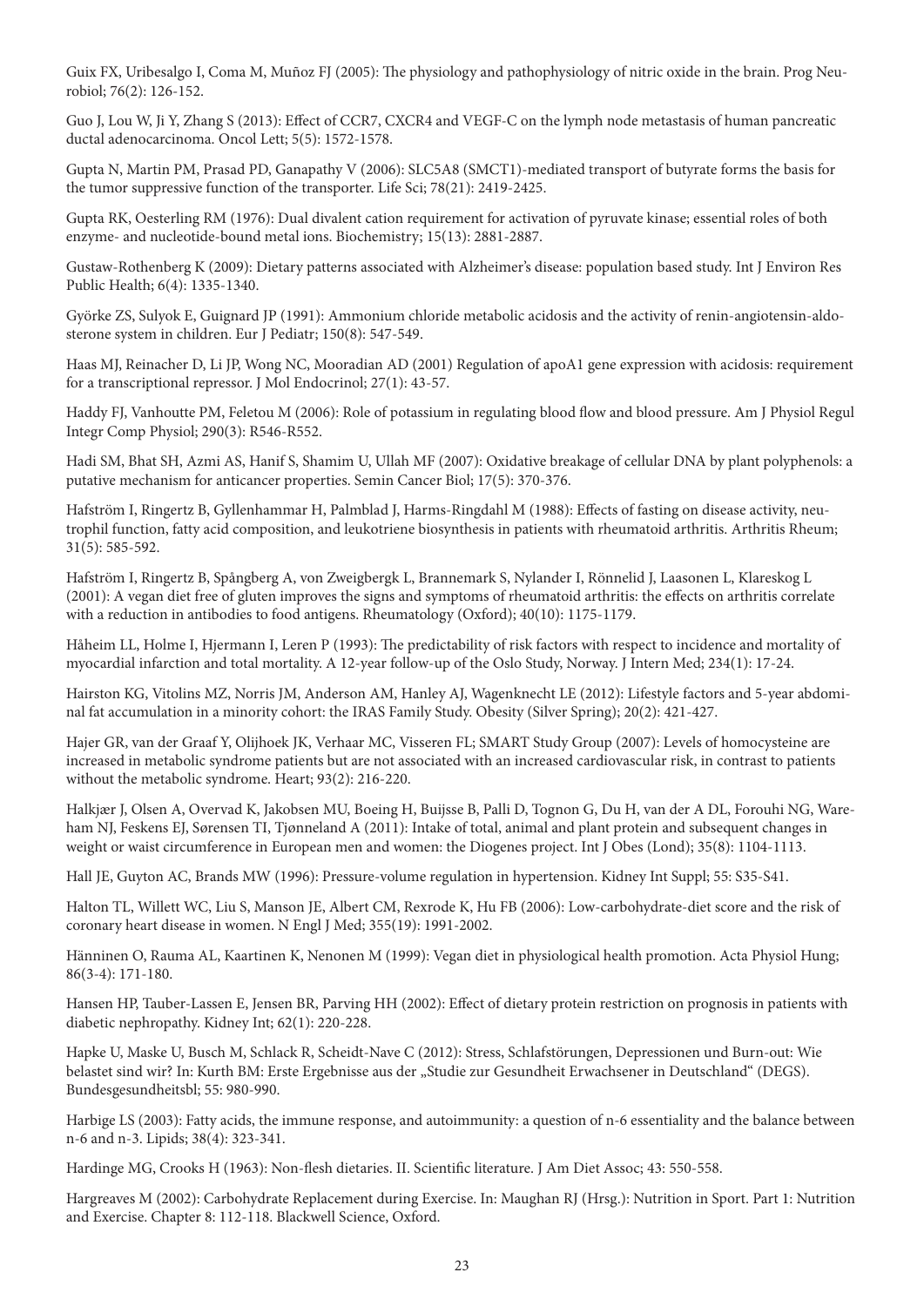Guix FX, Uribesalgo I, Coma M, Muñoz FJ (2005): The physiology and pathophysiology of nitric oxide in the brain. Prog Neurobiol; 76(2): 126-152.

Guo J, Lou W, Ji Y, Zhang S (2013): Effect of CCR7, CXCR4 and VEGF-C on the lymph node metastasis of human pancreatic ductal adenocarcinoma. Oncol Lett; 5(5): 1572-1578.

Gupta N, Martin PM, Prasad PD, Ganapathy V (2006): SLC5A8 (SMCT1)-mediated transport of butyrate forms the basis for the tumor suppressive function of the transporter. Life Sci; 78(21): 2419-2425.

Gupta RK, Oesterling RM (1976): Dual divalent cation requirement for activation of pyruvate kinase; essential roles of both enzyme- and nucleotide-bound metal ions. Biochemistry; 15(13): 2881-2887.

Gustaw-Rothenberg K (2009): Dietary patterns associated with Alzheimer's disease: population based study. Int J Environ Res Public Health; 6(4): 1335-1340.

Györke ZS, Sulyok E, Guignard JP (1991): Ammonium chloride metabolic acidosis and the activity of renin-angiotensin-aldosterone system in children. Eur J Pediatr; 150(8): 547-549.

Haas MJ, Reinacher D, Li JP, Wong NC, Mooradian AD (2001) Regulation of apoA1 gene expression with acidosis: requirement for a transcriptional repressor. J Mol Endocrinol; 27(1): 43-57.

Haddy FJ, Vanhoutte PM, Feletou M (2006): Role of potassium in regulating blood flow and blood pressure. Am J Physiol Regul Integr Comp Physiol; 290(3): R546-R552.

Hadi SM, Bhat SH, Azmi AS, Hanif S, Shamim U, Ullah MF (2007): Oxidative breakage of cellular DNA by plant polyphenols: a putative mechanism for anticancer properties. Semin Cancer Biol; 17(5): 370-376.

Hafström I, Ringertz B, Gyllenhammar H, Palmblad J, Harms-Ringdahl M (1988): Effects of fasting on disease activity, neutrophil function, fatty acid composition, and leukotriene biosynthesis in patients with rheumatoid arthritis. Arthritis Rheum; 31(5): 585-592.

Hafström I, Ringertz B, Spångberg A, von Zweigbergk L, Brannemark S, Nylander I, Rönnelid J, Laasonen L, Klareskog L (2001): A vegan diet free of gluten improves the signs and symptoms of rheumatoid arthritis: the effects on arthritis correlate with a reduction in antibodies to food antigens. Rheumatology (Oxford); 40(10): 1175-1179.

Håheim LL, Holme I, Hjermann I, Leren P (1993): The predictability of risk factors with respect to incidence and mortality of myocardial infarction and total mortality. A 12-year follow-up of the Oslo Study, Norway. J Intern Med; 234(1): 17-24.

Hairston KG, Vitolins MZ, Norris JM, Anderson AM, Hanley AJ, Wagenknecht LE (2012): Lifestyle factors and 5-year abdominal fat accumulation in a minority cohort: the IRAS Family Study. Obesity (Silver Spring); 20(2): 421-427.

Hajer GR, van der Graaf Y, Olijhoek JK, Verhaar MC, Visseren FL; SMART Study Group (2007): Levels of homocysteine are increased in metabolic syndrome patients but are not associated with an increased cardiovascular risk, in contrast to patients without the metabolic syndrome. Heart; 93(2): 216-220.

Halkjær J, Olsen A, Overvad K, Jakobsen MU, Boeing H, Buijsse B, Palli D, Tognon G, Du H, van der A DL, Forouhi NG, Wareham NJ, Feskens EJ, Sørensen TI, Tjønneland A (2011): Intake of total, animal and plant protein and subsequent changes in weight or waist circumference in European men and women: the Diogenes project. Int J Obes (Lond); 35(8): 1104-1113.

Hall JE, Guyton AC, Brands MW (1996): Pressure-volume regulation in hypertension. Kidney Int Suppl; 55: S35-S41.

Halton TL, Willett WC, Liu S, Manson JE, Albert CM, Rexrode K, Hu FB (2006): Low-carbohydrate-diet score and the risk of coronary heart disease in women. N Engl J Med; 355(19): 1991-2002.

Hänninen O, Rauma AL, Kaartinen K, Nenonen M (1999): Vegan diet in physiological health promotion. Acta Physiol Hung; 86(3-4): 171-180.

Hansen HP, Tauber-Lassen E, Jensen BR, Parving HH (2002): Effect of dietary protein restriction on prognosis in patients with diabetic nephropathy. Kidney Int; 62(1): 220-228.

Hapke U, Maske U, Busch M, Schlack R, Scheidt-Nave C (2012): Stress, Schlafstörungen, Depressionen und Burn-out: Wie belastet sind wir? In: Kurth BM: Erste Ergebnisse aus der „Studie zur Gesundheit Erwachsener in Deutschland" (DEGS). Bundesgesundheitsbl; 55: 980-990.

Harbige LS (2003): Fatty acids, the immune response, and autoimmunity: a question of n-6 essentiality and the balance between n-6 and n-3. Lipids; 38(4): 323-341.

Hardinge MG, Crooks H (1963): Non-flesh dietaries. II. Scientific literature. J Am Diet Assoc; 43: 550-558.

Hargreaves M (2002): Carbohydrate Replacement during Exercise. In: Maughan RJ (Hrsg.): Nutrition in Sport. Part 1: Nutrition and Exercise. Chapter 8: 112-118. Blackwell Science, Oxford.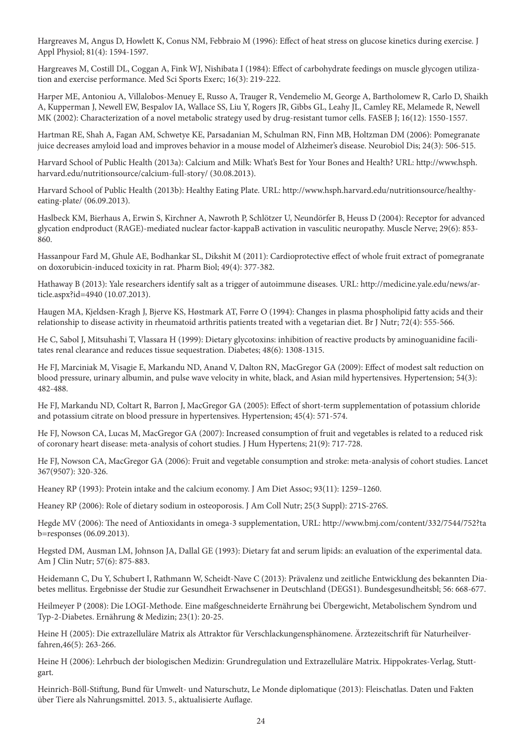Hargreaves M, Angus D, Howlett K, Conus NM, Febbraio M (1996): Effect of heat stress on glucose kinetics during exercise. J Appl Physiol; 81(4): 1594-1597.

Hargreaves M, Costill DL, Coggan A, Fink WJ, Nishibata I (1984): Effect of carbohydrate feedings on muscle glycogen utilization and exercise performance. Med Sci Sports Exerc; 16(3): 219-222.

Harper ME, Antoniou A, Villalobos-Menuey E, Russo A, Trauger R, Vendemelio M, George A, Bartholomew R, Carlo D, Shaikh A, Kupperman J, Newell EW, Bespalov IA, Wallace SS, Liu Y, Rogers JR, Gibbs GL, Leahy JL, Camley RE, Melamede R, Newell MK (2002): Characterization of a novel metabolic strategy used by drug-resistant tumor cells. FASEB J; 16(12): 1550-1557.

Hartman RE, Shah A, Fagan AM, Schwetye KE, Parsadanian M, Schulman RN, Finn MB, Holtzman DM (2006): Pomegranate juice decreases amyloid load and improves behavior in a mouse model of Alzheimer's disease. Neurobiol Dis; 24(3): 506-515.

Harvard School of Public Health (2013a): Calcium and Milk: What's Best for Your Bones and Health? URL: http://www.hsph.harvard.edu/nutritionsource/calcium-full-story/ (30.08.2013).

Harvard School of Public Health (2013b): Healthy Eating Plate. URL: http://www.hsph.harvard.edu/nutritionsource/healthy-eating-plate/ (06.09.2013).

Haslbeck KM, Bierhaus A, Erwin S, Kirchner A, Nawroth P, Schlötzer U, Neundörfer B, Heuss D (2004): Receptor for advanced glycation endproduct (RAGE)-mediated nuclear factor-kappaB activation in vasculitic neuropathy. Muscle Nerve; 29(6): 853-860.

Hassanpour Fard M, Ghule AE, Bodhankar SL, Dikshit M (2011): Cardioprotective effect of whole fruit extract of pomegranate on doxorubicin-induced toxicity in rat. Pharm Biol; 49(4): 377-382.

Hathaway B (2013): Yale researchers identify salt as a trigger of autoimmune diseases. URL: http://medicine.yale.edu/news/article.aspx?id=4940 (10.07.2013).

Haugen MA, Kjeldsen-Kragh J, Bjerve KS, Høstmark AT, Førre O (1994): Changes in plasma phospholipid fatty acids and their relationship to disease activity in rheumatoid arthritis patients treated with a vegetarian diet. Br J Nutr; 72(4): 555-566.

He C, Sabol J, Mitsuhashi T, Vlassara H (1999): Dietary glycotoxins: inhibition of reactive products by aminoguanidine facilitates renal clearance and reduces tissue sequestration. Diabetes; 48(6): 1308-1315.

He FJ, Marciniak M, Visagie E, Markandu ND, Anand V, Dalton RN, MacGregor GA (2009): Effect of modest salt reduction on blood pressure, urinary albumin, and pulse wave velocity in white, black, and Asian mild hypertensives. Hypertension; 54(3): 482-488.

He FJ, Markandu ND, Coltart R, Barron J, MacGregor GA (2005): Effect of short-term supplementation of potassium chloride and potassium citrate on blood pressure in hypertensives. Hypertension; 45(4): 571-574.

He FJ, Nowson CA, Lucas M, MacGregor GA (2007): Increased consumption of fruit and vegetables is related to a reduced risk of coronary heart disease: meta-analysis of cohort studies. J Hum Hypertens; 21(9): 717-728.

He FJ, Nowson CA, MacGregor GA (2006): Fruit and vegetable consumption and stroke: meta-analysis of cohort studies. Lancet 367(9507): 320-326.

Heaney RP (1993): Protein intake and the calcium economy. J Am Diet Assoc; 93(11): 1259–1260.

Heaney RP (2006): Role of dietary sodium in osteoporosis. J Am Coll Nutr; 25(3 Suppl): 271S-276S.

Hegde MV (2006): The need of Antioxidants in omega-3 supplementation, URL: http://www.bmj.com/content/332/7544/752?tab=responses (06.09.2013).

Hegsted DM, Ausman LM, Johnson JA, Dallal GE (1993): Dietary fat and serum lipids: an evaluation of the experimental data. Am J Clin Nutr; 57(6): 875-883.

Heidemann C, Du Y, Schubert I, Rathmann W, Scheidt-Nave C (2013): Prävalenz und zeitliche Entwicklung des bekannten Diabetes mellitus. Ergebnisse der Studie zur Gesundheit Erwachsener in Deutschland (DEGS1). Bundesgesundheitsbl; 56: 668-677.

Heilmeyer P (2008): Die LOGI-Methode. Eine maßgeschneiderte Ernährung bei Übergewicht, Metabolischem Syndrom und Typ-2-Diabetes. Ernährung & Medizin; 23(1): 20-25.

Heine H (2005): Die extrazelluläre Matrix als Attraktor für Verschlackungensphänomene. Ärztezeitschrift für Naturheilverfahren,46(5): 263-266.

Heine H (2006): Lehrbuch der biologischen Medizin: Grundregulation und Extrazelluläre Matrix. Hippokrates-Verlag, Stuttgart.

Heinrich-Böll-Stiftung, Bund für Umwelt- und Naturschutz, Le Monde diplomatique (2013): Fleischatlas. Daten und Fakten über Tiere als Nahrungsmittel. 2013. 5., aktualisierte Auflage.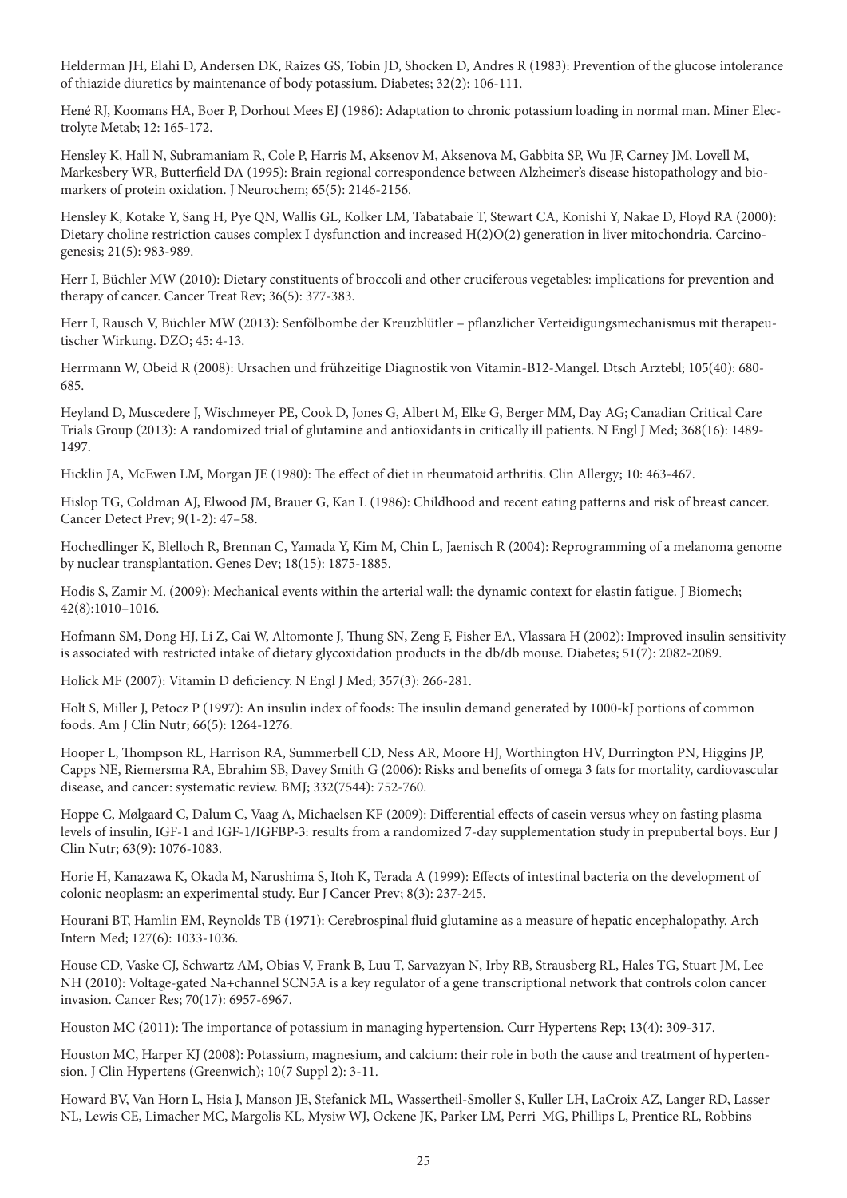Helderman JH, Elahi D, Andersen DK, Raizes GS, Tobin JD, Shocken D, Andres R (1983): Prevention of the glucose intolerance of thiazide diuretics by maintenance of body potassium. Diabetes; 32(2): 106-111.

Hené RJ, Koomans HA, Boer P, Dorhout Mees EJ (1986): Adaptation to chronic potassium loading in normal man. Miner Electrolyte Metab; 12: 165-172.

Hensley K, Hall N, Subramaniam R, Cole P, Harris M, Aksenov M, Aksenova M, Gabbita SP, Wu JF, Carney JM, Lovell M, Markesbery WR, Butterfield DA (1995): Brain regional correspondence between Alzheimer's disease histopathology and biomarkers of protein oxidation. J Neurochem; 65(5): 2146-2156.

Hensley K, Kotake Y, Sang H, Pye QN, Wallis GL, Kolker LM, Tabatabaie T, Stewart CA, Konishi Y, Nakae D, Floyd RA (2000): Dietary choline restriction causes complex I dysfunction and increased H(2)O(2) generation in liver mitochondria. Carcinogenesis; 21(5): 983-989.

Herr I, Büchler MW (2010): Dietary constituents of broccoli and other cruciferous vegetables: implications for prevention and therapy of cancer. Cancer Treat Rev; 36(5): 377-383.

Herr I, Rausch V, Büchler MW (2013): Senfölbombe der Kreuzblütler – pflanzlicher Verteidigungsmechanismus mit therapeutischer Wirkung. DZO; 45: 4-13.

Herrmann W, Obeid R (2008): Ursachen und frühzeitige Diagnostik von Vitamin-B12-Mangel. Dtsch Arztebl; 105(40): 680-685.

Heyland D, Muscedere J, Wischmeyer PE, Cook D, Jones G, Albert M, Elke G, Berger MM, Day AG; Canadian Critical Care Trials Group (2013): A randomized trial of glutamine and antioxidants in critically ill patients. N Engl J Med; 368(16): 1489-1497.

Hicklin JA, McEwen LM, Morgan JE (1980): The effect of diet in rheumatoid arthritis. Clin Allergy; 10: 463-467.

Hislop TG, Coldman AJ, Elwood JM, Brauer G, Kan L (1986): Childhood and recent eating patterns and risk of breast cancer. Cancer Detect Prev; 9(1-2): 47–58.

Hochedlinger K, Blelloch R, Brennan C, Yamada Y, Kim M, Chin L, Jaenisch R (2004): Reprogramming of a melanoma genome by nuclear transplantation. Genes Dev; 18(15): 1875-1885.

Hodis S, Zamir M. (2009): Mechanical events within the arterial wall: the dynamic context for elastin fatigue. J Biomech; 42(8):1010–1016.

Hofmann SM, Dong HJ, Li Z, Cai W, Altomonte J, Thung SN, Zeng F, Fisher EA, Vlassara H (2002): Improved insulin sensitivity is associated with restricted intake of dietary glycoxidation products in the db/db mouse. Diabetes; 51(7): 2082-2089.

Holick MF (2007): Vitamin D deficiency. N Engl J Med; 357(3): 266-281.

Holt S, Miller J, Petocz P (1997): An insulin index of foods: The insulin demand generated by 1000-kJ portions of common foods. Am J Clin Nutr; 66(5): 1264-1276.

Hooper L, Thompson RL, Harrison RA, Summerbell CD, Ness AR, Moore HJ, Worthington HV, Durrington PN, Higgins JP, Capps NE, Riemersma RA, Ebrahim SB, Davey Smith G (2006): Risks and benefits of omega 3 fats for mortality, cardiovascular disease, and cancer: systematic review. BMJ; 332(7544): 752-760.

Hoppe C, Mølgaard C, Dalum C, Vaag A, Michaelsen KF (2009): Differential effects of casein versus whey on fasting plasma levels of insulin, IGF-1 and IGF-1/IGFBP-3: results from a randomized 7-day supplementation study in prepubertal boys. Eur J Clin Nutr; 63(9): 1076-1083.

Horie H, Kanazawa K, Okada M, Narushima S, Itoh K, Terada A (1999): Effects of intestinal bacteria on the development of colonic neoplasm: an experimental study. Eur J Cancer Prev; 8(3): 237-245.

Hourani BT, Hamlin EM, Reynolds TB (1971): Cerebrospinal fluid glutamine as a measure of hepatic encephalopathy. Arch Intern Med; 127(6): 1033-1036.

House CD, Vaske CJ, Schwartz AM, Obias V, Frank B, Luu T, Sarvazyan N, Irby RB, Strausberg RL, Hales TG, Stuart JM, Lee NH (2010): Voltage-gated Na+channel SCN5A is a key regulator of a gene transcriptional network that controls colon cancer invasion. Cancer Res; 70(17): 6957-6967.

Houston MC (2011): The importance of potassium in managing hypertension. Curr Hypertens Rep; 13(4): 309-317.

Houston MC, Harper KJ (2008): Potassium, magnesium, and calcium: their role in both the cause and treatment of hypertension. J Clin Hypertens (Greenwich); 10(7 Suppl 2): 3-11.

Howard BV, Van Horn L, Hsia J, Manson JE, Stefanick ML, Wassertheil-Smoller S, Kuller LH, LaCroix AZ, Langer RD, Lasser NL, Lewis CE, Limacher MC, Margolis KL, Mysiw WJ, Ockene JK, Parker LM, Perri MG, Phillips L, Prentice RL, Robbins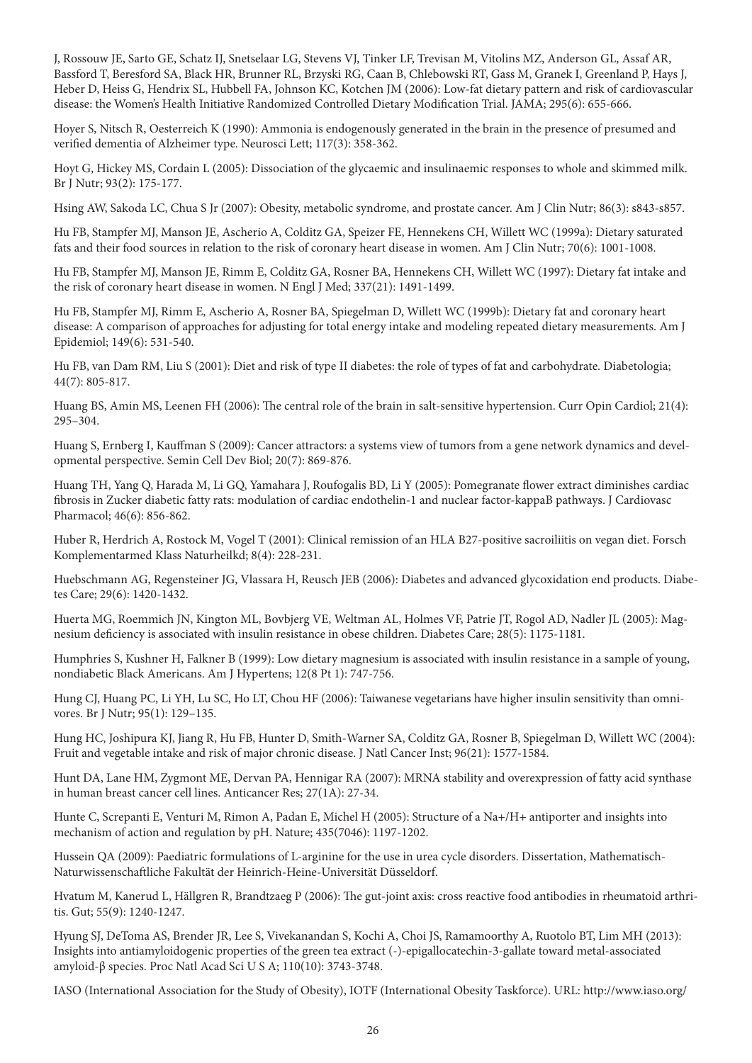J, Rossouw JE, Sarto GE, Schatz IJ, Snetselaar LG, Stevens VJ, Tinker LF, Trevisan M, Vitolins MZ, Anderson GL, Assaf AR, Bassford T, Beresford SA, Black HR, Brunner RL, Brzyski RG, Caan B, Chlebowski RT, Gass M, Granek I, Greenland P, Hays J, Heber D, Heiss G, Hendrix SL, Hubbell FA, Johnson KC, Kotchen JM (2006): Low-fat dietary pattern and risk of cardiovascular disease: the Women's Health Initiative Randomized Controlled Dietary Modification Trial. JAMA; 295(6): 655-666.

Hoyer S, Nitsch R, Oesterreich K (1990): Ammonia is endogenously generated in the brain in the presence of presumed and verified dementia of Alzheimer type. Neurosci Lett; 117(3): 358-362.

Hoyt G, Hickey MS, Cordain L (2005): Dissociation of the glycaemic and insulinaemic responses to whole and skimmed milk. Br J Nutr; 93(2): 175-177.

Hsing AW, Sakoda LC, Chua S Jr (2007): Obesity, metabolic syndrome, and prostate cancer. Am J Clin Nutr; 86(3): s843-s857.

Hu FB, Stampfer MJ, Manson JE, Ascherio A, Colditz GA, Speizer FE, Hennekens CH, Willett WC (1999a): Dietary saturated fats and their food sources in relation to the risk of coronary heart disease in women. Am J Clin Nutr; 70(6): 1001-1008.

Hu FB, Stampfer MJ, Manson JE, Rimm E, Colditz GA, Rosner BA, Hennekens CH, Willett WC (1997): Dietary fat intake and the risk of coronary heart disease in women. N Engl J Med; 337(21): 1491-1499.

Hu FB, Stampfer MJ, Rimm E, Ascherio A, Rosner BA, Spiegelman D, Willett WC (1999b): Dietary fat and coronary heart disease: A comparison of approaches for adjusting for total energy intake and modeling repeated dietary measurements. Am J Epidemiol; 149(6): 531-540.

Hu FB, van Dam RM, Liu S (2001): Diet and risk of type II diabetes: the role of types of fat and carbohydrate. Diabetologia; 44(7): 805-817.

Huang BS, Amin MS, Leenen FH (2006): The central role of the brain in salt-sensitive hypertension. Curr Opin Cardiol; 21(4): 295–304.

Huang S, Ernberg I, Kauffman S (2009): Cancer attractors: a systems view of tumors from a gene network dynamics and developmental perspective. Semin Cell Dev Biol; 20(7): 869-876.

Huang TH, Yang Q, Harada M, Li GQ, Yamahara J, Roufogalis BD, Li Y (2005): Pomegranate flower extract diminishes cardiac fibrosis in Zucker diabetic fatty rats: modulation of cardiac endothelin-1 and nuclear factor-kappaB pathways. J Cardiovasc Pharmacol; 46(6): 856-862.

Huber R, Herdrich A, Rostock M, Vogel T (2001): Clinical remission of an HLA B27-positive sacroiliitis on vegan diet. Forsch Komplementarmed Klass Naturheilkd; 8(4): 228-231.

Huebschmann AG, Regensteiner JG, Vlassara H, Reusch JEB (2006): Diabetes and advanced glycoxidation end products. Diabetes Care; 29(6): 1420-1432.

Huerta MG, Roemmich JN, Kington ML, Bovbjerg VE, Weltman AL, Holmes VF, Patrie JT, Rogol AD, Nadler JL (2005): Magnesium deficiency is associated with insulin resistance in obese children. Diabetes Care; 28(5): 1175-1181.

Humphries S, Kushner H, Falkner B (1999): Low dietary magnesium is associated with insulin resistance in a sample of young, nondiabetic Black Americans. Am J Hypertens; 12(8 Pt 1): 747-756.

Hung CJ, Huang PC, Li YH, Lu SC, Ho LT, Chou HF (2006): Taiwanese vegetarians have higher insulin sensitivity than omnivores. Br J Nutr; 95(1): 129–135.

Hung HC, Joshipura KJ, Jiang R, Hu FB, Hunter D, Smith-Warner SA, Colditz GA, Rosner B, Spiegelman D, Willett WC (2004): Fruit and vegetable intake and risk of major chronic disease. J Natl Cancer Inst; 96(21): 1577-1584.

Hunt DA, Lane HM, Zygmont ME, Dervan PA, Hennigar RA (2007): MRNA stability and overexpression of fatty acid synthase in human breast cancer cell lines. Anticancer Res; 27(1A): 27-34.

Hunte C, Screpanti E, Venturi M, Rimon A, Padan E, Michel H (2005): Structure of a Na+/H+ antiporter and insights into mechanism of action and regulation by pH. Nature; 435(7046): 1197-1202.

Hussein QA (2009): Paediatric formulations of L-arginine for the use in urea cycle disorders. Dissertation, Mathematisch-Naturwissenschaftliche Fakultät der Heinrich-Heine-Universität Düsseldorf.

Hvatum M, Kanerud L, Hällgren R, Brandtzaeg P (2006): The gut-joint axis: cross reactive food antibodies in rheumatoid arthritis. Gut; 55(9): 1240-1247.

Hyung SJ, DeToma AS, Brender JR, Lee S, Vivekanandan S, Kochi A, Choi JS, Ramamoorthy A, Ruotolo BT, Lim MH (2013): Insights into antiamyloidogenic properties of the green tea extract (-)-epigallocatechin-3-gallate toward metal-associated amyloid-β species. Proc Natl Acad Sci U S A; 110(10): 3743-3748.

IASO (International Association for the Study of Obesity), IOTF (International Obesity Taskforce). URL: http://www.iaso.org/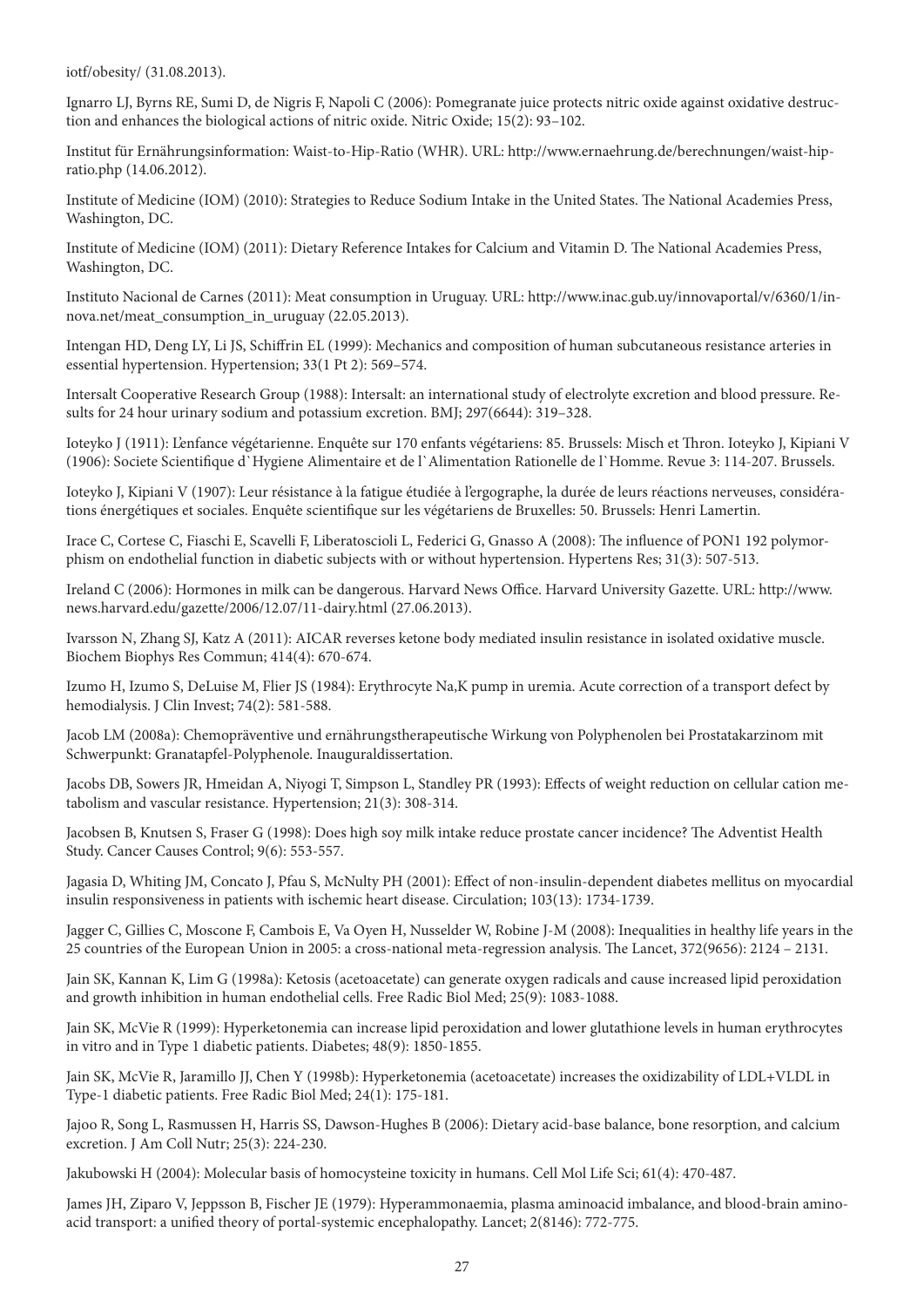iotf/obesity/ (31.08.2013).

Ignarro LJ, Byrns RE, Sumi D, de Nigris F, Napoli C (2006): Pomegranate juice protects nitric oxide against oxidative destruction and enhances the biological actions of nitric oxide. Nitric Oxide; 15(2): 93–102.

Institut für Ernährungsinformation: Waist-to-Hip-Ratio (WHR). URL: http://www.ernaehrung.de/berechnungen/waist-hip-ratio.php (14.06.2012).

Institute of Medicine (IOM) (2010): Strategies to Reduce Sodium Intake in the United States. The National Academies Press, Washington, DC.

Institute of Medicine (IOM) (2011): Dietary Reference Intakes for Calcium and Vitamin D. The National Academies Press, Washington, DC.

Instituto Nacional de Carnes (2011): Meat consumption in Uruguay. URL: http://www.inac.gub.uy/innovaportal/v/6360/1/innova.net/meat_consumption_in_uruguay (22.05.2013).

Intengan HD, Deng LY, Li JS, Schiffrin EL (1999): Mechanics and composition of human subcutaneous resistance arteries in essential hypertension. Hypertension; 33(1 Pt 2): 569–574.

Intersalt Cooperative Research Group (1988): Intersalt: an international study of electrolyte excretion and blood pressure. Results for 24 hour urinary sodium and potassium excretion. BMJ; 297(6644): 319–328.

Ioteyko J (1911): L'enfance végétarienne. Enquête sur 170 enfants végétariens: 85. Brussels: Misch et Thron. Ioteyko J, Kipiani V (1906): Societe Scientifique d`Hygiene Alimentaire et de l`Alimentation Rationelle de l`Homme. Revue 3: 114-207. Brussels.

Ioteyko J, Kipiani V (1907): Leur résistance à la fatigue étudiée à l'ergographe, la durée de leurs réactions nerveuses, considérations énergétiques et sociales. Enquête scientifique sur les végétariens de Bruxelles: 50. Brussels: Henri Lamertin.

Irace C, Cortese C, Fiaschi E, Scavelli F, Liberatoscioli L, Federici G, Gnasso A (2008): The influence of PON1 192 polymorphism on endothelial function in diabetic subjects with or without hypertension. Hypertens Res; 31(3): 507-513.

Ireland C (2006): Hormones in milk can be dangerous. Harvard News Office. Harvard University Gazette. URL: http://www.news.harvard.edu/gazette/2006/12.07/11-dairy.html (27.06.2013).

Ivarsson N, Zhang SJ, Katz A (2011): AICAR reverses ketone body mediated insulin resistance in isolated oxidative muscle. Biochem Biophys Res Commun; 414(4): 670-674.

Izumo H, Izumo S, DeLuise M, Flier JS (1984): Erythrocyte Na,K pump in uremia. Acute correction of a transport defect by hemodialysis. J Clin Invest; 74(2): 581-588.

Jacob LM (2008a): Chemopräventive und ernährungstherapeutische Wirkung von Polyphenolen bei Prostatakarzinom mit Schwerpunkt: Granatapfel-Polyphenole. Inauguraldissertation.

Jacobs DB, Sowers JR, Hmeidan A, Niyogi T, Simpson L, Standley PR (1993): Effects of weight reduction on cellular cation metabolism and vascular resistance. Hypertension; 21(3): 308-314.

Jacobsen B, Knutsen S, Fraser G (1998): Does high soy milk intake reduce prostate cancer incidence? The Adventist Health Study. Cancer Causes Control; 9(6): 553-557.

Jagasia D, Whiting JM, Concato J, Pfau S, McNulty PH (2001): Effect of non-insulin-dependent diabetes mellitus on myocardial insulin responsiveness in patients with ischemic heart disease. Circulation; 103(13): 1734-1739.

Jagger C, Gillies C, Moscone F, Cambois E, Va Oyen H, Nusselder W, Robine J-M (2008): Inequalities in healthy life years in the 25 countries of the European Union in 2005: a cross-national meta-regression analysis. The Lancet, 372(9656): 2124 – 2131.

Jain SK, Kannan K, Lim G (1998a): Ketosis (acetoacetate) can generate oxygen radicals and cause increased lipid peroxidation and growth inhibition in human endothelial cells. Free Radic Biol Med; 25(9): 1083-1088.

Jain SK, McVie R (1999): Hyperketonemia can increase lipid peroxidation and lower glutathione levels in human erythrocytes in vitro and in Type 1 diabetic patients. Diabetes; 48(9): 1850-1855.

Jain SK, McVie R, Jaramillo JJ, Chen Y (1998b): Hyperketonemia (acetoacetate) increases the oxidizability of LDL+VLDL in Type-1 diabetic patients. Free Radic Biol Med; 24(1): 175-181.

Jajoo R, Song L, Rasmussen H, Harris SS, Dawson-Hughes B (2006): Dietary acid-base balance, bone resorption, and calcium excretion. J Am Coll Nutr; 25(3): 224-230.

Jakubowski H (2004): Molecular basis of homocysteine toxicity in humans. Cell Mol Life Sci; 61(4): 470-487.

James JH, Ziparo V, Jeppsson B, Fischer JE (1979): Hyperammonaemia, plasma aminoacid imbalance, and blood-brain aminoacid transport: a unified theory of portal-systemic encephalopathy. Lancet; 2(8146): 772-775.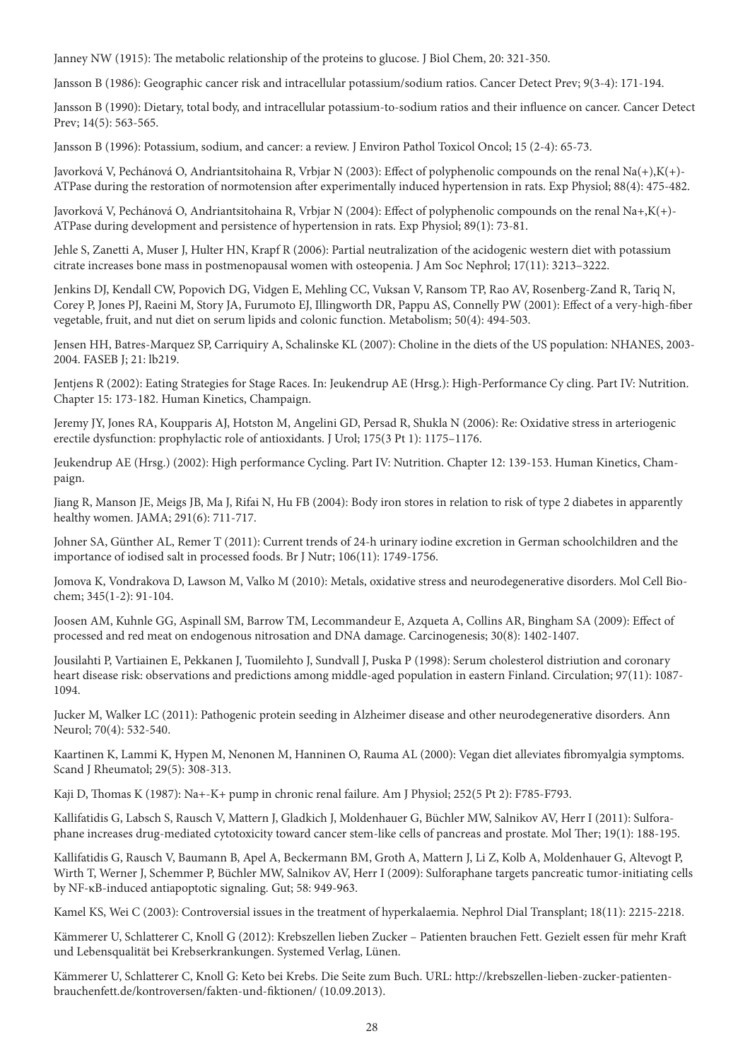Janney NW (1915): The metabolic relationship of the proteins to glucose. J Biol Chem, 20: 321-350.

Jansson B (1986): Geographic cancer risk and intracellular potassium/sodium ratios. Cancer Detect Prev; 9(3-4): 171-194.

Jansson B (1990): Dietary, total body, and intracellular potassium-to-sodium ratios and their influence on cancer. Cancer Detect Prev; 14(5): 563-565.

Jansson B (1996): Potassium, sodium, and cancer: a review. J Environ Pathol Toxicol Oncol; 15 (2-4): 65-73.

Javorková V, Pechánová O, Andriantsitohaina R, Vrbjar N (2003): Effect of polyphenolic compounds on the renal Na(+),K(+)-ATPase during the restoration of normotension after experimentally induced hypertension in rats. Exp Physiol; 88(4): 475-482.

Javorková V, Pechánová O, Andriantsitohaina R, Vrbjar N (2004): Effect of polyphenolic compounds on the renal Na+,K(+)-ATPase during development and persistence of hypertension in rats. Exp Physiol; 89(1): 73-81.

Jehle S, Zanetti A, Muser J, Hulter HN, Krapf R (2006): Partial neutralization of the acidogenic western diet with potassium citrate increases bone mass in postmenopausal women with osteopenia. J Am Soc Nephrol; 17(11): 3213–3222.

Jenkins DJ, Kendall CW, Popovich DG, Vidgen E, Mehling CC, Vuksan V, Ransom TP, Rao AV, Rosenberg-Zand R, Tariq N, Corey P, Jones PJ, Raeini M, Story JA, Furumoto EJ, Illingworth DR, Pappu AS, Connelly PW (2001): Effect of a very-high-fiber vegetable, fruit, and nut diet on serum lipids and colonic function. Metabolism; 50(4): 494-503.

Jensen HH, Batres-Marquez SP, Carriquiry A, Schalinske KL (2007): Choline in the diets of the US population: NHANES, 2003-2004. FASEB J; 21: lb219.

Jentjens R (2002): Eating Strategies for Stage Races. In: Jeukendrup AE (Hrsg.): High-Performance Cy cling. Part IV: Nutrition. Chapter 15: 173-182. Human Kinetics, Champaign.

Jeremy JY, Jones RA, Koupparis AJ, Hotston M, Angelini GD, Persad R, Shukla N (2006): Re: Oxidative stress in arteriogenic erectile dysfunction: prophylactic role of antioxidants. J Urol; 175(3 Pt 1): 1175–1176.

Jeukendrup AE (Hrsg.) (2002): High performance Cycling. Part IV: Nutrition. Chapter 12: 139-153. Human Kinetics, Champaign.

Jiang R, Manson JE, Meigs JB, Ma J, Rifai N, Hu FB (2004): Body iron stores in relation to risk of type 2 diabetes in apparently healthy women. JAMA; 291(6): 711-717.

Johner SA, Günther AL, Remer T (2011): Current trends of 24-h urinary iodine excretion in German schoolchildren and the importance of iodised salt in processed foods. Br J Nutr; 106(11): 1749-1756.

Jomova K, Vondrakova D, Lawson M, Valko M (2010): Metals, oxidative stress and neurodegenerative disorders. Mol Cell Biochem; 345(1-2): 91-104.

Joosen AM, Kuhnle GG, Aspinall SM, Barrow TM, Lecommandeur E, Azqueta A, Collins AR, Bingham SA (2009): Effect of processed and red meat on endogenous nitrosation and DNA damage. Carcinogenesis; 30(8): 1402-1407.

Jousilahti P, Vartiainen E, Pekkanen J, Tuomilehto J, Sundvall J, Puska P (1998): Serum cholesterol distriution and coronary heart disease risk: observations and predictions among middle-aged population in eastern Finland. Circulation; 97(11): 1087-1094.

Jucker M, Walker LC (2011): Pathogenic protein seeding in Alzheimer disease and other neurodegenerative disorders. Ann Neurol; 70(4): 532-540.

Kaartinen K, Lammi K, Hypen M, Nenonen M, Hanninen O, Rauma AL (2000): Vegan diet alleviates fibromyalgia symptoms. Scand J Rheumatol; 29(5): 308-313.

Kaji D, Thomas K (1987): Na+-K+ pump in chronic renal failure. Am J Physiol; 252(5 Pt 2): F785-F793.

Kallifatidis G, Labsch S, Rausch V, Mattern J, Gladkich J, Moldenhauer G, Büchler MW, Salnikov AV, Herr I (2011): Sulforaphane increases drug-mediated cytotoxicity toward cancer stem-like cells of pancreas and prostate. Mol Ther; 19(1): 188-195.

Kallifatidis G, Rausch V, Baumann B, Apel A, Beckermann BM, Groth A, Mattern J, Li Z, Kolb A, Moldenhauer G, Altevogt P, Wirth T, Werner J, Schemmer P, Büchler MW, Salnikov AV, Herr I (2009): Sulforaphane targets pancreatic tumor-initiating cells by NF-κB-induced antiapoptotic signaling. Gut; 58: 949-963.

Kamel KS, Wei C (2003): Controversial issues in the treatment of hyperkalaemia. Nephrol Dial Transplant; 18(11): 2215-2218.

Kämmerer U, Schlatterer C, Knoll G (2012): Krebszellen lieben Zucker – Patienten brauchen Fett. Gezielt essen für mehr Kraft und Lebensqualität bei Krebserkrankungen. Systemed Verlag, Lünen.

Kämmerer U, Schlatterer C, Knoll G: Keto bei Krebs. Die Seite zum Buch. URL: http://krebszellen-lieben-zucker-patienten-brauchenfett.de/kontroversen/fakten-und-fiktionen/ (10.09.2013).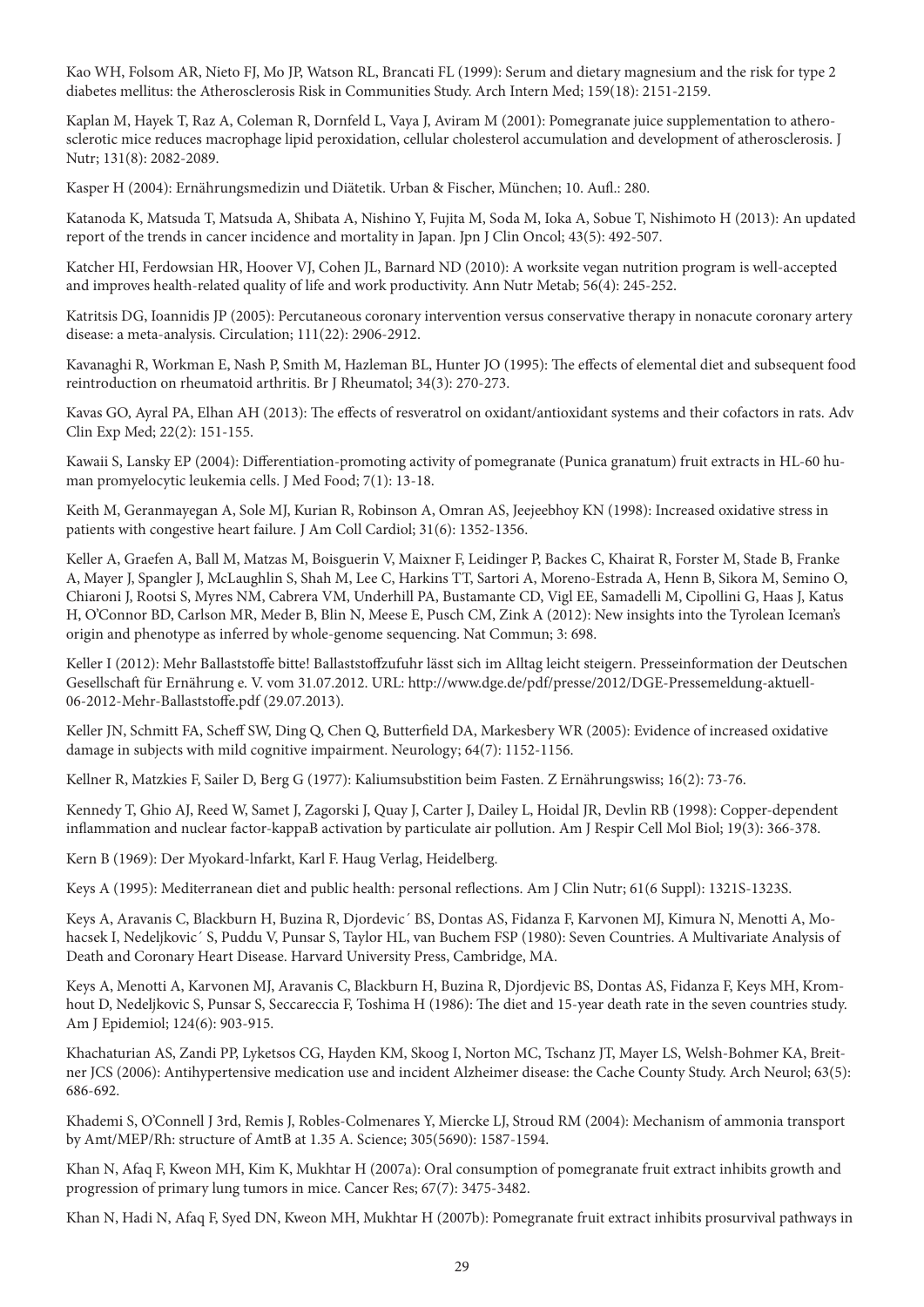Kao WH, Folsom AR, Nieto FJ, Mo JP, Watson RL, Brancati FL (1999): Serum and dietary magnesium and the risk for type 2 diabetes mellitus: the Atherosclerosis Risk in Communities Study. Arch Intern Med; 159(18): 2151-2159.

Kaplan M, Hayek T, Raz A, Coleman R, Dornfeld L, Vaya J, Aviram M (2001): Pomegranate juice supplementation to atherosclerotic mice reduces macrophage lipid peroxidation, cellular cholesterol accumulation and development of atherosclerosis. J Nutr; 131(8): 2082-2089.

Kasper H (2004): Ernährungsmedizin und Diätetik. Urban & Fischer, München; 10. Aufl.: 280.

Katanoda K, Matsuda T, Matsuda A, Shibata A, Nishino Y, Fujita M, Soda M, Ioka A, Sobue T, Nishimoto H (2013): An updated report of the trends in cancer incidence and mortality in Japan. Jpn J Clin Oncol; 43(5): 492-507.

Katcher HI, Ferdowsian HR, Hoover VJ, Cohen JL, Barnard ND (2010): A worksite vegan nutrition program is well-accepted and improves health-related quality of life and work productivity. Ann Nutr Metab; 56(4): 245-252.

Katritsis DG, Ioannidis JP (2005): Percutaneous coronary intervention versus conservative therapy in nonacute coronary artery disease: a meta-analysis. Circulation; 111(22): 2906-2912.

Kavanaghi R, Workman E, Nash P, Smith M, Hazleman BL, Hunter JO (1995): The effects of elemental diet and subsequent food reintroduction on rheumatoid arthritis. Br J Rheumatol; 34(3): 270-273.

Kavas GO, Ayral PA, Elhan AH (2013): The effects of resveratrol on oxidant/antioxidant systems and their cofactors in rats. Adv Clin Exp Med; 22(2): 151-155.

Kawaii S, Lansky EP (2004): Differentiation-promoting activity of pomegranate (Punica granatum) fruit extracts in HL-60 human promyelocytic leukemia cells. J Med Food; 7(1): 13-18.

Keith M, Geranmayegan A, Sole MJ, Kurian R, Robinson A, Omran AS, Jeejeebhoy KN (1998): Increased oxidative stress in patients with congestive heart failure. J Am Coll Cardiol; 31(6): 1352-1356.

Keller A, Graefen A, Ball M, Matzas M, Boisguerin V, Maixner F, Leidinger P, Backes C, Khairat R, Forster M, Stade B, Franke A, Mayer J, Spangler J, McLaughlin S, Shah M, Lee C, Harkins TT, Sartori A, Moreno-Estrada A, Henn B, Sikora M, Semino O, Chiaroni J, Rootsi S, Myres NM, Cabrera VM, Underhill PA, Bustamante CD, Vigl EE, Samadelli M, Cipollini G, Haas J, Katus H, O'Connor BD, Carlson MR, Meder B, Blin N, Meese E, Pusch CM, Zink A (2012): New insights into the Tyrolean Iceman's origin and phenotype as inferred by whole-genome sequencing. Nat Commun; 3: 698.

Keller I (2012): Mehr Ballaststoffe bitte! Ballaststoffzufuhr lässt sich im Alltag leicht steigern. Presseinformation der Deutschen Gesellschaft für Ernährung e. V. vom 31.07.2012. URL: http://www.dge.de/pdf/presse/2012/DGE-Pressemeldung-aktuell-06-2012-Mehr-Ballaststoffe.pdf (29.07.2013).

Keller JN, Schmitt FA, Scheff SW, Ding Q, Chen Q, Butterfield DA, Markesbery WR (2005): Evidence of increased oxidative damage in subjects with mild cognitive impairment. Neurology; 64(7): 1152-1156.

Kellner R, Matzkies F, Sailer D, Berg G (1977): Kaliumsubstition beim Fasten. Z Ernährungswiss; 16(2): 73-76.

Kennedy T, Ghio AJ, Reed W, Samet J, Zagorski J, Quay J, Carter J, Dailey L, Hoidal JR, Devlin RB (1998): Copper-dependent inflammation and nuclear factor-kappaB activation by particulate air pollution. Am J Respir Cell Mol Biol; 19(3): 366-378.

Kern B (1969): Der Myokard-lnfarkt, Karl F. Haug Verlag, Heidelberg.

Keys A (1995): Mediterranean diet and public health: personal reflections. Am J Clin Nutr; 61(6 Suppl): 1321S-1323S.

Keys A, Aravanis C, Blackburn H, Buzina R, Djordevic´ BS, Dontas AS, Fidanza F, Karvonen MJ, Kimura N, Menotti A, Mohacsek I, Nedeljkovic´ S, Puddu V, Punsar S, Taylor HL, van Buchem FSP (1980): Seven Countries. A Multivariate Analysis of Death and Coronary Heart Disease. Harvard University Press, Cambridge, MA.

Keys A, Menotti A, Karvonen MJ, Aravanis C, Blackburn H, Buzina R, Djordjevic BS, Dontas AS, Fidanza F, Keys MH, Kromhout D, Nedeljkovic S, Punsar S, Seccareccia F, Toshima H (1986): The diet and 15-year death rate in the seven countries study. Am J Epidemiol; 124(6): 903-915.

Khachaturian AS, Zandi PP, Lyketsos CG, Hayden KM, Skoog I, Norton MC, Tschanz JT, Mayer LS, Welsh-Bohmer KA, Breitner JCS (2006): Antihypertensive medication use and incident Alzheimer disease: the Cache County Study. Arch Neurol; 63(5): 686-692.

Khademi S, O'Connell J 3rd, Remis J, Robles-Colmenares Y, Miercke LJ, Stroud RM (2004): Mechanism of ammonia transport by Amt/MEP/Rh: structure of AmtB at 1.35 A. Science; 305(5690): 1587-1594.

Khan N, Afaq F, Kweon MH, Kim K, Mukhtar H (2007a): Oral consumption of pomegranate fruit extract inhibits growth and progression of primary lung tumors in mice. Cancer Res; 67(7): 3475-3482.

Khan N, Hadi N, Afaq F, Syed DN, Kweon MH, Mukhtar H (2007b): Pomegranate fruit extract inhibits prosurvival pathways in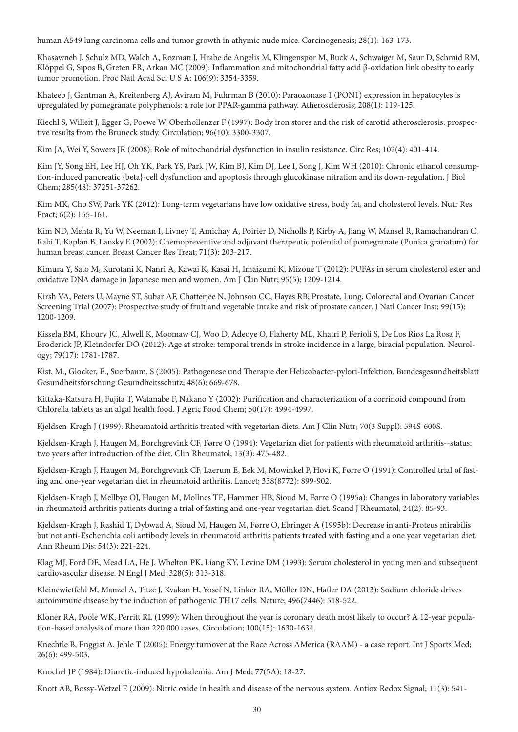human A549 lung carcinoma cells and tumor growth in athymic nude mice. Carcinogenesis; 28(1): 163-173.

Khasawneh J, Schulz MD, Walch A, Rozman J, Hrabe de Angelis M, Klingenspor M, Buck A, Schwaiger M, Saur D, Schmid RM, Klöppel G, Sipos B, Greten FR, Arkan MC (2009): Inflammation and mitochondrial fatty acid β-oxidation link obesity to early tumor promotion. Proc Natl Acad Sci U S A; 106(9): 3354-3359.

Khateeb J, Gantman A, Kreitenberg AJ, Aviram M, Fuhrman B (2010): Paraoxonase 1 (PON1) expression in hepatocytes is upregulated by pomegranate polyphenols: a role for PPAR-gamma pathway. Atherosclerosis; 208(1): 119-125.

Kiechl S, Willeit J, Egger G, Poewe W, Oberhollenzer F (1997): Body iron stores and the risk of carotid atherosclerosis: prospective results from the Bruneck study. Circulation; 96(10): 3300-3307.

Kim JA, Wei Y, Sowers JR (2008): Role of mitochondrial dysfunction in insulin resistance. Circ Res; 102(4): 401-414.

Kim JY, Song EH, Lee HJ, Oh YK, Park YS, Park JW, Kim BJ, Kim DJ, Lee I, Song J, Kim WH (2010): Chronic ethanol consumption-induced pancreatic {beta}-cell dysfunction and apoptosis through glucokinase nitration and its down-regulation. J Biol Chem; 285(48): 37251-37262.

Kim MK, Cho SW, Park YK (2012): Long-term vegetarians have low oxidative stress, body fat, and cholesterol levels. Nutr Res Pract; 6(2): 155-161.

Kim ND, Mehta R, Yu W, Neeman I, Livney T, Amichay A, Poirier D, Nicholls P, Kirby A, Jiang W, Mansel R, Ramachandran C, Rabi T, Kaplan B, Lansky E (2002): Chemopreventive and adjuvant therapeutic potential of pomegranate (Punica granatum) for human breast cancer. Breast Cancer Res Treat; 71(3): 203-217.

Kimura Y, Sato M, Kurotani K, Nanri A, Kawai K, Kasai H, Imaizumi K, Mizoue T (2012): PUFAs in serum cholesterol ester and oxidative DNA damage in Japanese men and women. Am J Clin Nutr; 95(5): 1209-1214.

Kirsh VA, Peters U, Mayne ST, Subar AF, Chatterjee N, Johnson CC, Hayes RB; Prostate, Lung, Colorectal and Ovarian Cancer Screening Trial (2007): Prospective study of fruit and vegetable intake and risk of prostate cancer. J Natl Cancer Inst; 99(15): 1200-1209.

Kissela BM, Khoury JC, Alwell K, Moomaw CJ, Woo D, Adeoye O, Flaherty ML, Khatri P, Ferioli S, De Los Rios La Rosa F, Broderick JP, Kleindorfer DO (2012): Age at stroke: temporal trends in stroke incidence in a large, biracial population. Neurology; 79(17): 1781-1787.

Kist, M., Glocker, E., Suerbaum, S (2005): Pathogenese und Therapie der Helicobacter-pylori-Infektion. Bundesgesundheitsblatt Gesundheitsforschung Gesundheitsschutz; 48(6): 669-678.

Kittaka-Katsura H, Fujita T, Watanabe F, Nakano Y (2002): Purification and characterization of a corrinoid compound from Chlorella tablets as an algal health food. J Agric Food Chem; 50(17): 4994-4997.

Kjeldsen-Kragh J (1999): Rheumatoid arthritis treated with vegetarian diets. Am J Clin Nutr; 70(3 Suppl): 594S-600S.

Kjeldsen-Kragh J, Haugen M, Borchgrevink CF, Førre O (1994): Vegetarian diet for patients with rheumatoid arthritis--status: two years after introduction of the diet. Clin Rheumatol; 13(3): 475-482.

Kjeldsen-Kragh J, Haugen M, Borchgrevink CF, Laerum E, Eek M, Mowinkel P, Hovi K, Førre O (1991): Controlled trial of fasting and one-year vegetarian diet in rheumatoid arthritis. Lancet; 338(8772): 899-902.

Kjeldsen-Kragh J, Mellbye OJ, Haugen M, Mollnes TE, Hammer HB, Sioud M, Førre O (1995a): Changes in laboratory variables in rheumatoid arthritis patients during a trial of fasting and one-year vegetarian diet. Scand J Rheumatol; 24(2): 85-93.

Kjeldsen-Kragh J, Rashid T, Dybwad A, Sioud M, Haugen M, Førre O, Ebringer A (1995b): Decrease in anti-Proteus mirabilis but not anti-Escherichia coli antibody levels in rheumatoid arthritis patients treated with fasting and a one year vegetarian diet. Ann Rheum Dis; 54(3): 221-224.

Klag MJ, Ford DE, Mead LA, He J, Whelton PK, Liang KY, Levine DM (1993): Serum cholesterol in young men and subsequent cardiovascular disease. N Engl J Med; 328(5): 313-318.

Kleinewietfeld M, Manzel A, Titze J, Kvakan H, Yosef N, Linker RA, Müller DN, Hafler DA (2013): Sodium chloride drives autoimmune disease by the induction of pathogenic TH17 cells. Nature; 496(7446): 518-522.

Kloner RA, Poole WK, Perritt RL (1999): When throughout the year is coronary death most likely to occur? A 12-year population-based analysis of more than 220 000 cases. Circulation; 100(15): 1630-1634.

Knechtle B, Enggist A, Jehle T (2005): Energy turnover at the Race Across AMerica (RAAM) - a case report. Int J Sports Med; 26(6): 499-503.

Knochel JP (1984): Diuretic-induced hypokalemia. Am J Med; 77(5A): 18-27.

Knott AB, Bossy-Wetzel E (2009): Nitric oxide in health and disease of the nervous system. Antiox Redox Signal; 11(3): 541-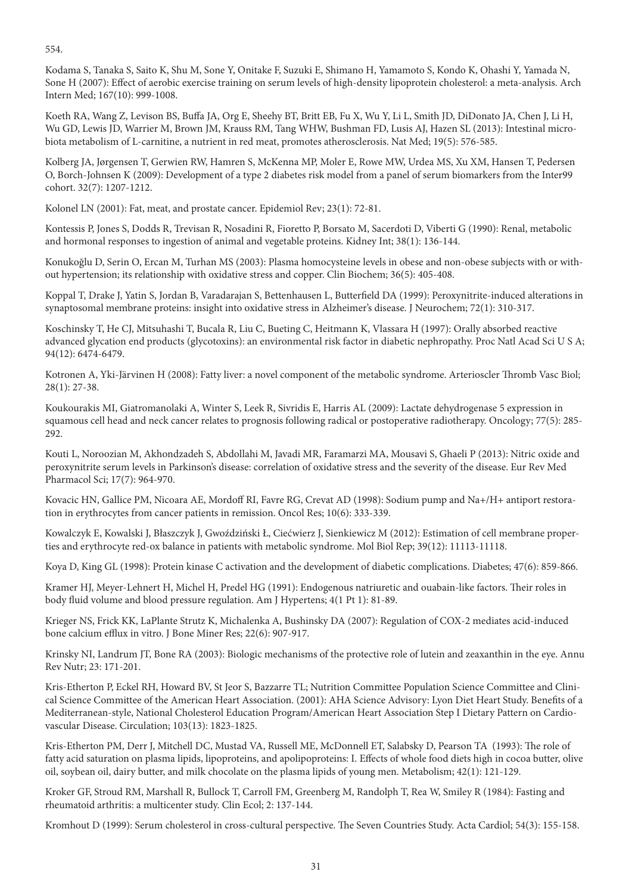554.

Kodama S, Tanaka S, Saito K, Shu M, Sone Y, Onitake F, Suzuki E, Shimano H, Yamamoto S, Kondo K, Ohashi Y, Yamada N, Sone H (2007): Effect of aerobic exercise training on serum levels of high-density lipoprotein cholesterol: a meta-analysis. Arch Intern Med; 167(10): 999-1008.

Koeth RA, Wang Z, Levison BS, Buffa JA, Org E, Sheehy BT, Britt EB, Fu X, Wu Y, Li L, Smith JD, DiDonato JA, Chen J, Li H, Wu GD, Lewis JD, Warrier M, Brown JM, Krauss RM, Tang WHW, Bushman FD, Lusis AJ, Hazen SL (2013): Intestinal microbiota metabolism of L-carnitine, a nutrient in red meat, promotes atherosclerosis. Nat Med; 19(5): 576-585.

Kolberg JA, Jørgensen T, Gerwien RW, Hamren S, McKenna MP, Moler E, Rowe MW, Urdea MS, Xu XM, Hansen T, Pedersen O, Borch-Johnsen K (2009): Development of a type 2 diabetes risk model from a panel of serum biomarkers from the Inter99 cohort. 32(7): 1207-1212.

Kolonel LN (2001): Fat, meat, and prostate cancer. Epidemiol Rev; 23(1): 72-81.

Kontessis P, Jones S, Dodds R, Trevisan R, Nosadini R, Fioretto P, Borsato M, Sacerdoti D, Viberti G (1990): Renal, metabolic and hormonal responses to ingestion of animal and vegetable proteins. Kidney Int; 38(1): 136-144.

Konukoğlu D, Serin O, Ercan M, Turhan MS (2003): Plasma homocysteine levels in obese and non-obese subjects with or without hypertension; its relationship with oxidative stress and copper. Clin Biochem; 36(5): 405-408.

Koppal T, Drake J, Yatin S, Jordan B, Varadarajan S, Bettenhausen L, Butterfield DA (1999): Peroxynitrite-induced alterations in synaptosomal membrane proteins: insight into oxidative stress in Alzheimer's disease. J Neurochem; 72(1): 310-317.

Koschinsky T, He CJ, Mitsuhashi T, Bucala R, Liu C, Bueting C, Heitmann K, Vlassara H (1997): Orally absorbed reactive advanced glycation end products (glycotoxins): an environmental risk factor in diabetic nephropathy. Proc Natl Acad Sci U S A; 94(12): 6474-6479.

Kotronen A, Yki-Järvinen H (2008): Fatty liver: a novel component of the metabolic syndrome. Arterioscler Thromb Vasc Biol; 28(1): 27-38.

Koukourakis MI, Giatromanolaki A, Winter S, Leek R, Sivridis E, Harris AL (2009): Lactate dehydrogenase 5 expression in squamous cell head and neck cancer relates to prognosis following radical or postoperative radiotherapy. Oncology; 77(5): 285-292.

Kouti L, Noroozian M, Akhondzadeh S, Abdollahi M, Javadi MR, Faramarzi MA, Mousavi S, Ghaeli P (2013): Nitric oxide and peroxynitrite serum levels in Parkinson's disease: correlation of oxidative stress and the severity of the disease. Eur Rev Med Pharmacol Sci; 17(7): 964-970.

Kovacic HN, Gallice PM, Nicoara AE, Mordoff RI, Favre RG, Crevat AD (1998): Sodium pump and Na+/H+ antiport restoration in erythrocytes from cancer patients in remission. Oncol Res; 10(6): 333-339.

Kowalczyk E, Kowalski J, Błaszczyk J, Gwoździński Ł, Ciećwierz J, Sienkiewicz M (2012): Estimation of cell membrane properties and erythrocyte red-ox balance in patients with metabolic syndrome. Mol Biol Rep; 39(12): 11113-11118.

Koya D, King GL (1998): Protein kinase C activation and the development of diabetic complications. Diabetes; 47(6): 859-866.

Kramer HJ, Meyer-Lehnert H, Michel H, Predel HG (1991): Endogenous natriuretic and ouabain-like factors. Their roles in body fluid volume and blood pressure regulation. Am J Hypertens; 4(1 Pt 1): 81-89.

Krieger NS, Frick KK, LaPlante Strutz K, Michalenka A, Bushinsky DA (2007): Regulation of COX-2 mediates acid-induced bone calcium efflux in vitro. J Bone Miner Res; 22(6): 907-917.

Krinsky NI, Landrum JT, Bone RA (2003): Biologic mechanisms of the protective role of lutein and zeaxanthin in the eye. Annu Rev Nutr; 23: 171-201.

Kris-Etherton P, Eckel RH, Howard BV, St Jeor S, Bazzarre TL; Nutrition Committee Population Science Committee and Clinical Science Committee of the American Heart Association. (2001): AHA Science Advisory: Lyon Diet Heart Study. Benefits of a Mediterranean-style, National Cholesterol Education Program/American Heart Association Step I Dietary Pattern on Cardiovascular Disease. Circulation; 103(13): 1823-1825.

Kris-Etherton PM, Derr J, Mitchell DC, Mustad VA, Russell ME, McDonnell ET, Salabsky D, Pearson TA (1993): The role of fatty acid saturation on plasma lipids, lipoproteins, and apolipoproteins: I. Effects of whole food diets high in cocoa butter, olive oil, soybean oil, dairy butter, and milk chocolate on the plasma lipids of young men. Metabolism; 42(1): 121-129.

Kroker GF, Stroud RM, Marshall R, Bullock T, Carroll FM, Greenberg M, Randolph T, Rea W, Smiley R (1984): Fasting and rheumatoid arthritis: a multicenter study. Clin Ecol; 2: 137-144.

Kromhout D (1999): Serum cholesterol in cross-cultural perspective. The Seven Countries Study. Acta Cardiol; 54(3): 155-158.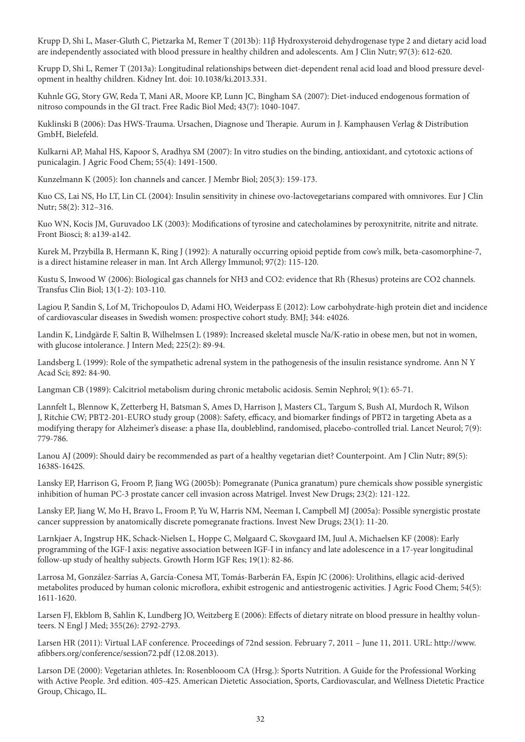Krupp D, Shi L, Maser-Gluth C, Pietzarka M, Remer T (2013b): 11β Hydroxysteroid dehydrogenase type 2 and dietary acid load are independently associated with blood pressure in healthy children and adolescents. Am J Clin Nutr; 97(3): 612-620.

Krupp D, Shi L, Remer T (2013a): Longitudinal relationships between diet-dependent renal acid load and blood pressure development in healthy children. Kidney Int. doi: 10.1038/ki.2013.331.

Kuhnle GG, Story GW, Reda T, Mani AR, Moore KP, Lunn JC, Bingham SA (2007): Diet-induced endogenous formation of nitroso compounds in the GI tract. Free Radic Biol Med; 43(7): 1040-1047.

Kuklinski B (2006): Das HWS-Trauma. Ursachen, Diagnose und Therapie. Aurum in J. Kamphausen Verlag & Distribution GmbH, Bielefeld.

Kulkarni AP, Mahal HS, Kapoor S, Aradhya SM (2007): In vitro studies on the binding, antioxidant, and cytotoxic actions of punicalagin. J Agric Food Chem; 55(4): 1491-1500.

Kunzelmann K (2005): Ion channels and cancer. J Membr Biol; 205(3): 159-173.

Kuo CS, Lai NS, Ho LT, Lin CL (2004): Insulin sensitivity in chinese ovo-lactovegetarians compared with omnivores. Eur J Clin Nutr; 58(2): 312–316.

Kuo WN, Kocis JM, Guruvadoo LK (2003): Modifications of tyrosine and catecholamines by peroxynitrite, nitrite and nitrate. Front Biosci; 8: a139-a142.

Kurek M, Przybilla B, Hermann K, Ring J (1992): A naturally occurring opioid peptide from cow's milk, beta-casomorphine-7, is a direct histamine releaser in man. Int Arch Allergy Immunol; 97(2): 115-120.

Kustu S, Inwood W (2006): Biological gas channels for NH3 and CO2: evidence that Rh (Rhesus) proteins are CO2 channels. Transfus Clin Biol; 13(1-2): 103-110.

Lagiou P, Sandin S, Lof M, Trichopoulos D, Adami HO, Weiderpass E (2012): Low carbohydrate-high protein diet and incidence of cardiovascular diseases in Swedish women: prospective cohort study. BMJ; 344: e4026.

Landin K, Lindgärde F, Saltin B, Wilhelmsen L (1989): Increased skeletal muscle Na/K-ratio in obese men, but not in women, with glucose intolerance. J Intern Med; 225(2): 89-94.

Landsberg L (1999): Role of the sympathetic adrenal system in the pathogenesis of the insulin resistance syndrome. Ann N Y Acad Sci; 892: 84-90.

Langman CB (1989): Calcitriol metabolism during chronic metabolic acidosis. Semin Nephrol; 9(1): 65-71.

Lannfelt L, Blennow K, Zetterberg H, Batsman S, Ames D, Harrison J, Masters CL, Targum S, Bush AI, Murdoch R, Wilson J, Ritchie CW; PBT2-201-EURO study group (2008): Safety, efficacy, and biomarker findings of PBT2 in targeting Abeta as a modifying therapy for Alzheimer's disease: a phase IIa, doubleblind, randomised, placebo-controlled trial. Lancet Neurol; 7(9): 779-786.

Lanou AJ (2009): Should dairy be recommended as part of a healthy vegetarian diet? Counterpoint. Am J Clin Nutr; 89(5): 1638S-1642S.

Lansky EP, Harrison G, Froom P, Jiang WG (2005b): Pomegranate (Punica granatum) pure chemicals show possible synergistic inhibition of human PC-3 prostate cancer cell invasion across Matrigel. Invest New Drugs; 23(2): 121-122.

Lansky EP, Jiang W, Mo H, Bravo L, Froom P, Yu W, Harris NM, Neeman I, Campbell MJ (2005a): Possible synergistic prostate cancer suppression by anatomically discrete pomegranate fractions. Invest New Drugs; 23(1): 11-20.

Larnkjaer A, Ingstrup HK, Schack-Nielsen L, Hoppe C, Mølgaard C, Skovgaard IM, Juul A, Michaelsen KF (2008): Early programming of the IGF-I axis: negative association between IGF-I in infancy and late adolescence in a 17-year longitudinal follow-up study of healthy subjects. Growth Horm IGF Res; 19(1): 82-86.

Larrosa M, González-Sarrías A, García-Conesa MT, Tomás-Barberán FA, Espín JC (2006): Urolithins, ellagic acid-derived metabolites produced by human colonic microflora, exhibit estrogenic and antiestrogenic activities. J Agric Food Chem; 54(5): 1611-1620.

Larsen FJ, Ekblom B, Sahlin K, Lundberg JO, Weitzberg E (2006): Effects of dietary nitrate on blood pressure in healthy volunteers. N Engl J Med; 355(26): 2792-2793.

Larsen HR (2011): Virtual LAF conference. Proceedings of 72nd session. February 7, 2011 – June 11, 2011. URL: http://www.afibbers.org/conference/session72.pdf (12.08.2013).

Larson DE (2000): Vegetarian athletes. In: Rosenblooom CA (Hrsg.): Sports Nutrition. A Guide for the Professional Working with Active People. 3rd edition. 405-425. American Dietetic Association, Sports, Cardiovascular, and Wellness Dietetic Practice Group, Chicago, IL.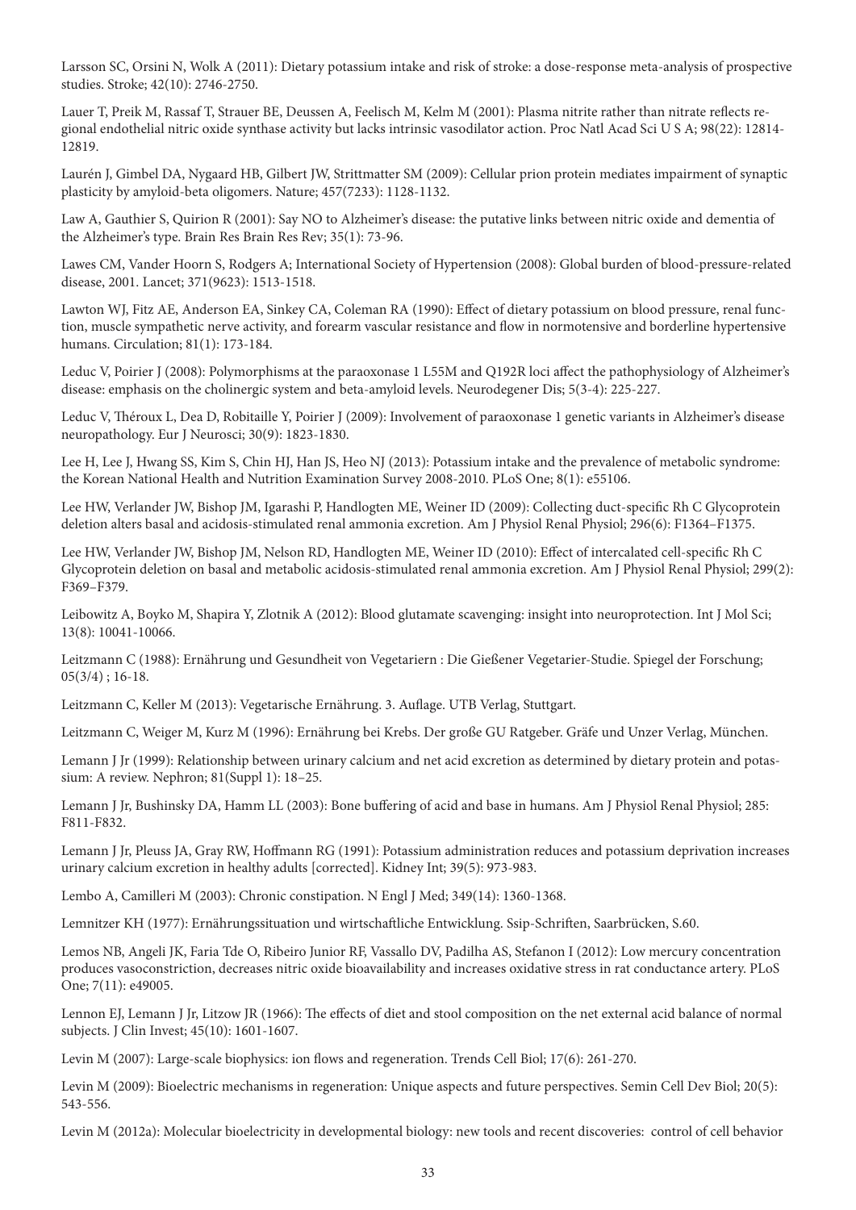Larsson SC, Orsini N, Wolk A (2011): Dietary potassium intake and risk of stroke: a dose-response meta-analysis of prospective studies. Stroke; 42(10): 2746-2750.

Lauer T, Preik M, Rassaf T, Strauer BE, Deussen A, Feelisch M, Kelm M (2001): Plasma nitrite rather than nitrate reflects regional endothelial nitric oxide synthase activity but lacks intrinsic vasodilator action. Proc Natl Acad Sci U S A; 98(22): 12814-12819.

Laurén J, Gimbel DA, Nygaard HB, Gilbert JW, Strittmatter SM (2009): Cellular prion protein mediates impairment of synaptic plasticity by amyloid-beta oligomers. Nature; 457(7233): 1128-1132.

Law A, Gauthier S, Quirion R (2001): Say NO to Alzheimer's disease: the putative links between nitric oxide and dementia of the Alzheimer's type. Brain Res Brain Res Rev; 35(1): 73-96.

Lawes CM, Vander Hoorn S, Rodgers A; International Society of Hypertension (2008): Global burden of blood-pressure-related disease, 2001. Lancet; 371(9623): 1513-1518.

Lawton WJ, Fitz AE, Anderson EA, Sinkey CA, Coleman RA (1990): Effect of dietary potassium on blood pressure, renal function, muscle sympathetic nerve activity, and forearm vascular resistance and flow in normotensive and borderline hypertensive humans. Circulation; 81(1): 173-184.

Leduc V, Poirier J (2008): Polymorphisms at the paraoxonase 1 L55M and Q192R loci affect the pathophysiology of Alzheimer's disease: emphasis on the cholinergic system and beta-amyloid levels. Neurodegener Dis; 5(3-4): 225-227.

Leduc V, Théroux L, Dea D, Robitaille Y, Poirier J (2009): Involvement of paraoxonase 1 genetic variants in Alzheimer's disease neuropathology. Eur J Neurosci; 30(9): 1823-1830.

Lee H, Lee J, Hwang SS, Kim S, Chin HJ, Han JS, Heo NJ (2013): Potassium intake and the prevalence of metabolic syndrome: the Korean National Health and Nutrition Examination Survey 2008-2010. PLoS One; 8(1): e55106.

Lee HW, Verlander JW, Bishop JM, Igarashi P, Handlogten ME, Weiner ID (2009): Collecting duct-specific Rh C Glycoprotein deletion alters basal and acidosis-stimulated renal ammonia excretion. Am J Physiol Renal Physiol; 296(6): F1364–F1375.

Lee HW, Verlander JW, Bishop JM, Nelson RD, Handlogten ME, Weiner ID (2010): Effect of intercalated cell-specific Rh C Glycoprotein deletion on basal and metabolic acidosis-stimulated renal ammonia excretion. Am J Physiol Renal Physiol; 299(2): F369–F379.

Leibowitz A, Boyko M, Shapira Y, Zlotnik A (2012): Blood glutamate scavenging: insight into neuroprotection. Int J Mol Sci; 13(8): 10041-10066.

Leitzmann C (1988): Ernährung und Gesundheit von Vegetariern : Die Gießener Vegetarier-Studie. Spiegel der Forschung; 05(3/4) ; 16-18.

Leitzmann C, Keller M (2013): Vegetarische Ernährung. 3. Auflage. UTB Verlag, Stuttgart.

Leitzmann C, Weiger M, Kurz M (1996): Ernährung bei Krebs. Der große GU Ratgeber. Gräfe und Unzer Verlag, München.

Lemann J Jr (1999): Relationship between urinary calcium and net acid excretion as determined by dietary protein and potassium: A review. Nephron; 81(Suppl 1): 18–25.

Lemann J Jr, Bushinsky DA, Hamm LL (2003): Bone buffering of acid and base in humans. Am J Physiol Renal Physiol; 285: F811-F832.

Lemann J Jr, Pleuss JA, Gray RW, Hoffmann RG (1991): Potassium administration reduces and potassium deprivation increases urinary calcium excretion in healthy adults [corrected]. Kidney Int; 39(5): 973-983.

Lembo A, Camilleri M (2003): Chronic constipation. N Engl J Med; 349(14): 1360-1368.

Lemnitzer KH (1977): Ernährungssituation und wirtschaftliche Entwicklung. Ssip-Schriften, Saarbrücken, S.60.

Lemos NB, Angeli JK, Faria Tde O, Ribeiro Junior RF, Vassallo DV, Padilha AS, Stefanon I (2012): Low mercury concentration produces vasoconstriction, decreases nitric oxide bioavailability and increases oxidative stress in rat conductance artery. PLoS One; 7(11): e49005.

Lennon EJ, Lemann J Jr, Litzow JR (1966): The effects of diet and stool composition on the net external acid balance of normal subjects. J Clin Invest; 45(10): 1601-1607.

Levin M (2007): Large-scale biophysics: ion flows and regeneration. Trends Cell Biol; 17(6): 261-270.

Levin M (2009): Bioelectric mechanisms in regeneration: Unique aspects and future perspectives. Semin Cell Dev Biol; 20(5): 543-556.

Levin M (2012a): Molecular bioelectricity in developmental biology: new tools and recent discoveries: control of cell behavior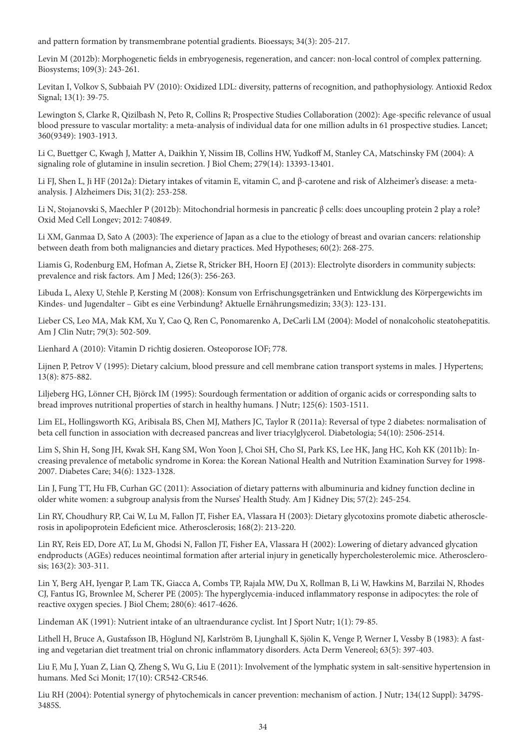and pattern formation by transmembrane potential gradients. Bioessays; 34(3): 205-217.

Levin M (2012b): Morphogenetic fields in embryogenesis, regeneration, and cancer: non-local control of complex patterning. Biosystems; 109(3): 243-261.

Levitan I, Volkov S, Subbaiah PV (2010): Oxidized LDL: diversity, patterns of recognition, and pathophysiology. Antioxid Redox Signal; 13(1): 39-75.

Lewington S, Clarke R, Qizilbash N, Peto R, Collins R; Prospective Studies Collaboration (2002): Age-specific relevance of usual blood pressure to vascular mortality: a meta-analysis of individual data for one million adults in 61 prospective studies. Lancet; 360(9349): 1903-1913.

Li C, Buettger C, Kwagh J, Matter A, Daikhin Y, Nissim IB, Collins HW, Yudkoff M, Stanley CA, Matschinsky FM (2004): A signaling role of glutamine in insulin secretion. J Biol Chem; 279(14): 13393-13401.

Li FJ, Shen L, Ji HF (2012a): Dietary intakes of vitamin E, vitamin C, and β-carotene and risk of Alzheimer's disease: a meta-analysis. J Alzheimers Dis; 31(2): 253-258.

Li N, Stojanovski S, Maechler P (2012b): Mitochondrial hormesis in pancreatic β cells: does uncoupling protein 2 play a role? Oxid Med Cell Longev; 2012: 740849.

Li XM, Ganmaa D, Sato A (2003): The experience of Japan as a clue to the etiology of breast and ovarian cancers: relationship between death from both malignancies and dietary practices. Med Hypotheses; 60(2): 268-275.

Liamis G, Rodenburg EM, Hofman A, Zietse R, Stricker BH, Hoorn EJ (2013): Electrolyte disorders in community subjects: prevalence and risk factors. Am J Med; 126(3): 256-263.

Libuda L, Alexy U, Stehle P, Kersting M (2008): Konsum von Erfrischungsgetränken und Entwicklung des Körpergewichts im Kindes- und Jugendalter – Gibt es eine Verbindung? Aktuelle Ernährungsmedizin; 33(3): 123-131.

Lieber CS, Leo MA, Mak KM, Xu Y, Cao Q, Ren C, Ponomarenko A, DeCarli LM (2004): Model of nonalcoholic steatohepatitis. Am J Clin Nutr; 79(3): 502-509.

Lienhard A (2010): Vitamin D richtig dosieren. Osteoporose IOF; 778.

Lijnen P, Petrov V (1995): Dietary calcium, blood pressure and cell membrane cation transport systems in males. J Hypertens; 13(8): 875-882.

Liljeberg HG, Lönner CH, Björck IM (1995): Sourdough fermentation or addition of organic acids or corresponding salts to bread improves nutritional properties of starch in healthy humans. J Nutr; 125(6): 1503-1511.

Lim EL, Hollingsworth KG, Aribisala BS, Chen MJ, Mathers JC, Taylor R (2011a): Reversal of type 2 diabetes: normalisation of beta cell function in association with decreased pancreas and liver triacylglycerol. Diabetologia; 54(10): 2506-2514.

Lim S, Shin H, Song JH, Kwak SH, Kang SM, Won Yoon J, Choi SH, Cho SI, Park KS, Lee HK, Jang HC, Koh KK (2011b): Increasing prevalence of metabolic syndrome in Korea: the Korean National Health and Nutrition Examination Survey for 1998-2007. Diabetes Care; 34(6): 1323-1328.

Lin J, Fung TT, Hu FB, Curhan GC (2011): Association of dietary patterns with albuminuria and kidney function decline in older white women: a subgroup analysis from the Nurses' Health Study. Am J Kidney Dis; 57(2): 245-254.

Lin RY, Choudhury RP, Cai W, Lu M, Fallon JT, Fisher EA, Vlassara H (2003): Dietary glycotoxins promote diabetic atherosclerosis in apolipoprotein Edeficient mice. Atherosclerosis; 168(2): 213-220.

Lin RY, Reis ED, Dore AT, Lu M, Ghodsi N, Fallon JT, Fisher EA, Vlassara H (2002): Lowering of dietary advanced glycation endproducts (AGEs) reduces neointimal formation after arterial injury in genetically hypercholesterolemic mice. Atherosclerosis; 163(2): 303-311.

Lin Y, Berg AH, Iyengar P, Lam TK, Giacca A, Combs TP, Rajala MW, Du X, Rollman B, Li W, Hawkins M, Barzilai N, Rhodes CJ, Fantus IG, Brownlee M, Scherer PE (2005): The hyperglycemia-induced inflammatory response in adipocytes: the role of reactive oxygen species. J Biol Chem; 280(6): 4617-4626.

Lindeman AK (1991): Nutrient intake of an ultraendurance cyclist. Int J Sport Nutr; 1(1): 79-85.

Lithell H, Bruce A, Gustafsson IB, Höglund NJ, Karlström B, Ljunghall K, Sjölin K, Venge P, Werner I, Vessby B (1983): A fasting and vegetarian diet treatment trial on chronic inflammatory disorders. Acta Derm Venereol; 63(5): 397-403.

Liu F, Mu J, Yuan Z, Lian Q, Zheng S, Wu G, Liu E (2011): Involvement of the lymphatic system in salt-sensitive hypertension in humans. Med Sci Monit; 17(10): CR542-CR546.

Liu RH (2004): Potential synergy of phytochemicals in cancer prevention: mechanism of action. J Nutr; 134(12 Suppl): 3479S-3485S.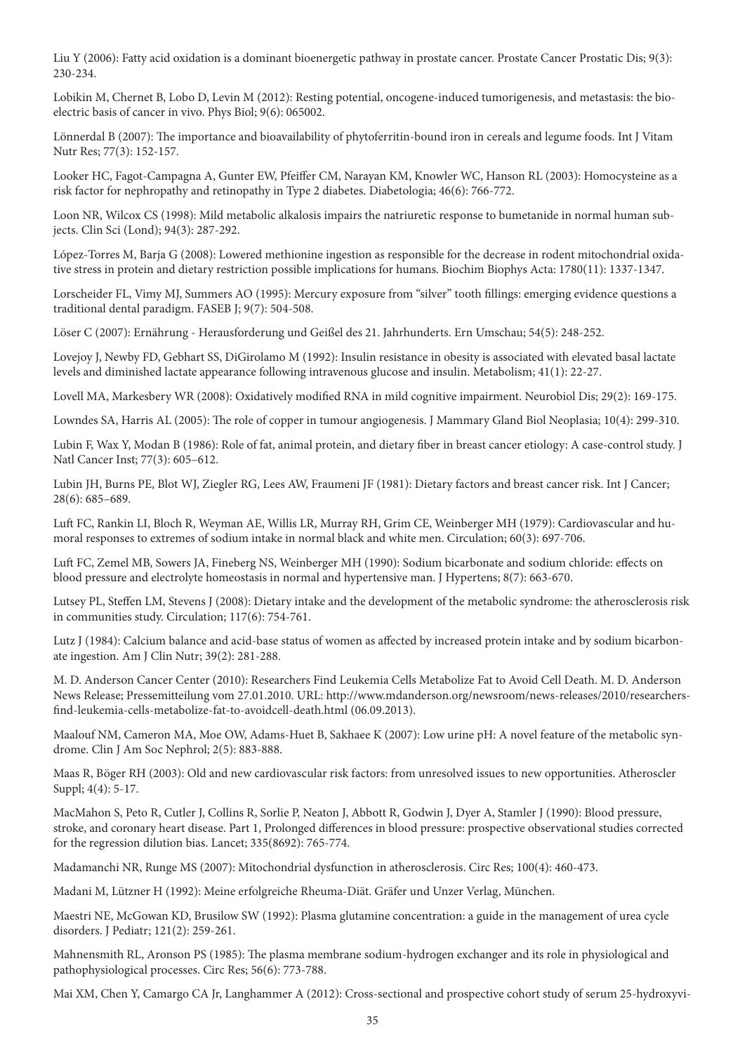Liu Y (2006): Fatty acid oxidation is a dominant bioenergetic pathway in prostate cancer. Prostate Cancer Prostatic Dis; 9(3): 230-234.

Lobikin M, Chernet B, Lobo D, Levin M (2012): Resting potential, oncogene-induced tumorigenesis, and metastasis: the bioelectric basis of cancer in vivo. Phys Biol; 9(6): 065002.

Lönnerdal B (2007): The importance and bioavailability of phytoferritin-bound iron in cereals and legume foods. Int J Vitam Nutr Res; 77(3): 152-157.

Looker HC, Fagot-Campagna A, Gunter EW, Pfeiffer CM, Narayan KM, Knowler WC, Hanson RL (2003): Homocysteine as a risk factor for nephropathy and retinopathy in Type 2 diabetes. Diabetologia; 46(6): 766-772.

Loon NR, Wilcox CS (1998): Mild metabolic alkalosis impairs the natriuretic response to bumetanide in normal human subjects. Clin Sci (Lond); 94(3): 287-292.

López-Torres M, Barja G (2008): Lowered methionine ingestion as responsible for the decrease in rodent mitochondrial oxidative stress in protein and dietary restriction possible implications for humans. Biochim Biophys Acta: 1780(11): 1337-1347.

Lorscheider FL, Vimy MJ, Summers AO (1995): Mercury exposure from "silver" tooth fillings: emerging evidence questions a traditional dental paradigm. FASEB J; 9(7): 504-508.

Löser C (2007): Ernährung - Herausforderung und Geißel des 21. Jahrhunderts. Ern Umschau; 54(5): 248-252.

Lovejoy J, Newby FD, Gebhart SS, DiGirolamo M (1992): Insulin resistance in obesity is associated with elevated basal lactate levels and diminished lactate appearance following intravenous glucose and insulin. Metabolism; 41(1): 22-27.

Lovell MA, Markesbery WR (2008): Oxidatively modified RNA in mild cognitive impairment. Neurobiol Dis; 29(2): 169-175.

Lowndes SA, Harris AL (2005): The role of copper in tumour angiogenesis. J Mammary Gland Biol Neoplasia; 10(4): 299-310.

Lubin F, Wax Y, Modan B (1986): Role of fat, animal protein, and dietary fiber in breast cancer etiology: A case-control study. J Natl Cancer Inst; 77(3): 605–612.

Lubin JH, Burns PE, Blot WJ, Ziegler RG, Lees AW, Fraumeni JF (1981): Dietary factors and breast cancer risk. Int J Cancer; 28(6): 685–689.

Luft FC, Rankin LI, Bloch R, Weyman AE, Willis LR, Murray RH, Grim CE, Weinberger MH (1979): Cardiovascular and humoral responses to extremes of sodium intake in normal black and white men. Circulation; 60(3): 697-706.

Luft FC, Zemel MB, Sowers JA, Fineberg NS, Weinberger MH (1990): Sodium bicarbonate and sodium chloride: effects on blood pressure and electrolyte homeostasis in normal and hypertensive man. J Hypertens; 8(7): 663-670.

Lutsey PL, Steffen LM, Stevens J (2008): Dietary intake and the development of the metabolic syndrome: the atherosclerosis risk in communities study. Circulation; 117(6): 754-761.

Lutz J (1984): Calcium balance and acid-base status of women as affected by increased protein intake and by sodium bicarbonate ingestion. Am J Clin Nutr; 39(2): 281-288.

M. D. Anderson Cancer Center (2010): Researchers Find Leukemia Cells Metabolize Fat to Avoid Cell Death. M. D. Anderson News Release; Pressemitteilung vom 27.01.2010. URL: http://www.mdanderson.org/newsroom/news-releases/2010/researchers-find-leukemia-cells-metabolize-fat-to-avoidcell-death.html (06.09.2013).

Maalouf NM, Cameron MA, Moe OW, Adams-Huet B, Sakhaee K (2007): Low urine pH: A novel feature of the metabolic syndrome. Clin J Am Soc Nephrol; 2(5): 883-888.

Maas R, Böger RH (2003): Old and new cardiovascular risk factors: from unresolved issues to new opportunities. Atheroscler Suppl; 4(4): 5-17.

MacMahon S, Peto R, Cutler J, Collins R, Sorlie P, Neaton J, Abbott R, Godwin J, Dyer A, Stamler J (1990): Blood pressure, stroke, and coronary heart disease. Part 1, Prolonged differences in blood pressure: prospective observational studies corrected for the regression dilution bias. Lancet; 335(8692): 765-774.

Madamanchi NR, Runge MS (2007): Mitochondrial dysfunction in atherosclerosis. Circ Res; 100(4): 460-473.

Madani M, Lützner H (1992): Meine erfolgreiche Rheuma-Diät. Gräfer und Unzer Verlag, München.

Maestri NE, McGowan KD, Brusilow SW (1992): Plasma glutamine concentration: a guide in the management of urea cycle disorders. J Pediatr; 121(2): 259-261.

Mahnensmith RL, Aronson PS (1985): The plasma membrane sodium-hydrogen exchanger and its role in physiological and pathophysiological processes. Circ Res; 56(6): 773-788.

Mai XM, Chen Y, Camargo CA Jr, Langhammer A (2012): Cross-sectional and prospective cohort study of serum 25-hydroxyvi-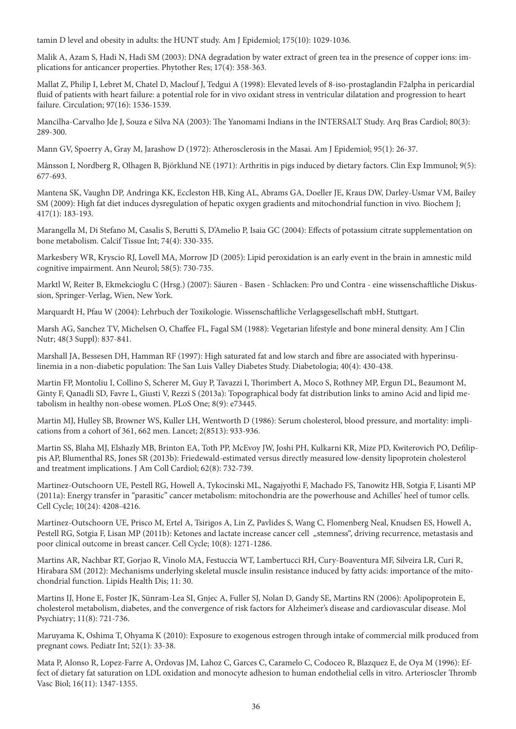tamin D level and obesity in adults: the HUNT study. Am J Epidemiol; 175(10): 1029-1036.

Malik A, Azam S, Hadi N, Hadi SM (2003): DNA degradation by water extract of green tea in the presence of copper ions: implications for anticancer properties. Phytother Res; 17(4): 358-363.

Mallat Z, Philip I, Lebret M, Chatel D, Maclouf J, Tedgui A (1998): Elevated levels of 8-iso-prostaglandin F2alpha in pericardial fluid of patients with heart failure: a potential role for in vivo oxidant stress in ventricular dilatation and progression to heart failure. Circulation; 97(16): 1536-1539.

Mancilha-Carvalho Jde J, Souza e Silva NA (2003): The Yanomami Indians in the INTERSALT Study. Arq Bras Cardiol; 80(3): 289-300.

Mann GV, Spoerry A, Gray M, Jarashow D (1972): Atherosclerosis in the Masai. Am J Epidemiol; 95(1): 26-37.

Månsson I, Nordberg R, Olhagen B, Björklund NE (1971): Arthritis in pigs induced by dietary factors. Clin Exp Immunol; 9(5): 677-693.

Mantena SK, Vaughn DP, Andringa KK, Eccleston HB, King AL, Abrams GA, Doeller JE, Kraus DW, Darley-Usmar VM, Bailey SM (2009): High fat diet induces dysregulation of hepatic oxygen gradients and mitochondrial function in vivo. Biochem J; 417(1): 183-193.

Marangella M, Di Stefano M, Casalis S, Berutti S, D'Amelio P, Isaia GC (2004): Effects of potassium citrate supplementation on bone metabolism. Calcif Tissue Int; 74(4): 330-335.

Markesbery WR, Kryscio RJ, Lovell MA, Morrow JD (2005): Lipid peroxidation is an early event in the brain in amnestic mild cognitive impairment. Ann Neurol; 58(5): 730-735.

Marktl W, Reiter B, Ekmekcioglu C (Hrsg.) (2007): Säuren - Basen - Schlacken: Pro und Contra - eine wissenschaftliche Diskussion, Springer-Verlag, Wien, New York.

Marquardt H, Pfau W (2004): Lehrbuch der Toxikologie. Wissenschaftliche Verlagsgesellschaft mbH, Stuttgart.

Marsh AG, Sanchez TV, Michelsen O, Chaffee FL, Fagal SM (1988): Vegetarian lifestyle and bone mineral density. Am J Clin Nutr; 48(3 Suppl): 837-841.

Marshall JA, Bessesen DH, Hamman RF (1997): High saturated fat and low starch and fibre are associated with hyperinsulinemia in a non-diabetic population: The San Luis Valley Diabetes Study. Diabetologia; 40(4): 430-438.

Martin FP, Montoliu I, Collino S, Scherer M, Guy P, Tavazzi I, Thorimbert A, Moco S, Rothney MP, Ergun DL, Beaumont M, Ginty F, Qanadli SD, Favre L, Giusti V, Rezzi S (2013a): Topographical body fat distribution links to amino Acid and lipid metabolism in healthy non-obese women. PLoS One; 8(9): e73445.

Martin MJ, Hulley SB, Browner WS, Kuller LH, Wentworth D (1986): Serum cholesterol, blood pressure, and mortality: implications from a cohort of 361, 662 men. Lancet; 2(8513): 933-936.

Martin SS, Blaha MJ, Elshazly MB, Brinton EA, Toth PP, McEvoy JW, Joshi PH, Kulkarni KR, Mize PD, Kwiterovich PO, Defilippis AP, Blumenthal RS, Jones SR (2013b): Friedewald-estimated versus directly measured low-density lipoprotein cholesterol and treatment implications. J Am Coll Cardiol; 62(8): 732-739.

Martinez-Outschoorn UE, Pestell RG, Howell A, Tykocinski ML, Nagajyothi F, Machado FS, Tanowitz HB, Sotgia F, Lisanti MP (2011a): Energy transfer in "parasitic" cancer metabolism: mitochondria are the powerhouse and Achilles' heel of tumor cells. Cell Cycle; 10(24): 4208-4216.

Martinez-Outschoorn UE, Prisco M, Ertel A, Tsirigos A, Lin Z, Pavlides S, Wang C, Flomenberg Neal, Knudsen ES, Howell A, Pestell RG, Sotgia F, Lisan MP (2011b): Ketones and lactate increase cancer cell „stemness", driving recurrence, metastasis and poor clinical outcome in breast cancer. Cell Cycle; 10(8): 1271-1286.

Martins AR, Nachbar RT, Gorjao R, Vinolo MA, Festuccia WT, Lambertucci RH, Cury-Boaventura MF, Silveira LR, Curi R, Hirabara SM (2012): Mechanisms underlying skeletal muscle insulin resistance induced by fatty acids: importance of the mitochondrial function. Lipids Health Dis; 11: 30.

Martins IJ, Hone E, Foster JK, Sünram-Lea SI, Gnjec A, Fuller SJ, Nolan D, Gandy SE, Martins RN (2006): Apolipoprotein E, cholesterol metabolism, diabetes, and the convergence of risk factors for Alzheimer's disease and cardiovascular disease. Mol Psychiatry; 11(8): 721-736.

Maruyama K, Oshima T, Ohyama K (2010): Exposure to exogenous estrogen through intake of commercial milk produced from pregnant cows. Pediatr Int; 52(1): 33-38.

Mata P, Alonso R, Lopez-Farre A, Ordovas JM, Lahoz C, Garces C, Caramelo C, Codoceo R, Blazquez E, de Oya M (1996): Effect of dietary fat saturation on LDL oxidation and monocyte adhesion to human endothelial cells in vitro. Arterioscler Thromb Vasc Biol; 16(11): 1347-1355.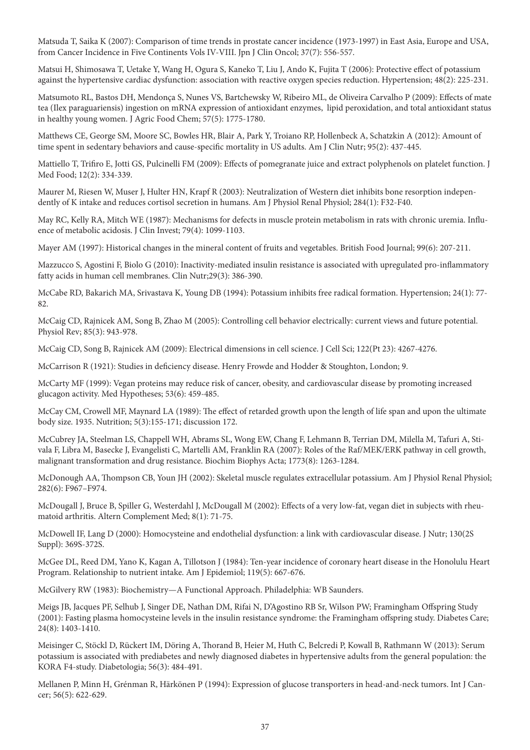Matsuda T, Saika K (2007): Comparison of time trends in prostate cancer incidence (1973-1997) in East Asia, Europe and USA, from Cancer Incidence in Five Continents Vols IV-VIII. Jpn J Clin Oncol; 37(7): 556-557.

Matsui H, Shimosawa T, Uetake Y, Wang H, Ogura S, Kaneko T, Liu J, Ando K, Fujita T (2006): Protective effect of potassium against the hypertensive cardiac dysfunction: association with reactive oxygen species reduction. Hypertension; 48(2): 225-231.

Matsumoto RL, Bastos DH, Mendonça S, Nunes VS, Bartchewsky W, Ribeiro ML, de Oliveira Carvalho P (2009): Effects of mate tea (Ilex paraguariensis) ingestion on mRNA expression of antioxidant enzymes, lipid peroxidation, and total antioxidant status in healthy young women. J Agric Food Chem; 57(5): 1775-1780.

Matthews CE, George SM, Moore SC, Bowles HR, Blair A, Park Y, Troiano RP, Hollenbeck A, Schatzkin A (2012): Amount of time spent in sedentary behaviors and cause-specific mortality in US adults. Am J Clin Nutr; 95(2): 437-445.

Mattiello T, Trifiro E, Jotti GS, Pulcinelli FM (2009): Effects of pomegranate juice and extract polyphenols on platelet function. J Med Food; 12(2): 334-339.

Maurer M, Riesen W, Muser J, Hulter HN, Krapf R (2003): Neutralization of Western diet inhibits bone resorption independently of K intake and reduces cortisol secretion in humans. Am J Physiol Renal Physiol; 284(1): F32-F40.

May RC, Kelly RA, Mitch WE (1987): Mechanisms for defects in muscle protein metabolism in rats with chronic uremia. Influence of metabolic acidosis. J Clin Invest; 79(4): 1099-1103.

Mayer AM (1997): Historical changes in the mineral content of fruits and vegetables. British Food Journal; 99(6): 207-211.

Mazzucco S, Agostini F, Biolo G (2010): Inactivity-mediated insulin resistance is associated with upregulated pro-inflammatory fatty acids in human cell membranes. Clin Nutr;29(3): 386-390.

McCabe RD, Bakarich MA, Srivastava K, Young DB (1994): Potassium inhibits free radical formation. Hypertension; 24(1): 77-82.

McCaig CD, Rajnicek AM, Song B, Zhao M (2005): Controlling cell behavior electrically: current views and future potential. Physiol Rev; 85(3): 943-978.

McCaig CD, Song B, Rajnicek AM (2009): Electrical dimensions in cell science. J Cell Sci; 122(Pt 23): 4267-4276.

McCarrison R (1921): Studies in deficiency disease. Henry Frowde and Hodder & Stoughton, London; 9.

McCarty MF (1999): Vegan proteins may reduce risk of cancer, obesity, and cardiovascular disease by promoting increased glucagon activity. Med Hypotheses; 53(6): 459-485.

McCay CM, Crowell MF, Maynard LA (1989): The effect of retarded growth upon the length of life span and upon the ultimate body size. 1935. Nutrition; 5(3):155-171; discussion 172.

McCubrey JA, Steelman LS, Chappell WH, Abrams SL, Wong EW, Chang F, Lehmann B, Terrian DM, Milella M, Tafuri A, Stivala F, Libra M, Basecke J, Evangelisti C, Martelli AM, Franklin RA (2007): Roles of the Raf/MEK/ERK pathway in cell growth, malignant transformation and drug resistance. Biochim Biophys Acta; 1773(8): 1263-1284.

McDonough AA, Thompson CB, Youn JH (2002): Skeletal muscle regulates extracellular potassium. Am J Physiol Renal Physiol; 282(6): F967–F974.

McDougall J, Bruce B, Spiller G, Westerdahl J, McDougall M (2002): Effects of a very low-fat, vegan diet in subjects with rheumatoid arthritis. Altern Complement Med; 8(1): 71-75.

McDowell IF, Lang D (2000): Homocysteine and endothelial dysfunction: a link with cardiovascular disease. J Nutr; 130(2S Suppl): 369S-372S.

McGee DL, Reed DM, Yano K, Kagan A, Tillotson J (1984): Ten-year incidence of coronary heart disease in the Honolulu Heart Program. Relationship to nutrient intake. Am J Epidemiol; 119(5): 667-676.

McGilvery RW (1983): Biochemistry—A Functional Approach. Philadelphia: WB Saunders.

Meigs JB, Jacques PF, Selhub J, Singer DE, Nathan DM, Rifai N, D'Agostino RB Sr, Wilson PW; Framingham Offspring Study (2001): Fasting plasma homocysteine levels in the insulin resistance syndrome: the Framingham offspring study. Diabetes Care; 24(8): 1403-1410.

Meisinger C, Stöckl D, Rückert IM, Döring A, Thorand B, Heier M, Huth C, Belcredi P, Kowall B, Rathmann W (2013): Serum potassium is associated with prediabetes and newly diagnosed diabetes in hypertensive adults from the general population: the KORA F4-study. Diabetologia; 56(3): 484-491.

Mellanen P, Minn H, Grénman R, Härkönen P (1994): Expression of glucose transporters in head-and-neck tumors. Int J Cancer; 56(5): 622-629.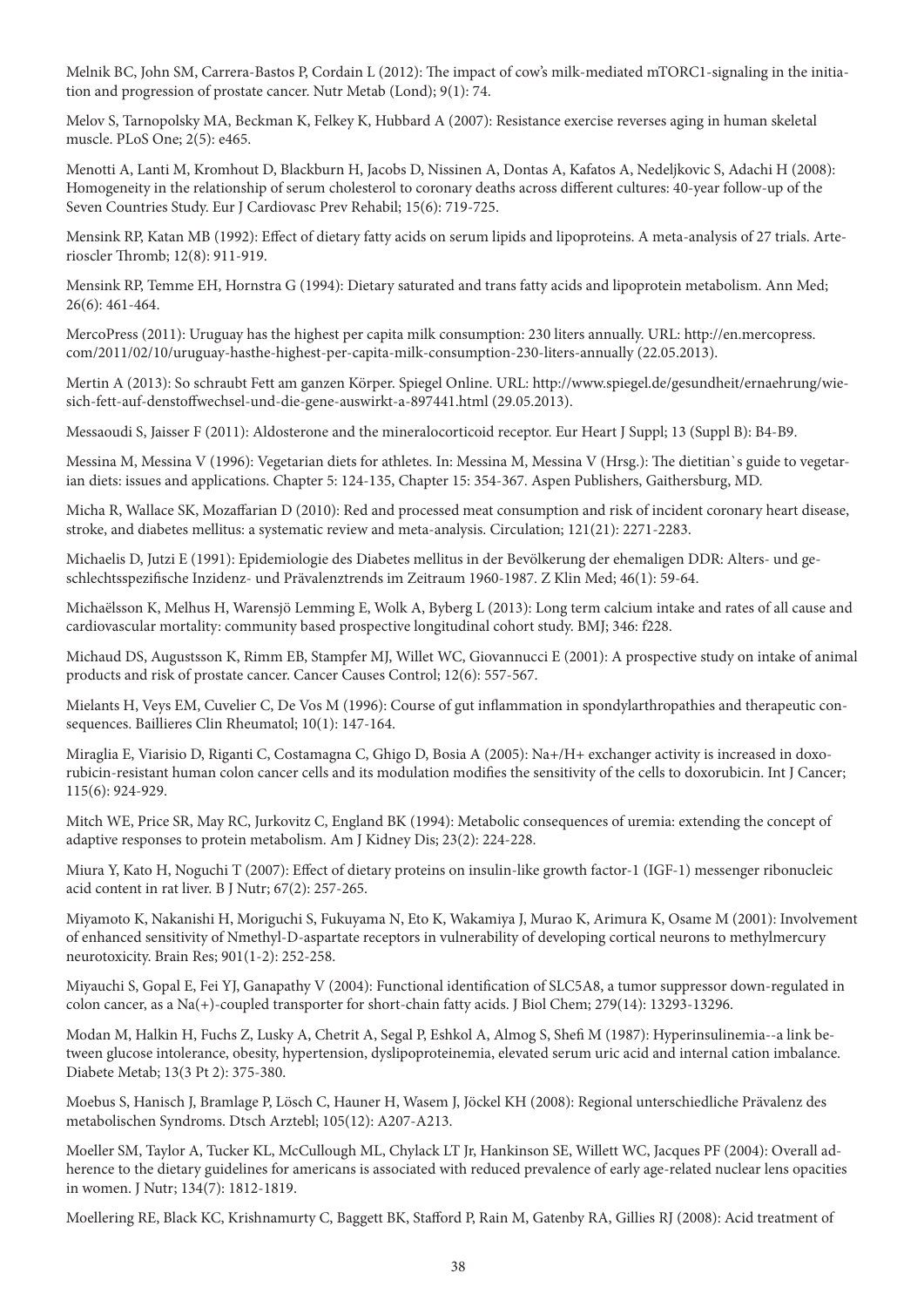Melnik BC, John SM, Carrera-Bastos P, Cordain L (2012): The impact of cow's milk-mediated mTORC1-signaling in the initiation and progression of prostate cancer. Nutr Metab (Lond); 9(1): 74.

Melov S, Tarnopolsky MA, Beckman K, Felkey K, Hubbard A (2007): Resistance exercise reverses aging in human skeletal muscle. PLoS One; 2(5): e465.

Menotti A, Lanti M, Kromhout D, Blackburn H, Jacobs D, Nissinen A, Dontas A, Kafatos A, Nedeljkovic S, Adachi H (2008): Homogeneity in the relationship of serum cholesterol to coronary deaths across different cultures: 40-year follow-up of the Seven Countries Study. Eur J Cardiovasc Prev Rehabil; 15(6): 719-725.

Mensink RP, Katan MB (1992): Effect of dietary fatty acids on serum lipids and lipoproteins. A meta-analysis of 27 trials. Arterioscler Thromb; 12(8): 911-919.

Mensink RP, Temme EH, Hornstra G (1994): Dietary saturated and trans fatty acids and lipoprotein metabolism. Ann Med; 26(6): 461-464.

MercoPress (2011): Uruguay has the highest per capita milk consumption: 230 liters annually. URL: http://en.mercopress.com/2011/02/10/uruguay-hasthe-highest-per-capita-milk-consumption-230-liters-annually (22.05.2013).

Mertin A (2013): So schraubt Fett am ganzen Körper. Spiegel Online. URL: http://www.spiegel.de/gesundheit/ernaehrung/wie-sich-fett-auf-denstoffwechsel-und-die-gene-auswirkt-a-897441.html (29.05.2013).

Messaoudi S, Jaisser F (2011): Aldosterone and the mineralocorticoid receptor. Eur Heart J Suppl; 13 (Suppl B): B4-B9.

Messina M, Messina V (1996): Vegetarian diets for athletes. In: Messina M, Messina V (Hrsg.): The dietitian`s guide to vegetarian diets: issues and applications. Chapter 5: 124-135, Chapter 15: 354-367. Aspen Publishers, Gaithersburg, MD.

Micha R, Wallace SK, Mozaffarian D (2010): Red and processed meat consumption and risk of incident coronary heart disease, stroke, and diabetes mellitus: a systematic review and meta-analysis. Circulation; 121(21): 2271-2283.

Michaelis D, Jutzi E (1991): Epidemiologie des Diabetes mellitus in der Bevölkerung der ehemaligen DDR: Alters- und geschlechtsspezifische Inzidenz- und Prävalenztrends im Zeitraum 1960-1987. Z Klin Med; 46(1): 59-64.

Michaëlsson K, Melhus H, Warensjö Lemming E, Wolk A, Byberg L (2013): Long term calcium intake and rates of all cause and cardiovascular mortality: community based prospective longitudinal cohort study. BMJ; 346: f228.

Michaud DS, Augustsson K, Rimm EB, Stampfer MJ, Willet WC, Giovannucci E (2001): A prospective study on intake of animal products and risk of prostate cancer. Cancer Causes Control; 12(6): 557-567.

Mielants H, Veys EM, Cuvelier C, De Vos M (1996): Course of gut inflammation in spondylarthropathies and therapeutic consequences. Baillieres Clin Rheumatol; 10(1): 147-164.

Miraglia E, Viarisio D, Riganti C, Costamagna C, Ghigo D, Bosia A (2005): Na+/H+ exchanger activity is increased in doxorubicin-resistant human colon cancer cells and its modulation modifies the sensitivity of the cells to doxorubicin. Int J Cancer; 115(6): 924-929.

Mitch WE, Price SR, May RC, Jurkovitz C, England BK (1994): Metabolic consequences of uremia: extending the concept of adaptive responses to protein metabolism. Am J Kidney Dis; 23(2): 224-228.

Miura Y, Kato H, Noguchi T (2007): Effect of dietary proteins on insulin-like growth factor-1 (IGF-1) messenger ribonucleic acid content in rat liver. B J Nutr; 67(2): 257-265.

Miyamoto K, Nakanishi H, Moriguchi S, Fukuyama N, Eto K, Wakamiya J, Murao K, Arimura K, Osame M (2001): Involvement of enhanced sensitivity of Nmethyl-D-aspartate receptors in vulnerability of developing cortical neurons to methylmercury neurotoxicity. Brain Res; 901(1-2): 252-258.

Miyauchi S, Gopal E, Fei YJ, Ganapathy V (2004): Functional identification of SLC5A8, a tumor suppressor down-regulated in colon cancer, as a Na(+)-coupled transporter for short-chain fatty acids. J Biol Chem; 279(14): 13293-13296.

Modan M, Halkin H, Fuchs Z, Lusky A, Chetrit A, Segal P, Eshkol A, Almog S, Shefi M (1987): Hyperinsulinemia--a link between glucose intolerance, obesity, hypertension, dyslipoproteinemia, elevated serum uric acid and internal cation imbalance. Diabete Metab; 13(3 Pt 2): 375-380.

Moebus S, Hanisch J, Bramlage P, Lösch C, Hauner H, Wasem J, Jöckel KH (2008): Regional unterschiedliche Prävalenz des metabolischen Syndroms. Dtsch Arztebl; 105(12): A207-A213.

Moeller SM, Taylor A, Tucker KL, McCullough ML, Chylack LT Jr, Hankinson SE, Willett WC, Jacques PF (2004): Overall adherence to the dietary guidelines for americans is associated with reduced prevalence of early age-related nuclear lens opacities in women. J Nutr; 134(7): 1812-1819.

Moellering RE, Black KC, Krishnamurty C, Baggett BK, Stafford P, Rain M, Gatenby RA, Gillies RJ (2008): Acid treatment of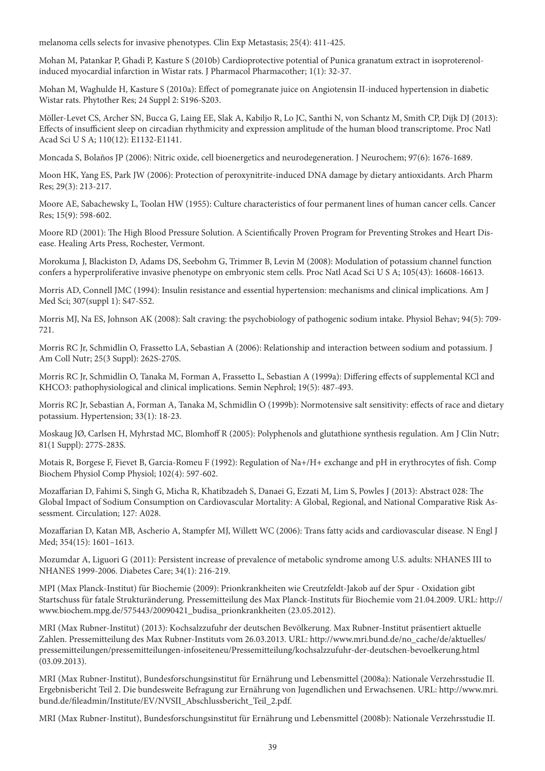melanoma cells selects for invasive phenotypes. Clin Exp Metastasis; 25(4): 411-425.

Mohan M, Patankar P, Ghadi P, Kasture S (2010b) Cardioprotective potential of Punica granatum extract in isoproterenol-induced myocardial infarction in Wistar rats. J Pharmacol Pharmacother; 1(1): 32-37.

Mohan M, Waghulde H, Kasture S (2010a): Effect of pomegranate juice on Angiotensin II-induced hypertension in diabetic Wistar rats. Phytother Res; 24 Suppl 2: S196-S203.

Möller-Levet CS, Archer SN, Bucca G, Laing EE, Slak A, Kabiljo R, Lo JC, Santhi N, von Schantz M, Smith CP, Dijk DJ (2013): Effects of insufficient sleep on circadian rhythmicity and expression amplitude of the human blood transcriptome. Proc Natl Acad Sci U S A; 110(12): E1132-E1141.

Moncada S, Bolaños JP (2006): Nitric oxide, cell bioenergetics and neurodegeneration. J Neurochem; 97(6): 1676-1689.

Moon HK, Yang ES, Park JW (2006): Protection of peroxynitrite-induced DNA damage by dietary antioxidants. Arch Pharm Res; 29(3): 213-217.

Moore AE, Sabachewsky L, Toolan HW (1955): Culture characteristics of four permanent lines of human cancer cells. Cancer Res; 15(9): 598-602.

Moore RD (2001): The High Blood Pressure Solution. A Scientifically Proven Program for Preventing Strokes and Heart Disease. Healing Arts Press, Rochester, Vermont.

Morokuma J, Blackiston D, Adams DS, Seebohm G, Trimmer B, Levin M (2008): Modulation of potassium channel function confers a hyperproliferative invasive phenotype on embryonic stem cells. Proc Natl Acad Sci U S A; 105(43): 16608-16613.

Morris AD, Connell JMC (1994): Insulin resistance and essential hypertension: mechanisms and clinical implications. Am J Med Sci; 307(suppl 1): S47-S52.

Morris MJ, Na ES, Johnson AK (2008): Salt craving: the psychobiology of pathogenic sodium intake. Physiol Behav; 94(5): 709-721.

Morris RC Jr, Schmidlin O, Frassetto LA, Sebastian A (2006): Relationship and interaction between sodium and potassium. J Am Coll Nutr; 25(3 Suppl): 262S-270S.

Morris RC Jr, Schmidlin O, Tanaka M, Forman A, Frassetto L, Sebastian A (1999a): Differing effects of supplemental KCl and KHCO3: pathophysiological and clinical implications. Semin Nephrol; 19(5): 487-493.

Morris RC Jr, Sebastian A, Forman A, Tanaka M, Schmidlin O (1999b): Normotensive salt sensitivity: effects of race and dietary potassium. Hypertension; 33(1): 18-23.

Moskaug JØ, Carlsen H, Myhrstad MC, Blomhoff R (2005): Polyphenols and glutathione synthesis regulation. Am J Clin Nutr; 81(1 Suppl): 277S-283S.

Motais R, Borgese F, Fievet B, Garcia-Romeu F (1992): Regulation of Na+/H+ exchange and pH in erythrocytes of fish. Comp Biochem Physiol Comp Physiol; 102(4): 597-602.

Mozaffarian D, Fahimi S, Singh G, Micha R, Khatibzadeh S, Danaei G, Ezzati M, Lim S, Powles J (2013): Abstract 028: The Global Impact of Sodium Consumption on Cardiovascular Mortality: A Global, Regional, and National Comparative Risk Assessment. Circulation; 127: A028.

Mozaffarian D, Katan MB, Ascherio A, Stampfer MJ, Willett WC (2006): Trans fatty acids and cardiovascular disease. N Engl J Med; 354(15): 1601–1613.

Mozumdar A, Liguori G (2011): Persistent increase of prevalence of metabolic syndrome among U.S. adults: NHANES III to NHANES 1999-2006. Diabetes Care; 34(1): 216-219.

MPI (Max Planck-Institut) für Biochemie (2009): Prionkrankheiten wie Creutzfeldt-Jakob auf der Spur - Oxidation gibt Startschuss für fatale Strukturänderung. Pressemitteilung des Max Planck-Instituts für Biochemie vom 21.04.2009. URL: http://www.biochem.mpg.de/575443/20090421_budisa_prionkrankheiten (23.05.2012).

MRI (Max Rubner-Institut) (2013): Kochsalzzufuhr der deutschen Bevölkerung. Max Rubner-Institut präsentiert aktuelle Zahlen. Pressemitteilung des Max Rubner-Instituts vom 26.03.2013. URL: http://www.mri.bund.de/no_cache/de/aktuelles/pressemitteilungen/pressemitteilungen-infoseiteneu/Pressemitteilung/kochsalzzufuhr-der-deutschen-bevoelkerung.html (03.09.2013).

MRI (Max Rubner-Institut), Bundesforschungsinstitut für Ernährung und Lebensmittel (2008a): Nationale Verzehrsstudie II. Ergebnisbericht Teil 2. Die bundesweite Befragung zur Ernährung von Jugendlichen und Erwachsenen. URL: http://www.mri.bund.de/fileadmin/Institute/EV/NVSII_Abschlussbericht_Teil_2.pdf.

MRI (Max Rubner-Institut), Bundesforschungsinstitut für Ernährung und Lebensmittel (2008b): Nationale Verzehrsstudie II.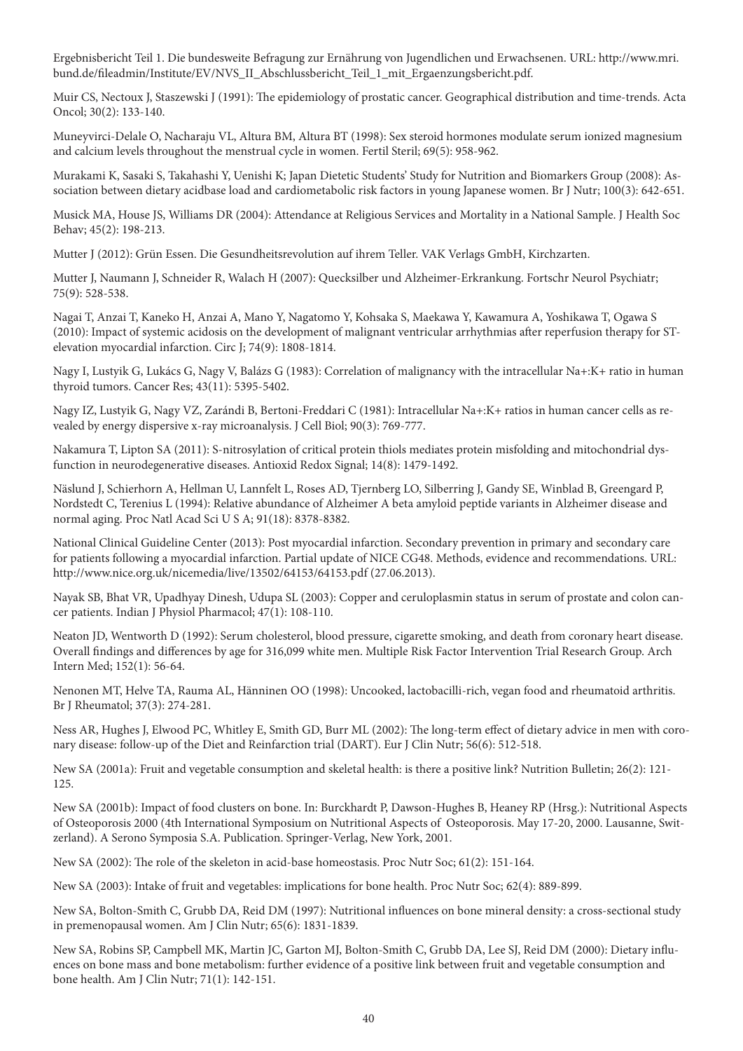Ergebnisbericht Teil 1. Die bundesweite Befragung zur Ernährung von Jugendlichen und Erwachsenen. URL: http://www.mri.bund.de/fileadmin/Institute/EV/NVS_II_Abschlussbericht_Teil_1_mit_Ergaenzungsbericht.pdf.

Muir CS, Nectoux J, Staszewski J (1991): The epidemiology of prostatic cancer. Geographical distribution and time-trends. Acta Oncol; 30(2): 133-140.

Muneyvirci-Delale O, Nacharaju VL, Altura BM, Altura BT (1998): Sex steroid hormones modulate serum ionized magnesium and calcium levels throughout the menstrual cycle in women. Fertil Steril; 69(5): 958-962.

Murakami K, Sasaki S, Takahashi Y, Uenishi K; Japan Dietetic Students' Study for Nutrition and Biomarkers Group (2008): Association between dietary acidbase load and cardiometabolic risk factors in young Japanese women. Br J Nutr; 100(3): 642-651.

Musick MA, House JS, Williams DR (2004): Attendance at Religious Services and Mortality in a National Sample. J Health Soc Behav; 45(2): 198-213.

Mutter J (2012): Grün Essen. Die Gesundheitsrevolution auf ihrem Teller. VAK Verlags GmbH, Kirchzarten.

Mutter J, Naumann J, Schneider R, Walach H (2007): Quecksilber und Alzheimer-Erkrankung. Fortschr Neurol Psychiatr; 75(9): 528-538.

Nagai T, Anzai T, Kaneko H, Anzai A, Mano Y, Nagatomo Y, Kohsaka S, Maekawa Y, Kawamura A, Yoshikawa T, Ogawa S (2010): Impact of systemic acidosis on the development of malignant ventricular arrhythmias after reperfusion therapy for ST-elevation myocardial infarction. Circ J; 74(9): 1808-1814.

Nagy I, Lustyik G, Lukács G, Nagy V, Balázs G (1983): Correlation of malignancy with the intracellular Na+:K+ ratio in human thyroid tumors. Cancer Res; 43(11): 5395-5402.

Nagy IZ, Lustyik G, Nagy VZ, Zarándi B, Bertoni-Freddari C (1981): Intracellular Na+:K+ ratios in human cancer cells as revealed by energy dispersive x-ray microanalysis. J Cell Biol; 90(3): 769-777.

Nakamura T, Lipton SA (2011): S-nitrosylation of critical protein thiols mediates protein misfolding and mitochondrial dysfunction in neurodegenerative diseases. Antioxid Redox Signal; 14(8): 1479-1492.

Näslund J, Schierhorn A, Hellman U, Lannfelt L, Roses AD, Tjernberg LO, Silberring J, Gandy SE, Winblad B, Greengard P, Nordstedt C, Terenius L (1994): Relative abundance of Alzheimer A beta amyloid peptide variants in Alzheimer disease and normal aging. Proc Natl Acad Sci U S A; 91(18): 8378-8382.

National Clinical Guideline Center (2013): Post myocardial infarction. Secondary prevention in primary and secondary care for patients following a myocardial infarction. Partial update of NICE CG48. Methods, evidence and recommendations. URL: http://www.nice.org.uk/nicemedia/live/13502/64153/64153.pdf (27.06.2013).

Nayak SB, Bhat VR, Upadhyay Dinesh, Udupa SL (2003): Copper and ceruloplasmin status in serum of prostate and colon cancer patients. Indian J Physiol Pharmacol; 47(1): 108-110.

Neaton JD, Wentworth D (1992): Serum cholesterol, blood pressure, cigarette smoking, and death from coronary heart disease. Overall findings and differences by age for 316,099 white men. Multiple Risk Factor Intervention Trial Research Group. Arch Intern Med; 152(1): 56-64.

Nenonen MT, Helve TA, Rauma AL, Hänninen OO (1998): Uncooked, lactobacilli-rich, vegan food and rheumatoid arthritis. Br J Rheumatol; 37(3): 274-281.

Ness AR, Hughes J, Elwood PC, Whitley E, Smith GD, Burr ML (2002): The long-term effect of dietary advice in men with coronary disease: follow-up of the Diet and Reinfarction trial (DART). Eur J Clin Nutr; 56(6): 512-518.

New SA (2001a): Fruit and vegetable consumption and skeletal health: is there a positive link? Nutrition Bulletin; 26(2): 121-125.

New SA (2001b): Impact of food clusters on bone. In: Burckhardt P, Dawson-Hughes B, Heaney RP (Hrsg.): Nutritional Aspects of Osteoporosis 2000 (4th International Symposium on Nutritional Aspects of Osteoporosis. May 17-20, 2000. Lausanne, Switzerland). A Serono Symposia S.A. Publication. Springer-Verlag, New York, 2001.

New SA (2002): The role of the skeleton in acid-base homeostasis. Proc Nutr Soc; 61(2): 151-164.

New SA (2003): Intake of fruit and vegetables: implications for bone health. Proc Nutr Soc; 62(4): 889-899.

New SA, Bolton-Smith C, Grubb DA, Reid DM (1997): Nutritional influences on bone mineral density: a cross-sectional study in premenopausal women. Am J Clin Nutr; 65(6): 1831-1839.

New SA, Robins SP, Campbell MK, Martin JC, Garton MJ, Bolton-Smith C, Grubb DA, Lee SJ, Reid DM (2000): Dietary influences on bone mass and bone metabolism: further evidence of a positive link between fruit and vegetable consumption and bone health. Am J Clin Nutr; 71(1): 142-151.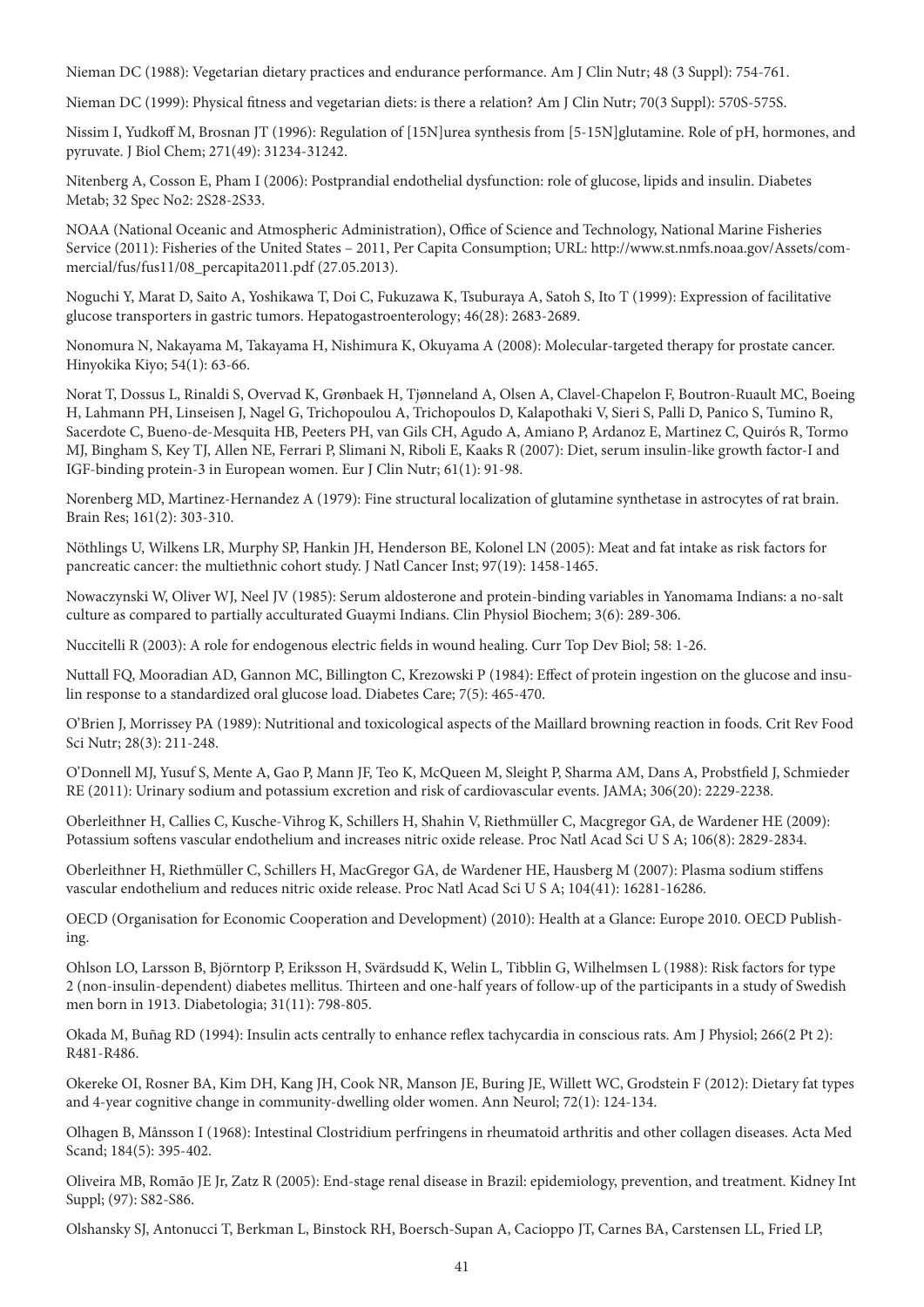Nieman DC (1988): Vegetarian dietary practices and endurance performance. Am J Clin Nutr; 48 (3 Suppl): 754-761.

Nieman DC (1999): Physical fitness and vegetarian diets: is there a relation? Am J Clin Nutr; 70(3 Suppl): 570S-575S.

Nissim I, Yudkoff M, Brosnan JT (1996): Regulation of [15N]urea synthesis from [5-15N]glutamine. Role of pH, hormones, and pyruvate. J Biol Chem; 271(49): 31234-31242.

Nitenberg A, Cosson E, Pham I (2006): Postprandial endothelial dysfunction: role of glucose, lipids and insulin. Diabetes Metab; 32 Spec No2: 2S28-2S33.

NOAA (National Oceanic and Atmospheric Administration), Office of Science and Technology, National Marine Fisheries Service (2011): Fisheries of the United States – 2011, Per Capita Consumption; URL: http://www.st.nmfs.noaa.gov/Assets/commercial/fus/fus11/08_percapita2011.pdf (27.05.2013).

Noguchi Y, Marat D, Saito A, Yoshikawa T, Doi C, Fukuzawa K, Tsuburaya A, Satoh S, Ito T (1999): Expression of facilitative glucose transporters in gastric tumors. Hepatogastroenterology; 46(28): 2683-2689.

Nonomura N, Nakayama M, Takayama H, Nishimura K, Okuyama A (2008): Molecular-targeted therapy for prostate cancer. Hinyokika Kiyo; 54(1): 63-66.

Norat T, Dossus L, Rinaldi S, Overvad K, Grønbaek H, Tjønneland A, Olsen A, Clavel-Chapelon F, Boutron-Ruault MC, Boeing H, Lahmann PH, Linseisen J, Nagel G, Trichopoulou A, Trichopoulos D, Kalapothaki V, Sieri S, Palli D, Panico S, Tumino R, Sacerdote C, Bueno-de-Mesquita HB, Peeters PH, van Gils CH, Agudo A, Amiano P, Ardanoz E, Martinez C, Quirós R, Tormo MJ, Bingham S, Key TJ, Allen NE, Ferrari P, Slimani N, Riboli E, Kaaks R (2007): Diet, serum insulin-like growth factor-I and IGF-binding protein-3 in European women. Eur J Clin Nutr; 61(1): 91-98.

Norenberg MD, Martinez-Hernandez A (1979): Fine structural localization of glutamine synthetase in astrocytes of rat brain. Brain Res; 161(2): 303-310.

Nöthlings U, Wilkens LR, Murphy SP, Hankin JH, Henderson BE, Kolonel LN (2005): Meat and fat intake as risk factors for pancreatic cancer: the multiethnic cohort study. J Natl Cancer Inst; 97(19): 1458-1465.

Nowaczynski W, Oliver WJ, Neel JV (1985): Serum aldosterone and protein-binding variables in Yanomama Indians: a no-salt culture as compared to partially acculturated Guaymi Indians. Clin Physiol Biochem; 3(6): 289-306.

Nuccitelli R (2003): A role for endogenous electric fields in wound healing. Curr Top Dev Biol; 58: 1-26.

Nuttall FQ, Mooradian AD, Gannon MC, Billington C, Krezowski P (1984): Effect of protein ingestion on the glucose and insulin response to a standardized oral glucose load. Diabetes Care; 7(5): 465-470.

O'Brien J, Morrissey PA (1989): Nutritional and toxicological aspects of the Maillard browning reaction in foods. Crit Rev Food Sci Nutr; 28(3): 211-248.

O'Donnell MJ, Yusuf S, Mente A, Gao P, Mann JF, Teo K, McQueen M, Sleight P, Sharma AM, Dans A, Probstfield J, Schmieder RE (2011): Urinary sodium and potassium excretion and risk of cardiovascular events. JAMA; 306(20): 2229-2238.

Oberleithner H, Callies C, Kusche-Vihrog K, Schillers H, Shahin V, Riethmüller C, Macgregor GA, de Wardener HE (2009): Potassium softens vascular endothelium and increases nitric oxide release. Proc Natl Acad Sci U S A; 106(8): 2829-2834.

Oberleithner H, Riethmüller C, Schillers H, MacGregor GA, de Wardener HE, Hausberg M (2007): Plasma sodium stiffens vascular endothelium and reduces nitric oxide release. Proc Natl Acad Sci U S A; 104(41): 16281-16286.

OECD (Organisation for Economic Cooperation and Development) (2010): Health at a Glance: Europe 2010. OECD Publishing.

Ohlson LO, Larsson B, Björntorp P, Eriksson H, Svärdsudd K, Welin L, Tibblin G, Wilhelmsen L (1988): Risk factors for type 2 (non-insulin-dependent) diabetes mellitus. Thirteen and one-half years of follow-up of the participants in a study of Swedish men born in 1913. Diabetologia; 31(11): 798-805.

Okada M, Buñag RD (1994): Insulin acts centrally to enhance reflex tachycardia in conscious rats. Am J Physiol; 266(2 Pt 2): R481-R486.

Okereke OI, Rosner BA, Kim DH, Kang JH, Cook NR, Manson JE, Buring JE, Willett WC, Grodstein F (2012): Dietary fat types and 4-year cognitive change in community-dwelling older women. Ann Neurol; 72(1): 124-134.

Olhagen B, Månsson I (1968): Intestinal Clostridium perfringens in rheumatoid arthritis and other collagen diseases. Acta Med Scand; 184(5): 395-402.

Oliveira MB, Romão JE Jr, Zatz R (2005): End-stage renal disease in Brazil: epidemiology, prevention, and treatment. Kidney Int Suppl; (97): S82-S86.

Olshansky SJ, Antonucci T, Berkman L, Binstock RH, Boersch-Supan A, Cacioppo JT, Carnes BA, Carstensen LL, Fried LP,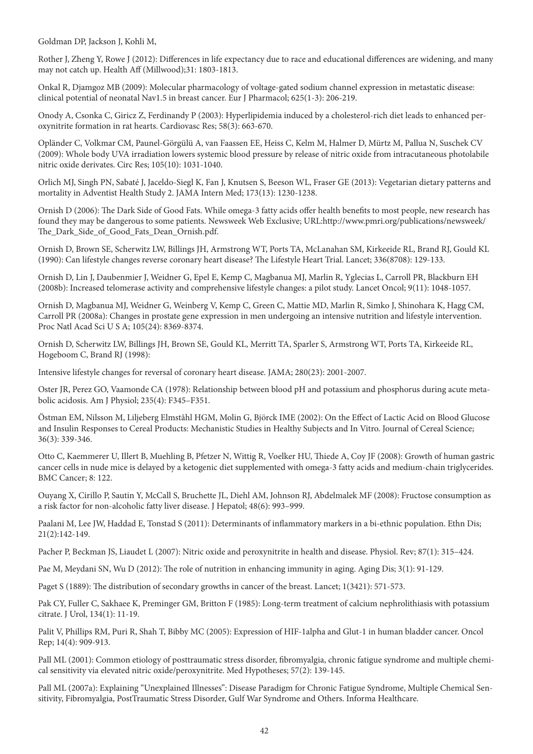Goldman DP, Jackson J, Kohli M,

Rother J, Zheng Y, Rowe J (2012): Differences in life expectancy due to race and educational differences are widening, and many may not catch up. Health Aff (Millwood);31: 1803-1813.

Onkal R, Djamgoz MB (2009): Molecular pharmacology of voltage-gated sodium channel expression in metastatic disease: clinical potential of neonatal Nav1.5 in breast cancer. Eur J Pharmacol; 625(1-3): 206-219.

Onody A, Csonka C, Giricz Z, Ferdinandy P (2003): Hyperlipidemia induced by a cholesterol-rich diet leads to enhanced peroxynitrite formation in rat hearts. Cardiovasc Res; 58(3): 663-670.

Opländer C, Volkmar CM, Paunel-Görgülü A, van Faassen EE, Heiss C, Kelm M, Halmer D, Mürtz M, Pallua N, Suschek CV (2009): Whole body UVA irradiation lowers systemic blood pressure by release of nitric oxide from intracutaneous photolabile nitric oxide derivates. Circ Res; 105(10): 1031-1040.

Orlich MJ, Singh PN, Sabaté J, Jaceldo-Siegl K, Fan J, Knutsen S, Beeson WL, Fraser GE (2013): Vegetarian dietary patterns and mortality in Adventist Health Study 2. JAMA Intern Med; 173(13): 1230-1238.

Ornish D (2006): The Dark Side of Good Fats. While omega-3 fatty acids offer health benefits to most people, new research has found they may be dangerous to some patients. Newsweek Web Exclusive; URL:http://www.pmri.org/publications/newsweek/The_Dark_Side_of_Good_Fats_Dean_Ornish.pdf.

Ornish D, Brown SE, Scherwitz LW, Billings JH, Armstrong WT, Ports TA, McLanahan SM, Kirkeeide RL, Brand RJ, Gould KL (1990): Can lifestyle changes reverse coronary heart disease? The Lifestyle Heart Trial. Lancet; 336(8708): 129-133.

Ornish D, Lin J, Daubenmier J, Weidner G, Epel E, Kemp C, Magbanua MJ, Marlin R, Yglecias L, Carroll PR, Blackburn EH (2008b): Increased telomerase activity and comprehensive lifestyle changes: a pilot study. Lancet Oncol; 9(11): 1048-1057.

Ornish D, Magbanua MJ, Weidner G, Weinberg V, Kemp C, Green C, Mattie MD, Marlin R, Simko J, Shinohara K, Hagg CM, Carroll PR (2008a): Changes in prostate gene expression in men undergoing an intensive nutrition and lifestyle intervention. Proc Natl Acad Sci U S A; 105(24): 8369-8374.

Ornish D, Scherwitz LW, Billings JH, Brown SE, Gould KL, Merritt TA, Sparler S, Armstrong WT, Ports TA, Kirkeeide RL, Hogeboom C, Brand RJ (1998):

Intensive lifestyle changes for reversal of coronary heart disease. JAMA; 280(23): 2001-2007.

Oster JR, Perez GO, Vaamonde CA (1978): Relationship between blood pH and potassium and phosphorus during acute metabolic acidosis. Am J Physiol; 235(4): F345–F351.

Östman EM, Nilsson M, Liljeberg Elmståhl HGM, Molin G, Björck IME (2002): On the Effect of Lactic Acid on Blood Glucose and Insulin Responses to Cereal Products: Mechanistic Studies in Healthy Subjects and In Vitro. Journal of Cereal Science; 36(3): 339-346.

Otto C, Kaemmerer U, Illert B, Muehling B, Pfetzer N, Wittig R, Voelker HU, Thiede A, Coy JF (2008): Growth of human gastric cancer cells in nude mice is delayed by a ketogenic diet supplemented with omega-3 fatty acids and medium-chain triglycerides. BMC Cancer; 8: 122.

Ouyang X, Cirillo P, Sautin Y, McCall S, Bruchette JL, Diehl AM, Johnson RJ, Abdelmalek MF (2008): Fructose consumption as a risk factor for non-alcoholic fatty liver disease. J Hepatol; 48(6): 993–999.

Paalani M, Lee JW, Haddad E, Tonstad S (2011): Determinants of inflammatory markers in a bi-ethnic population. Ethn Dis; 21(2):142-149.

Pacher P, Beckman JS, Liaudet L (2007): Nitric oxide and peroxynitrite in health and disease. Physiol. Rev; 87(1): 315–424.

Pae M, Meydani SN, Wu D (2012): The role of nutrition in enhancing immunity in aging. Aging Dis; 3(1): 91-129.

Paget S (1889): The distribution of secondary growths in cancer of the breast. Lancet; 1(3421): 571-573.

Pak CY, Fuller C, Sakhaee K, Preminger GM, Britton F (1985): Long-term treatment of calcium nephrolithiasis with potassium citrate. J Urol, 134(1): 11-19.

Palit V, Phillips RM, Puri R, Shah T, Bibby MC (2005): Expression of HIF-1alpha and Glut-1 in human bladder cancer. Oncol Rep; 14(4): 909-913.

Pall ML (2001): Common etiology of posttraumatic stress disorder, fibromyalgia, chronic fatigue syndrome and multiple chemical sensitivity via elevated nitric oxide/peroxynitrite. Med Hypotheses; 57(2): 139-145.

Pall ML (2007a): Explaining "Unexplained Illnesses": Disease Paradigm for Chronic Fatigue Syndrome, Multiple Chemical Sensitivity, Fibromyalgia, PostTraumatic Stress Disorder, Gulf War Syndrome and Others. Informa Healthcare.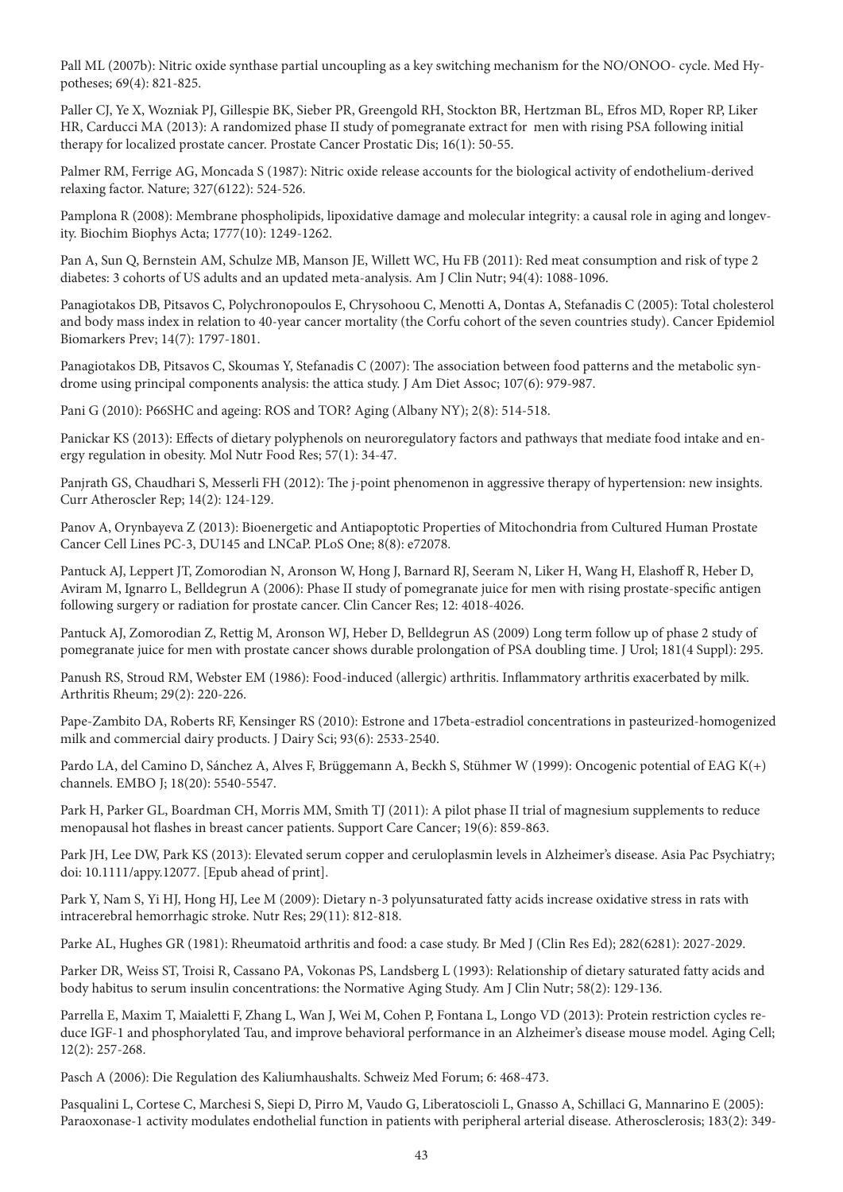Pall ML (2007b): Nitric oxide synthase partial uncoupling as a key switching mechanism for the NO/ONOO- cycle. Med Hypotheses; 69(4): 821-825.

Paller CJ, Ye X, Wozniak PJ, Gillespie BK, Sieber PR, Greengold RH, Stockton BR, Hertzman BL, Efros MD, Roper RP, Liker HR, Carducci MA (2013): A randomized phase II study of pomegranate extract for men with rising PSA following initial therapy for localized prostate cancer. Prostate Cancer Prostatic Dis; 16(1): 50-55.

Palmer RM, Ferrige AG, Moncada S (1987): Nitric oxide release accounts for the biological activity of endothelium-derived relaxing factor. Nature; 327(6122): 524-526.

Pamplona R (2008): Membrane phospholipids, lipoxidative damage and molecular integrity: a causal role in aging and longevity. Biochim Biophys Acta; 1777(10): 1249-1262.

Pan A, Sun Q, Bernstein AM, Schulze MB, Manson JE, Willett WC, Hu FB (2011): Red meat consumption and risk of type 2 diabetes: 3 cohorts of US adults and an updated meta-analysis. Am J Clin Nutr; 94(4): 1088-1096.

Panagiotakos DB, Pitsavos C, Polychronopoulos E, Chrysohoou C, Menotti A, Dontas A, Stefanadis C (2005): Total cholesterol and body mass index in relation to 40-year cancer mortality (the Corfu cohort of the seven countries study). Cancer Epidemiol Biomarkers Prev; 14(7): 1797-1801.

Panagiotakos DB, Pitsavos C, Skoumas Y, Stefanadis C (2007): The association between food patterns and the metabolic syndrome using principal components analysis: the attica study. J Am Diet Assoc; 107(6): 979-987.

Pani G (2010): P66SHC and ageing: ROS and TOR? Aging (Albany NY); 2(8): 514-518.

Panickar KS (2013): Effects of dietary polyphenols on neuroregulatory factors and pathways that mediate food intake and energy regulation in obesity. Mol Nutr Food Res; 57(1): 34-47.

Panjrath GS, Chaudhari S, Messerli FH (2012): The j-point phenomenon in aggressive therapy of hypertension: new insights. Curr Atheroscler Rep; 14(2): 124-129.

Panov A, Orynbayeva Z (2013): Bioenergetic and Antiapoptotic Properties of Mitochondria from Cultured Human Prostate Cancer Cell Lines PC-3, DU145 and LNCaP. PLoS One; 8(8): e72078.

Pantuck AJ, Leppert JT, Zomorodian N, Aronson W, Hong J, Barnard RJ, Seeram N, Liker H, Wang H, Elashoff R, Heber D, Aviram M, Ignarro L, Belldegrun A (2006): Phase II study of pomegranate juice for men with rising prostate-specific antigen following surgery or radiation for prostate cancer. Clin Cancer Res; 12: 4018-4026.

Pantuck AJ, Zomorodian Z, Rettig M, Aronson WJ, Heber D, Belldegrun AS (2009) Long term follow up of phase 2 study of pomegranate juice for men with prostate cancer shows durable prolongation of PSA doubling time. J Urol; 181(4 Suppl): 295.

Panush RS, Stroud RM, Webster EM (1986): Food-induced (allergic) arthritis. Inflammatory arthritis exacerbated by milk. Arthritis Rheum; 29(2): 220-226.

Pape-Zambito DA, Roberts RF, Kensinger RS (2010): Estrone and 17beta-estradiol concentrations in pasteurized-homogenized milk and commercial dairy products. J Dairy Sci; 93(6): 2533-2540.

Pardo LA, del Camino D, Sánchez A, Alves F, Brüggemann A, Beckh S, Stühmer W (1999): Oncogenic potential of EAG K(+) channels. EMBO J; 18(20): 5540-5547.

Park H, Parker GL, Boardman CH, Morris MM, Smith TJ (2011): A pilot phase II trial of magnesium supplements to reduce menopausal hot flashes in breast cancer patients. Support Care Cancer; 19(6): 859-863.

Park JH, Lee DW, Park KS (2013): Elevated serum copper and ceruloplasmin levels in Alzheimer's disease. Asia Pac Psychiatry; doi: 10.1111/appy.12077. [Epub ahead of print].

Park Y, Nam S, Yi HJ, Hong HJ, Lee M (2009): Dietary n-3 polyunsaturated fatty acids increase oxidative stress in rats with intracerebral hemorrhagic stroke. Nutr Res; 29(11): 812-818.

Parke AL, Hughes GR (1981): Rheumatoid arthritis and food: a case study. Br Med J (Clin Res Ed); 282(6281): 2027-2029.

Parker DR, Weiss ST, Troisi R, Cassano PA, Vokonas PS, Landsberg L (1993): Relationship of dietary saturated fatty acids and body habitus to serum insulin concentrations: the Normative Aging Study. Am J Clin Nutr; 58(2): 129-136.

Parrella E, Maxim T, Maialetti F, Zhang L, Wan J, Wei M, Cohen P, Fontana L, Longo VD (2013): Protein restriction cycles reduce IGF-1 and phosphorylated Tau, and improve behavioral performance in an Alzheimer's disease mouse model. Aging Cell; 12(2): 257-268.

Pasch A (2006): Die Regulation des Kaliumhaushalts. Schweiz Med Forum; 6: 468-473.

Pasqualini L, Cortese C, Marchesi S, Siepi D, Pirro M, Vaudo G, Liberatoscioli L, Gnasso A, Schillaci G, Mannarino E (2005): Paraoxonase-1 activity modulates endothelial function in patients with peripheral arterial disease. Atherosclerosis; 183(2): 349-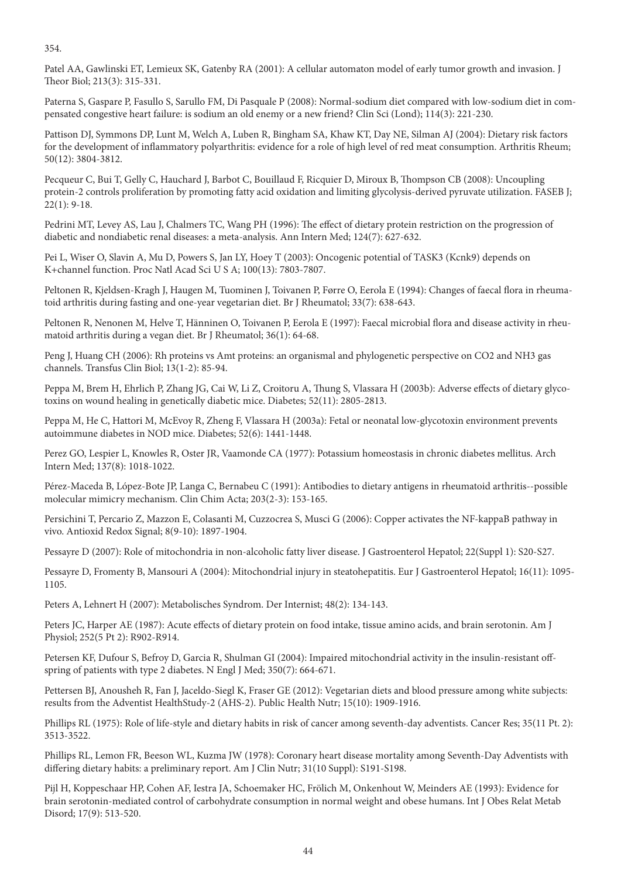354.

Patel AA, Gawlinski ET, Lemieux SK, Gatenby RA (2001): A cellular automaton model of early tumor growth and invasion. J Theor Biol; 213(3): 315-331.

Paterna S, Gaspare P, Fasullo S, Sarullo FM, Di Pasquale P (2008): Normal-sodium diet compared with low-sodium diet in compensated congestive heart failure: is sodium an old enemy or a new friend? Clin Sci (Lond); 114(3): 221-230.

Pattison DJ, Symmons DP, Lunt M, Welch A, Luben R, Bingham SA, Khaw KT, Day NE, Silman AJ (2004): Dietary risk factors for the development of inflammatory polyarthritis: evidence for a role of high level of red meat consumption. Arthritis Rheum; 50(12): 3804-3812.

Pecqueur C, Bui T, Gelly C, Hauchard J, Barbot C, Bouillaud F, Ricquier D, Miroux B, Thompson CB (2008): Uncoupling protein-2 controls proliferation by promoting fatty acid oxidation and limiting glycolysis-derived pyruvate utilization. FASEB J; 22(1): 9-18.

Pedrini MT, Levey AS, Lau J, Chalmers TC, Wang PH (1996): The effect of dietary protein restriction on the progression of diabetic and nondiabetic renal diseases: a meta-analysis. Ann Intern Med; 124(7): 627-632.

Pei L, Wiser O, Slavin A, Mu D, Powers S, Jan LY, Hoey T (2003): Oncogenic potential of TASK3 (Kcnk9) depends on K+channel function. Proc Natl Acad Sci U S A; 100(13): 7803-7807.

Peltonen R, Kjeldsen-Kragh J, Haugen M, Tuominen J, Toivanen P, Førre O, Eerola E (1994): Changes of faecal flora in rheumatoid arthritis during fasting and one-year vegetarian diet. Br J Rheumatol; 33(7): 638-643.

Peltonen R, Nenonen M, Helve T, Hänninen O, Toivanen P, Eerola E (1997): Faecal microbial flora and disease activity in rheumatoid arthritis during a vegan diet. Br J Rheumatol; 36(1): 64-68.

Peng J, Huang CH (2006): Rh proteins vs Amt proteins: an organismal and phylogenetic perspective on CO2 and NH3 gas channels. Transfus Clin Biol; 13(1-2): 85-94.

Peppa M, Brem H, Ehrlich P, Zhang JG, Cai W, Li Z, Croitoru A, Thung S, Vlassara H (2003b): Adverse effects of dietary glycotoxins on wound healing in genetically diabetic mice. Diabetes; 52(11): 2805-2813.

Peppa M, He C, Hattori M, McEvoy R, Zheng F, Vlassara H (2003a): Fetal or neonatal low-glycotoxin environment prevents autoimmune diabetes in NOD mice. Diabetes; 52(6): 1441-1448.

Perez GO, Lespier L, Knowles R, Oster JR, Vaamonde CA (1977): Potassium homeostasis in chronic diabetes mellitus. Arch Intern Med; 137(8): 1018-1022.

Pérez-Maceda B, López-Bote JP, Langa C, Bernabeu C (1991): Antibodies to dietary antigens in rheumatoid arthritis--possible molecular mimicry mechanism. Clin Chim Acta; 203(2-3): 153-165.

Persichini T, Percario Z, Mazzon E, Colasanti M, Cuzzocrea S, Musci G (2006): Copper activates the NF-kappaB pathway in vivo. Antioxid Redox Signal; 8(9-10): 1897-1904.

Pessayre D (2007): Role of mitochondria in non-alcoholic fatty liver disease. J Gastroenterol Hepatol; 22(Suppl 1): S20-S27.

Pessayre D, Fromenty B, Mansouri A (2004): Mitochondrial injury in steatohepatitis. Eur J Gastroenterol Hepatol; 16(11): 1095-1105.

Peters A, Lehnert H (2007): Metabolisches Syndrom. Der Internist; 48(2): 134-143.

Peters JC, Harper AE (1987): Acute effects of dietary protein on food intake, tissue amino acids, and brain serotonin. Am J Physiol; 252(5 Pt 2): R902-R914.

Petersen KF, Dufour S, Befroy D, Garcia R, Shulman GI (2004): Impaired mitochondrial activity in the insulin-resistant offspring of patients with type 2 diabetes. N Engl J Med; 350(7): 664-671.

Pettersen BJ, Anousheh R, Fan J, Jaceldo-Siegl K, Fraser GE (2012): Vegetarian diets and blood pressure among white subjects: results from the Adventist HealthStudy-2 (AHS-2). Public Health Nutr; 15(10): 1909-1916.

Phillips RL (1975): Role of life-style and dietary habits in risk of cancer among seventh-day adventists. Cancer Res; 35(11 Pt. 2): 3513-3522.

Phillips RL, Lemon FR, Beeson WL, Kuzma JW (1978): Coronary heart disease mortality among Seventh-Day Adventists with differing dietary habits: a preliminary report. Am J Clin Nutr; 31(10 Suppl): S191-S198.

Pijl H, Koppeschaar HP, Cohen AF, Iestra JA, Schoemaker HC, Frölich M, Onkenhout W, Meinders AE (1993): Evidence for brain serotonin-mediated control of carbohydrate consumption in normal weight and obese humans. Int J Obes Relat Metab Disord; 17(9): 513-520.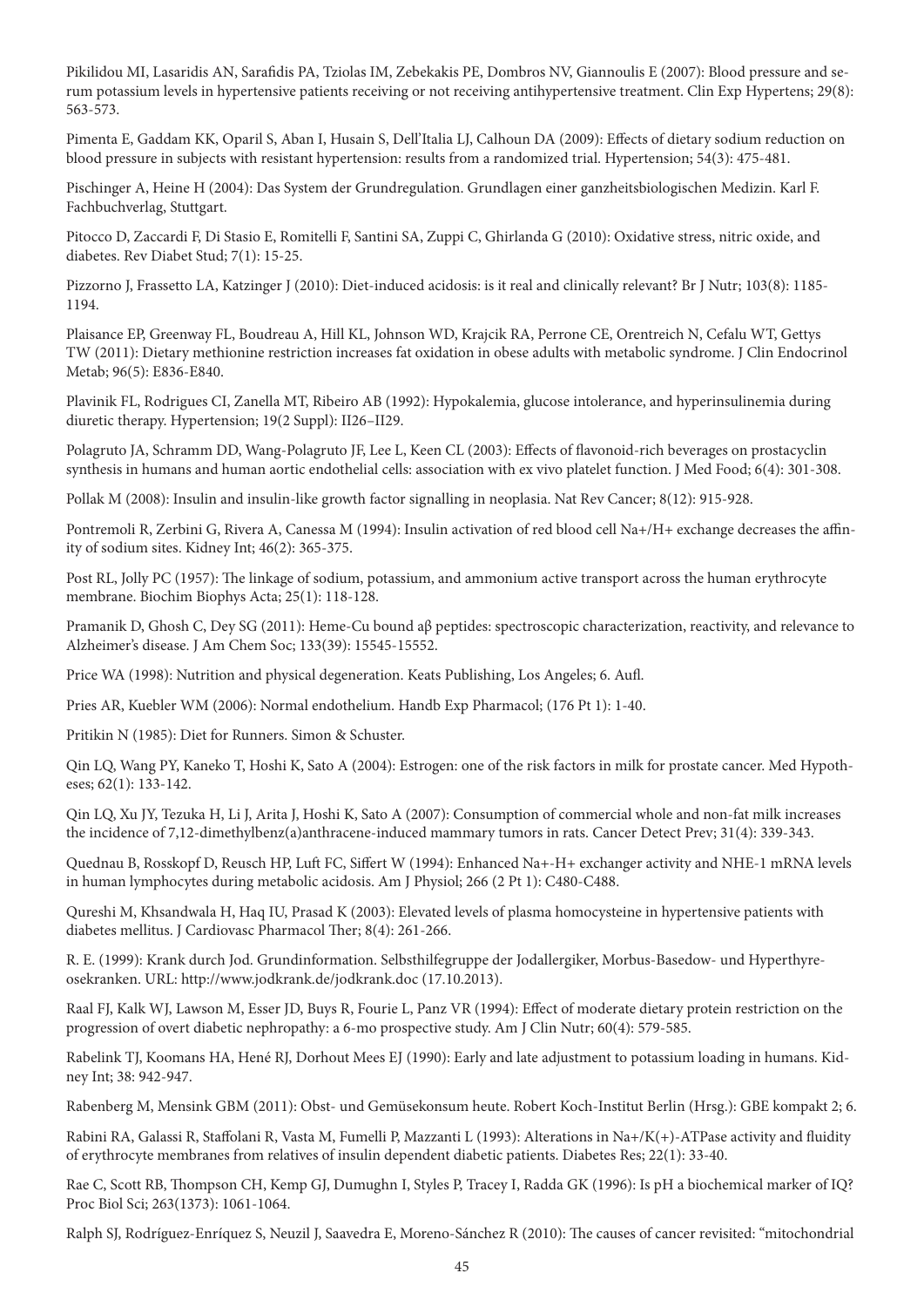Pikilidou MI, Lasaridis AN, Sarafidis PA, Tziolas IM, Zebekakis PE, Dombros NV, Giannoulis E (2007): Blood pressure and serum potassium levels in hypertensive patients receiving or not receiving antihypertensive treatment. Clin Exp Hypertens; 29(8): 563-573.

Pimenta E, Gaddam KK, Oparil S, Aban I, Husain S, Dell'Italia LJ, Calhoun DA (2009): Effects of dietary sodium reduction on blood pressure in subjects with resistant hypertension: results from a randomized trial. Hypertension; 54(3): 475-481.

Pischinger A, Heine H (2004): Das System der Grundregulation. Grundlagen einer ganzheitsbiologischen Medizin. Karl F. Fachbuchverlag, Stuttgart.

Pitocco D, Zaccardi F, Di Stasio E, Romitelli F, Santini SA, Zuppi C, Ghirlanda G (2010): Oxidative stress, nitric oxide, and diabetes. Rev Diabet Stud; 7(1): 15-25.

Pizzorno J, Frassetto LA, Katzinger J (2010): Diet-induced acidosis: is it real and clinically relevant? Br J Nutr; 103(8): 1185-1194.

Plaisance EP, Greenway FL, Boudreau A, Hill KL, Johnson WD, Krajcik RA, Perrone CE, Orentreich N, Cefalu WT, Gettys TW (2011): Dietary methionine restriction increases fat oxidation in obese adults with metabolic syndrome. J Clin Endocrinol Metab; 96(5): E836-E840.

Plavinik FL, Rodrigues CI, Zanella MT, Ribeiro AB (1992): Hypokalemia, glucose intolerance, and hyperinsulinemia during diuretic therapy. Hypertension; 19(2 Suppl): II26–II29.

Polagruto JA, Schramm DD, Wang-Polagruto JF, Lee L, Keen CL (2003): Effects of flavonoid-rich beverages on prostacyclin synthesis in humans and human aortic endothelial cells: association with ex vivo platelet function. J Med Food; 6(4): 301-308.

Pollak M (2008): Insulin and insulin-like growth factor signalling in neoplasia. Nat Rev Cancer; 8(12): 915-928.

Pontremoli R, Zerbini G, Rivera A, Canessa M (1994): Insulin activation of red blood cell Na+/H+ exchange decreases the affinity of sodium sites. Kidney Int; 46(2): 365-375.

Post RL, Jolly PC (1957): The linkage of sodium, potassium, and ammonium active transport across the human erythrocyte membrane. Biochim Biophys Acta; 25(1): 118-128.

Pramanik D, Ghosh C, Dey SG (2011): Heme-Cu bound aβ peptides: spectroscopic characterization, reactivity, and relevance to Alzheimer's disease. J Am Chem Soc; 133(39): 15545-15552.

Price WA (1998): Nutrition and physical degeneration. Keats Publishing, Los Angeles; 6. Aufl.

Pries AR, Kuebler WM (2006): Normal endothelium. Handb Exp Pharmacol; (176 Pt 1): 1-40.

Pritikin N (1985): Diet for Runners. Simon & Schuster.

Qin LQ, Wang PY, Kaneko T, Hoshi K, Sato A (2004): Estrogen: one of the risk factors in milk for prostate cancer. Med Hypotheses; 62(1): 133-142.

Qin LQ, Xu JY, Tezuka H, Li J, Arita J, Hoshi K, Sato A (2007): Consumption of commercial whole and non-fat milk increases the incidence of 7,12-dimethylbenz(a)anthracene-induced mammary tumors in rats. Cancer Detect Prev; 31(4): 339-343.

Quednau B, Rosskopf D, Reusch HP, Luft FC, Siffert W (1994): Enhanced Na+-H+ exchanger activity and NHE-1 mRNA levels in human lymphocytes during metabolic acidosis. Am J Physiol; 266 (2 Pt 1): C480-C488.

Qureshi M, Khsandwala H, Haq IU, Prasad K (2003): Elevated levels of plasma homocysteine in hypertensive patients with diabetes mellitus. J Cardiovasc Pharmacol Ther; 8(4): 261-266.

R. E. (1999): Krank durch Jod. Grundinformation. Selbsthilfegruppe der Jodallergiker, Morbus-Basedow- und Hyperthyreosekranken. URL: http://www.jodkrank.de/jodkrank.doc (17.10.2013).

Raal FJ, Kalk WJ, Lawson M, Esser JD, Buys R, Fourie L, Panz VR (1994): Effect of moderate dietary protein restriction on the progression of overt diabetic nephropathy: a 6-mo prospective study. Am J Clin Nutr; 60(4): 579-585.

Rabelink TJ, Koomans HA, Hené RJ, Dorhout Mees EJ (1990): Early and late adjustment to potassium loading in humans. Kidney Int; 38: 942-947.

Rabenberg M, Mensink GBM (2011): Obst- und Gemüsekonsum heute. Robert Koch-Institut Berlin (Hrsg.): GBE kompakt 2; 6.

Rabini RA, Galassi R, Staffolani R, Vasta M, Fumelli P, Mazzanti L (1993): Alterations in Na+/K(+)-ATPase activity and fluidity of erythrocyte membranes from relatives of insulin dependent diabetic patients. Diabetes Res; 22(1): 33-40.

Rae C, Scott RB, Thompson CH, Kemp GJ, Dumughn I, Styles P, Tracey I, Radda GK (1996): Is pH a biochemical marker of IQ? Proc Biol Sci; 263(1373): 1061-1064.

Ralph SJ, Rodríguez-Enríquez S, Neuzil J, Saavedra E, Moreno-Sánchez R (2010): The causes of cancer revisited: "mitochondrial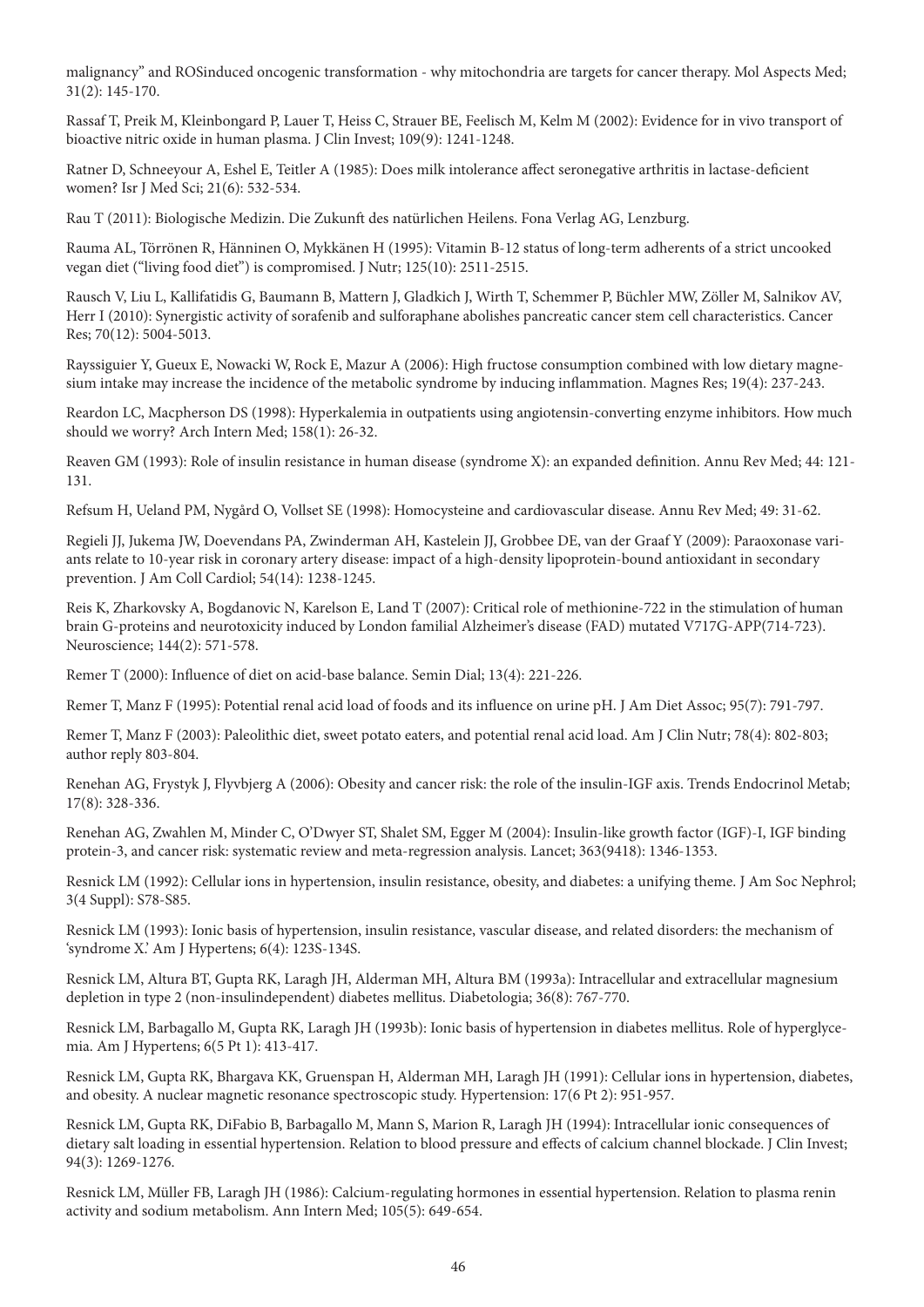malignancy" and ROSinduced oncogenic transformation - why mitochondria are targets for cancer therapy. Mol Aspects Med; 31(2): 145-170.

Rassaf T, Preik M, Kleinbongard P, Lauer T, Heiss C, Strauer BE, Feelisch M, Kelm M (2002): Evidence for in vivo transport of bioactive nitric oxide in human plasma. J Clin Invest; 109(9): 1241-1248.

Ratner D, Schneeyour A, Eshel E, Teitler A (1985): Does milk intolerance affect seronegative arthritis in lactase-deficient women? Isr J Med Sci; 21(6): 532-534.

Rau T (2011): Biologische Medizin. Die Zukunft des natürlichen Heilens. Fona Verlag AG, Lenzburg.

Rauma AL, Törrönen R, Hänninen O, Mykkänen H (1995): Vitamin B-12 status of long-term adherents of a strict uncooked vegan diet ("living food diet") is compromised. J Nutr; 125(10): 2511-2515.

Rausch V, Liu L, Kallifatidis G, Baumann B, Mattern J, Gladkich J, Wirth T, Schemmer P, Büchler MW, Zöller M, Salnikov AV, Herr I (2010): Synergistic activity of sorafenib and sulforaphane abolishes pancreatic cancer stem cell characteristics. Cancer Res; 70(12): 5004-5013.

Rayssiguier Y, Gueux E, Nowacki W, Rock E, Mazur A (2006): High fructose consumption combined with low dietary magnesium intake may increase the incidence of the metabolic syndrome by inducing inflammation. Magnes Res; 19(4): 237-243.

Reardon LC, Macpherson DS (1998): Hyperkalemia in outpatients using angiotensin-converting enzyme inhibitors. How much should we worry? Arch Intern Med; 158(1): 26-32.

Reaven GM (1993): Role of insulin resistance in human disease (syndrome X): an expanded definition. Annu Rev Med; 44: 121-131.

Refsum H, Ueland PM, Nygård O, Vollset SE (1998): Homocysteine and cardiovascular disease. Annu Rev Med; 49: 31-62.

Regieli JJ, Jukema JW, Doevendans PA, Zwinderman AH, Kastelein JJ, Grobbee DE, van der Graaf Y (2009): Paraoxonase variants relate to 10-year risk in coronary artery disease: impact of a high-density lipoprotein-bound antioxidant in secondary prevention. J Am Coll Cardiol; 54(14): 1238-1245.

Reis K, Zharkovsky A, Bogdanovic N, Karelson E, Land T (2007): Critical role of methionine-722 in the stimulation of human brain G-proteins and neurotoxicity induced by London familial Alzheimer's disease (FAD) mutated V717G-APP(714-723). Neuroscience; 144(2): 571-578.

Remer T (2000): Influence of diet on acid-base balance. Semin Dial; 13(4): 221-226.

Remer T, Manz F (1995): Potential renal acid load of foods and its influence on urine pH. J Am Diet Assoc; 95(7): 791-797.

Remer T, Manz F (2003): Paleolithic diet, sweet potato eaters, and potential renal acid load. Am J Clin Nutr; 78(4): 802-803; author reply 803-804.

Renehan AG, Frystyk J, Flyvbjerg A (2006): Obesity and cancer risk: the role of the insulin-IGF axis. Trends Endocrinol Metab; 17(8): 328-336.

Renehan AG, Zwahlen M, Minder C, O'Dwyer ST, Shalet SM, Egger M (2004): Insulin-like growth factor (IGF)-I, IGF binding protein-3, and cancer risk: systematic review and meta-regression analysis. Lancet; 363(9418): 1346-1353.

Resnick LM (1992): Cellular ions in hypertension, insulin resistance, obesity, and diabetes: a unifying theme. J Am Soc Nephrol; 3(4 Suppl): S78-S85.

Resnick LM (1993): Ionic basis of hypertension, insulin resistance, vascular disease, and related disorders: the mechanism of 'syndrome X.' Am J Hypertens; 6(4): 123S-134S.

Resnick LM, Altura BT, Gupta RK, Laragh JH, Alderman MH, Altura BM (1993a): Intracellular and extracellular magnesium depletion in type 2 (non-insulindependent) diabetes mellitus. Diabetologia; 36(8): 767-770.

Resnick LM, Barbagallo M, Gupta RK, Laragh JH (1993b): Ionic basis of hypertension in diabetes mellitus. Role of hyperglycemia. Am J Hypertens; 6(5 Pt 1): 413-417.

Resnick LM, Gupta RK, Bhargava KK, Gruenspan H, Alderman MH, Laragh JH (1991): Cellular ions in hypertension, diabetes, and obesity. A nuclear magnetic resonance spectroscopic study. Hypertension: 17(6 Pt 2): 951-957.

Resnick LM, Gupta RK, DiFabio B, Barbagallo M, Mann S, Marion R, Laragh JH (1994): Intracellular ionic consequences of dietary salt loading in essential hypertension. Relation to blood pressure and effects of calcium channel blockade. J Clin Invest; 94(3): 1269-1276.

Resnick LM, Müller FB, Laragh JH (1986): Calcium-regulating hormones in essential hypertension. Relation to plasma renin activity and sodium metabolism. Ann Intern Med; 105(5): 649-654.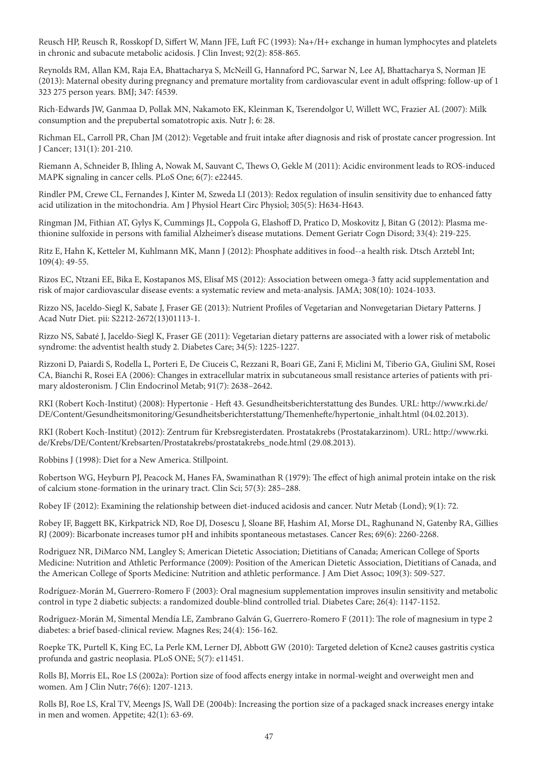Reusch HP, Reusch R, Rosskopf D, Siffert W, Mann JFE, Luft FC (1993): Na+/H+ exchange in human lymphocytes and platelets in chronic and subacute metabolic acidosis. J Clin Invest; 92(2): 858-865.

Reynolds RM, Allan KM, Raja EA, Bhattacharya S, McNeill G, Hannaford PC, Sarwar N, Lee AJ, Bhattacharya S, Norman JE (2013): Maternal obesity during pregnancy and premature mortality from cardiovascular event in adult offspring: follow-up of 1 323 275 person years. BMJ; 347: f4539.

Rich-Edwards JW, Ganmaa D, Pollak MN, Nakamoto EK, Kleinman K, Tserendolgor U, Willett WC, Frazier AL (2007): Milk consumption and the prepubertal somatotropic axis. Nutr J; 6: 28.

Richman EL, Carroll PR, Chan JM (2012): Vegetable and fruit intake after diagnosis and risk of prostate cancer progression. Int J Cancer; 131(1): 201-210.

Riemann A, Schneider B, Ihling A, Nowak M, Sauvant C, Thews O, Gekle M (2011): Acidic environment leads to ROS-induced MAPK signaling in cancer cells. PLoS One; 6(7): e22445.

Rindler PM, Crewe CL, Fernandes J, Kinter M, Szweda LI (2013): Redox regulation of insulin sensitivity due to enhanced fatty acid utilization in the mitochondria. Am J Physiol Heart Circ Physiol; 305(5): H634-H643.

Ringman JM, Fithian AT, Gylys K, Cummings JL, Coppola G, Elashoff D, Pratico D, Moskovitz J, Bitan G (2012): Plasma methionine sulfoxide in persons with familial Alzheimer's disease mutations. Dement Geriatr Cogn Disord; 33(4): 219-225.

Ritz E, Hahn K, Ketteler M, Kuhlmann MK, Mann J (2012): Phosphate additives in food--a health risk. Dtsch Arztebl Int; 109(4): 49-55.

Rizos EC, Ntzani EE, Bika E, Kostapanos MS, Elisaf MS (2012): Association between omega-3 fatty acid supplementation and risk of major cardiovascular disease events: a systematic review and meta-analysis. JAMA; 308(10): 1024-1033.

Rizzo NS, Jaceldo-Siegl K, Sabate J, Fraser GE (2013): Nutrient Profiles of Vegetarian and Nonvegetarian Dietary Patterns. J Acad Nutr Diet. pii: S2212-2672(13)01113-1.

Rizzo NS, Sabaté J, Jaceldo-Siegl K, Fraser GE (2011): Vegetarian dietary patterns are associated with a lower risk of metabolic syndrome: the adventist health study 2. Diabetes Care; 34(5): 1225-1227.

Rizzoni D, Paiardi S, Rodella L, Porteri E, De Ciuceis C, Rezzani R, Boari GE, Zani F, Miclini M, Tiberio GA, Giulini SM, Rosei CA, Bianchi R, Rosei EA (2006): Changes in extracellular matrix in subcutaneous small resistance arteries of patients with primary aldosteronism. J Clin Endocrinol Metab; 91(7): 2638–2642.

RKI (Robert Koch-Institut) (2008): Hypertonie - Heft 43. Gesundheitsberichterstattung des Bundes. URL: http://www.rki.de/DE/Content/Gesundheitsmonitoring/Gesundheitsberichterstattung/Themenhefte/hypertonie_inhalt.html (04.02.2013).

RKI (Robert Koch-Institut) (2012): Zentrum für Krebsregisterdaten. Prostatakrebs (Prostatakarzinom). URL: http://www.rki.de/Krebs/DE/Content/Krebsarten/Prostatakrebs/prostatakrebs_node.html (29.08.2013).

Robbins J (1998): Diet for a New America. Stillpoint.

Robertson WG, Heyburn PJ, Peacock M, Hanes FA, Swaminathan R (1979): The effect of high animal protein intake on the risk of calcium stone-formation in the urinary tract. Clin Sci; 57(3): 285–288.

Robey IF (2012): Examining the relationship between diet-induced acidosis and cancer. Nutr Metab (Lond); 9(1): 72.

Robey IF, Baggett BK, Kirkpatrick ND, Roe DJ, Dosescu J, Sloane BF, Hashim AI, Morse DL, Raghunand N, Gatenby RA, Gillies RJ (2009): Bicarbonate increases tumor pH and inhibits spontaneous metastases. Cancer Res; 69(6): 2260-2268.

Rodriguez NR, DiMarco NM, Langley S; American Dietetic Association; Dietitians of Canada; American College of Sports Medicine: Nutrition and Athletic Performance (2009): Position of the American Dietetic Association, Dietitians of Canada, and the American College of Sports Medicine: Nutrition and athletic performance. J Am Diet Assoc; 109(3): 509-527.

Rodríguez-Morán M, Guerrero-Romero F (2003): Oral magnesium supplementation improves insulin sensitivity and metabolic control in type 2 diabetic subjects: a randomized double-blind controlled trial. Diabetes Care; 26(4): 1147-1152.

Rodríguez-Morán M, Simental Mendía LE, Zambrano Galván G, Guerrero-Romero F (2011): The role of magnesium in type 2 diabetes: a brief based-clinical review. Magnes Res; 24(4): 156-162.

Roepke TK, Purtell K, King EC, La Perle KM, Lerner DJ, Abbott GW (2010): Targeted deletion of Kcne2 causes gastritis cystica profunda and gastric neoplasia. PLoS ONE; 5(7): e11451.

Rolls BJ, Morris EL, Roe LS (2002a): Portion size of food affects energy intake in normal-weight and overweight men and women. Am J Clin Nutr; 76(6): 1207-1213.

Rolls BJ, Roe LS, Kral TV, Meengs JS, Wall DE (2004b): Increasing the portion size of a packaged snack increases energy intake in men and women. Appetite; 42(1): 63-69.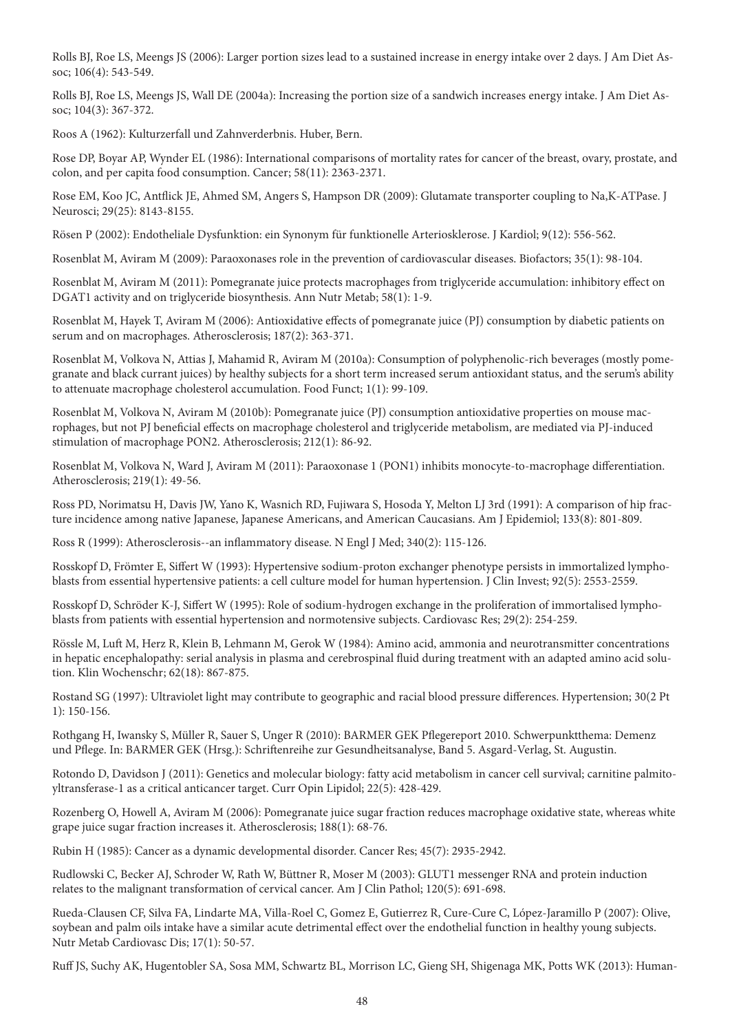Rolls BJ, Roe LS, Meengs JS (2006): Larger portion sizes lead to a sustained increase in energy intake over 2 days. J Am Diet Assoc; 106(4): 543-549.

Rolls BJ, Roe LS, Meengs JS, Wall DE (2004a): Increasing the portion size of a sandwich increases energy intake. J Am Diet Assoc; 104(3): 367-372.

Roos A (1962): Kulturzerfall und Zahnverderbnis. Huber, Bern.

Rose DP, Boyar AP, Wynder EL (1986): International comparisons of mortality rates for cancer of the breast, ovary, prostate, and colon, and per capita food consumption. Cancer; 58(11): 2363-2371.

Rose EM, Koo JC, Antflick JE, Ahmed SM, Angers S, Hampson DR (2009): Glutamate transporter coupling to Na,K-ATPase. J Neurosci; 29(25): 8143-8155.

Rösen P (2002): Endotheliale Dysfunktion: ein Synonym für funktionelle Arteriosklerose. J Kardiol; 9(12): 556-562.

Rosenblat M, Aviram M (2009): Paraoxonases role in the prevention of cardiovascular diseases. Biofactors; 35(1): 98-104.

Rosenblat M, Aviram M (2011): Pomegranate juice protects macrophages from triglyceride accumulation: inhibitory effect on DGAT1 activity and on triglyceride biosynthesis. Ann Nutr Metab; 58(1): 1-9.

Rosenblat M, Hayek T, Aviram M (2006): Antioxidative effects of pomegranate juice (PJ) consumption by diabetic patients on serum and on macrophages. Atherosclerosis; 187(2): 363-371.

Rosenblat M, Volkova N, Attias J, Mahamid R, Aviram M (2010a): Consumption of polyphenolic-rich beverages (mostly pomegranate and black currant juices) by healthy subjects for a short term increased serum antioxidant status, and the serum's ability to attenuate macrophage cholesterol accumulation. Food Funct; 1(1): 99-109.

Rosenblat M, Volkova N, Aviram M (2010b): Pomegranate juice (PJ) consumption antioxidative properties on mouse macrophages, but not PJ beneficial effects on macrophage cholesterol and triglyceride metabolism, are mediated via PJ-induced stimulation of macrophage PON2. Atherosclerosis; 212(1): 86-92.

Rosenblat M, Volkova N, Ward J, Aviram M (2011): Paraoxonase 1 (PON1) inhibits monocyte-to-macrophage differentiation. Atherosclerosis; 219(1): 49-56.

Ross PD, Norimatsu H, Davis JW, Yano K, Wasnich RD, Fujiwara S, Hosoda Y, Melton LJ 3rd (1991): A comparison of hip fracture incidence among native Japanese, Japanese Americans, and American Caucasians. Am J Epidemiol; 133(8): 801-809.

Ross R (1999): Atherosclerosis--an inflammatory disease. N Engl J Med; 340(2): 115-126.

Rosskopf D, Frömter E, Siffert W (1993): Hypertensive sodium-proton exchanger phenotype persists in immortalized lymphoblasts from essential hypertensive patients: a cell culture model for human hypertension. J Clin Invest; 92(5): 2553-2559.

Rosskopf D, Schröder K-J, Siffert W (1995): Role of sodium-hydrogen exchange in the proliferation of immortalised lymphoblasts from patients with essential hypertension and normotensive subjects. Cardiovasc Res; 29(2): 254-259.

Rössle M, Luft M, Herz R, Klein B, Lehmann M, Gerok W (1984): Amino acid, ammonia and neurotransmitter concentrations in hepatic encephalopathy: serial analysis in plasma and cerebrospinal fluid during treatment with an adapted amino acid solution. Klin Wochenschr; 62(18): 867-875.

Rostand SG (1997): Ultraviolet light may contribute to geographic and racial blood pressure differences. Hypertension; 30(2 Pt 1): 150-156.

Rothgang H, Iwansky S, Müller R, Sauer S, Unger R (2010): BARMER GEK Pflegereport 2010. Schwerpunktthema: Demenz und Pflege. In: BARMER GEK (Hrsg.): Schriftenreihe zur Gesundheitsanalyse, Band 5. Asgard-Verlag, St. Augustin.

Rotondo D, Davidson J (2011): Genetics and molecular biology: fatty acid metabolism in cancer cell survival; carnitine palmitoyltransferase-1 as a critical anticancer target. Curr Opin Lipidol; 22(5): 428-429.

Rozenberg O, Howell A, Aviram M (2006): Pomegranate juice sugar fraction reduces macrophage oxidative state, whereas white grape juice sugar fraction increases it. Atherosclerosis; 188(1): 68-76.

Rubin H (1985): Cancer as a dynamic developmental disorder. Cancer Res; 45(7): 2935-2942.

Rudlowski C, Becker AJ, Schroder W, Rath W, Büttner R, Moser M (2003): GLUT1 messenger RNA and protein induction relates to the malignant transformation of cervical cancer. Am J Clin Pathol; 120(5): 691-698.

Rueda-Clausen CF, Silva FA, Lindarte MA, Villa-Roel C, Gomez E, Gutierrez R, Cure-Cure C, López-Jaramillo P (2007): Olive, soybean and palm oils intake have a similar acute detrimental effect over the endothelial function in healthy young subjects. Nutr Metab Cardiovasc Dis; 17(1): 50-57.

Ruff JS, Suchy AK, Hugentobler SA, Sosa MM, Schwartz BL, Morrison LC, Gieng SH, Shigenaga MK, Potts WK (2013): Human-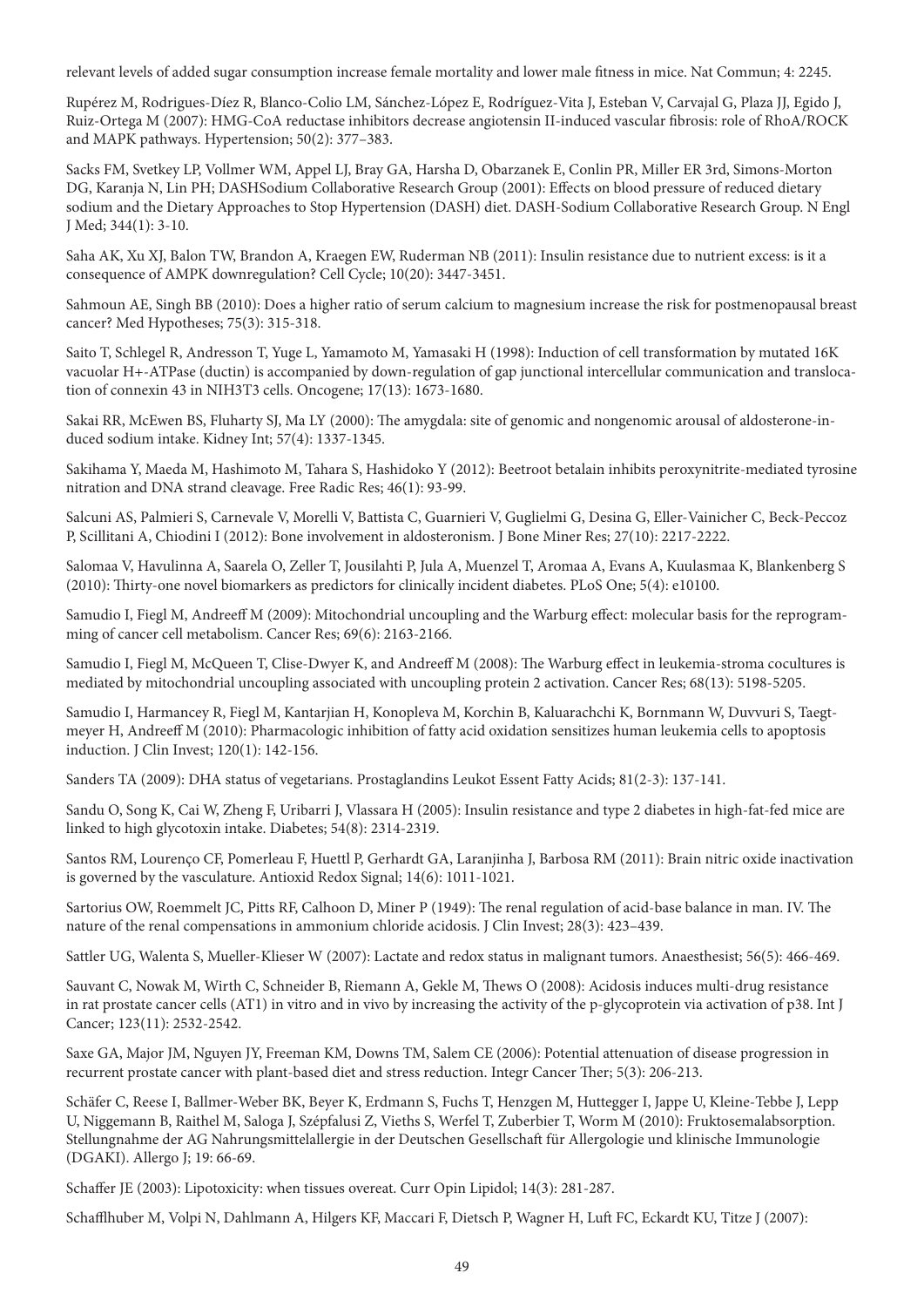relevant levels of added sugar consumption increase female mortality and lower male fitness in mice. Nat Commun; 4: 2245.

Rupérez M, Rodrigues-Díez R, Blanco-Colio LM, Sánchez-López E, Rodríguez-Vita J, Esteban V, Carvajal G, Plaza JJ, Egido J, Ruiz-Ortega M (2007): HMG-CoA reductase inhibitors decrease angiotensin II-induced vascular fibrosis: role of RhoA/ROCK and MAPK pathways. Hypertension; 50(2): 377–383.

Sacks FM, Svetkey LP, Vollmer WM, Appel LJ, Bray GA, Harsha D, Obarzanek E, Conlin PR, Miller ER 3rd, Simons-Morton DG, Karanja N, Lin PH; DASHSodium Collaborative Research Group (2001): Effects on blood pressure of reduced dietary sodium and the Dietary Approaches to Stop Hypertension (DASH) diet. DASH-Sodium Collaborative Research Group. N Engl J Med; 344(1): 3-10.

Saha AK, Xu XJ, Balon TW, Brandon A, Kraegen EW, Ruderman NB (2011): Insulin resistance due to nutrient excess: is it a consequence of AMPK downregulation? Cell Cycle; 10(20): 3447-3451.

Sahmoun AE, Singh BB (2010): Does a higher ratio of serum calcium to magnesium increase the risk for postmenopausal breast cancer? Med Hypotheses; 75(3): 315-318.

Saito T, Schlegel R, Andresson T, Yuge L, Yamamoto M, Yamasaki H (1998): Induction of cell transformation by mutated 16K vacuolar H+-ATPase (ductin) is accompanied by down-regulation of gap junctional intercellular communication and translocation of connexin 43 in NIH3T3 cells. Oncogene; 17(13): 1673-1680.

Sakai RR, McEwen BS, Fluharty SJ, Ma LY (2000): The amygdala: site of genomic and nongenomic arousal of aldosterone-induced sodium intake. Kidney Int; 57(4): 1337-1345.

Sakihama Y, Maeda M, Hashimoto M, Tahara S, Hashidoko Y (2012): Beetroot betalain inhibits peroxynitrite-mediated tyrosine nitration and DNA strand cleavage. Free Radic Res; 46(1): 93-99.

Salcuni AS, Palmieri S, Carnevale V, Morelli V, Battista C, Guarnieri V, Guglielmi G, Desina G, Eller-Vainicher C, Beck-Peccoz P, Scillitani A, Chiodini I (2012): Bone involvement in aldosteronism. J Bone Miner Res; 27(10): 2217-2222.

Salomaa V, Havulinna A, Saarela O, Zeller T, Jousilahti P, Jula A, Muenzel T, Aromaa A, Evans A, Kuulasmaa K, Blankenberg S (2010): Thirty-one novel biomarkers as predictors for clinically incident diabetes. PLoS One; 5(4): e10100.

Samudio I, Fiegl M, Andreeff M (2009): Mitochondrial uncoupling and the Warburg effect: molecular basis for the reprogramming of cancer cell metabolism. Cancer Res; 69(6): 2163-2166.

Samudio I, Fiegl M, McQueen T, Clise-Dwyer K, and Andreeff M (2008): The Warburg effect in leukemia-stroma cocultures is mediated by mitochondrial uncoupling associated with uncoupling protein 2 activation. Cancer Res; 68(13): 5198-5205.

Samudio I, Harmancey R, Fiegl M, Kantarjian H, Konopleva M, Korchin B, Kaluarachchi K, Bornmann W, Duvvuri S, Taegtmeyer H, Andreeff M (2010): Pharmacologic inhibition of fatty acid oxidation sensitizes human leukemia cells to apoptosis induction. J Clin Invest; 120(1): 142-156.

Sanders TA (2009): DHA status of vegetarians. Prostaglandins Leukot Essent Fatty Acids; 81(2-3): 137-141.

Sandu O, Song K, Cai W, Zheng F, Uribarri J, Vlassara H (2005): Insulin resistance and type 2 diabetes in high-fat-fed mice are linked to high glycotoxin intake. Diabetes; 54(8): 2314-2319.

Santos RM, Lourenço CF, Pomerleau F, Huettl P, Gerhardt GA, Laranjinha J, Barbosa RM (2011): Brain nitric oxide inactivation is governed by the vasculature. Antioxid Redox Signal; 14(6): 1011-1021.

Sartorius OW, Roemmelt JC, Pitts RF, Calhoon D, Miner P (1949): The renal regulation of acid-base balance in man. IV. The nature of the renal compensations in ammonium chloride acidosis. J Clin Invest; 28(3): 423–439.

Sattler UG, Walenta S, Mueller-Klieser W (2007): Lactate and redox status in malignant tumors. Anaesthesist; 56(5): 466-469.

Sauvant C, Nowak M, Wirth C, Schneider B, Riemann A, Gekle M, Thews O (2008): Acidosis induces multi-drug resistance in rat prostate cancer cells (AT1) in vitro and in vivo by increasing the activity of the p-glycoprotein via activation of p38. Int J Cancer; 123(11): 2532-2542.

Saxe GA, Major JM, Nguyen JY, Freeman KM, Downs TM, Salem CE (2006): Potential attenuation of disease progression in recurrent prostate cancer with plant-based diet and stress reduction. Integr Cancer Ther; 5(3): 206-213.

Schäfer C, Reese I, Ballmer-Weber BK, Beyer K, Erdmann S, Fuchs T, Henzgen M, Huttegger I, Jappe U, Kleine-Tebbe J, Lepp U, Niggemann B, Raithel M, Saloga J, Szépfalusi Z, Vieths S, Werfel T, Zuberbier T, Worm M (2010): Fruktosemalabsorption. Stellungnahme der AG Nahrungsmittelallergie in der Deutschen Gesellschaft für Allergologie und klinische Immunologie (DGAKI). Allergo J; 19: 66-69.

Schaffer JE (2003): Lipotoxicity: when tissues overeat. Curr Opin Lipidol; 14(3): 281-287.

Schafflhuber M, Volpi N, Dahlmann A, Hilgers KF, Maccari F, Dietsch P, Wagner H, Luft FC, Eckardt KU, Titze J (2007):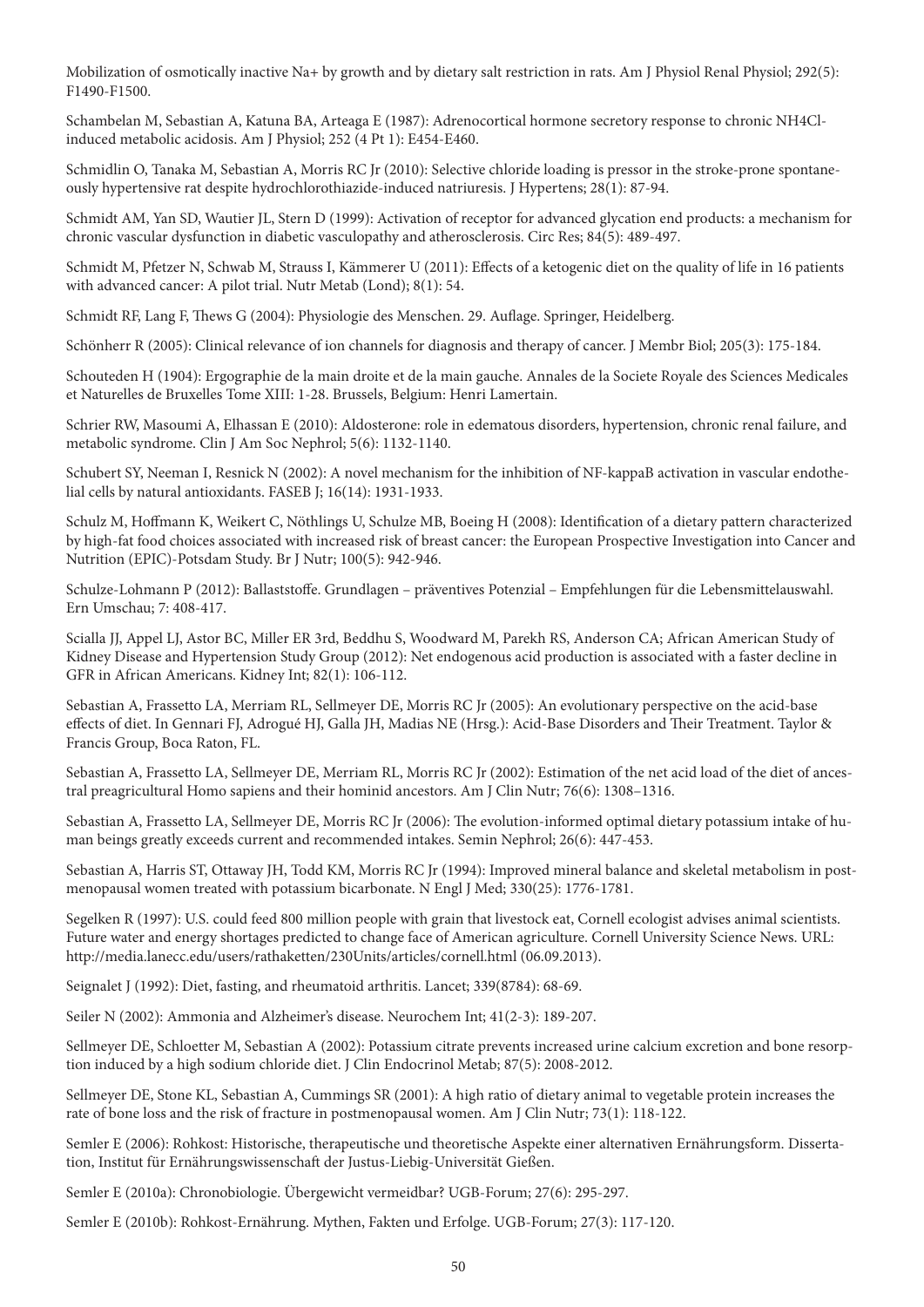Mobilization of osmotically inactive Na+ by growth and by dietary salt restriction in rats. Am J Physiol Renal Physiol; 292(5): F1490-F1500.

Schambelan M, Sebastian A, Katuna BA, Arteaga E (1987): Adrenocortical hormone secretory response to chronic NH4Cl-induced metabolic acidosis. Am J Physiol; 252 (4 Pt 1): E454-E460.

Schmidlin O, Tanaka M, Sebastian A, Morris RC Jr (2010): Selective chloride loading is pressor in the stroke-prone spontaneously hypertensive rat despite hydrochlorothiazide-induced natriuresis. J Hypertens; 28(1): 87-94.

Schmidt AM, Yan SD, Wautier JL, Stern D (1999): Activation of receptor for advanced glycation end products: a mechanism for chronic vascular dysfunction in diabetic vasculopathy and atherosclerosis. Circ Res; 84(5): 489-497.

Schmidt M, Pfetzer N, Schwab M, Strauss I, Kämmerer U (2011): Effects of a ketogenic diet on the quality of life in 16 patients with advanced cancer: A pilot trial. Nutr Metab (Lond); 8(1): 54.

Schmidt RF, Lang F, Thews G (2004): Physiologie des Menschen. 29. Auflage. Springer, Heidelberg.

Schönherr R (2005): Clinical relevance of ion channels for diagnosis and therapy of cancer. J Membr Biol; 205(3): 175-184.

Schouteden H (1904): Ergographie de la main droite et de la main gauche. Annales de la Societe Royale des Sciences Medicales et Naturelles de Bruxelles Tome XIII: 1-28. Brussels, Belgium: Henri Lamertain.

Schrier RW, Masoumi A, Elhassan E (2010): Aldosterone: role in edematous disorders, hypertension, chronic renal failure, and metabolic syndrome. Clin J Am Soc Nephrol; 5(6): 1132-1140.

Schubert SY, Neeman I, Resnick N (2002): A novel mechanism for the inhibition of NF-kappaB activation in vascular endothelial cells by natural antioxidants. FASEB J; 16(14): 1931-1933.

Schulz M, Hoffmann K, Weikert C, Nöthlings U, Schulze MB, Boeing H (2008): Identification of a dietary pattern characterized by high-fat food choices associated with increased risk of breast cancer: the European Prospective Investigation into Cancer and Nutrition (EPIC)-Potsdam Study. Br J Nutr; 100(5): 942-946.

Schulze-Lohmann P (2012): Ballaststoffe. Grundlagen – präventives Potenzial – Empfehlungen für die Lebensmittelauswahl. Ern Umschau; 7: 408-417.

Scialla JJ, Appel LJ, Astor BC, Miller ER 3rd, Beddhu S, Woodward M, Parekh RS, Anderson CA; African American Study of Kidney Disease and Hypertension Study Group (2012): Net endogenous acid production is associated with a faster decline in GFR in African Americans. Kidney Int; 82(1): 106-112.

Sebastian A, Frassetto LA, Merriam RL, Sellmeyer DE, Morris RC Jr (2005): An evolutionary perspective on the acid-base effects of diet. In Gennari FJ, Adrogué HJ, Galla JH, Madias NE (Hrsg.): Acid-Base Disorders and Their Treatment. Taylor & Francis Group, Boca Raton, FL.

Sebastian A, Frassetto LA, Sellmeyer DE, Merriam RL, Morris RC Jr (2002): Estimation of the net acid load of the diet of ancestral preagricultural Homo sapiens and their hominid ancestors. Am J Clin Nutr; 76(6): 1308–1316.

Sebastian A, Frassetto LA, Sellmeyer DE, Morris RC Jr (2006): The evolution-informed optimal dietary potassium intake of human beings greatly exceeds current and recommended intakes. Semin Nephrol; 26(6): 447-453.

Sebastian A, Harris ST, Ottaway JH, Todd KM, Morris RC Jr (1994): Improved mineral balance and skeletal metabolism in postmenopausal women treated with potassium bicarbonate. N Engl J Med; 330(25): 1776-1781.

Segelken R (1997): U.S. could feed 800 million people with grain that livestock eat, Cornell ecologist advises animal scientists. Future water and energy shortages predicted to change face of American agriculture. Cornell University Science News. URL: http://media.lanecc.edu/users/rathaketten/230Units/articles/cornell.html (06.09.2013).

Seignalet J (1992): Diet, fasting, and rheumatoid arthritis. Lancet; 339(8784): 68-69.

Seiler N (2002): Ammonia and Alzheimer's disease. Neurochem Int; 41(2-3): 189-207.

Sellmeyer DE, Schloetter M, Sebastian A (2002): Potassium citrate prevents increased urine calcium excretion and bone resorption induced by a high sodium chloride diet. J Clin Endocrinol Metab; 87(5): 2008-2012.

Sellmeyer DE, Stone KL, Sebastian A, Cummings SR (2001): A high ratio of dietary animal to vegetable protein increases the rate of bone loss and the risk of fracture in postmenopausal women. Am J Clin Nutr; 73(1): 118-122.

Semler E (2006): Rohkost: Historische, therapeutische und theoretische Aspekte einer alternativen Ernährungsform. Dissertation, Institut für Ernährungswissenschaft der Justus-Liebig-Universität Gießen.

Semler E (2010a): Chronobiologie. Übergewicht vermeidbar? UGB-Forum; 27(6): 295-297.

Semler E (2010b): Rohkost-Ernährung. Mythen, Fakten und Erfolge. UGB-Forum; 27(3): 117-120.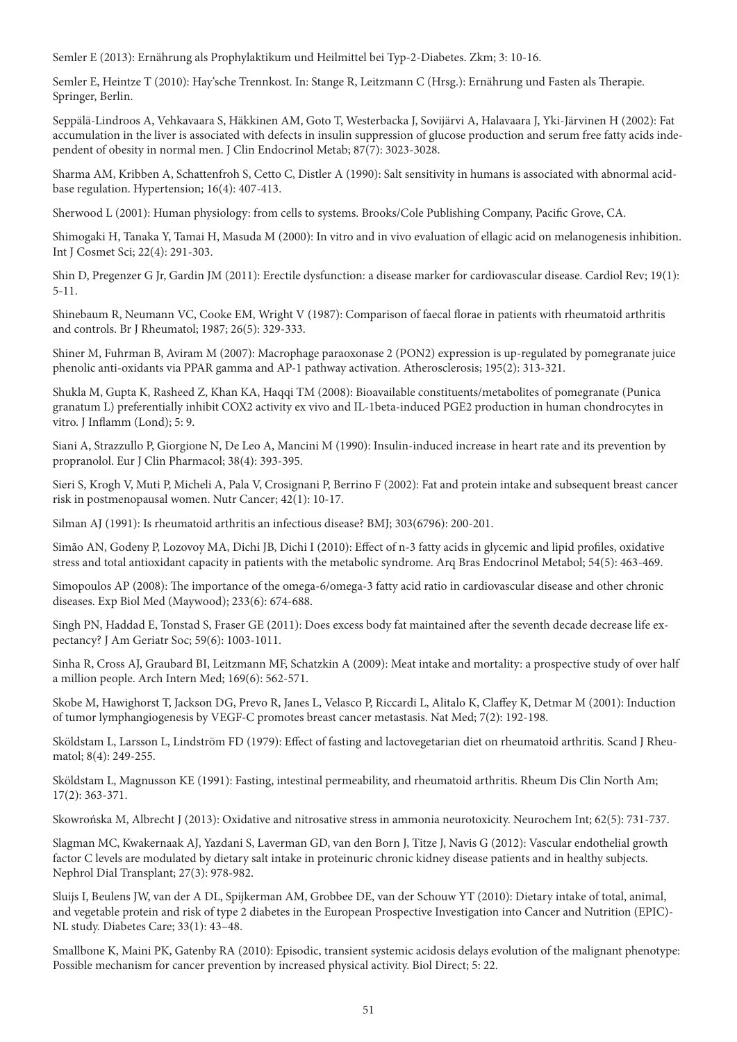Semler E (2013): Ernährung als Prophylaktikum und Heilmittel bei Typ-2-Diabetes. Zkm; 3: 10-16.

Semler E, Heintze T (2010): Hay'sche Trennkost. In: Stange R, Leitzmann C (Hrsg.): Ernährung und Fasten als Therapie. Springer, Berlin.

Seppälä-Lindroos A, Vehkavaara S, Häkkinen AM, Goto T, Westerbacka J, Sovijärvi A, Halavaara J, Yki-Järvinen H (2002): Fat accumulation in the liver is associated with defects in insulin suppression of glucose production and serum free fatty acids independent of obesity in normal men. J Clin Endocrinol Metab; 87(7): 3023-3028.

Sharma AM, Kribben A, Schattenfroh S, Cetto C, Distler A (1990): Salt sensitivity in humans is associated with abnormal acid-base regulation. Hypertension; 16(4): 407-413.

Sherwood L (2001): Human physiology: from cells to systems. Brooks/Cole Publishing Company, Pacific Grove, CA.

Shimogaki H, Tanaka Y, Tamai H, Masuda M (2000): In vitro and in vivo evaluation of ellagic acid on melanogenesis inhibition. Int J Cosmet Sci; 22(4): 291-303.

Shin D, Pregenzer G Jr, Gardin JM (2011): Erectile dysfunction: a disease marker for cardiovascular disease. Cardiol Rev; 19(1): 5-11.

Shinebaum R, Neumann VC, Cooke EM, Wright V (1987): Comparison of faecal florae in patients with rheumatoid arthritis and controls. Br J Rheumatol; 1987; 26(5): 329-333.

Shiner M, Fuhrman B, Aviram M (2007): Macrophage paraoxonase 2 (PON2) expression is up-regulated by pomegranate juice phenolic anti-oxidants via PPAR gamma and AP-1 pathway activation. Atherosclerosis; 195(2): 313-321.

Shukla M, Gupta K, Rasheed Z, Khan KA, Haqqi TM (2008): Bioavailable constituents/metabolites of pomegranate (Punica granatum L) preferentially inhibit COX2 activity ex vivo and IL-1beta-induced PGE2 production in human chondrocytes in vitro. J Inflamm (Lond); 5: 9.

Siani A, Strazzullo P, Giorgione N, De Leo A, Mancini M (1990): Insulin-induced increase in heart rate and its prevention by propranolol. Eur J Clin Pharmacol; 38(4): 393-395.

Sieri S, Krogh V, Muti P, Micheli A, Pala V, Crosignani P, Berrino F (2002): Fat and protein intake and subsequent breast cancer risk in postmenopausal women. Nutr Cancer; 42(1): 10-17.

Silman AJ (1991): Is rheumatoid arthritis an infectious disease? BMJ; 303(6796): 200-201.

Simão AN, Godeny P, Lozovoy MA, Dichi JB, Dichi I (2010): Effect of n-3 fatty acids in glycemic and lipid profiles, oxidative stress and total antioxidant capacity in patients with the metabolic syndrome. Arq Bras Endocrinol Metabol; 54(5): 463-469.

Simopoulos AP (2008): The importance of the omega-6/omega-3 fatty acid ratio in cardiovascular disease and other chronic diseases. Exp Biol Med (Maywood); 233(6): 674-688.

Singh PN, Haddad E, Tonstad S, Fraser GE (2011): Does excess body fat maintained after the seventh decade decrease life expectancy? J Am Geriatr Soc; 59(6): 1003-1011.

Sinha R, Cross AJ, Graubard BI, Leitzmann MF, Schatzkin A (2009): Meat intake and mortality: a prospective study of over half a million people. Arch Intern Med; 169(6): 562-571.

Skobe M, Hawighorst T, Jackson DG, Prevo R, Janes L, Velasco P, Riccardi L, Alitalo K, Claffey K, Detmar M (2001): Induction of tumor lymphangiogenesis by VEGF-C promotes breast cancer metastasis. Nat Med; 7(2): 192-198.

Sköldstam L, Larsson L, Lindström FD (1979): Effect of fasting and lactovegetarian diet on rheumatoid arthritis. Scand J Rheumatol; 8(4): 249-255.

Sköldstam L, Magnusson KE (1991): Fasting, intestinal permeability, and rheumatoid arthritis. Rheum Dis Clin North Am; 17(2): 363-371.

Skowrońska M, Albrecht J (2013): Oxidative and nitrosative stress in ammonia neurotoxicity. Neurochem Int; 62(5): 731-737.

Slagman MC, Kwakernaak AJ, Yazdani S, Laverman GD, van den Born J, Titze J, Navis G (2012): Vascular endothelial growth factor C levels are modulated by dietary salt intake in proteinuric chronic kidney disease patients and in healthy subjects. Nephrol Dial Transplant; 27(3): 978-982.

Sluijs I, Beulens JW, van der A DL, Spijkerman AM, Grobbee DE, van der Schouw YT (2010): Dietary intake of total, animal, and vegetable protein and risk of type 2 diabetes in the European Prospective Investigation into Cancer and Nutrition (EPIC)-NL study. Diabetes Care; 33(1): 43–48.

Smallbone K, Maini PK, Gatenby RA (2010): Episodic, transient systemic acidosis delays evolution of the malignant phenotype: Possible mechanism for cancer prevention by increased physical activity. Biol Direct; 5: 22.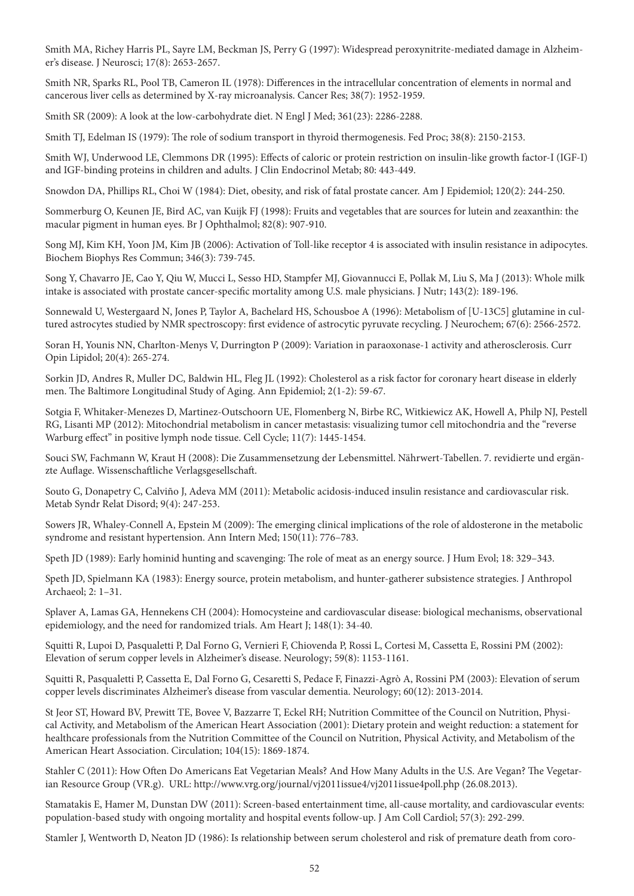Smith MA, Richey Harris PL, Sayre LM, Beckman JS, Perry G (1997): Widespread peroxynitrite-mediated damage in Alzheimer's disease. J Neurosci; 17(8): 2653-2657.

Smith NR, Sparks RL, Pool TB, Cameron IL (1978): Differences in the intracellular concentration of elements in normal and cancerous liver cells as determined by X-ray microanalysis. Cancer Res; 38(7): 1952-1959.

Smith SR (2009): A look at the low-carbohydrate diet. N Engl J Med; 361(23): 2286-2288.

Smith TJ, Edelman IS (1979): The role of sodium transport in thyroid thermogenesis. Fed Proc; 38(8): 2150-2153.

Smith WJ, Underwood LE, Clemmons DR (1995): Effects of caloric or protein restriction on insulin-like growth factor-I (IGF-I) and IGF-binding proteins in children and adults. J Clin Endocrinol Metab; 80: 443-449.

Snowdon DA, Phillips RL, Choi W (1984): Diet, obesity, and risk of fatal prostate cancer. Am J Epidemiol; 120(2): 244-250.

Sommerburg O, Keunen JE, Bird AC, van Kuijk FJ (1998): Fruits and vegetables that are sources for lutein and zeaxanthin: the macular pigment in human eyes. Br J Ophthalmol; 82(8): 907-910.

Song MJ, Kim KH, Yoon JM, Kim JB (2006): Activation of Toll-like receptor 4 is associated with insulin resistance in adipocytes. Biochem Biophys Res Commun; 346(3): 739-745.

Song Y, Chavarro JE, Cao Y, Qiu W, Mucci L, Sesso HD, Stampfer MJ, Giovannucci E, Pollak M, Liu S, Ma J (2013): Whole milk intake is associated with prostate cancer-specific mortality among U.S. male physicians. J Nutr; 143(2): 189-196.

Sonnewald U, Westergaard N, Jones P, Taylor A, Bachelard HS, Schousboe A (1996): Metabolism of [U-13C5] glutamine in cultured astrocytes studied by NMR spectroscopy: first evidence of astrocytic pyruvate recycling. J Neurochem; 67(6): 2566-2572.

Soran H, Younis NN, Charlton-Menys V, Durrington P (2009): Variation in paraoxonase-1 activity and atherosclerosis. Curr Opin Lipidol; 20(4): 265-274.

Sorkin JD, Andres R, Muller DC, Baldwin HL, Fleg JL (1992): Cholesterol as a risk factor for coronary heart disease in elderly men. The Baltimore Longitudinal Study of Aging. Ann Epidemiol; 2(1-2): 59-67.

Sotgia F, Whitaker-Menezes D, Martinez-Outschoorn UE, Flomenberg N, Birbe RC, Witkiewicz AK, Howell A, Philp NJ, Pestell RG, Lisanti MP (2012): Mitochondrial metabolism in cancer metastasis: visualizing tumor cell mitochondria and the "reverse Warburg effect" in positive lymph node tissue. Cell Cycle; 11(7): 1445-1454.

Souci SW, Fachmann W, Kraut H (2008): Die Zusammensetzung der Lebensmittel. Nährwert-Tabellen. 7. revidierte und ergänzte Auflage. Wissenschaftliche Verlagsgesellschaft.

Souto G, Donapetry C, Calviño J, Adeva MM (2011): Metabolic acidosis-induced insulin resistance and cardiovascular risk. Metab Syndr Relat Disord; 9(4): 247-253.

Sowers JR, Whaley-Connell A, Epstein M (2009): The emerging clinical implications of the role of aldosterone in the metabolic syndrome and resistant hypertension. Ann Intern Med; 150(11): 776–783.

Speth JD (1989): Early hominid hunting and scavenging: The role of meat as an energy source. J Hum Evol; 18: 329–343.

Speth JD, Spielmann KA (1983): Energy source, protein metabolism, and hunter-gatherer subsistence strategies. J Anthropol Archaeol; 2: 1–31.

Splaver A, Lamas GA, Hennekens CH (2004): Homocysteine and cardiovascular disease: biological mechanisms, observational epidemiology, and the need for randomized trials. Am Heart J; 148(1): 34-40.

Squitti R, Lupoi D, Pasqualetti P, Dal Forno G, Vernieri F, Chiovenda P, Rossi L, Cortesi M, Cassetta E, Rossini PM (2002): Elevation of serum copper levels in Alzheimer's disease. Neurology; 59(8): 1153-1161.

Squitti R, Pasqualetti P, Cassetta E, Dal Forno G, Cesaretti S, Pedace F, Finazzi-Agrò A, Rossini PM (2003): Elevation of serum copper levels discriminates Alzheimer's disease from vascular dementia. Neurology; 60(12): 2013-2014.

St Jeor ST, Howard BV, Prewitt TE, Bovee V, Bazzarre T, Eckel RH; Nutrition Committee of the Council on Nutrition, Physical Activity, and Metabolism of the American Heart Association (2001): Dietary protein and weight reduction: a statement for healthcare professionals from the Nutrition Committee of the Council on Nutrition, Physical Activity, and Metabolism of the American Heart Association. Circulation; 104(15): 1869-1874.

Stahler C (2011): How Often Do Americans Eat Vegetarian Meals? And How Many Adults in the U.S. Are Vegan? The Vegetarian Resource Group (VR.g). URL: http://www.vrg.org/journal/vj2011issue4/vj2011issue4poll.php (26.08.2013).

Stamatakis E, Hamer M, Dunstan DW (2011): Screen-based entertainment time, all-cause mortality, and cardiovascular events: population-based study with ongoing mortality and hospital events follow-up. J Am Coll Cardiol; 57(3): 292-299.

Stamler J, Wentworth D, Neaton JD (1986): Is relationship between serum cholesterol and risk of premature death from coro-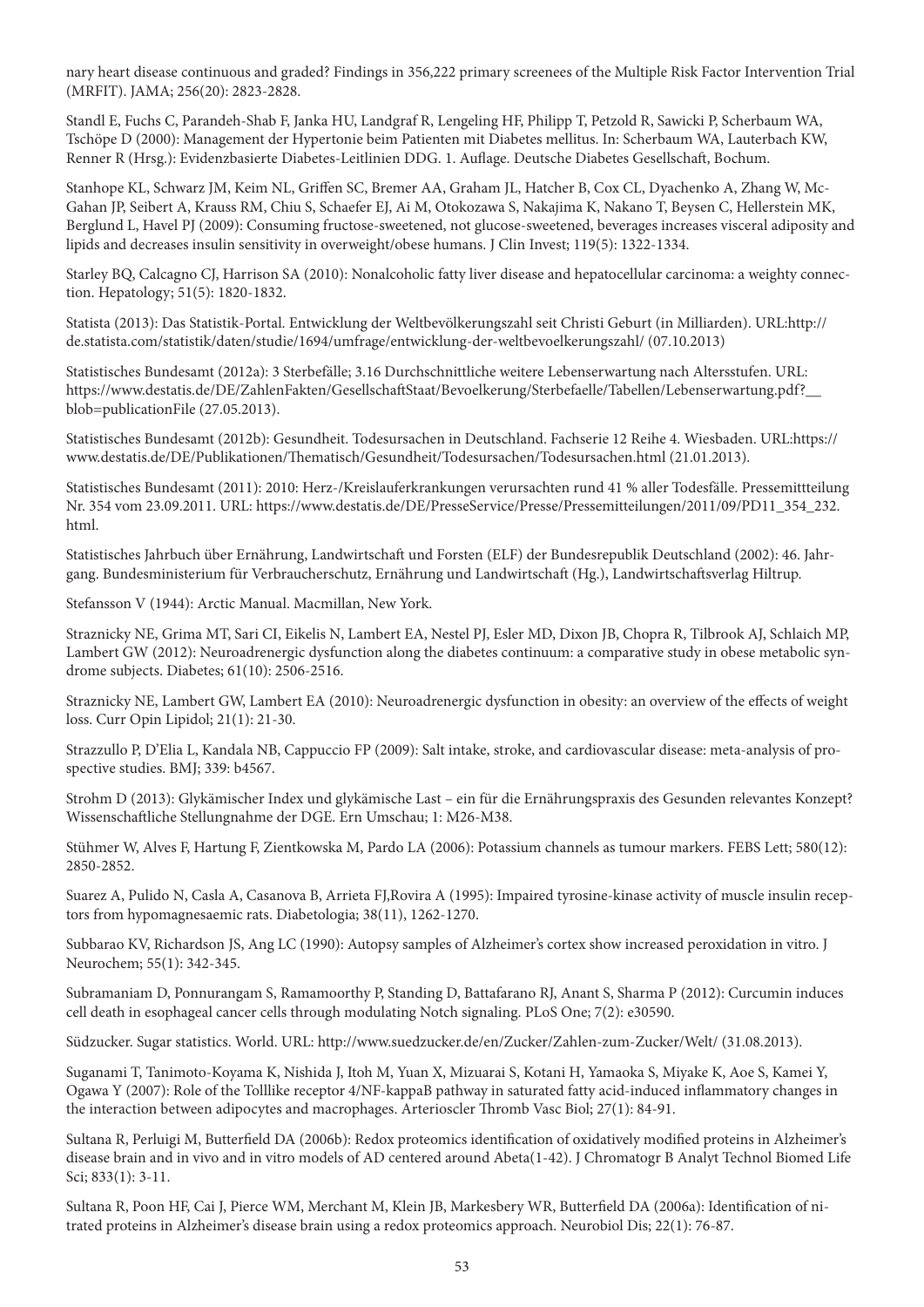nary heart disease continuous and graded? Findings in 356,222 primary screenees of the Multiple Risk Factor Intervention Trial (MRFIT). JAMA; 256(20): 2823-2828.

Standl E, Fuchs C, Parandeh-Shab F, Janka HU, Landgraf R, Lengeling HF, Philipp T, Petzold R, Sawicki P, Scherbaum WA, Tschöpe D (2000): Management der Hypertonie beim Patienten mit Diabetes mellitus. In: Scherbaum WA, Lauterbach KW, Renner R (Hrsg.): Evidenzbasierte Diabetes-Leitlinien DDG. 1. Auflage. Deutsche Diabetes Gesellschaft, Bochum.

Stanhope KL, Schwarz JM, Keim NL, Griffen SC, Bremer AA, Graham JL, Hatcher B, Cox CL, Dyachenko A, Zhang W, McGahan JP, Seibert A, Krauss RM, Chiu S, Schaefer EJ, Ai M, Otokozawa S, Nakajima K, Nakano T, Beysen C, Hellerstein MK, Berglund L, Havel PJ (2009): Consuming fructose-sweetened, not glucose-sweetened, beverages increases visceral adiposity and lipids and decreases insulin sensitivity in overweight/obese humans. J Clin Invest; 119(5): 1322-1334.

Starley BQ, Calcagno CJ, Harrison SA (2010): Nonalcoholic fatty liver disease and hepatocellular carcinoma: a weighty connection. Hepatology; 51(5): 1820-1832.

Statista (2013): Das Statistik-Portal. Entwicklung der Weltbevölkerungszahl seit Christi Geburt (in Milliarden). URL:http://de.statista.com/statistik/daten/studie/1694/umfrage/entwicklung-der-weltbevoelkerungszahl/ (07.10.2013)

Statistisches Bundesamt (2012a): 3 Sterbefälle; 3.16 Durchschnittliche weitere Lebenserwartung nach Altersstufen. URL: https://www.destatis.de/DE/ZahlenFakten/GesellschaftStaat/Bevoelkerung/Sterbefaelle/Tabellen/Lebenserwartung.pdf?__blob=publicationFile (27.05.2013).

Statistisches Bundesamt (2012b): Gesundheit. Todesursachen in Deutschland. Fachserie 12 Reihe 4. Wiesbaden. URL:https://www.destatis.de/DE/Publikationen/Thematisch/Gesundheit/Todesursachen/Todesursachen.html (21.01.2013).

Statistisches Bundesamt (2011): 2010: Herz-/Kreislauferkrankungen verursachten rund 41 % aller Todesfälle. Pressemittteilung Nr. 354 vom 23.09.2011. URL: https://www.destatis.de/DE/PresseService/Presse/Pressemitteilungen/2011/09/PD11_354_232.html.

Statistisches Jahrbuch über Ernährung, Landwirtschaft und Forsten (ELF) der Bundesrepublik Deutschland (2002): 46. Jahrgang. Bundesministerium für Verbraucherschutz, Ernährung und Landwirtschaft (Hg.), Landwirtschaftsverlag Hiltrup.

Stefansson V (1944): Arctic Manual. Macmillan, New York.

Straznicky NE, Grima MT, Sari CI, Eikelis N, Lambert EA, Nestel PJ, Esler MD, Dixon JB, Chopra R, Tilbrook AJ, Schlaich MP, Lambert GW (2012): Neuroadrenergic dysfunction along the diabetes continuum: a comparative study in obese metabolic syndrome subjects. Diabetes; 61(10): 2506-2516.

Straznicky NE, Lambert GW, Lambert EA (2010): Neuroadrenergic dysfunction in obesity: an overview of the effects of weight loss. Curr Opin Lipidol; 21(1): 21-30.

Strazzullo P, D'Elia L, Kandala NB, Cappuccio FP (2009): Salt intake, stroke, and cardiovascular disease: meta-analysis of prospective studies. BMJ; 339: b4567.

Strohm D (2013): Glykämischer Index und glykämische Last – ein für die Ernährungspraxis des Gesunden relevantes Konzept? Wissenschaftliche Stellungnahme der DGE. Ern Umschau; 1: M26-M38.

Stühmer W, Alves F, Hartung F, Zientkowska M, Pardo LA (2006): Potassium channels as tumour markers. FEBS Lett; 580(12): 2850-2852.

Suarez A, Pulido N, Casla A, Casanova B, Arrieta FJ,Rovira A (1995): Impaired tyrosine-kinase activity of muscle insulin receptors from hypomagnesaemic rats. Diabetologia; 38(11), 1262-1270.

Subbarao KV, Richardson JS, Ang LC (1990): Autopsy samples of Alzheimer's cortex show increased peroxidation in vitro. J Neurochem; 55(1): 342-345.

Subramaniam D, Ponnurangam S, Ramamoorthy P, Standing D, Battafarano RJ, Anant S, Sharma P (2012): Curcumin induces cell death in esophageal cancer cells through modulating Notch signaling. PLoS One; 7(2): e30590.

Südzucker. Sugar statistics. World. URL: http://www.suedzucker.de/en/Zucker/Zahlen-zum-Zucker/Welt/ (31.08.2013).

Suganami T, Tanimoto-Koyama K, Nishida J, Itoh M, Yuan X, Mizuarai S, Kotani H, Yamaoka S, Miyake K, Aoe S, Kamei Y, Ogawa Y (2007): Role of the Tolllike receptor 4/NF-kappaB pathway in saturated fatty acid-induced inflammatory changes in the interaction between adipocytes and macrophages. Arterioscler Thromb Vasc Biol; 27(1): 84-91.

Sultana R, Perluigi M, Butterfield DA (2006b): Redox proteomics identification of oxidatively modified proteins in Alzheimer's disease brain and in vivo and in vitro models of AD centered around Abeta(1-42). J Chromatogr B Analyt Technol Biomed Life Sci; 833(1): 3-11.

Sultana R, Poon HF, Cai J, Pierce WM, Merchant M, Klein JB, Markesbery WR, Butterfield DA (2006a): Identification of nitrated proteins in Alzheimer's disease brain using a redox proteomics approach. Neurobiol Dis; 22(1): 76-87.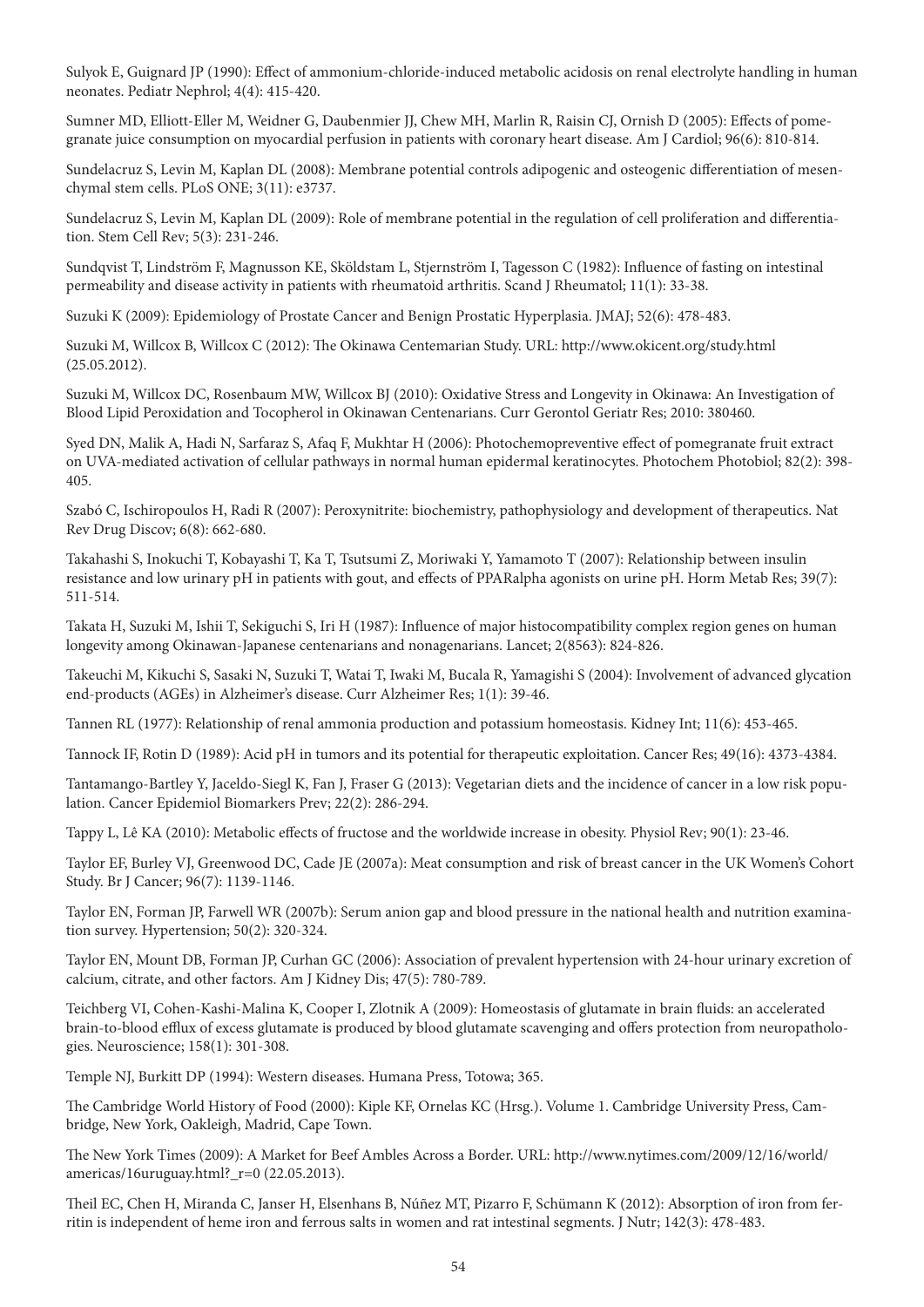Sulyok E, Guignard JP (1990): Effect of ammonium-chloride-induced metabolic acidosis on renal electrolyte handling in human neonates. Pediatr Nephrol; 4(4): 415-420.

Sumner MD, Elliott-Eller M, Weidner G, Daubenmier JJ, Chew MH, Marlin R, Raisin CJ, Ornish D (2005): Effects of pomegranate juice consumption on myocardial perfusion in patients with coronary heart disease. Am J Cardiol; 96(6): 810-814.

Sundelacruz S, Levin M, Kaplan DL (2008): Membrane potential controls adipogenic and osteogenic differentiation of mesenchymal stem cells. PLoS ONE; 3(11): e3737.

Sundelacruz S, Levin M, Kaplan DL (2009): Role of membrane potential in the regulation of cell proliferation and differentiation. Stem Cell Rev; 5(3): 231-246.

Sundqvist T, Lindström F, Magnusson KE, Sköldstam L, Stjernström I, Tagesson C (1982): Influence of fasting on intestinal permeability and disease activity in patients with rheumatoid arthritis. Scand J Rheumatol; 11(1): 33-38.

Suzuki K (2009): Epidemiology of Prostate Cancer and Benign Prostatic Hyperplasia. JMAJ; 52(6): 478-483.

Suzuki M, Willcox B, Willcox C (2012): The Okinawa Centemarian Study. URL: http://www.okicent.org/study.html (25.05.2012).

Suzuki M, Willcox DC, Rosenbaum MW, Willcox BJ (2010): Oxidative Stress and Longevity in Okinawa: An Investigation of Blood Lipid Peroxidation and Tocopherol in Okinawan Centenarians. Curr Gerontol Geriatr Res; 2010: 380460.

Syed DN, Malik A, Hadi N, Sarfaraz S, Afaq F, Mukhtar H (2006): Photochemopreventive effect of pomegranate fruit extract on UVA-mediated activation of cellular pathways in normal human epidermal keratinocytes. Photochem Photobiol; 82(2): 398-405.

Szabó C, Ischiropoulos H, Radi R (2007): Peroxynitrite: biochemistry, pathophysiology and development of therapeutics. Nat Rev Drug Discov; 6(8): 662-680.

Takahashi S, Inokuchi T, Kobayashi T, Ka T, Tsutsumi Z, Moriwaki Y, Yamamoto T (2007): Relationship between insulin resistance and low urinary pH in patients with gout, and effects of PPARalpha agonists on urine pH. Horm Metab Res; 39(7): 511-514.

Takata H, Suzuki M, Ishii T, Sekiguchi S, Iri H (1987): Influence of major histocompatibility complex region genes on human longevity among Okinawan-Japanese centenarians and nonagenarians. Lancet; 2(8563): 824-826.

Takeuchi M, Kikuchi S, Sasaki N, Suzuki T, Watai T, Iwaki M, Bucala R, Yamagishi S (2004): Involvement of advanced glycation end-products (AGEs) in Alzheimer's disease. Curr Alzheimer Res; 1(1): 39-46.

Tannen RL (1977): Relationship of renal ammonia production and potassium homeostasis. Kidney Int; 11(6): 453-465.

Tannock IF, Rotin D (1989): Acid pH in tumors and its potential for therapeutic exploitation. Cancer Res; 49(16): 4373-4384.

Tantamango-Bartley Y, Jaceldo-Siegl K, Fan J, Fraser G (2013): Vegetarian diets and the incidence of cancer in a low risk population. Cancer Epidemiol Biomarkers Prev; 22(2): 286-294.

Tappy L, Lê KA (2010): Metabolic effects of fructose and the worldwide increase in obesity. Physiol Rev; 90(1): 23-46.

Taylor EF, Burley VJ, Greenwood DC, Cade JE (2007a): Meat consumption and risk of breast cancer in the UK Women's Cohort Study. Br J Cancer; 96(7): 1139-1146.

Taylor EN, Forman JP, Farwell WR (2007b): Serum anion gap and blood pressure in the national health and nutrition examination survey. Hypertension; 50(2): 320-324.

Taylor EN, Mount DB, Forman JP, Curhan GC (2006): Association of prevalent hypertension with 24-hour urinary excretion of calcium, citrate, and other factors. Am J Kidney Dis; 47(5): 780-789.

Teichberg VI, Cohen-Kashi-Malina K, Cooper I, Zlotnik A (2009): Homeostasis of glutamate in brain fluids: an accelerated brain-to-blood efflux of excess glutamate is produced by blood glutamate scavenging and offers protection from neuropathologies. Neuroscience; 158(1): 301-308.

Temple NJ, Burkitt DP (1994): Western diseases. Humana Press, Totowa; 365.

The Cambridge World History of Food (2000): Kiple KF, Ornelas KC (Hrsg.). Volume 1. Cambridge University Press, Cambridge, New York, Oakleigh, Madrid, Cape Town.

The New York Times (2009): A Market for Beef Ambles Across a Border. URL: http://www.nytimes.com/2009/12/16/world/americas/16uruguay.html?_r=0 (22.05.2013).

Theil EC, Chen H, Miranda C, Janser H, Elsenhans B, Núñez MT, Pizarro F, Schümann K (2012): Absorption of iron from ferritin is independent of heme iron and ferrous salts in women and rat intestinal segments. J Nutr; 142(3): 478-483.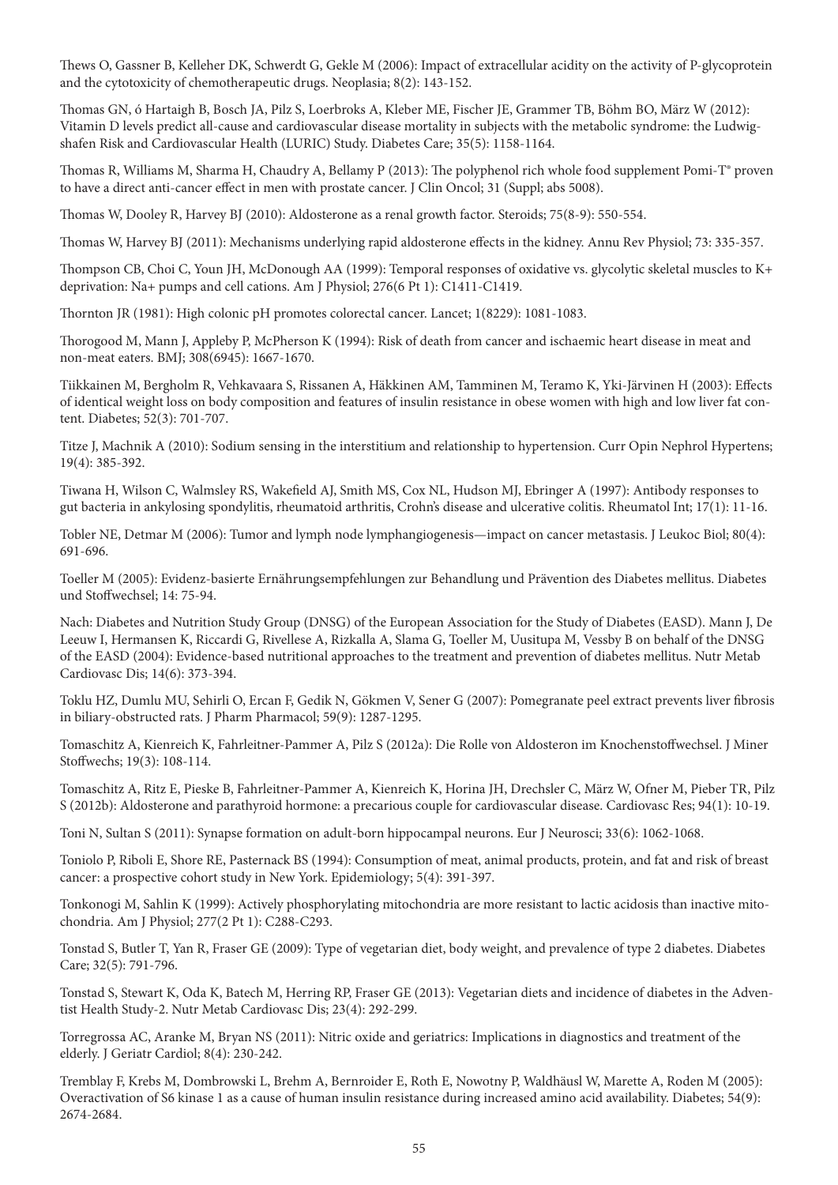Thews O, Gassner B, Kelleher DK, Schwerdt G, Gekle M (2006): Impact of extracellular acidity on the activity of P-glycoprotein and the cytotoxicity of chemotherapeutic drugs. Neoplasia; 8(2): 143-152.

Thomas GN, ó Hartaigh B, Bosch JA, Pilz S, Loerbroks A, Kleber ME, Fischer JE, Grammer TB, Böhm BO, März W (2012): Vitamin D levels predict all-cause and cardiovascular disease mortality in subjects with the metabolic syndrome: the Ludwigshafen Risk and Cardiovascular Health (LURIC) Study. Diabetes Care; 35(5): 1158-1164.

Thomas R, Williams M, Sharma H, Chaudry A, Bellamy P (2013): The polyphenol rich whole food supplement Pomi-T® proven to have a direct anti-cancer effect in men with prostate cancer. J Clin Oncol; 31 (Suppl; abs 5008).

Thomas W, Dooley R, Harvey BJ (2010): Aldosterone as a renal growth factor. Steroids; 75(8-9): 550-554.

Thomas W, Harvey BJ (2011): Mechanisms underlying rapid aldosterone effects in the kidney. Annu Rev Physiol; 73: 335-357.

Thompson CB, Choi C, Youn JH, McDonough AA (1999): Temporal responses of oxidative vs. glycolytic skeletal muscles to K+ deprivation: Na+ pumps and cell cations. Am J Physiol; 276(6 Pt 1): C1411-C1419.

Thornton JR (1981): High colonic pH promotes colorectal cancer. Lancet; 1(8229): 1081-1083.

Thorogood M, Mann J, Appleby P, McPherson K (1994): Risk of death from cancer and ischaemic heart disease in meat and non-meat eaters. BMJ; 308(6945): 1667-1670.

Tiikkainen M, Bergholm R, Vehkavaara S, Rissanen A, Häkkinen AM, Tamminen M, Teramo K, Yki-Järvinen H (2003): Effects of identical weight loss on body composition and features of insulin resistance in obese women with high and low liver fat content. Diabetes; 52(3): 701-707.

Titze J, Machnik A (2010): Sodium sensing in the interstitium and relationship to hypertension. Curr Opin Nephrol Hypertens; 19(4): 385-392.

Tiwana H, Wilson C, Walmsley RS, Wakefield AJ, Smith MS, Cox NL, Hudson MJ, Ebringer A (1997): Antibody responses to gut bacteria in ankylosing spondylitis, rheumatoid arthritis, Crohn's disease and ulcerative colitis. Rheumatol Int; 17(1): 11-16.

Tobler NE, Detmar M (2006): Tumor and lymph node lymphangiogenesis—impact on cancer metastasis. J Leukoc Biol; 80(4): 691-696.

Toeller M (2005): Evidenz-basierte Ernährungsempfehlungen zur Behandlung und Prävention des Diabetes mellitus. Diabetes und Stoffwechsel; 14: 75-94.

Nach: Diabetes and Nutrition Study Group (DNSG) of the European Association for the Study of Diabetes (EASD). Mann J, De Leeuw I, Hermansen K, Riccardi G, Rivellese A, Rizkalla A, Slama G, Toeller M, Uusitupa M, Vessby B on behalf of the DNSG of the EASD (2004): Evidence-based nutritional approaches to the treatment and prevention of diabetes mellitus. Nutr Metab Cardiovasc Dis; 14(6): 373-394.

Toklu HZ, Dumlu MU, Sehirli O, Ercan F, Gedik N, Gökmen V, Sener G (2007): Pomegranate peel extract prevents liver fibrosis in biliary-obstructed rats. J Pharm Pharmacol; 59(9): 1287-1295.

Tomaschitz A, Kienreich K, Fahrleitner-Pammer A, Pilz S (2012a): Die Rolle von Aldosteron im Knochenstoffwechsel. J Miner Stoffwechs; 19(3): 108-114.

Tomaschitz A, Ritz E, Pieske B, Fahrleitner-Pammer A, Kienreich K, Horina JH, Drechsler C, März W, Ofner M, Pieber TR, Pilz S (2012b): Aldosterone and parathyroid hormone: a precarious couple for cardiovascular disease. Cardiovasc Res; 94(1): 10-19.

Toni N, Sultan S (2011): Synapse formation on adult-born hippocampal neurons. Eur J Neurosci; 33(6): 1062-1068.

Toniolo P, Riboli E, Shore RE, Pasternack BS (1994): Consumption of meat, animal products, protein, and fat and risk of breast cancer: a prospective cohort study in New York. Epidemiology; 5(4): 391-397.

Tonkonogi M, Sahlin K (1999): Actively phosphorylating mitochondria are more resistant to lactic acidosis than inactive mitochondria. Am J Physiol; 277(2 Pt 1): C288-C293.

Tonstad S, Butler T, Yan R, Fraser GE (2009): Type of vegetarian diet, body weight, and prevalence of type 2 diabetes. Diabetes Care; 32(5): 791-796.

Tonstad S, Stewart K, Oda K, Batech M, Herring RP, Fraser GE (2013): Vegetarian diets and incidence of diabetes in the Adventist Health Study-2. Nutr Metab Cardiovasc Dis; 23(4): 292-299.

Torregrossa AC, Aranke M, Bryan NS (2011): Nitric oxide and geriatrics: Implications in diagnostics and treatment of the elderly. J Geriatr Cardiol; 8(4): 230-242.

Tremblay F, Krebs M, Dombrowski L, Brehm A, Bernroider E, Roth E, Nowotny P, Waldhäusl W, Marette A, Roden M (2005): Overactivation of S6 kinase 1 as a cause of human insulin resistance during increased amino acid availability. Diabetes; 54(9): 2674-2684.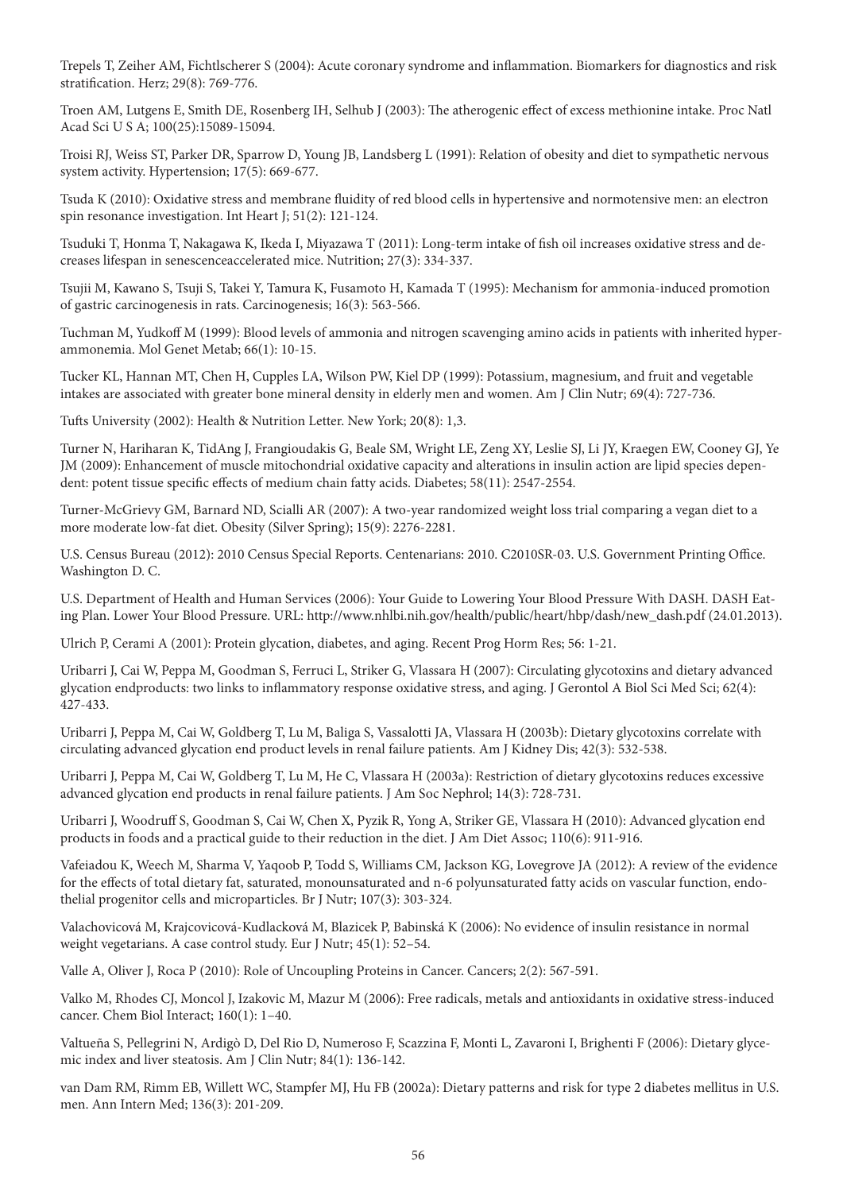Trepels T, Zeiher AM, Fichtlscherer S (2004): Acute coronary syndrome and inflammation. Biomarkers for diagnostics and risk stratification. Herz; 29(8): 769-776.

Troen AM, Lutgens E, Smith DE, Rosenberg IH, Selhub J (2003): The atherogenic effect of excess methionine intake. Proc Natl Acad Sci U S A; 100(25):15089-15094.

Troisi RJ, Weiss ST, Parker DR, Sparrow D, Young JB, Landsberg L (1991): Relation of obesity and diet to sympathetic nervous system activity. Hypertension; 17(5): 669-677.

Tsuda K (2010): Oxidative stress and membrane fluidity of red blood cells in hypertensive and normotensive men: an electron spin resonance investigation. Int Heart J; 51(2): 121-124.

Tsuduki T, Honma T, Nakagawa K, Ikeda I, Miyazawa T (2011): Long-term intake of fish oil increases oxidative stress and decreases lifespan in senescenceaccelerated mice. Nutrition; 27(3): 334-337.

Tsujii M, Kawano S, Tsuji S, Takei Y, Tamura K, Fusamoto H, Kamada T (1995): Mechanism for ammonia-induced promotion of gastric carcinogenesis in rats. Carcinogenesis; 16(3): 563-566.

Tuchman M, Yudkoff M (1999): Blood levels of ammonia and nitrogen scavenging amino acids in patients with inherited hyperammonemia. Mol Genet Metab; 66(1): 10-15.

Tucker KL, Hannan MT, Chen H, Cupples LA, Wilson PW, Kiel DP (1999): Potassium, magnesium, and fruit and vegetable intakes are associated with greater bone mineral density in elderly men and women. Am J Clin Nutr; 69(4): 727-736.

Tufts University (2002): Health & Nutrition Letter. New York; 20(8): 1,3.

Turner N, Hariharan K, TidAng J, Frangioudakis G, Beale SM, Wright LE, Zeng XY, Leslie SJ, Li JY, Kraegen EW, Cooney GJ, Ye JM (2009): Enhancement of muscle mitochondrial oxidative capacity and alterations in insulin action are lipid species dependent: potent tissue specific effects of medium chain fatty acids. Diabetes; 58(11): 2547-2554.

Turner-McGrievy GM, Barnard ND, Scialli AR (2007): A two-year randomized weight loss trial comparing a vegan diet to a more moderate low-fat diet. Obesity (Silver Spring); 15(9): 2276-2281.

U.S. Census Bureau (2012): 2010 Census Special Reports. Centenarians: 2010. C2010SR-03. U.S. Government Printing Office. Washington D. C.

U.S. Department of Health and Human Services (2006): Your Guide to Lowering Your Blood Pressure With DASH. DASH Eating Plan. Lower Your Blood Pressure. URL: http://www.nhlbi.nih.gov/health/public/heart/hbp/dash/new_dash.pdf (24.01.2013).

Ulrich P, Cerami A (2001): Protein glycation, diabetes, and aging. Recent Prog Horm Res; 56: 1-21.

Uribarri J, Cai W, Peppa M, Goodman S, Ferruci L, Striker G, Vlassara H (2007): Circulating glycotoxins and dietary advanced glycation endproducts: two links to inflammatory response oxidative stress, and aging. J Gerontol A Biol Sci Med Sci; 62(4): 427-433.

Uribarri J, Peppa M, Cai W, Goldberg T, Lu M, Baliga S, Vassalotti JA, Vlassara H (2003b): Dietary glycotoxins correlate with circulating advanced glycation end product levels in renal failure patients. Am J Kidney Dis; 42(3): 532-538.

Uribarri J, Peppa M, Cai W, Goldberg T, Lu M, He C, Vlassara H (2003a): Restriction of dietary glycotoxins reduces excessive advanced glycation end products in renal failure patients. J Am Soc Nephrol; 14(3): 728-731.

Uribarri J, Woodruff S, Goodman S, Cai W, Chen X, Pyzik R, Yong A, Striker GE, Vlassara H (2010): Advanced glycation end products in foods and a practical guide to their reduction in the diet. J Am Diet Assoc; 110(6): 911-916.

Vafeiadou K, Weech M, Sharma V, Yaqoob P, Todd S, Williams CM, Jackson KG, Lovegrove JA (2012): A review of the evidence for the effects of total dietary fat, saturated, monounsaturated and n-6 polyunsaturated fatty acids on vascular function, endothelial progenitor cells and microparticles. Br J Nutr; 107(3): 303-324.

Valachovicová M, Krajcovicová-Kudlacková M, Blazicek P, Babinská K (2006): No evidence of insulin resistance in normal weight vegetarians. A case control study. Eur J Nutr; 45(1): 52–54.

Valle A, Oliver J, Roca P (2010): Role of Uncoupling Proteins in Cancer. Cancers; 2(2): 567-591.

Valko M, Rhodes CJ, Moncol J, Izakovic M, Mazur M (2006): Free radicals, metals and antioxidants in oxidative stress-induced cancer. Chem Biol Interact; 160(1): 1–40.

Valtueña S, Pellegrini N, Ardigò D, Del Rio D, Numeroso F, Scazzina F, Monti L, Zavaroni I, Brighenti F (2006): Dietary glycemic index and liver steatosis. Am J Clin Nutr; 84(1): 136-142.

van Dam RM, Rimm EB, Willett WC, Stampfer MJ, Hu FB (2002a): Dietary patterns and risk for type 2 diabetes mellitus in U.S. men. Ann Intern Med; 136(3): 201-209.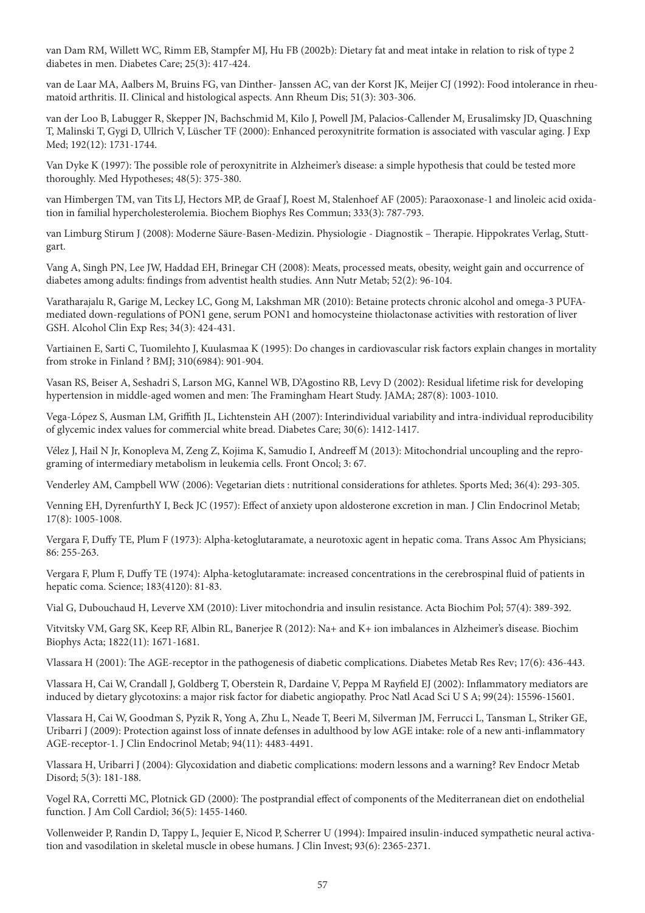van Dam RM, Willett WC, Rimm EB, Stampfer MJ, Hu FB (2002b): Dietary fat and meat intake in relation to risk of type 2 diabetes in men. Diabetes Care; 25(3): 417-424.

van de Laar MA, Aalbers M, Bruins FG, van Dinther- Janssen AC, van der Korst JK, Meijer CJ (1992): Food intolerance in rheumatoid arthritis. II. Clinical and histological aspects. Ann Rheum Dis; 51(3): 303-306.

van der Loo B, Labugger R, Skepper JN, Bachschmid M, Kilo J, Powell JM, Palacios-Callender M, Erusalimsky JD, Quaschning T, Malinski T, Gygi D, Ullrich V, Lüscher TF (2000): Enhanced peroxynitrite formation is associated with vascular aging. J Exp Med; 192(12): 1731-1744.

Van Dyke K (1997): The possible role of peroxynitrite in Alzheimer's disease: a simple hypothesis that could be tested more thoroughly. Med Hypotheses; 48(5): 375-380.

van Himbergen TM, van Tits LJ, Hectors MP, de Graaf J, Roest M, Stalenhoef AF (2005): Paraoxonase-1 and linoleic acid oxidation in familial hypercholesterolemia. Biochem Biophys Res Commun; 333(3): 787-793.

van Limburg Stirum J (2008): Moderne Säure-Basen-Medizin. Physiologie - Diagnostik – Therapie. Hippokrates Verlag, Stuttgart.

Vang A, Singh PN, Lee JW, Haddad EH, Brinegar CH (2008): Meats, processed meats, obesity, weight gain and occurrence of diabetes among adults: findings from adventist health studies. Ann Nutr Metab; 52(2): 96-104.

Varatharajalu R, Garige M, Leckey LC, Gong M, Lakshman MR (2010): Betaine protects chronic alcohol and omega-3 PUFA-mediated down-regulations of PON1 gene, serum PON1 and homocysteine thiolactonase activities with restoration of liver GSH. Alcohol Clin Exp Res; 34(3): 424-431.

Vartiainen E, Sarti C, Tuomilehto J, Kuulasmaa K (1995): Do changes in cardiovascular risk factors explain changes in mortality from stroke in Finland ? BMJ; 310(6984): 901-904.

Vasan RS, Beiser A, Seshadri S, Larson MG, Kannel WB, D'Agostino RB, Levy D (2002): Residual lifetime risk for developing hypertension in middle-aged women and men: The Framingham Heart Study. JAMA; 287(8): 1003-1010.

Vega-López S, Ausman LM, Griffith JL, Lichtenstein AH (2007): Interindividual variability and intra-individual reproducibility of glycemic index values for commercial white bread. Diabetes Care; 30(6): 1412-1417.

Vélez J, Hail N Jr, Konopleva M, Zeng Z, Kojima K, Samudio I, Andreeff M (2013): Mitochondrial uncoupling and the reprograming of intermediary metabolism in leukemia cells. Front Oncol; 3: 67.

Venderley AM, Campbell WW (2006): Vegetarian diets : nutritional considerations for athletes. Sports Med; 36(4): 293-305.

Venning EH, DyrenfurthY I, Beck JC (1957): Effect of anxiety upon aldosterone excretion in man. J Clin Endocrinol Metab; 17(8): 1005-1008.

Vergara F, Duffy TE, Plum F (1973): Alpha-ketoglutaramate, a neurotoxic agent in hepatic coma. Trans Assoc Am Physicians; 86: 255-263.

Vergara F, Plum F, Duffy TE (1974): Alpha-ketoglutaramate: increased concentrations in the cerebrospinal fluid of patients in hepatic coma. Science; 183(4120): 81-83.

Vial G, Dubouchaud H, Leverve XM (2010): Liver mitochondria and insulin resistance. Acta Biochim Pol; 57(4): 389-392.

Vitvitsky VM, Garg SK, Keep RF, Albin RL, Banerjee R (2012): Na+ and K+ ion imbalances in Alzheimer's disease. Biochim Biophys Acta; 1822(11): 1671-1681.

Vlassara H (2001): The AGE-receptor in the pathogenesis of diabetic complications. Diabetes Metab Res Rev; 17(6): 436-443.

Vlassara H, Cai W, Crandall J, Goldberg T, Oberstein R, Dardaine V, Peppa M Rayfield EJ (2002): Inflammatory mediators are induced by dietary glycotoxins: a major risk factor for diabetic angiopathy. Proc Natl Acad Sci U S A; 99(24): 15596-15601.

Vlassara H, Cai W, Goodman S, Pyzik R, Yong A, Zhu L, Neade T, Beeri M, Silverman JM, Ferrucci L, Tansman L, Striker GE, Uribarri J (2009): Protection against loss of innate defenses in adulthood by low AGE intake: role of a new anti-inflammatory AGE-receptor-1. J Clin Endocrinol Metab; 94(11): 4483-4491.

Vlassara H, Uribarri J (2004): Glycoxidation and diabetic complications: modern lessons and a warning? Rev Endocr Metab Disord; 5(3): 181-188.

Vogel RA, Corretti MC, Plotnick GD (2000): The postprandial effect of components of the Mediterranean diet on endothelial function. J Am Coll Cardiol; 36(5): 1455-1460.

Vollenweider P, Randin D, Tappy L, Jequier E, Nicod P, Scherrer U (1994): Impaired insulin-induced sympathetic neural activation and vasodilation in skeletal muscle in obese humans. J Clin Invest; 93(6): 2365-2371.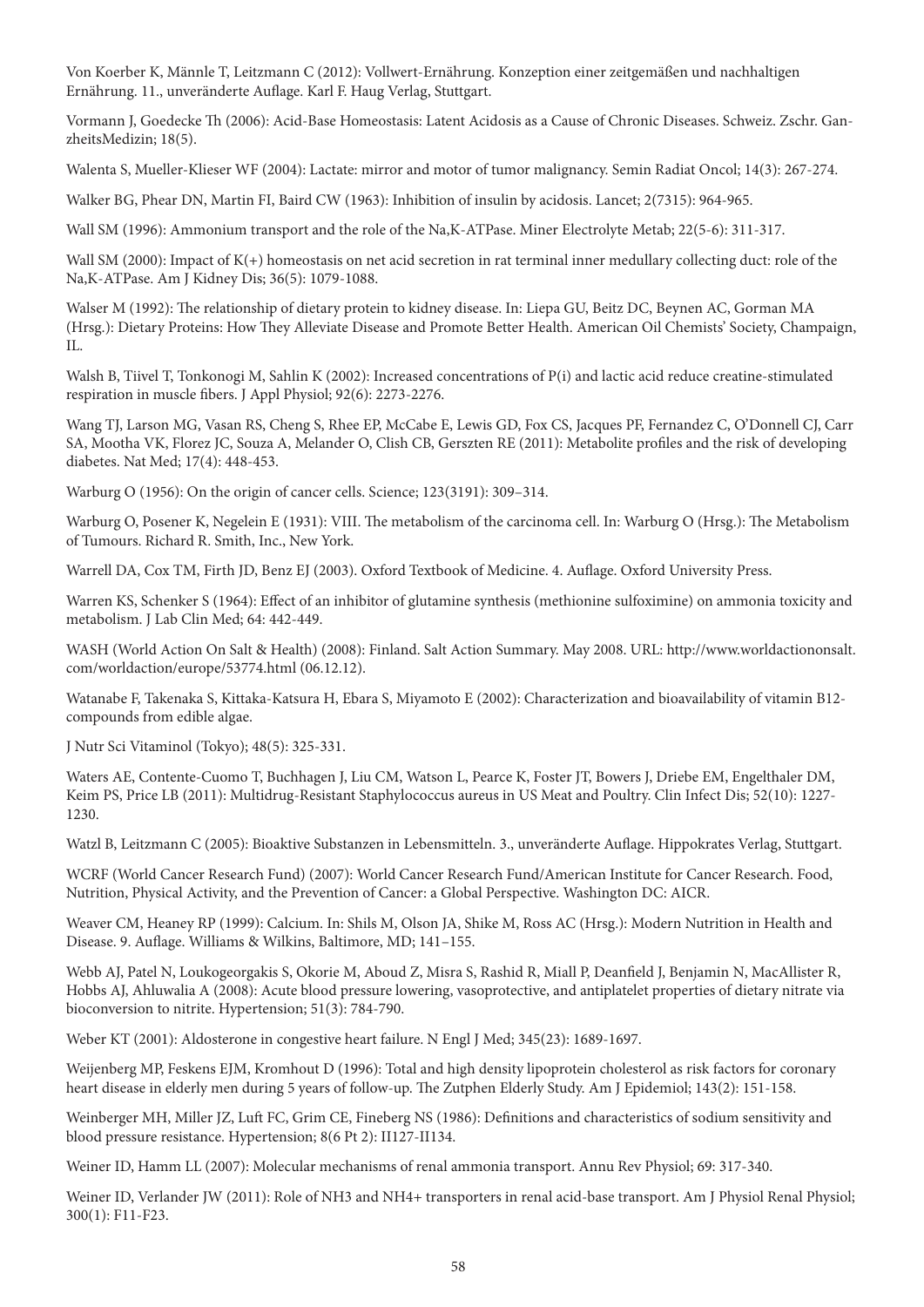Von Koerber K, Männle T, Leitzmann C (2012): Vollwert-Ernährung. Konzeption einer zeitgemäßen und nachhaltigen Ernährung. 11., unveränderte Auflage. Karl F. Haug Verlag, Stuttgart.

Vormann J, Goedecke Th (2006): Acid-Base Homeostasis: Latent Acidosis as a Cause of Chronic Diseases. Schweiz. Zschr. GanzheitsMedizin; 18(5).

Walenta S, Mueller-Klieser WF (2004): Lactate: mirror and motor of tumor malignancy. Semin Radiat Oncol; 14(3): 267-274.

Walker BG, Phear DN, Martin FI, Baird CW (1963): Inhibition of insulin by acidosis. Lancet; 2(7315): 964-965.

Wall SM (1996): Ammonium transport and the role of the Na,K-ATPase. Miner Electrolyte Metab; 22(5-6): 311-317.

Wall SM (2000): Impact of K(+) homeostasis on net acid secretion in rat terminal inner medullary collecting duct: role of the Na,K-ATPase. Am J Kidney Dis; 36(5): 1079-1088.

Walser M (1992): The relationship of dietary protein to kidney disease. In: Liepa GU, Beitz DC, Beynen AC, Gorman MA (Hrsg.): Dietary Proteins: How They Alleviate Disease and Promote Better Health. American Oil Chemists' Society, Champaign, IL.

Walsh B, Tiivel T, Tonkonogi M, Sahlin K (2002): Increased concentrations of P(i) and lactic acid reduce creatine-stimulated respiration in muscle fibers. J Appl Physiol; 92(6): 2273-2276.

Wang TJ, Larson MG, Vasan RS, Cheng S, Rhee EP, McCabe E, Lewis GD, Fox CS, Jacques PF, Fernandez C, O'Donnell CJ, Carr SA, Mootha VK, Florez JC, Souza A, Melander O, Clish CB, Gerszten RE (2011): Metabolite profiles and the risk of developing diabetes. Nat Med; 17(4): 448-453.

Warburg O (1956): On the origin of cancer cells. Science; 123(3191): 309–314.

Warburg O, Posener K, Negelein E (1931): VIII. The metabolism of the carcinoma cell. In: Warburg O (Hrsg.): The Metabolism of Tumours. Richard R. Smith, Inc., New York.

Warrell DA, Cox TM, Firth JD, Benz EJ (2003). Oxford Textbook of Medicine. 4. Auflage. Oxford University Press.

Warren KS, Schenker S (1964): Effect of an inhibitor of glutamine synthesis (methionine sulfoximine) on ammonia toxicity and metabolism. J Lab Clin Med; 64: 442-449.

WASH (World Action On Salt & Health) (2008): Finland. Salt Action Summary. May 2008. URL: http://www.worldactiononsalt.com/worldaction/europe/53774.html (06.12.12).

Watanabe F, Takenaka S, Kittaka-Katsura H, Ebara S, Miyamoto E (2002): Characterization and bioavailability of vitamin B12-compounds from edible algae.

J Nutr Sci Vitaminol (Tokyo); 48(5): 325-331.

Waters AE, Contente-Cuomo T, Buchhagen J, Liu CM, Watson L, Pearce K, Foster JT, Bowers J, Driebe EM, Engelthaler DM, Keim PS, Price LB (2011): Multidrug-Resistant Staphylococcus aureus in US Meat and Poultry. Clin Infect Dis; 52(10): 1227-1230.

Watzl B, Leitzmann C (2005): Bioaktive Substanzen in Lebensmitteln. 3., unveränderte Auflage. Hippokrates Verlag, Stuttgart.

WCRF (World Cancer Research Fund) (2007): World Cancer Research Fund/American Institute for Cancer Research. Food, Nutrition, Physical Activity, and the Prevention of Cancer: a Global Perspective. Washington DC: AICR.

Weaver CM, Heaney RP (1999): Calcium. In: Shils M, Olson JA, Shike M, Ross AC (Hrsg.): Modern Nutrition in Health and Disease. 9. Auflage. Williams & Wilkins, Baltimore, MD; 141–155.

Webb AJ, Patel N, Loukogeorgakis S, Okorie M, Aboud Z, Misra S, Rashid R, Miall P, Deanfield J, Benjamin N, MacAllister R, Hobbs AJ, Ahluwalia A (2008): Acute blood pressure lowering, vasoprotective, and antiplatelet properties of dietary nitrate via bioconversion to nitrite. Hypertension; 51(3): 784-790.

Weber KT (2001): Aldosterone in congestive heart failure. N Engl J Med; 345(23): 1689-1697.

Weijenberg MP, Feskens EJM, Kromhout D (1996): Total and high density lipoprotein cholesterol as risk factors for coronary heart disease in elderly men during 5 years of follow-up. The Zutphen Elderly Study. Am J Epidemiol; 143(2): 151-158.

Weinberger MH, Miller JZ, Luft FC, Grim CE, Fineberg NS (1986): Definitions and characteristics of sodium sensitivity and blood pressure resistance. Hypertension; 8(6 Pt 2): II127-II134.

Weiner ID, Hamm LL (2007): Molecular mechanisms of renal ammonia transport. Annu Rev Physiol; 69: 317-340.

Weiner ID, Verlander JW (2011): Role of $NH_3$ and $NH_4^+$ transporters in renal acid-base transport. Am J Physiol Renal Physiol; 300(1): F11-F23.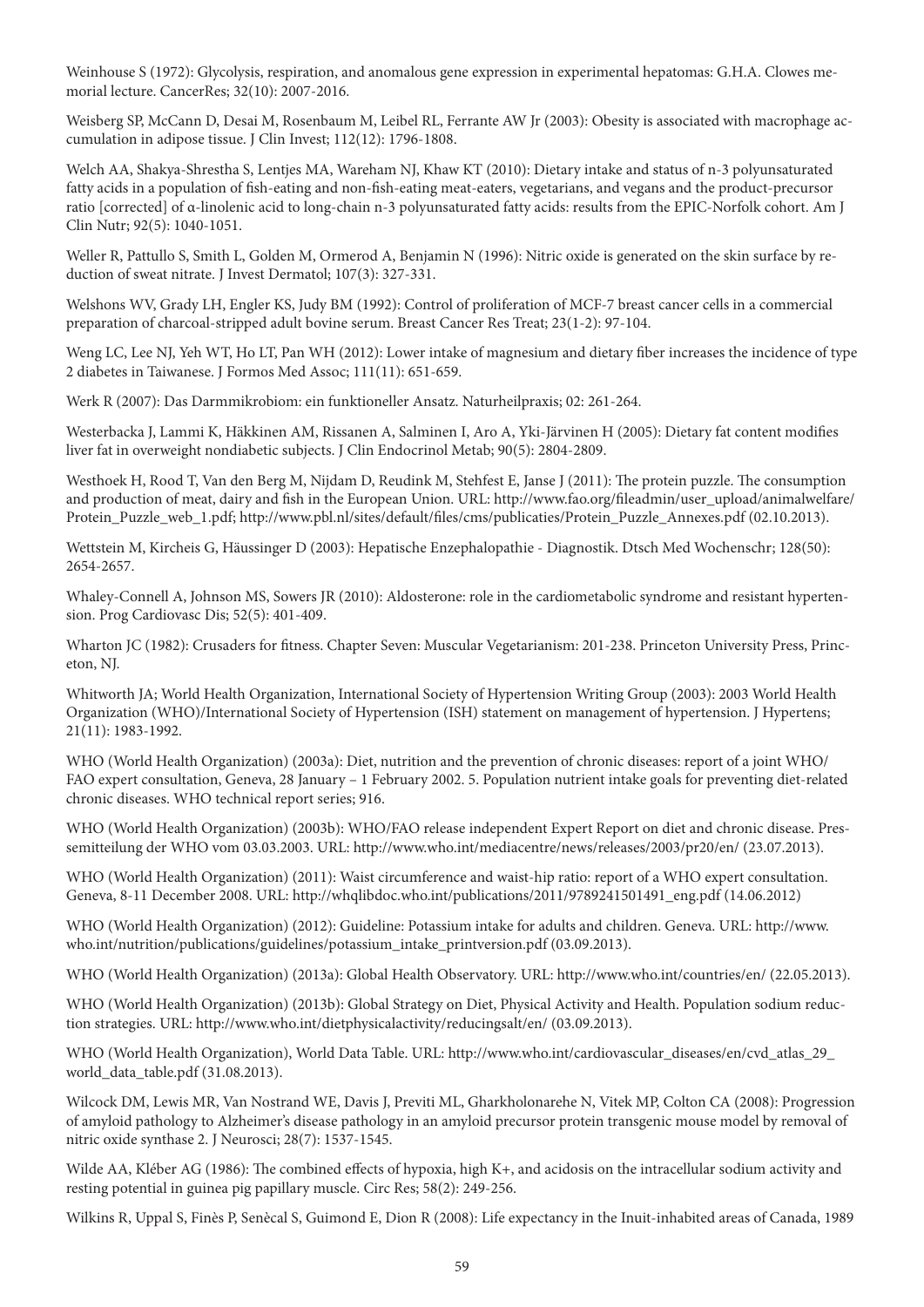Weinhouse S (1972): Glycolysis, respiration, and anomalous gene expression in experimental hepatomas: G.H.A. Clowes memorial lecture. CancerRes; 32(10): 2007-2016.

Weisberg SP, McCann D, Desai M, Rosenbaum M, Leibel RL, Ferrante AW Jr (2003): Obesity is associated with macrophage accumulation in adipose tissue. J Clin Invest; 112(12): 1796-1808.

Welch AA, Shakya-Shrestha S, Lentjes MA, Wareham NJ, Khaw KT (2010): Dietary intake and status of n-3 polyunsaturated fatty acids in a population of fish-eating and non-fish-eating meat-eaters, vegetarians, and vegans and the product-precursor ratio [corrected] of α-linolenic acid to long-chain n-3 polyunsaturated fatty acids: results from the EPIC-Norfolk cohort. Am J Clin Nutr; 92(5): 1040-1051.

Weller R, Pattullo S, Smith L, Golden M, Ormerod A, Benjamin N (1996): Nitric oxide is generated on the skin surface by reduction of sweat nitrate. J Invest Dermatol; 107(3): 327-331.

Welshons WV, Grady LH, Engler KS, Judy BM (1992): Control of proliferation of MCF-7 breast cancer cells in a commercial preparation of charcoal-stripped adult bovine serum. Breast Cancer Res Treat; 23(1-2): 97-104.

Weng LC, Lee NJ, Yeh WT, Ho LT, Pan WH (2012): Lower intake of magnesium and dietary fiber increases the incidence of type 2 diabetes in Taiwanese. J Formos Med Assoc; 111(11): 651-659.

Werk R (2007): Das Darmmikrobiom: ein funktioneller Ansatz. Naturheilpraxis; 02: 261-264.

Westerbacka J, Lammi K, Häkkinen AM, Rissanen A, Salminen I, Aro A, Yki-Järvinen H (2005): Dietary fat content modifies liver fat in overweight nondiabetic subjects. J Clin Endocrinol Metab; 90(5): 2804-2809.

Westhoek H, Rood T, Van den Berg M, Nijdam D, Reudink M, Stehfest E, Janse J (2011): The protein puzzle. The consumption and production of meat, dairy and fish in the European Union. URL: http://www.fao.org/fileadmin/user_upload/animalwelfare/Protein_Puzzle_web_1.pdf; http://www.pbl.nl/sites/default/files/cms/publicaties/Protein_Puzzle_Annexes.pdf (02.10.2013).

Wettstein M, Kircheis G, Häussinger D (2003): Hepatische Enzephalopathie - Diagnostik. Dtsch Med Wochenschr; 128(50): 2654-2657.

Whaley-Connell A, Johnson MS, Sowers JR (2010): Aldosterone: role in the cardiometabolic syndrome and resistant hypertension. Prog Cardiovasc Dis; 52(5): 401-409.

Wharton JC (1982): Crusaders for fitness. Chapter Seven: Muscular Vegetarianism: 201-238. Princeton University Press, Princeton, NJ.

Whitworth JA; World Health Organization, International Society of Hypertension Writing Group (2003): 2003 World Health Organization (WHO)/International Society of Hypertension (ISH) statement on management of hypertension. J Hypertens; 21(11): 1983-1992.

WHO (World Health Organization) (2003a): Diet, nutrition and the prevention of chronic diseases: report of a joint WHO/FAO expert consultation, Geneva, 28 January – 1 February 2002. 5. Population nutrient intake goals for preventing diet-related chronic diseases. WHO technical report series; 916.

WHO (World Health Organization) (2003b): WHO/FAO release independent Expert Report on diet and chronic disease. Pressemitteilung der WHO vom 03.03.2003. URL: http://www.who.int/mediacentre/news/releases/2003/pr20/en/ (23.07.2013).

WHO (World Health Organization) (2011): Waist circumference and waist-hip ratio: report of a WHO expert consultation. Geneva, 8-11 December 2008. URL: http://whqlibdoc.who.int/publications/2011/9789241501491_eng.pdf (14.06.2012)

WHO (World Health Organization) (2012): Guideline: Potassium intake for adults and children. Geneva. URL: http://www.who.int/nutrition/publications/guidelines/potassium_intake_printversion.pdf (03.09.2013).

WHO (World Health Organization) (2013a): Global Health Observatory. URL: http://www.who.int/countries/en/ (22.05.2013).

WHO (World Health Organization) (2013b): Global Strategy on Diet, Physical Activity and Health. Population sodium reduction strategies. URL: http://www.who.int/dietphysicalactivity/reducingsalt/en/ (03.09.2013).

WHO (World Health Organization), World Data Table. URL: http://www.who.int/cardiovascular_diseases/en/cvd_atlas_29_world_data_table.pdf (31.08.2013).

Wilcock DM, Lewis MR, Van Nostrand WE, Davis J, Previti ML, Gharkholonarehe N, Vitek MP, Colton CA (2008): Progression of amyloid pathology to Alzheimer's disease pathology in an amyloid precursor protein transgenic mouse model by removal of nitric oxide synthase 2. J Neurosci; 28(7): 1537-1545.

Wilde AA, Kléber AG (1986): The combined effects of hypoxia, high K+, and acidosis on the intracellular sodium activity and resting potential in guinea pig papillary muscle. Circ Res; 58(2): 249-256.

Wilkins R, Uppal S, Finès P, Senècal S, Guimond E, Dion R (2008): Life expectancy in the Inuit-inhabited areas of Canada, 1989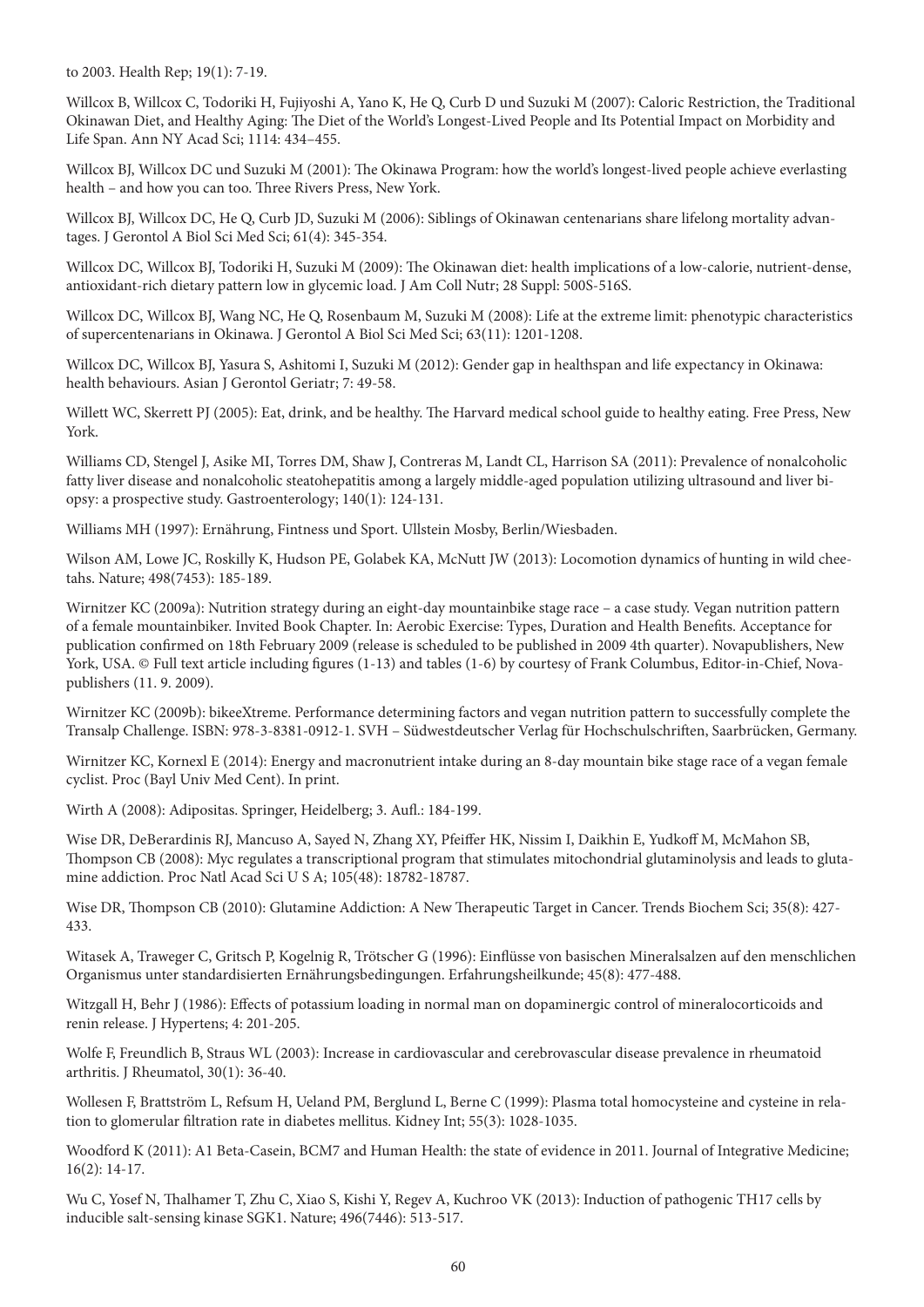to 2003. Health Rep; 19(1): 7-19.

Willcox B, Willcox C, Todoriki H, Fujiyoshi A, Yano K, He Q, Curb D und Suzuki M (2007): Caloric Restriction, the Traditional Okinawan Diet, and Healthy Aging: The Diet of the World's Longest-Lived People and Its Potential Impact on Morbidity and Life Span. Ann NY Acad Sci; 1114: 434–455.

Willcox BJ, Willcox DC und Suzuki M (2001): The Okinawa Program: how the world's longest-lived people achieve everlasting health – and how you can too. Three Rivers Press, New York.

Willcox BJ, Willcox DC, He Q, Curb JD, Suzuki M (2006): Siblings of Okinawan centenarians share lifelong mortality advantages. J Gerontol A Biol Sci Med Sci; 61(4): 345-354.

Willcox DC, Willcox BJ, Todoriki H, Suzuki M (2009): The Okinawan diet: health implications of a low-calorie, nutrient-dense, antioxidant-rich dietary pattern low in glycemic load. J Am Coll Nutr; 28 Suppl: 500S-516S.

Willcox DC, Willcox BJ, Wang NC, He Q, Rosenbaum M, Suzuki M (2008): Life at the extreme limit: phenotypic characteristics of supercentenarians in Okinawa. J Gerontol A Biol Sci Med Sci; 63(11): 1201-1208.

Willcox DC, Willcox BJ, Yasura S, Ashitomi I, Suzuki M (2012): Gender gap in healthspan and life expectancy in Okinawa: health behaviours. Asian J Gerontol Geriatr; 7: 49-58.

Willett WC, Skerrett PJ (2005): Eat, drink, and be healthy. The Harvard medical school guide to healthy eating. Free Press, New York.

Williams CD, Stengel J, Asike MI, Torres DM, Shaw J, Contreras M, Landt CL, Harrison SA (2011): Prevalence of nonalcoholic fatty liver disease and nonalcoholic steatohepatitis among a largely middle-aged population utilizing ultrasound and liver biopsy: a prospective study. Gastroenterology; 140(1): 124-131.

Williams MH (1997): Ernährung, Fintness und Sport. Ullstein Mosby, Berlin/Wiesbaden.

Wilson AM, Lowe JC, Roskilly K, Hudson PE, Golabek KA, McNutt JW (2013): Locomotion dynamics of hunting in wild cheetahs. Nature; 498(7453): 185-189.

Wirnitzer KC (2009a): Nutrition strategy during an eight-day mountainbike stage race – a case study. Vegan nutrition pattern of a female mountainbiker. Invited Book Chapter. In: Aerobic Exercise: Types, Duration and Health Benefits. Acceptance for publication confirmed on 18th February 2009 (release is scheduled to be published in 2009 4th quarter). Novapublishers, New York, USA. © Full text article including figures (1-13) and tables (1-6) by courtesy of Frank Columbus, Editor-in-Chief, Novapublishers (11. 9. 2009).

Wirnitzer KC (2009b): bikeeXtreme. Performance determining factors and vegan nutrition pattern to successfully complete the Transalp Challenge. ISBN: 978-3-8381-0912-1. SVH – Südwestdeutscher Verlag für Hochschulschriften, Saarbrücken, Germany.

Wirnitzer KC, Kornexl E (2014): Energy and macronutrient intake during an 8-day mountain bike stage race of a vegan female cyclist. Proc (Bayl Univ Med Cent). In print.

Wirth A (2008): Adipositas. Springer, Heidelberg; 3. Aufl.: 184-199.

Wise DR, DeBerardinis RJ, Mancuso A, Sayed N, Zhang XY, Pfeiffer HK, Nissim I, Daikhin E, Yudkoff M, McMahon SB, Thompson CB (2008): Myc regulates a transcriptional program that stimulates mitochondrial glutaminolysis and leads to glutamine addiction. Proc Natl Acad Sci U S A; 105(48): 18782-18787.

Wise DR, Thompson CB (2010): Glutamine Addiction: A New Therapeutic Target in Cancer. Trends Biochem Sci; 35(8): 427-433.

Witasek A, Traweger C, Gritsch P, Kogelnig R, Trötscher G (1996): Einflüsse von basischen Mineralsalzen auf den menschlichen Organismus unter standardisierten Ernährungsbedingungen. Erfahrungsheilkunde; 45(8): 477-488.

Witzgall H, Behr J (1986): Effects of potassium loading in normal man on dopaminergic control of mineralocorticoids and renin release. J Hypertens; 4: 201-205.

Wolfe F, Freundlich B, Straus WL (2003): Increase in cardiovascular and cerebrovascular disease prevalence in rheumatoid arthritis. J Rheumatol, 30(1): 36-40.

Wollesen F, Brattström L, Refsum H, Ueland PM, Berglund L, Berne C (1999): Plasma total homocysteine and cysteine in relation to glomerular filtration rate in diabetes mellitus. Kidney Int; 55(3): 1028-1035.

Woodford K (2011): A1 Beta-Casein, BCM7 and Human Health: the state of evidence in 2011. Journal of Integrative Medicine; 16(2): 14-17.

Wu C, Yosef N, Thalhamer T, Zhu C, Xiao S, Kishi Y, Regev A, Kuchroo VK (2013): Induction of pathogenic TH17 cells by inducible salt-sensing kinase SGK1. Nature; 496(7446): 513-517.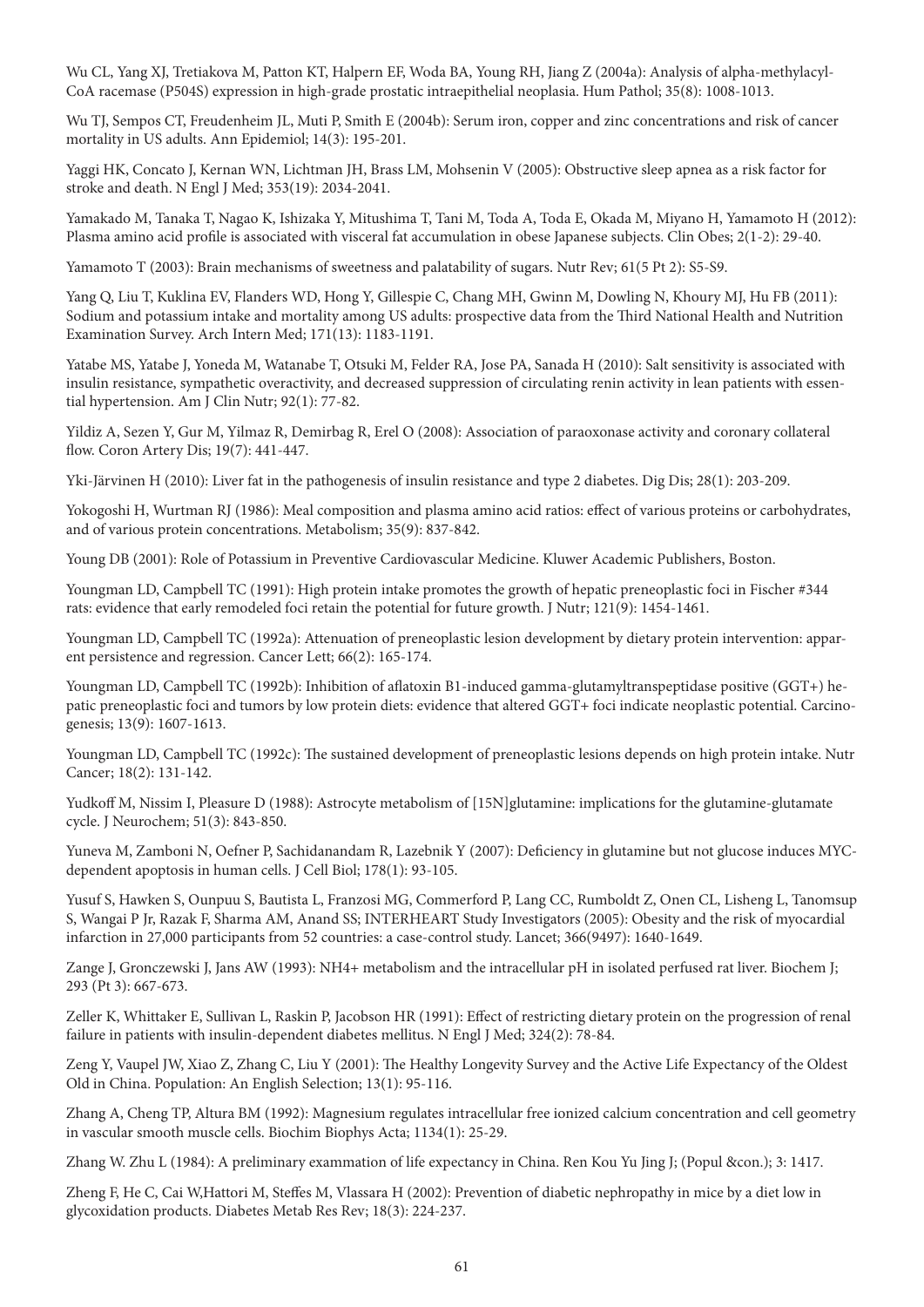Wu CL, Yang XJ, Tretiakova M, Patton KT, Halpern EF, Woda BA, Young RH, Jiang Z (2004a): Analysis of alpha-methylacyl-CoA racemase (P504S) expression in high-grade prostatic intraepithelial neoplasia. Hum Pathol; 35(8): 1008-1013.

Wu TJ, Sempos CT, Freudenheim JL, Muti P, Smith E (2004b): Serum iron, copper and zinc concentrations and risk of cancer mortality in US adults. Ann Epidemiol; 14(3): 195-201.

Yaggi HK, Concato J, Kernan WN, Lichtman JH, Brass LM, Mohsenin V (2005): Obstructive sleep apnea as a risk factor for stroke and death. N Engl J Med; 353(19): 2034-2041.

Yamakado M, Tanaka T, Nagao K, Ishizaka Y, Mitushima T, Tani M, Toda A, Toda E, Okada M, Miyano H, Yamamoto H (2012): Plasma amino acid profile is associated with visceral fat accumulation in obese Japanese subjects. Clin Obes; 2(1-2): 29-40.

Yamamoto T (2003): Brain mechanisms of sweetness and palatability of sugars. Nutr Rev; 61(5 Pt 2): S5-S9.

Yang Q, Liu T, Kuklina EV, Flanders WD, Hong Y, Gillespie C, Chang MH, Gwinn M, Dowling N, Khoury MJ, Hu FB (2011): Sodium and potassium intake and mortality among US adults: prospective data from the Third National Health and Nutrition Examination Survey. Arch Intern Med; 171(13): 1183-1191.

Yatabe MS, Yatabe J, Yoneda M, Watanabe T, Otsuki M, Felder RA, Jose PA, Sanada H (2010): Salt sensitivity is associated with insulin resistance, sympathetic overactivity, and decreased suppression of circulating renin activity in lean patients with essential hypertension. Am J Clin Nutr; 92(1): 77-82.

Yildiz A, Sezen Y, Gur M, Yilmaz R, Demirbag R, Erel O (2008): Association of paraoxonase activity and coronary collateral flow. Coron Artery Dis; 19(7): 441-447.

Yki-Järvinen H (2010): Liver fat in the pathogenesis of insulin resistance and type 2 diabetes. Dig Dis; 28(1): 203-209.

Yokogoshi H, Wurtman RJ (1986): Meal composition and plasma amino acid ratios: effect of various proteins or carbohydrates, and of various protein concentrations. Metabolism; 35(9): 837-842.

Young DB (2001): Role of Potassium in Preventive Cardiovascular Medicine. Kluwer Academic Publishers, Boston.

Youngman LD, Campbell TC (1991): High protein intake promotes the growth of hepatic preneoplastic foci in Fischer #344 rats: evidence that early remodeled foci retain the potential for future growth. J Nutr; 121(9): 1454-1461.

Youngman LD, Campbell TC (1992a): Attenuation of preneoplastic lesion development by dietary protein intervention: apparent persistence and regression. Cancer Lett; 66(2): 165-174.

Youngman LD, Campbell TC (1992b): Inhibition of aflatoxin B1-induced gamma-glutamyltranspeptidase positive (GGT+) hepatic preneoplastic foci and tumors by low protein diets: evidence that altered GGT+ foci indicate neoplastic potential. Carcinogenesis; 13(9): 1607-1613.

Youngman LD, Campbell TC (1992c): The sustained development of preneoplastic lesions depends on high protein intake. Nutr Cancer; 18(2): 131-142.

Yudkoff M, Nissim I, Pleasure D (1988): Astrocyte metabolism of [15N]glutamine: implications for the glutamine-glutamate cycle. J Neurochem; 51(3): 843-850.

Yuneva M, Zamboni N, Oefner P, Sachidanandam R, Lazebnik Y (2007): Deficiency in glutamine but not glucose induces MYC-dependent apoptosis in human cells. J Cell Biol; 178(1): 93-105.

Yusuf S, Hawken S, Ounpuu S, Bautista L, Franzosi MG, Commerford P, Lang CC, Rumboldt Z, Onen CL, Lisheng L, Tanomsup S, Wangai P Jr, Razak F, Sharma AM, Anand SS; INTERHEART Study Investigators (2005): Obesity and the risk of myocardial infarction in 27,000 participants from 52 countries: a case-control study. Lancet; 366(9497): 1640-1649.

Zange J, Gronczewski J, Jans AW (1993): NH4+ metabolism and the intracellular pH in isolated perfused rat liver. Biochem J; 293 (Pt 3): 667-673.

Zeller K, Whittaker E, Sullivan L, Raskin P, Jacobson HR (1991): Effect of restricting dietary protein on the progression of renal failure in patients with insulin-dependent diabetes mellitus. N Engl J Med; 324(2): 78-84.

Zeng Y, Vaupel JW, Xiao Z, Zhang C, Liu Y (2001): The Healthy Longevity Survey and the Active Life Expectancy of the Oldest Old in China. Population: An English Selection; 13(1): 95-116.

Zhang A, Cheng TP, Altura BM (1992): Magnesium regulates intracellular free ionized calcium concentration and cell geometry in vascular smooth muscle cells. Biochim Biophys Acta; 1134(1): 25-29.

Zhang W. Zhu L (1984): A preliminary exammation of life expectancy in China. Ren Kou Yu Jing J; (Popul &con.); 3: 1417.

Zheng F, He C, Cai W,Hattori M, Steffes M, Vlassara H (2002): Prevention of diabetic nephropathy in mice by a diet low in glycoxidation products. Diabetes Metab Res Rev; 18(3): 224-237.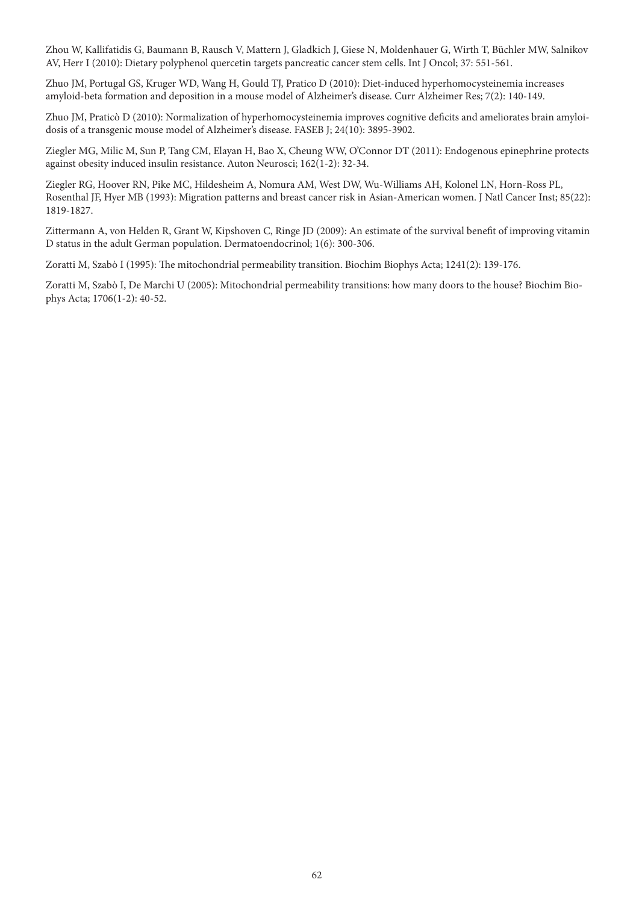Zhou W, Kallifatidis G, Baumann B, Rausch V, Mattern J, Gladkich J, Giese N, Moldenhauer G, Wirth T, Büchler MW, Salnikov AV, Herr I (2010): Dietary polyphenol quercetin targets pancreatic cancer stem cells. Int J Oncol; 37: 551-561.

Zhuo JM, Portugal GS, Kruger WD, Wang H, Gould TJ, Pratico D (2010): Diet-induced hyperhomocysteinemia increases amyloid-beta formation and deposition in a mouse model of Alzheimer's disease. Curr Alzheimer Res; 7(2): 140-149.

Zhuo JM, Praticò D (2010): Normalization of hyperhomocysteinemia improves cognitive deficits and ameliorates brain amyloidosis of a transgenic mouse model of Alzheimer's disease. FASEB J; 24(10): 3895-3902.

Ziegler MG, Milic M, Sun P, Tang CM, Elayan H, Bao X, Cheung WW, O'Connor DT (2011): Endogenous epinephrine protects against obesity induced insulin resistance. Auton Neurosci; 162(1-2): 32-34.

Ziegler RG, Hoover RN, Pike MC, Hildesheim A, Nomura AM, West DW, Wu-Williams AH, Kolonel LN, Horn-Ross PL, Rosenthal JF, Hyer MB (1993): Migration patterns and breast cancer risk in Asian-American women. J Natl Cancer Inst; 85(22): 1819-1827.

Zittermann A, von Helden R, Grant W, Kipshoven C, Ringe JD (2009): An estimate of the survival benefit of improving vitamin D status in the adult German population. Dermatoendocrinol; 1(6): 300-306.

Zoratti M, Szabò I (1995): The mitochondrial permeability transition. Biochim Biophys Acta; 1241(2): 139-176.

Zoratti M, Szabò I, De Marchi U (2005): Mitochondrial permeability transitions: how many doors to the house? Biochim Biophys Acta; 1706(1-2): 40-52.